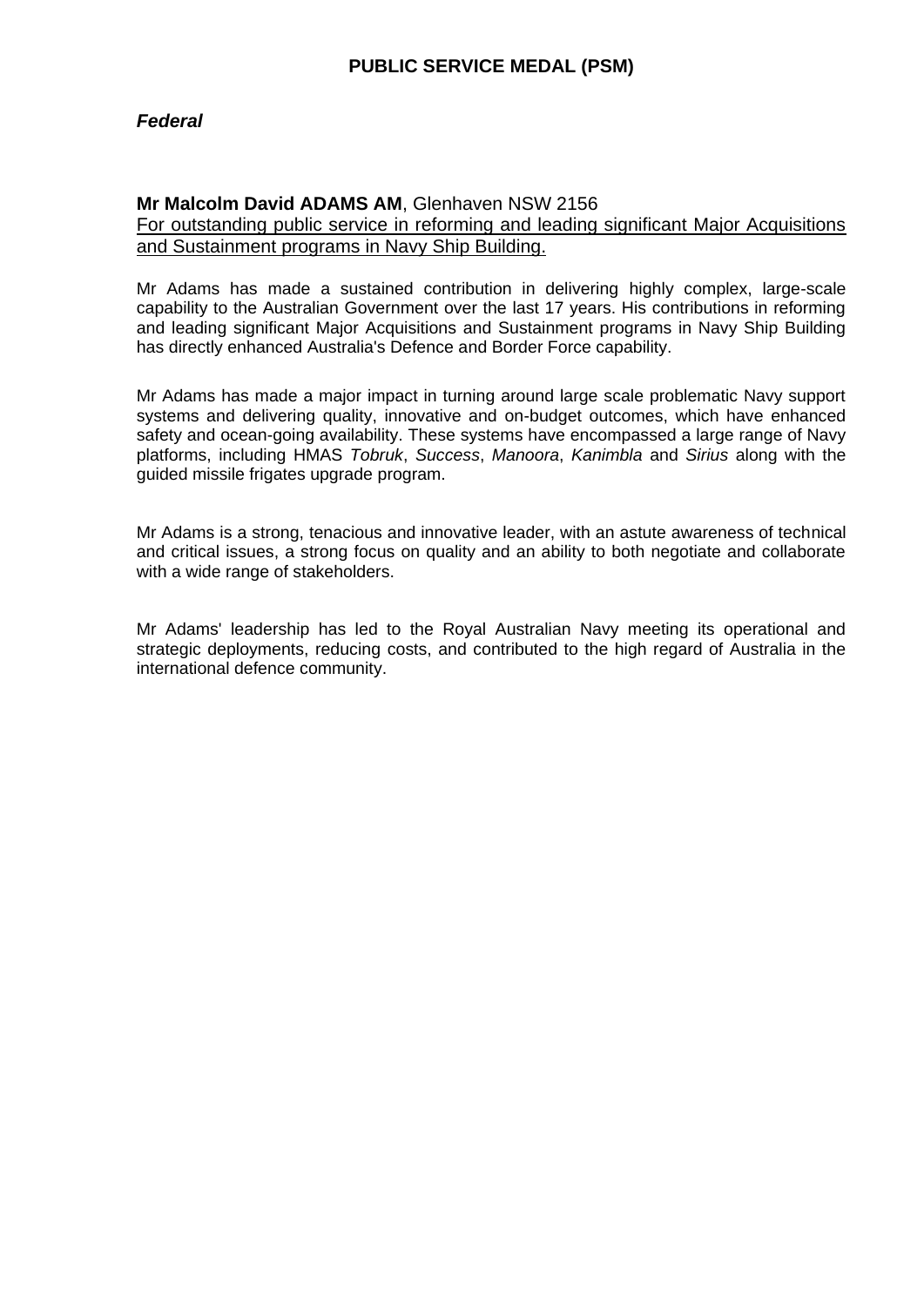# PUBLIC SERVICE MEDAL (PSM)

## *Federal*

**Mr Malcolm David ADAMS AM**, Glenhaven NSW 2156
For outstanding public service in reforming and leading significant Major Acquisitions and Sustainment programs in Navy Ship Building.

Mr Adams has made a sustained contribution in delivering highly complex, large-scale capability to the Australian Government over the last 17 years. His contributions in reforming and leading significant Major Acquisitions and Sustainment programs in Navy Ship Building has directly enhanced Australia's Defence and Border Force capability.

Mr Adams has made a major impact in turning around large scale problematic Navy support systems and delivering quality, innovative and on-budget outcomes, which have enhanced safety and ocean-going availability. These systems have encompassed a large range of Navy platforms, including HMAS *Tobruk*, *Success*, *Manoora*, *Kanimbla* and *Sirius* along with the guided missile frigates upgrade program.

Mr Adams is a strong, tenacious and innovative leader, with an astute awareness of technical and critical issues, a strong focus on quality and an ability to both negotiate and collaborate with a wide range of stakeholders.

Mr Adams' leadership has led to the Royal Australian Navy meeting its operational and strategic deployments, reducing costs, and contributed to the high regard of Australia in the international defence community.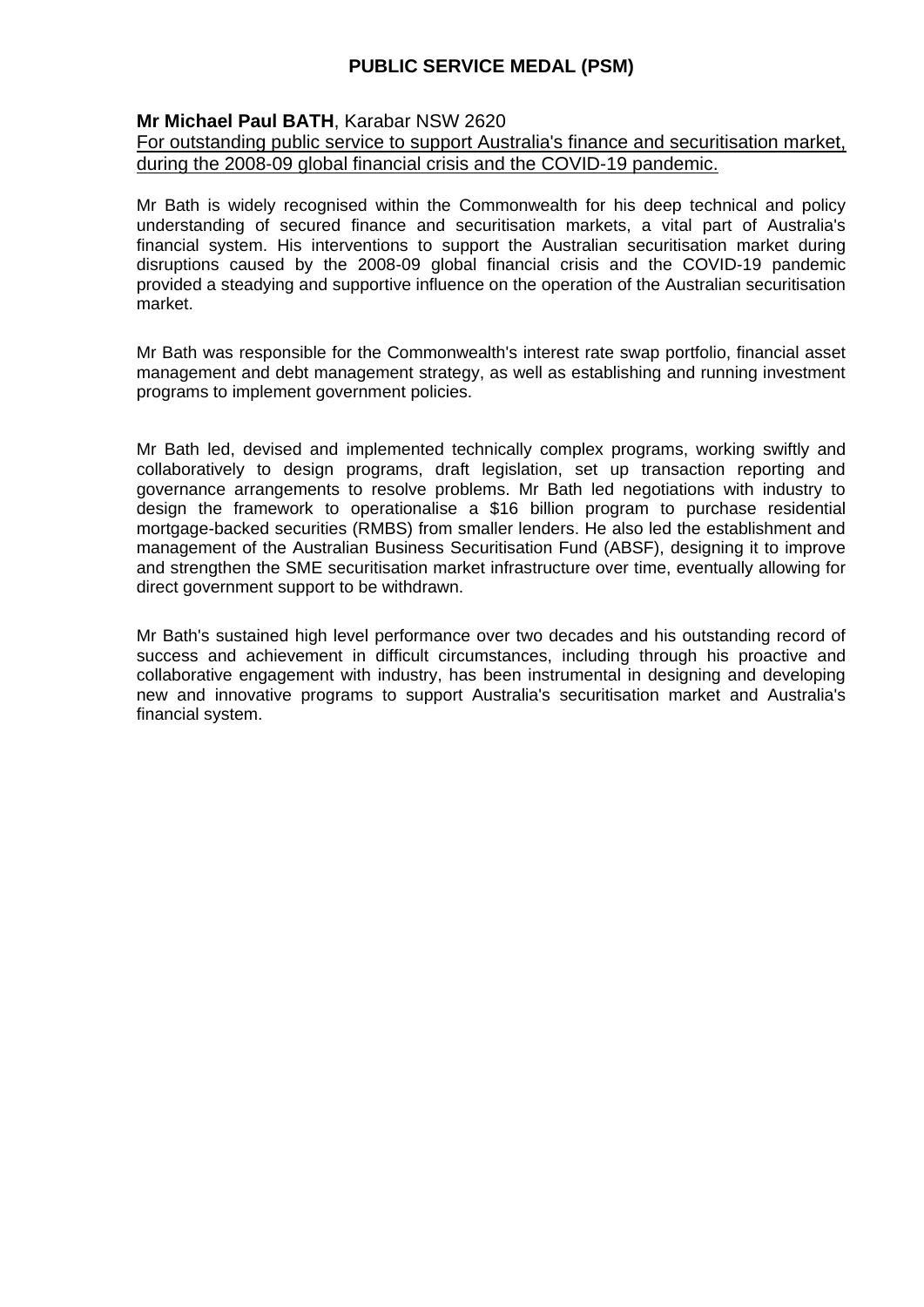# PUBLIC SERVICE MEDAL (PSM)

**Mr Michael Paul BATH**, Karabar NSW 2620

For outstanding public service to support Australia's finance and securitisation market, during the 2008-09 global financial crisis and the COVID-19 pandemic.

Mr Bath is widely recognised within the Commonwealth for his deep technical and policy understanding of secured finance and securitisation markets, a vital part of Australia's financial system. His interventions to support the Australian securitisation market during disruptions caused by the 2008-09 global financial crisis and the COVID-19 pandemic provided a steadying and supportive influence on the operation of the Australian securitisation market.

Mr Bath was responsible for the Commonwealth's interest rate swap portfolio, financial asset management and debt management strategy, as well as establishing and running investment programs to implement government policies.

Mr Bath led, devised and implemented technically complex programs, working swiftly and collaboratively to design programs, draft legislation, set up transaction reporting and governance arrangements to resolve problems. Mr Bath led negotiations with industry to design the framework to operationalise a $16 billion program to purchase residential mortgage-backed securities (RMBS) from smaller lenders. He also led the establishment and management of the Australian Business Securitisation Fund (ABSF), designing it to improve and strengthen the SME securitisation market infrastructure over time, eventually allowing for direct government support to be withdrawn.

Mr Bath's sustained high level performance over two decades and his outstanding record of success and achievement in difficult circumstances, including through his proactive and collaborative engagement with industry, has been instrumental in designing and developing new and innovative programs to support Australia's securitisation market and Australia's financial system.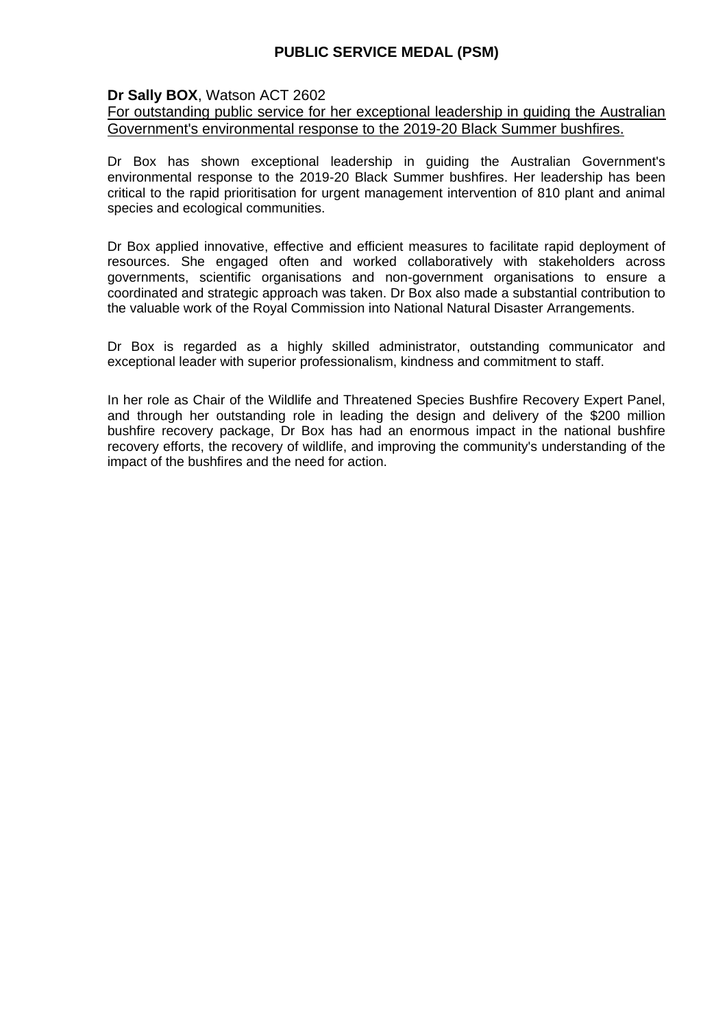# PUBLIC SERVICE MEDAL (PSM)

**Dr Sally BOX**, Watson ACT 2602

For outstanding public service for her exceptional leadership in guiding the Australian Government's environmental response to the 2019-20 Black Summer bushfires.

Dr Box has shown exceptional leadership in guiding the Australian Government's environmental response to the 2019-20 Black Summer bushfires. Her leadership has been critical to the rapid prioritisation for urgent management intervention of 810 plant and animal species and ecological communities.

Dr Box applied innovative, effective and efficient measures to facilitate rapid deployment of resources. She engaged often and worked collaboratively with stakeholders across governments, scientific organisations and non-government organisations to ensure a coordinated and strategic approach was taken. Dr Box also made a substantial contribution to the valuable work of the Royal Commission into National Natural Disaster Arrangements.

Dr Box is regarded as a highly skilled administrator, outstanding communicator and exceptional leader with superior professionalism, kindness and commitment to staff.

In her role as Chair of the Wildlife and Threatened Species Bushfire Recovery Expert Panel, and through her outstanding role in leading the design and delivery of the $200 million bushfire recovery package, Dr Box has had an enormous impact in the national bushfire recovery efforts, the recovery of wildlife, and improving the community's understanding of the impact of the bushfires and the need for action.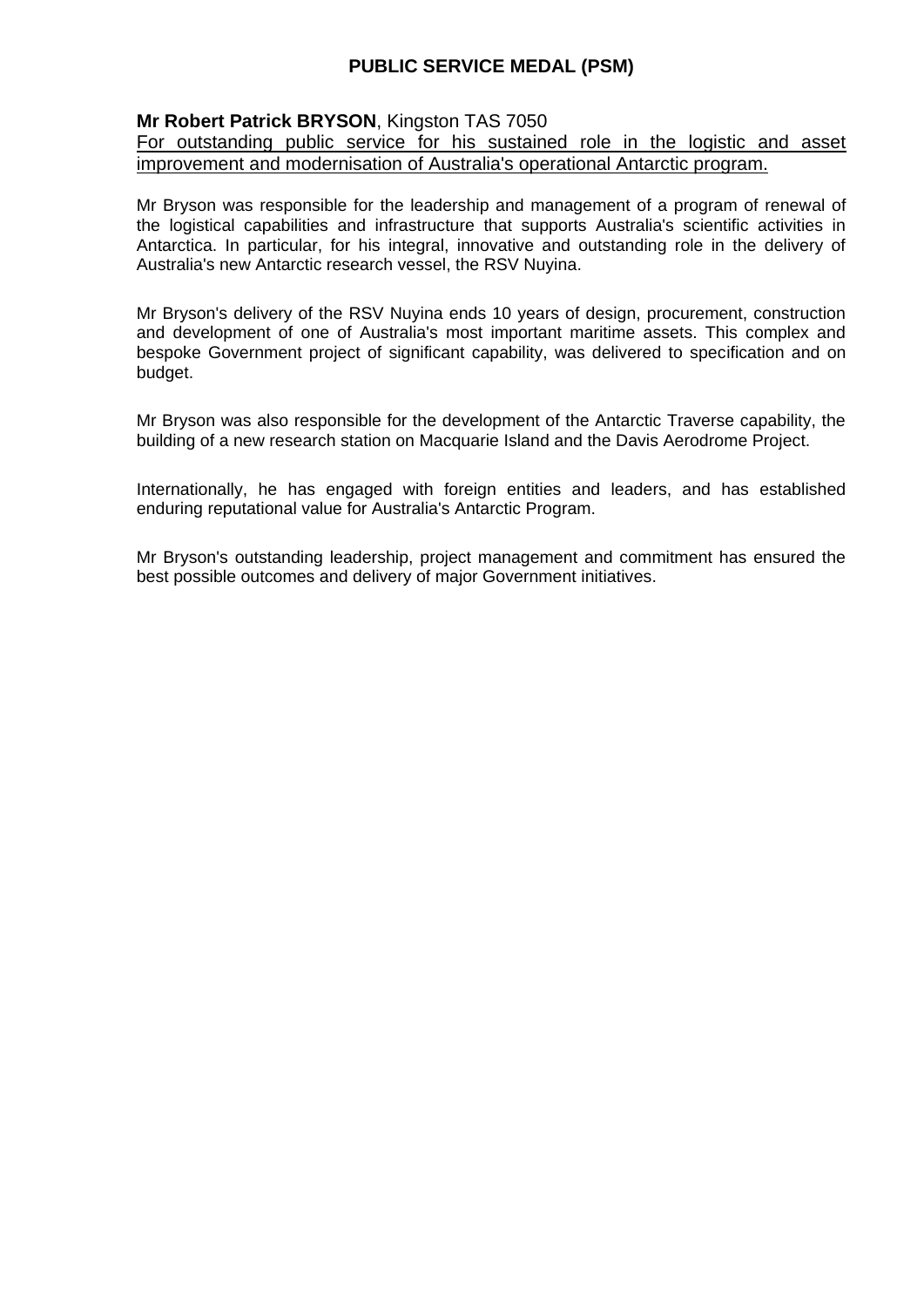# PUBLIC SERVICE MEDAL (PSM)

**Mr Robert Patrick BRYSON**, Kingston TAS 7050

For outstanding public service for his sustained role in the logistic and asset improvement and modernisation of Australia's operational Antarctic program.

Mr Bryson was responsible for the leadership and management of a program of renewal of the logistical capabilities and infrastructure that supports Australia's scientific activities in Antarctica. In particular, for his integral, innovative and outstanding role in the delivery of Australia's new Antarctic research vessel, the RSV Nuyina.

Mr Bryson's delivery of the RSV Nuyina ends 10 years of design, procurement, construction and development of one of Australia's most important maritime assets. This complex and bespoke Government project of significant capability, was delivered to specification and on budget.

Mr Bryson was also responsible for the development of the Antarctic Traverse capability, the building of a new research station on Macquarie Island and the Davis Aerodrome Project.

Internationally, he has engaged with foreign entities and leaders, and has established enduring reputational value for Australia's Antarctic Program.

Mr Bryson's outstanding leadership, project management and commitment has ensured the best possible outcomes and delivery of major Government initiatives.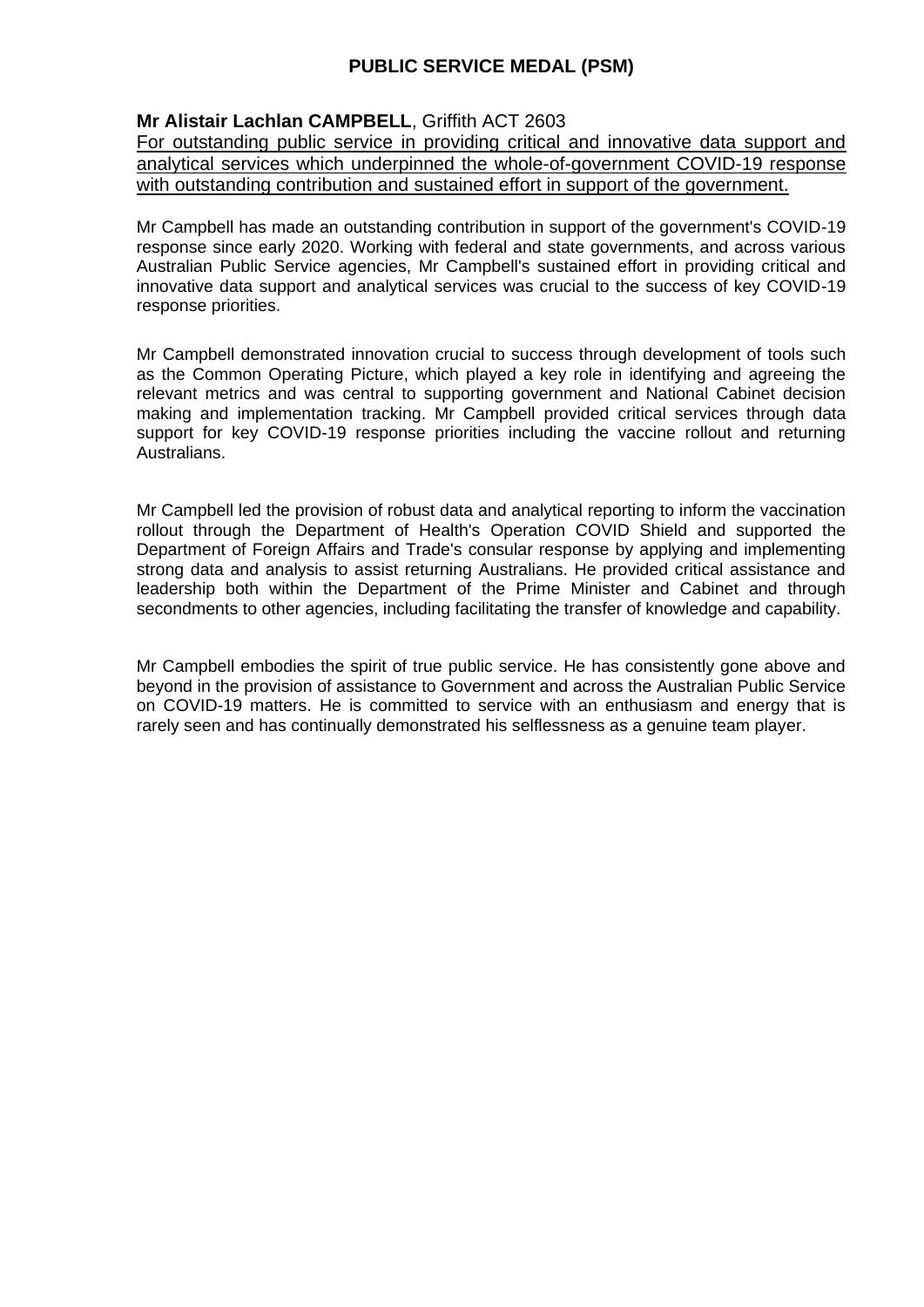## PUBLIC SERVICE MEDAL (PSM)

**Mr Alistair Lachlan CAMPBELL**, Griffith ACT 2603

For outstanding public service in providing critical and innovative data support and analytical services which underpinned the whole-of-government COVID-19 response with outstanding contribution and sustained effort in support of the government.

Mr Campbell has made an outstanding contribution in support of the government's COVID-19 response since early 2020. Working with federal and state governments, and across various Australian Public Service agencies, Mr Campbell's sustained effort in providing critical and innovative data support and analytical services was crucial to the success of key COVID-19 response priorities.

Mr Campbell demonstrated innovation crucial to success through development of tools such as the Common Operating Picture, which played a key role in identifying and agreeing the relevant metrics and was central to supporting government and National Cabinet decision making and implementation tracking. Mr Campbell provided critical services through data support for key COVID-19 response priorities including the vaccine rollout and returning Australians.

Mr Campbell led the provision of robust data and analytical reporting to inform the vaccination rollout through the Department of Health's Operation COVID Shield and supported the Department of Foreign Affairs and Trade's consular response by applying and implementing strong data and analysis to assist returning Australians. He provided critical assistance and leadership both within the Department of the Prime Minister and Cabinet and through secondments to other agencies, including facilitating the transfer of knowledge and capability.

Mr Campbell embodies the spirit of true public service. He has consistently gone above and beyond in the provision of assistance to Government and across the Australian Public Service on COVID-19 matters. He is committed to service with an enthusiasm and energy that is rarely seen and has continually demonstrated his selflessness as a genuine team player.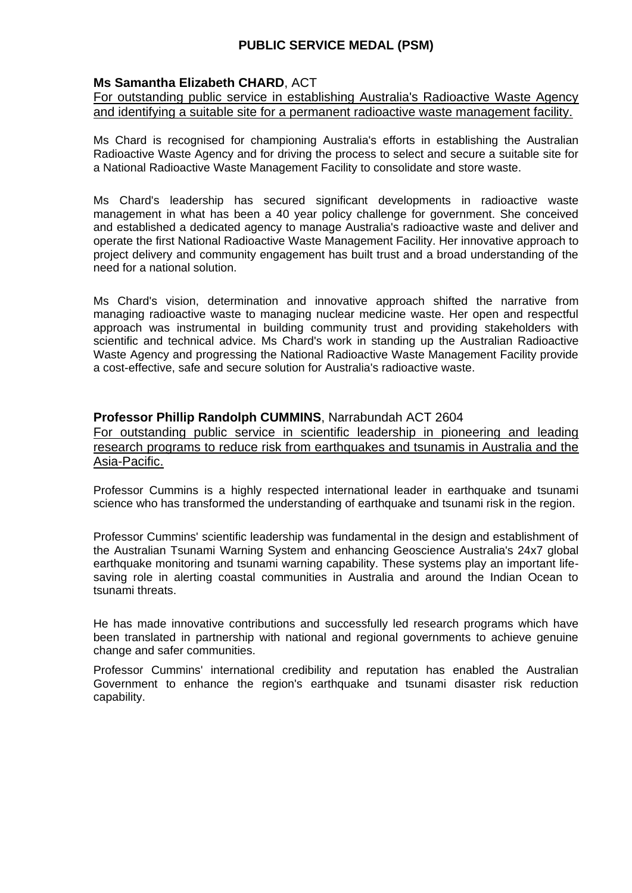## PUBLIC SERVICE MEDAL (PSM)

**Ms Samantha Elizabeth CHARD**, ACT

For outstanding public service in establishing Australia's Radioactive Waste Agency and identifying a suitable site for a permanent radioactive waste management facility.

Ms Chard is recognised for championing Australia's efforts in establishing the Australian Radioactive Waste Agency and for driving the process to select and secure a suitable site for a National Radioactive Waste Management Facility to consolidate and store waste.

Ms Chard's leadership has secured significant developments in radioactive waste management in what has been a 40 year policy challenge for government. She conceived and established a dedicated agency to manage Australia's radioactive waste and deliver and operate the first National Radioactive Waste Management Facility. Her innovative approach to project delivery and community engagement has built trust and a broad understanding of the need for a national solution.

Ms Chard's vision, determination and innovative approach shifted the narrative from managing radioactive waste to managing nuclear medicine waste. Her open and respectful approach was instrumental in building community trust and providing stakeholders with scientific and technical advice. Ms Chard's work in standing up the Australian Radioactive Waste Agency and progressing the National Radioactive Waste Management Facility provide a cost-effective, safe and secure solution for Australia's radioactive waste.

**Professor Phillip Randolph CUMMINS**, Narrabundah ACT 2604

For outstanding public service in scientific leadership in pioneering and leading research programs to reduce risk from earthquakes and tsunamis in Australia and the Asia-Pacific.

Professor Cummins is a highly respected international leader in earthquake and tsunami science who has transformed the understanding of earthquake and tsunami risk in the region.

Professor Cummins' scientific leadership was fundamental in the design and establishment of the Australian Tsunami Warning System and enhancing Geoscience Australia's 24x7 global earthquake monitoring and tsunami warning capability. These systems play an important life-saving role in alerting coastal communities in Australia and around the Indian Ocean to tsunami threats.

He has made innovative contributions and successfully led research programs which have been translated in partnership with national and regional governments to achieve genuine change and safer communities.

Professor Cummins' international credibility and reputation has enabled the Australian Government to enhance the region's earthquake and tsunami disaster risk reduction capability.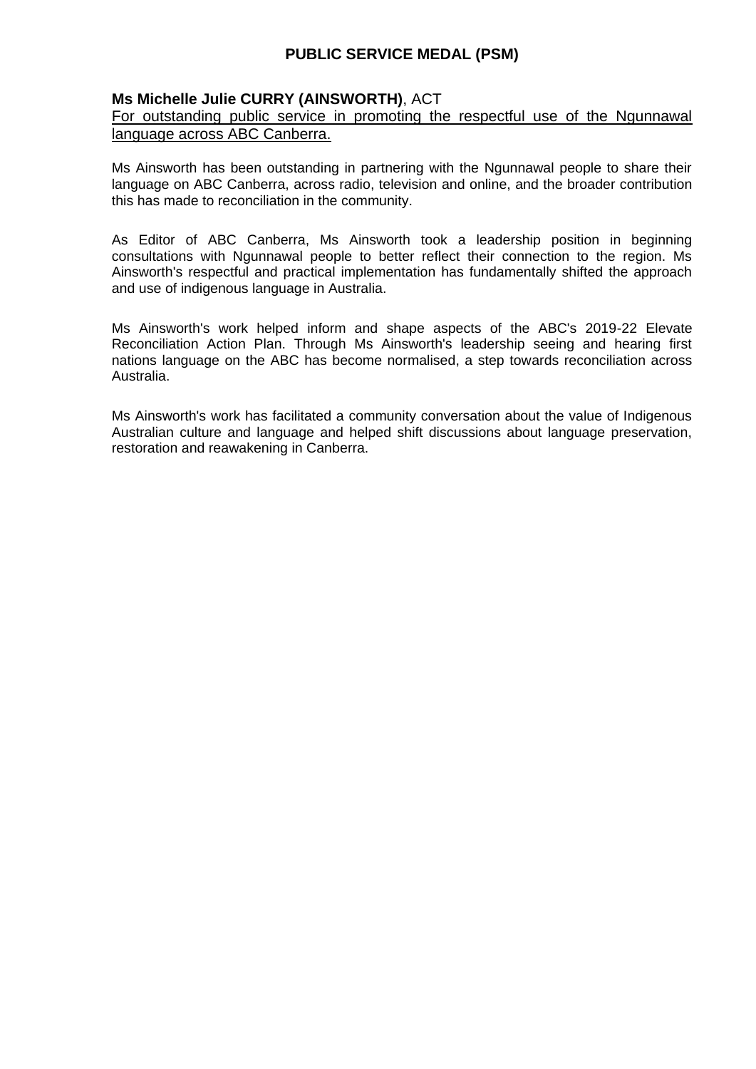# PUBLIC SERVICE MEDAL (PSM)

**Ms Michelle Julie CURRY (AINSWORTH)**, ACT

For outstanding public service in promoting the respectful use of the Ngunnawal language across ABC Canberra.

Ms Ainsworth has been outstanding in partnering with the Ngunnawal people to share their language on ABC Canberra, across radio, television and online, and the broader contribution this has made to reconciliation in the community.

As Editor of ABC Canberra, Ms Ainsworth took a leadership position in beginning consultations with Ngunnawal people to better reflect their connection to the region. Ms Ainsworth's respectful and practical implementation has fundamentally shifted the approach and use of indigenous language in Australia.

Ms Ainsworth's work helped inform and shape aspects of the ABC's 2019-22 Elevate Reconciliation Action Plan. Through Ms Ainsworth's leadership seeing and hearing first nations language on the ABC has become normalised, a step towards reconciliation across Australia.

Ms Ainsworth's work has facilitated a community conversation about the value of Indigenous Australian culture and language and helped shift discussions about language preservation, restoration and reawakening in Canberra.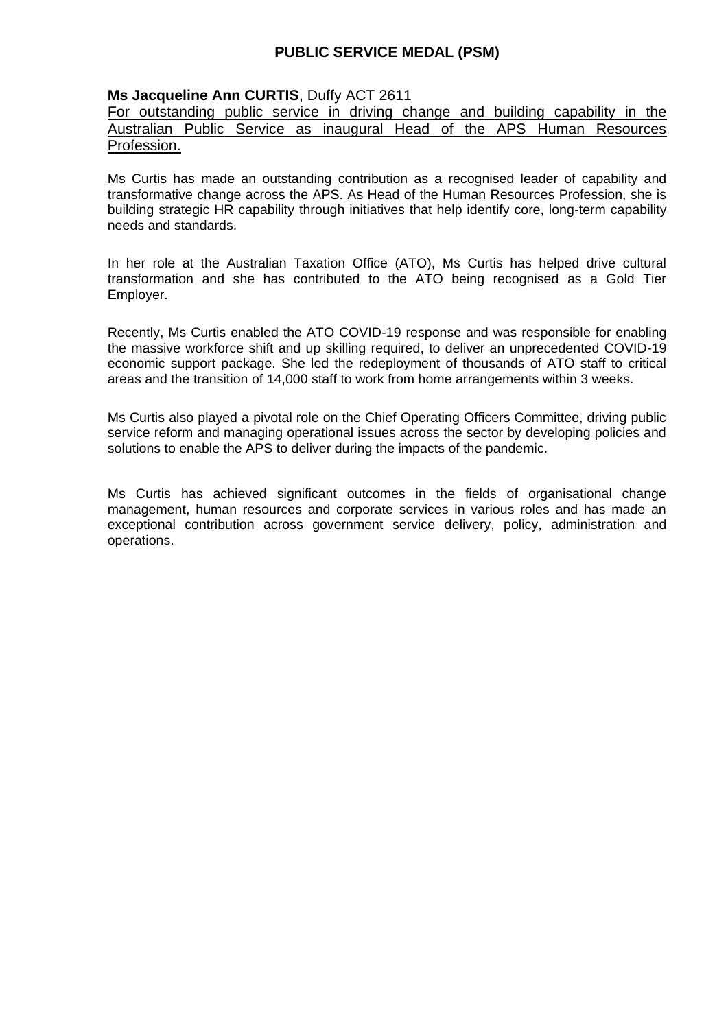## PUBLIC SERVICE MEDAL (PSM)

**Ms Jacqueline Ann CURTIS**, Duffy ACT 2611

For outstanding public service in driving change and building capability in the Australian Public Service as inaugural Head of the APS Human Resources Profession.

Ms Curtis has made an outstanding contribution as a recognised leader of capability and transformative change across the APS. As Head of the Human Resources Profession, she is building strategic HR capability through initiatives that help identify core, long-term capability needs and standards.

In her role at the Australian Taxation Office (ATO), Ms Curtis has helped drive cultural transformation and she has contributed to the ATO being recognised as a Gold Tier Employer.

Recently, Ms Curtis enabled the ATO COVID-19 response and was responsible for enabling the massive workforce shift and up skilling required, to deliver an unprecedented COVID-19 economic support package. She led the redeployment of thousands of ATO staff to critical areas and the transition of 14,000 staff to work from home arrangements within 3 weeks.

Ms Curtis also played a pivotal role on the Chief Operating Officers Committee, driving public service reform and managing operational issues across the sector by developing policies and solutions to enable the APS to deliver during the impacts of the pandemic.

Ms Curtis has achieved significant outcomes in the fields of organisational change management, human resources and corporate services in various roles and has made an exceptional contribution across government service delivery, policy, administration and operations.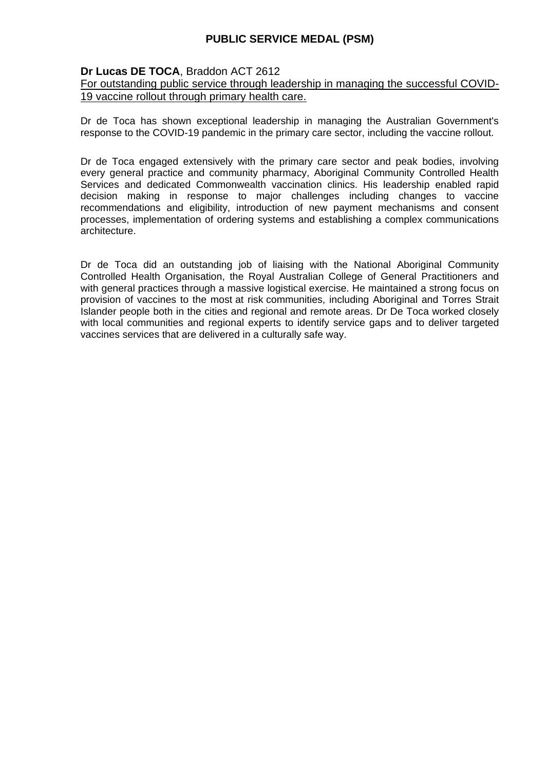# PUBLIC SERVICE MEDAL (PSM)

**Dr Lucas DE TOCA**, Braddon ACT 2612

<u>For outstanding public service through leadership in managing the successful COVID-19 vaccine rollout through primary health care.</u>

Dr de Toca has shown exceptional leadership in managing the Australian Government's response to the COVID-19 pandemic in the primary care sector, including the vaccine rollout.

Dr de Toca engaged extensively with the primary care sector and peak bodies, involving every general practice and community pharmacy, Aboriginal Community Controlled Health Services and dedicated Commonwealth vaccination clinics. His leadership enabled rapid decision making in response to major challenges including changes to vaccine recommendations and eligibility, introduction of new payment mechanisms and consent processes, implementation of ordering systems and establishing a complex communications architecture.

Dr de Toca did an outstanding job of liaising with the National Aboriginal Community Controlled Health Organisation, the Royal Australian College of General Practitioners and with general practices through a massive logistical exercise. He maintained a strong focus on provision of vaccines to the most at risk communities, including Aboriginal and Torres Strait Islander people both in the cities and regional and remote areas. Dr De Toca worked closely with local communities and regional experts to identify service gaps and to deliver targeted vaccines services that are delivered in a culturally safe way.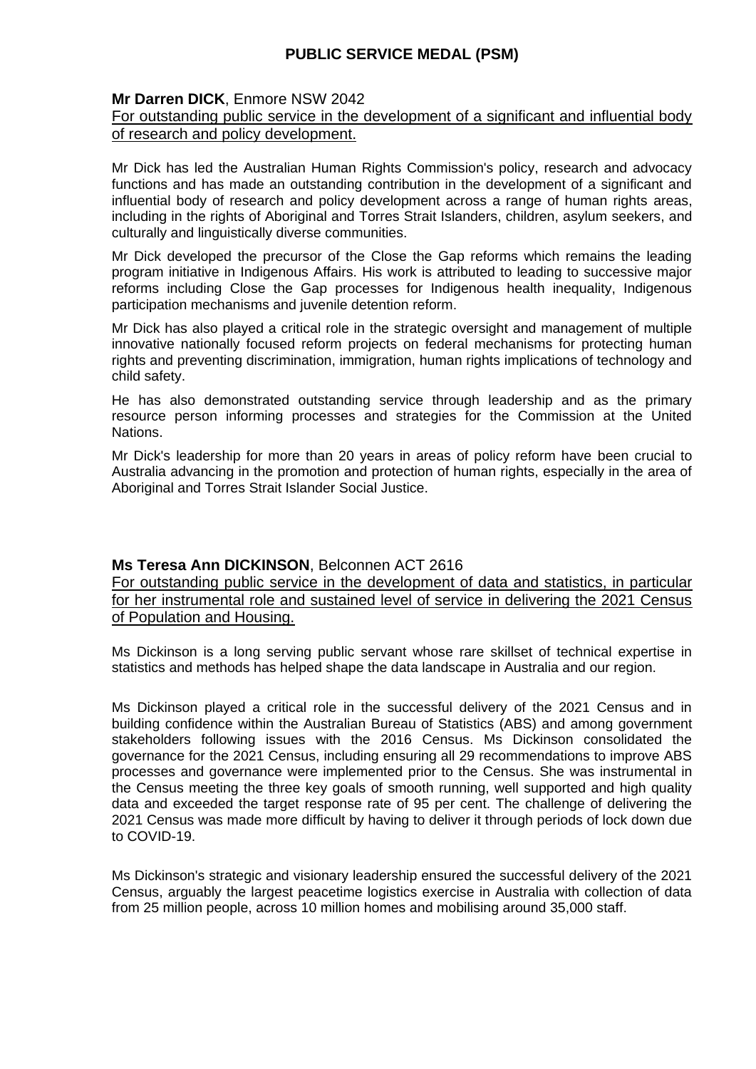# PUBLIC SERVICE MEDAL (PSM)

**Mr Darren DICK**, Enmore NSW 2042

For outstanding public service in the development of a significant and influential body of research and policy development.

Mr Dick has led the Australian Human Rights Commission's policy, research and advocacy functions and has made an outstanding contribution in the development of a significant and influential body of research and policy development across a range of human rights areas, including in the rights of Aboriginal and Torres Strait Islanders, children, asylum seekers, and culturally and linguistically diverse communities.

Mr Dick developed the precursor of the Close the Gap reforms which remains the leading program initiative in Indigenous Affairs. His work is attributed to leading to successive major reforms including Close the Gap processes for Indigenous health inequality, Indigenous participation mechanisms and juvenile detention reform.

Mr Dick has also played a critical role in the strategic oversight and management of multiple innovative nationally focused reform projects on federal mechanisms for protecting human rights and preventing discrimination, immigration, human rights implications of technology and child safety.

He has also demonstrated outstanding service through leadership and as the primary resource person informing processes and strategies for the Commission at the United Nations.

Mr Dick's leadership for more than 20 years in areas of policy reform have been crucial to Australia advancing in the promotion and protection of human rights, especially in the area of Aboriginal and Torres Strait Islander Social Justice.

**Ms Teresa Ann DICKINSON**, Belconnen ACT 2616

For outstanding public service in the development of data and statistics, in particular for her instrumental role and sustained level of service in delivering the 2021 Census of Population and Housing.

Ms Dickinson is a long serving public servant whose rare skillset of technical expertise in statistics and methods has helped shape the data landscape in Australia and our region.

Ms Dickinson played a critical role in the successful delivery of the 2021 Census and in building confidence within the Australian Bureau of Statistics (ABS) and among government stakeholders following issues with the 2016 Census. Ms Dickinson consolidated the governance for the 2021 Census, including ensuring all 29 recommendations to improve ABS processes and governance were implemented prior to the Census. She was instrumental in the Census meeting the three key goals of smooth running, well supported and high quality data and exceeded the target response rate of 95 per cent. The challenge of delivering the 2021 Census was made more difficult by having to deliver it through periods of lock down due to COVID-19.

Ms Dickinson's strategic and visionary leadership ensured the successful delivery of the 2021 Census, arguably the largest peacetime logistics exercise in Australia with collection of data from 25 million people, across 10 million homes and mobilising around 35,000 staff.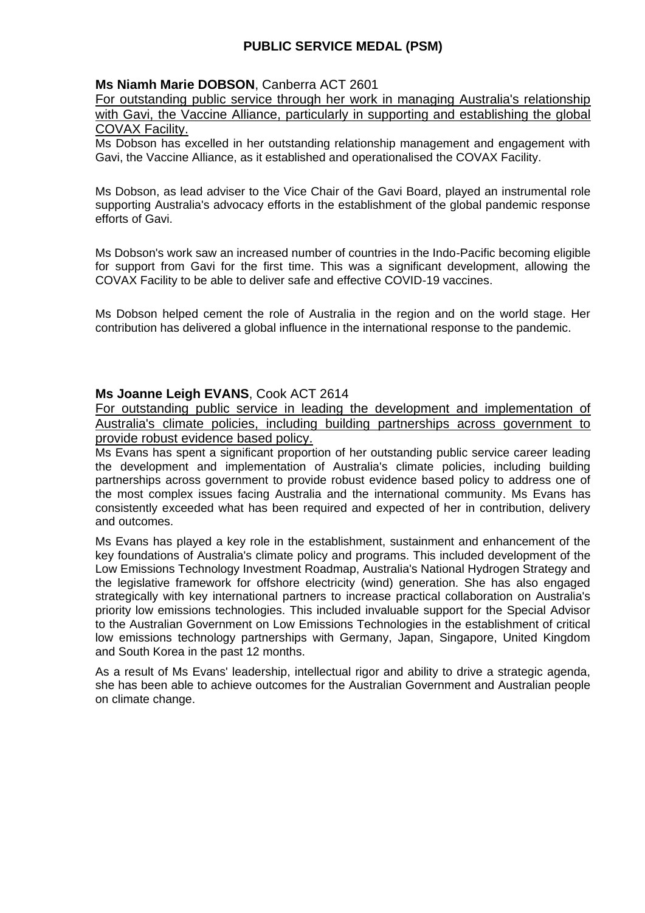# PUBLIC SERVICE MEDAL (PSM)

**Ms Niamh Marie DOBSON**, Canberra ACT 2601

For outstanding public service through her work in managing Australia's relationship with Gavi, the Vaccine Alliance, particularly in supporting and establishing the global COVAX Facility.

Ms Dobson has excelled in her outstanding relationship management and engagement with Gavi, the Vaccine Alliance, as it established and operationalised the COVAX Facility.

Ms Dobson, as lead adviser to the Vice Chair of the Gavi Board, played an instrumental role supporting Australia's advocacy efforts in the establishment of the global pandemic response efforts of Gavi.

Ms Dobson's work saw an increased number of countries in the Indo-Pacific becoming eligible for support from Gavi for the first time. This was a significant development, allowing the COVAX Facility to be able to deliver safe and effective COVID-19 vaccines.

Ms Dobson helped cement the role of Australia in the region and on the world stage. Her contribution has delivered a global influence in the international response to the pandemic.

**Ms Joanne Leigh EVANS**, Cook ACT 2614

For outstanding public service in leading the development and implementation of Australia's climate policies, including building partnerships across government to provide robust evidence based policy.

Ms Evans has spent a significant proportion of her outstanding public service career leading the development and implementation of Australia's climate policies, including building partnerships across government to provide robust evidence based policy to address one of the most complex issues facing Australia and the international community. Ms Evans has consistently exceeded what has been required and expected of her in contribution, delivery and outcomes.

Ms Evans has played a key role in the establishment, sustainment and enhancement of the key foundations of Australia's climate policy and programs. This included development of the Low Emissions Technology Investment Roadmap, Australia's National Hydrogen Strategy and the legislative framework for offshore electricity (wind) generation. She has also engaged strategically with key international partners to increase practical collaboration on Australia's priority low emissions technologies. This included invaluable support for the Special Advisor to the Australian Government on Low Emissions Technologies in the establishment of critical low emissions technology partnerships with Germany, Japan, Singapore, United Kingdom and South Korea in the past 12 months.

As a result of Ms Evans' leadership, intellectual rigor and ability to drive a strategic agenda, she has been able to achieve outcomes for the Australian Government and Australian people on climate change.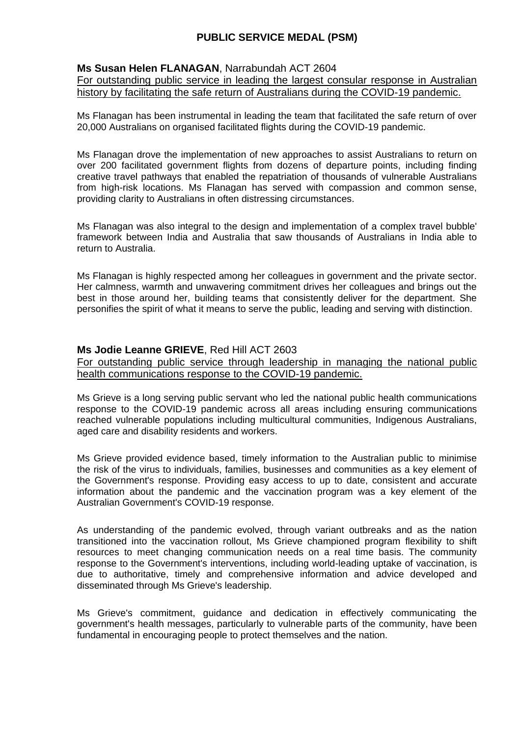## PUBLIC SERVICE MEDAL (PSM)

**Ms Susan Helen FLANAGAN**, Narrabundah ACT 2604

For outstanding public service in leading the largest consular response in Australian history by facilitating the safe return of Australians during the COVID-19 pandemic.

Ms Flanagan has been instrumental in leading the team that facilitated the safe return of over 20,000 Australians on organised facilitated flights during the COVID-19 pandemic.

Ms Flanagan drove the implementation of new approaches to assist Australians to return on over 200 facilitated government flights from dozens of departure points, including finding creative travel pathways that enabled the repatriation of thousands of vulnerable Australians from high-risk locations. Ms Flanagan has served with compassion and common sense, providing clarity to Australians in often distressing circumstances.

Ms Flanagan was also integral to the design and implementation of a complex travel bubble' framework between India and Australia that saw thousands of Australians in India able to return to Australia.

Ms Flanagan is highly respected among her colleagues in government and the private sector. Her calmness, warmth and unwavering commitment drives her colleagues and brings out the best in those around her, building teams that consistently deliver for the department. She personifies the spirit of what it means to serve the public, leading and serving with distinction.

**Ms Jodie Leanne GRIEVE**, Red Hill ACT 2603

For outstanding public service through leadership in managing the national public health communications response to the COVID-19 pandemic.

Ms Grieve is a long serving public servant who led the national public health communications response to the COVID-19 pandemic across all areas including ensuring communications reached vulnerable populations including multicultural communities, Indigenous Australians, aged care and disability residents and workers.

Ms Grieve provided evidence based, timely information to the Australian public to minimise the risk of the virus to individuals, families, businesses and communities as a key element of the Government's response. Providing easy access to up to date, consistent and accurate information about the pandemic and the vaccination program was a key element of the Australian Government's COVID-19 response.

As understanding of the pandemic evolved, through variant outbreaks and as the nation transitioned into the vaccination rollout, Ms Grieve championed program flexibility to shift resources to meet changing communication needs on a real time basis. The community response to the Government's interventions, including world-leading uptake of vaccination, is due to authoritative, timely and comprehensive information and advice developed and disseminated through Ms Grieve's leadership.

Ms Grieve's commitment, guidance and dedication in effectively communicating the government's health messages, particularly to vulnerable parts of the community, have been fundamental in encouraging people to protect themselves and the nation.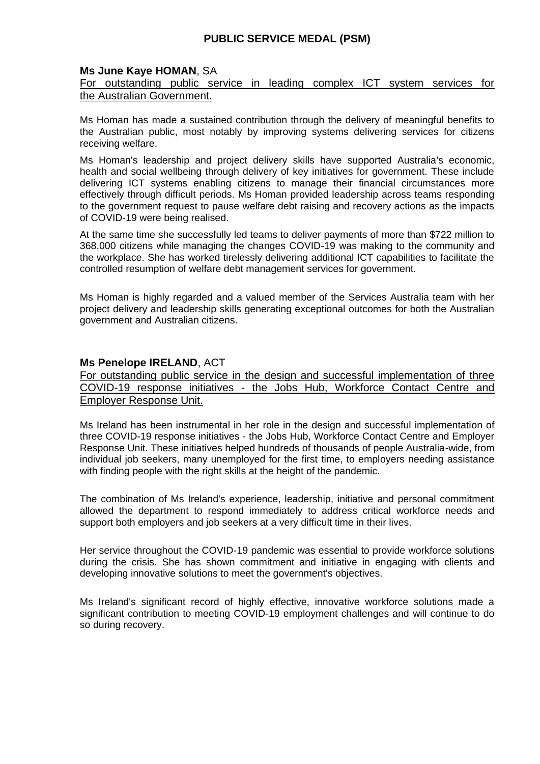## PUBLIC SERVICE MEDAL (PSM)

**Ms June Kaye HOMAN**, SA

For outstanding public service in leading complex ICT system services for the Australian Government.

Ms Homan has made a sustained contribution through the delivery of meaningful benefits to the Australian public, most notably by improving systems delivering services for citizens receiving welfare.

Ms Homan's leadership and project delivery skills have supported Australia's economic, health and social wellbeing through delivery of key initiatives for government. These include delivering ICT systems enabling citizens to manage their financial circumstances more effectively through difficult periods. Ms Homan provided leadership across teams responding to the government request to pause welfare debt raising and recovery actions as the impacts of COVID-19 were being realised.

At the same time she successfully led teams to deliver payments of more than $722 million to 368,000 citizens while managing the changes COVID-19 was making to the community and the workplace. She has worked tirelessly delivering additional ICT capabilities to facilitate the controlled resumption of welfare debt management services for government.

Ms Homan is highly regarded and a valued member of the Services Australia team with her project delivery and leadership skills generating exceptional outcomes for both the Australian government and Australian citizens.

**Ms Penelope IRELAND**, ACT

For outstanding public service in the design and successful implementation of three COVID-19 response initiatives - the Jobs Hub, Workforce Contact Centre and Employer Response Unit.

Ms Ireland has been instrumental in her role in the design and successful implementation of three COVID-19 response initiatives - the Jobs Hub, Workforce Contact Centre and Employer Response Unit. These initiatives helped hundreds of thousands of people Australia-wide, from individual job seekers, many unemployed for the first time, to employers needing assistance with finding people with the right skills at the height of the pandemic.

The combination of Ms Ireland's experience, leadership, initiative and personal commitment allowed the department to respond immediately to address critical workforce needs and support both employers and job seekers at a very difficult time in their lives.

Her service throughout the COVID-19 pandemic was essential to provide workforce solutions during the crisis. She has shown commitment and initiative in engaging with clients and developing innovative solutions to meet the government's objectives.

Ms Ireland's significant record of highly effective, innovative workforce solutions made a significant contribution to meeting COVID-19 employment challenges and will continue to do so during recovery.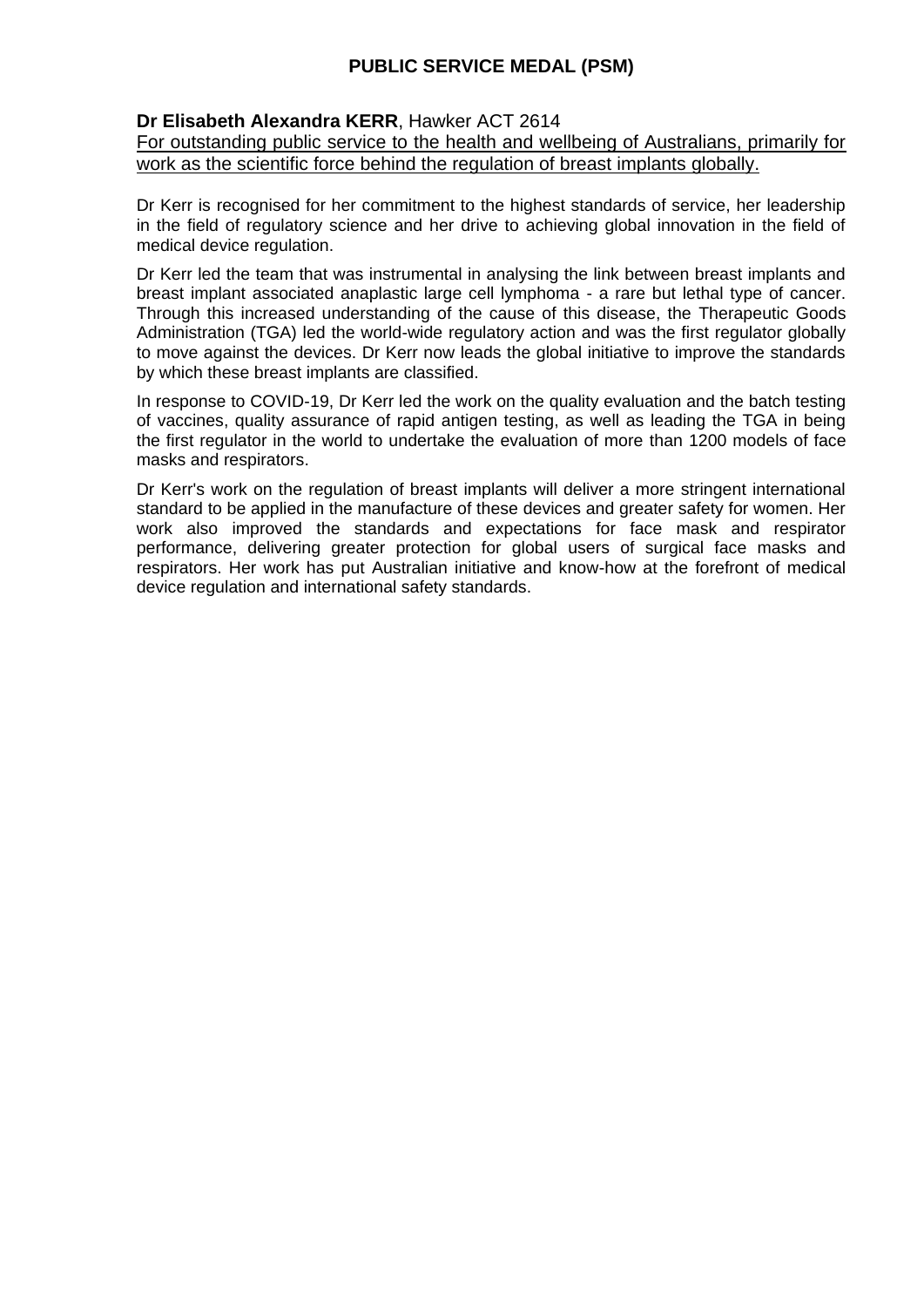## PUBLIC SERVICE MEDAL (PSM)

**Dr Elisabeth Alexandra KERR**, Hawker ACT 2614

For outstanding public service to the health and wellbeing of Australians, primarily for work as the scientific force behind the regulation of breast implants globally.

Dr Kerr is recognised for her commitment to the highest standards of service, her leadership in the field of regulatory science and her drive to achieving global innovation in the field of medical device regulation.

Dr Kerr led the team that was instrumental in analysing the link between breast implants and breast implant associated anaplastic large cell lymphoma - a rare but lethal type of cancer. Through this increased understanding of the cause of this disease, the Therapeutic Goods Administration (TGA) led the world-wide regulatory action and was the first regulator globally to move against the devices. Dr Kerr now leads the global initiative to improve the standards by which these breast implants are classified.

In response to COVID-19, Dr Kerr led the work on the quality evaluation and the batch testing of vaccines, quality assurance of rapid antigen testing, as well as leading the TGA in being the first regulator in the world to undertake the evaluation of more than 1200 models of face masks and respirators.

Dr Kerr's work on the regulation of breast implants will deliver a more stringent international standard to be applied in the manufacture of these devices and greater safety for women. Her work also improved the standards and expectations for face mask and respirator performance, delivering greater protection for global users of surgical face masks and respirators. Her work has put Australian initiative and know-how at the forefront of medical device regulation and international safety standards.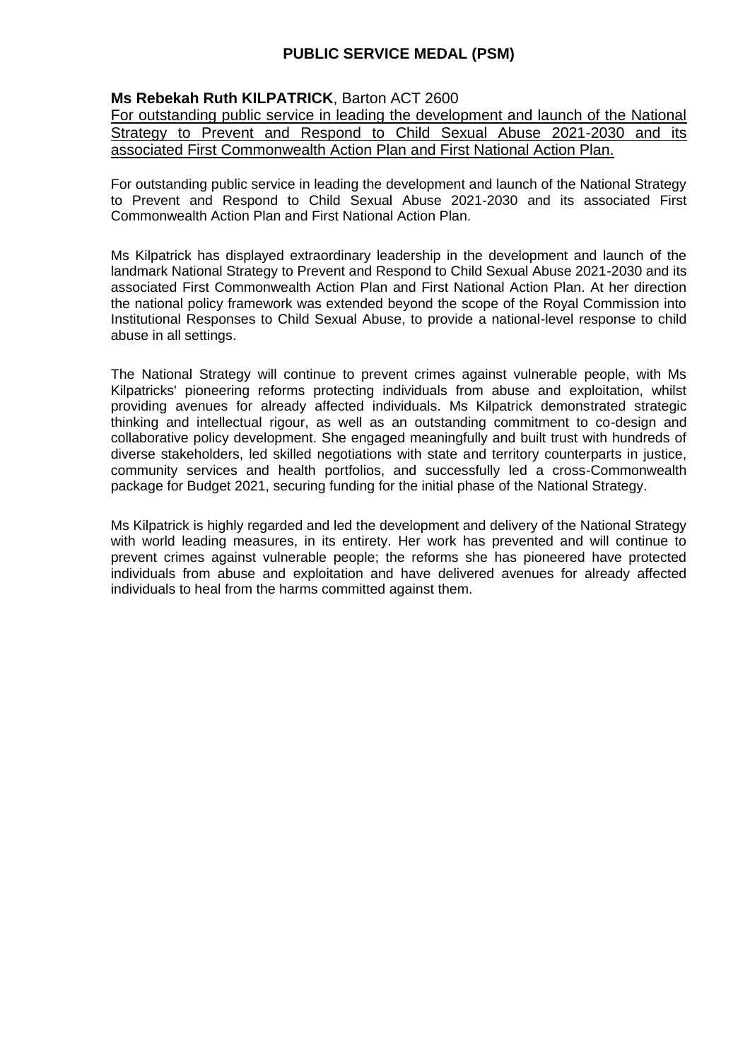## PUBLIC SERVICE MEDAL (PSM)

**Ms Rebekah Ruth KILPATRICK**, Barton ACT 2600

For outstanding public service in leading the development and launch of the National Strategy to Prevent and Respond to Child Sexual Abuse 2021-2030 and its associated First Commonwealth Action Plan and First National Action Plan.

For outstanding public service in leading the development and launch of the National Strategy to Prevent and Respond to Child Sexual Abuse 2021-2030 and its associated First Commonwealth Action Plan and First National Action Plan.

Ms Kilpatrick has displayed extraordinary leadership in the development and launch of the landmark National Strategy to Prevent and Respond to Child Sexual Abuse 2021-2030 and its associated First Commonwealth Action Plan and First National Action Plan. At her direction the national policy framework was extended beyond the scope of the Royal Commission into Institutional Responses to Child Sexual Abuse, to provide a national-level response to child abuse in all settings.

The National Strategy will continue to prevent crimes against vulnerable people, with Ms Kilpatricks' pioneering reforms protecting individuals from abuse and exploitation, whilst providing avenues for already affected individuals. Ms Kilpatrick demonstrated strategic thinking and intellectual rigour, as well as an outstanding commitment to co-design and collaborative policy development. She engaged meaningfully and built trust with hundreds of diverse stakeholders, led skilled negotiations with state and territory counterparts in justice, community services and health portfolios, and successfully led a cross-Commonwealth package for Budget 2021, securing funding for the initial phase of the National Strategy.

Ms Kilpatrick is highly regarded and led the development and delivery of the National Strategy with world leading measures, in its entirety. Her work has prevented and will continue to prevent crimes against vulnerable people; the reforms she has pioneered have protected individuals from abuse and exploitation and have delivered avenues for already affected individuals to heal from the harms committed against them.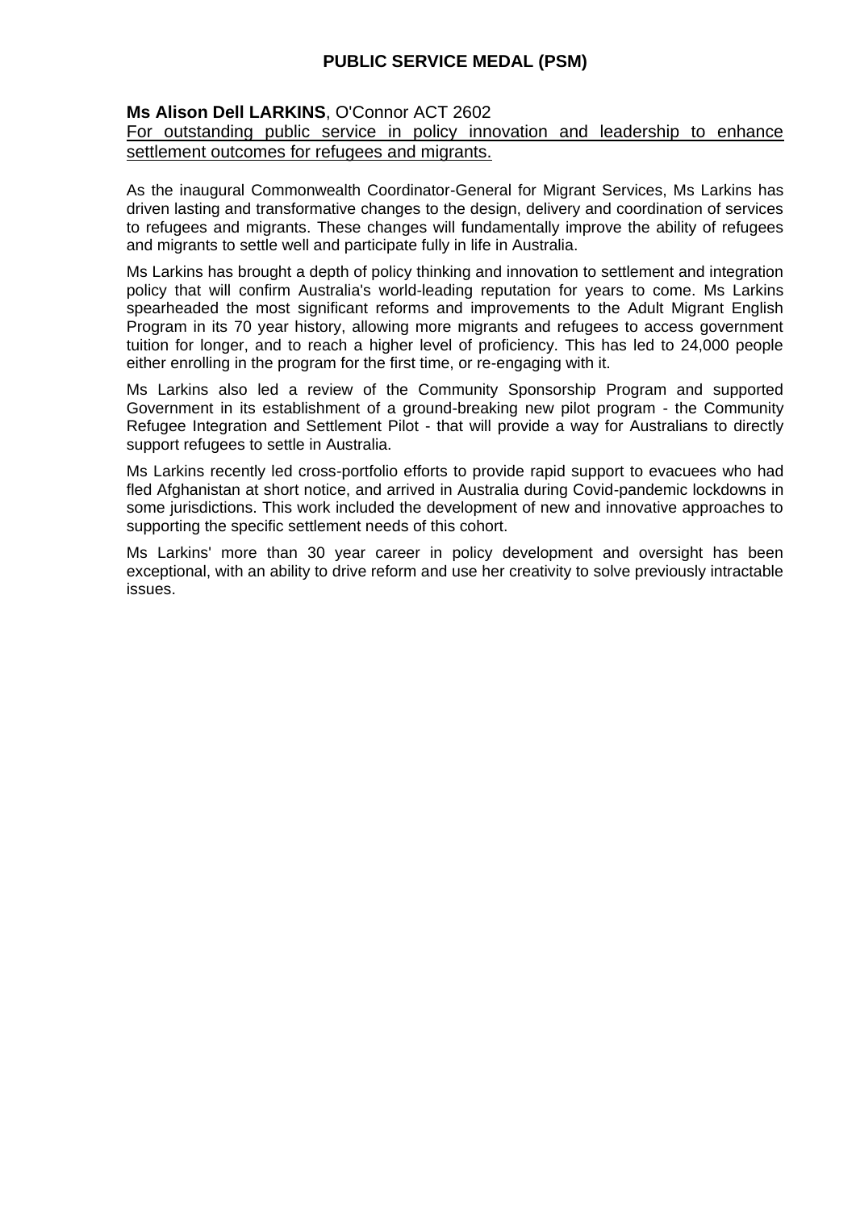## PUBLIC SERVICE MEDAL (PSM)

**Ms Alison Dell LARKINS**, O'Connor ACT 2602
<u>For outstanding public service in policy innovation and leadership to enhance settlement outcomes for refugees and migrants.</u>

As the inaugural Commonwealth Coordinator-General for Migrant Services, Ms Larkins has driven lasting and transformative changes to the design, delivery and coordination of services to refugees and migrants. These changes will fundamentally improve the ability of refugees and migrants to settle well and participate fully in life in Australia.

Ms Larkins has brought a depth of policy thinking and innovation to settlement and integration policy that will confirm Australia's world-leading reputation for years to come. Ms Larkins spearheaded the most significant reforms and improvements to the Adult Migrant English Program in its 70 year history, allowing more migrants and refugees to access government tuition for longer, and to reach a higher level of proficiency. This has led to 24,000 people either enrolling in the program for the first time, or re-engaging with it.

Ms Larkins also led a review of the Community Sponsorship Program and supported Government in its establishment of a ground-breaking new pilot program - the Community Refugee Integration and Settlement Pilot - that will provide a way for Australians to directly support refugees to settle in Australia.

Ms Larkins recently led cross-portfolio efforts to provide rapid support to evacuees who had fled Afghanistan at short notice, and arrived in Australia during Covid-pandemic lockdowns in some jurisdictions. This work included the development of new and innovative approaches to supporting the specific settlement needs of this cohort.

Ms Larkins' more than 30 year career in policy development and oversight has been exceptional, with an ability to drive reform and use her creativity to solve previously intractable issues.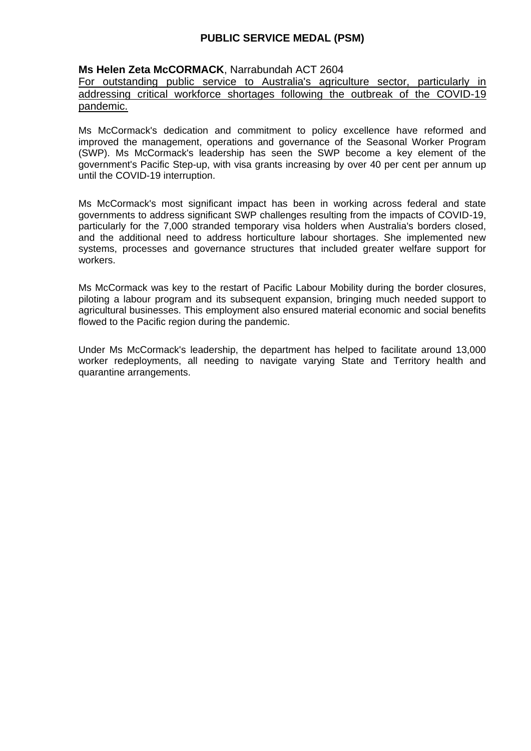## PUBLIC SERVICE MEDAL (PSM)

**Ms Helen Zeta McCORMACK**, Narrabundah ACT 2604

For outstanding public service to Australia's agriculture sector, particularly in addressing critical workforce shortages following the outbreak of the COVID-19 pandemic.

Ms McCormack's dedication and commitment to policy excellence have reformed and improved the management, operations and governance of the Seasonal Worker Program (SWP). Ms McCormack's leadership has seen the SWP become a key element of the government's Pacific Step-up, with visa grants increasing by over 40 per cent per annum up until the COVID-19 interruption.

Ms McCormack's most significant impact has been in working across federal and state governments to address significant SWP challenges resulting from the impacts of COVID-19, particularly for the 7,000 stranded temporary visa holders when Australia's borders closed, and the additional need to address horticulture labour shortages. She implemented new systems, processes and governance structures that included greater welfare support for workers.

Ms McCormack was key to the restart of Pacific Labour Mobility during the border closures, piloting a labour program and its subsequent expansion, bringing much needed support to agricultural businesses. This employment also ensured material economic and social benefits flowed to the Pacific region during the pandemic.

Under Ms McCormack's leadership, the department has helped to facilitate around 13,000 worker redeployments, all needing to navigate varying State and Territory health and quarantine arrangements.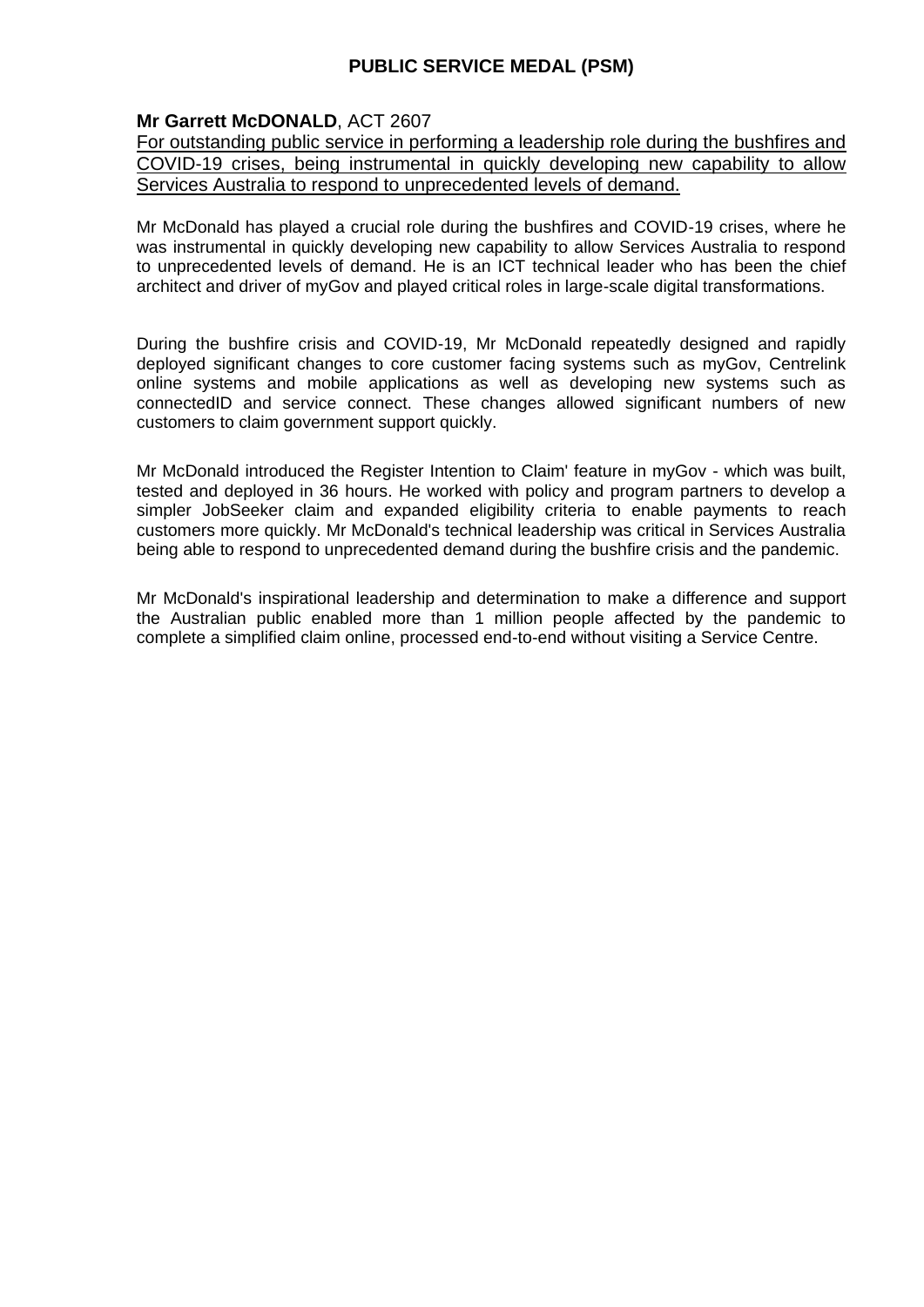## PUBLIC SERVICE MEDAL (PSM)

**Mr Garrett McDONALD**, ACT 2607

For outstanding public service in performing a leadership role during the bushfires and COVID-19 crises, being instrumental in quickly developing new capability to allow Services Australia to respond to unprecedented levels of demand.

Mr McDonald has played a crucial role during the bushfires and COVID-19 crises, where he was instrumental in quickly developing new capability to allow Services Australia to respond to unprecedented levels of demand. He is an ICT technical leader who has been the chief architect and driver of myGov and played critical roles in large-scale digital transformations.

During the bushfire crisis and COVID-19, Mr McDonald repeatedly designed and rapidly deployed significant changes to core customer facing systems such as myGov, Centrelink online systems and mobile applications as well as developing new systems such as connectedID and service connect. These changes allowed significant numbers of new customers to claim government support quickly.

Mr McDonald introduced the Register Intention to Claim' feature in myGov - which was built, tested and deployed in 36 hours. He worked with policy and program partners to develop a simpler JobSeeker claim and expanded eligibility criteria to enable payments to reach customers more quickly. Mr McDonald's technical leadership was critical in Services Australia being able to respond to unprecedented demand during the bushfire crisis and the pandemic.

Mr McDonald's inspirational leadership and determination to make a difference and support the Australian public enabled more than 1 million people affected by the pandemic to complete a simplified claim online, processed end-to-end without visiting a Service Centre.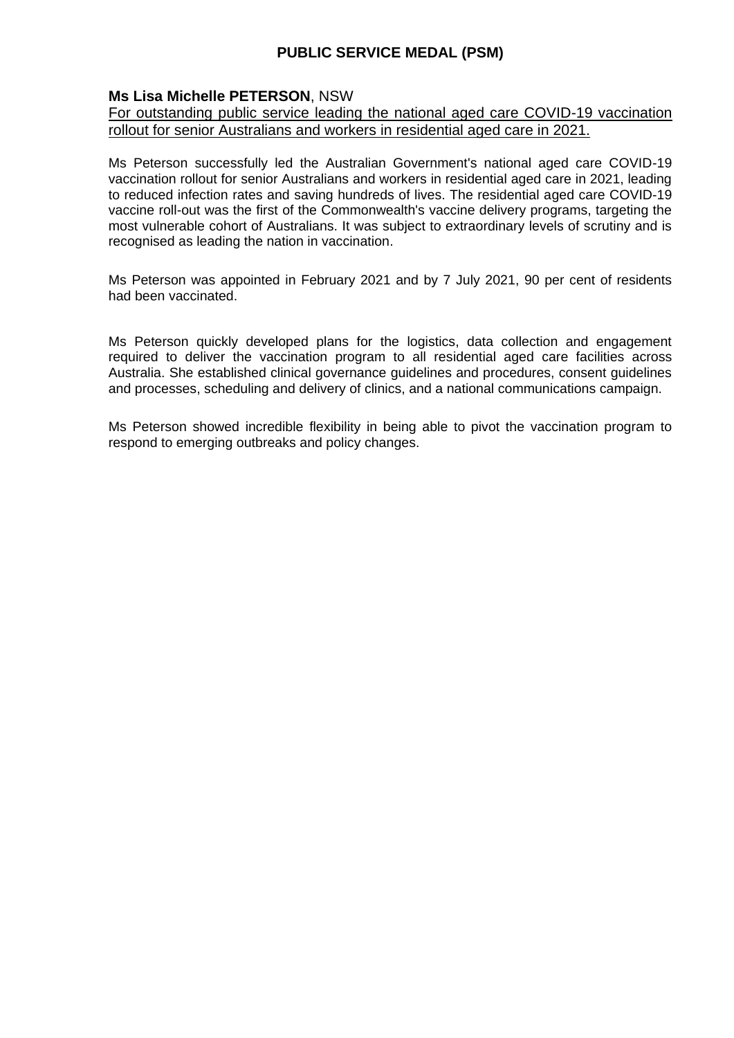# PUBLIC SERVICE MEDAL (PSM)

**Ms Lisa Michelle PETERSON**, NSW

For outstanding public service leading the national aged care COVID-19 vaccination rollout for senior Australians and workers in residential aged care in 2021.

Ms Peterson successfully led the Australian Government's national aged care COVID-19 vaccination rollout for senior Australians and workers in residential aged care in 2021, leading to reduced infection rates and saving hundreds of lives. The residential aged care COVID-19 vaccine roll-out was the first of the Commonwealth's vaccine delivery programs, targeting the most vulnerable cohort of Australians. It was subject to extraordinary levels of scrutiny and is recognised as leading the nation in vaccination.

Ms Peterson was appointed in February 2021 and by 7 July 2021, 90 per cent of residents had been vaccinated.

Ms Peterson quickly developed plans for the logistics, data collection and engagement required to deliver the vaccination program to all residential aged care facilities across Australia. She established clinical governance guidelines and procedures, consent guidelines and processes, scheduling and delivery of clinics, and a national communications campaign.

Ms Peterson showed incredible flexibility in being able to pivot the vaccination program to respond to emerging outbreaks and policy changes.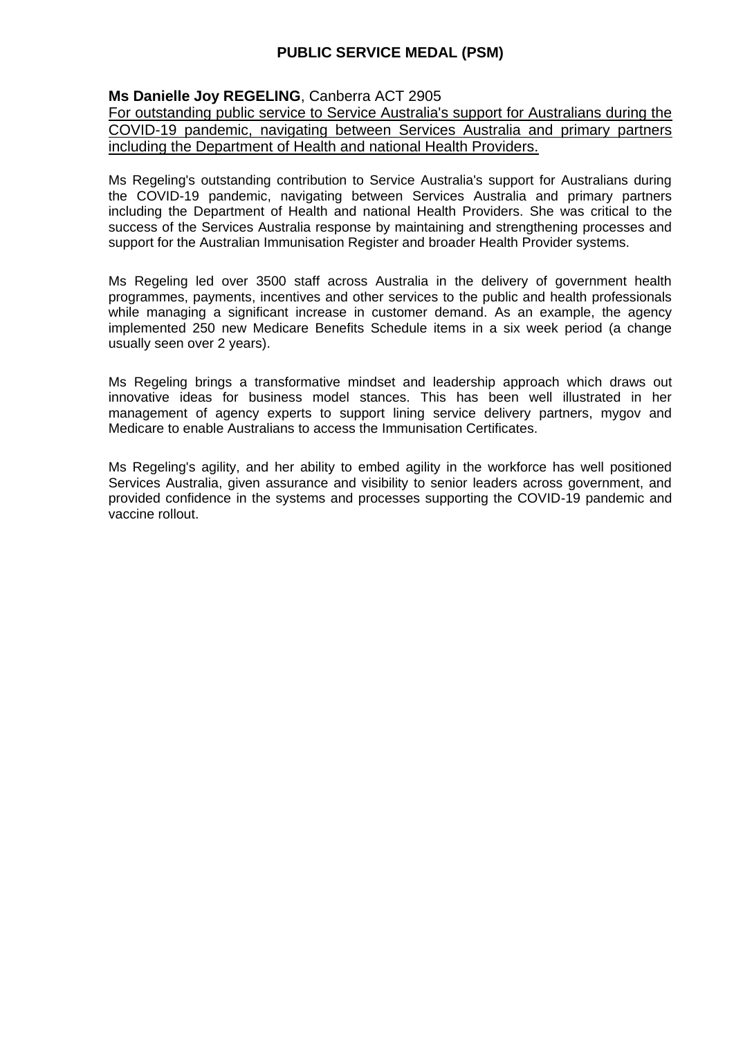## PUBLIC SERVICE MEDAL (PSM)

**Ms Danielle Joy REGELING**, Canberra ACT 2905

For outstanding public service to Service Australia's support for Australians during the COVID-19 pandemic, navigating between Services Australia and primary partners including the Department of Health and national Health Providers.

Ms Regeling's outstanding contribution to Service Australia's support for Australians during the COVID-19 pandemic, navigating between Services Australia and primary partners including the Department of Health and national Health Providers. She was critical to the success of the Services Australia response by maintaining and strengthening processes and support for the Australian Immunisation Register and broader Health Provider systems.

Ms Regeling led over 3500 staff across Australia in the delivery of government health programmes, payments, incentives and other services to the public and health professionals while managing a significant increase in customer demand. As an example, the agency implemented 250 new Medicare Benefits Schedule items in a six week period (a change usually seen over 2 years).

Ms Regeling brings a transformative mindset and leadership approach which draws out innovative ideas for business model stances. This has been well illustrated in her management of agency experts to support lining service delivery partners, mygov and Medicare to enable Australians to access the Immunisation Certificates.

Ms Regeling's agility, and her ability to embed agility in the workforce has well positioned Services Australia, given assurance and visibility to senior leaders across government, and provided confidence in the systems and processes supporting the COVID-19 pandemic and vaccine rollout.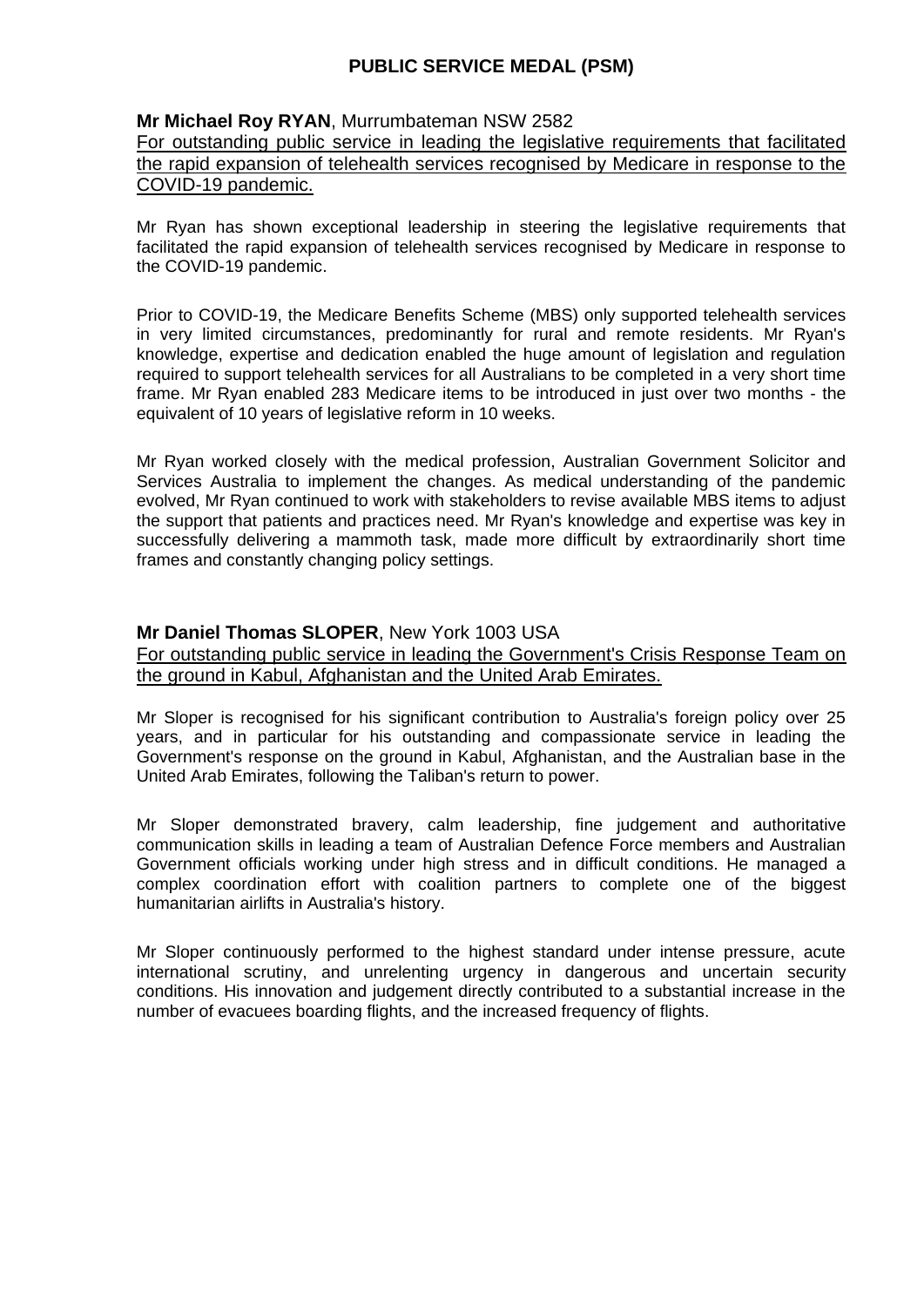# PUBLIC SERVICE MEDAL (PSM)

**Mr Michael Roy RYAN**, Murrumbateman NSW 2582

<u>For outstanding public service in leading the legislative requirements that facilitated the rapid expansion of telehealth services recognised by Medicare in response to the COVID-19 pandemic.</u>

Mr Ryan has shown exceptional leadership in steering the legislative requirements that facilitated the rapid expansion of telehealth services recognised by Medicare in response to the COVID-19 pandemic.

Prior to COVID-19, the Medicare Benefits Scheme (MBS) only supported telehealth services in very limited circumstances, predominantly for rural and remote residents. Mr Ryan's knowledge, expertise and dedication enabled the huge amount of legislation and regulation required to support telehealth services for all Australians to be completed in a very short time frame. Mr Ryan enabled 283 Medicare items to be introduced in just over two months - the equivalent of 10 years of legislative reform in 10 weeks.

Mr Ryan worked closely with the medical profession, Australian Government Solicitor and Services Australia to implement the changes. As medical understanding of the pandemic evolved, Mr Ryan continued to work with stakeholders to revise available MBS items to adjust the support that patients and practices need. Mr Ryan's knowledge and expertise was key in successfully delivering a mammoth task, made more difficult by extraordinarily short time frames and constantly changing policy settings.

**Mr Daniel Thomas SLOPER**, New York 1003 USA

<u>For outstanding public service in leading the Government's Crisis Response Team on the ground in Kabul, Afghanistan and the United Arab Emirates.</u>

Mr Sloper is recognised for his significant contribution to Australia's foreign policy over 25 years, and in particular for his outstanding and compassionate service in leading the Government's response on the ground in Kabul, Afghanistan, and the Australian base in the United Arab Emirates, following the Taliban's return to power.

Mr Sloper demonstrated bravery, calm leadership, fine judgement and authoritative communication skills in leading a team of Australian Defence Force members and Australian Government officials working under high stress and in difficult conditions. He managed a complex coordination effort with coalition partners to complete one of the biggest humanitarian airlifts in Australia's history.

Mr Sloper continuously performed to the highest standard under intense pressure, acute international scrutiny, and unrelenting urgency in dangerous and uncertain security conditions. His innovation and judgement directly contributed to a substantial increase in the number of evacuees boarding flights, and the increased frequency of flights.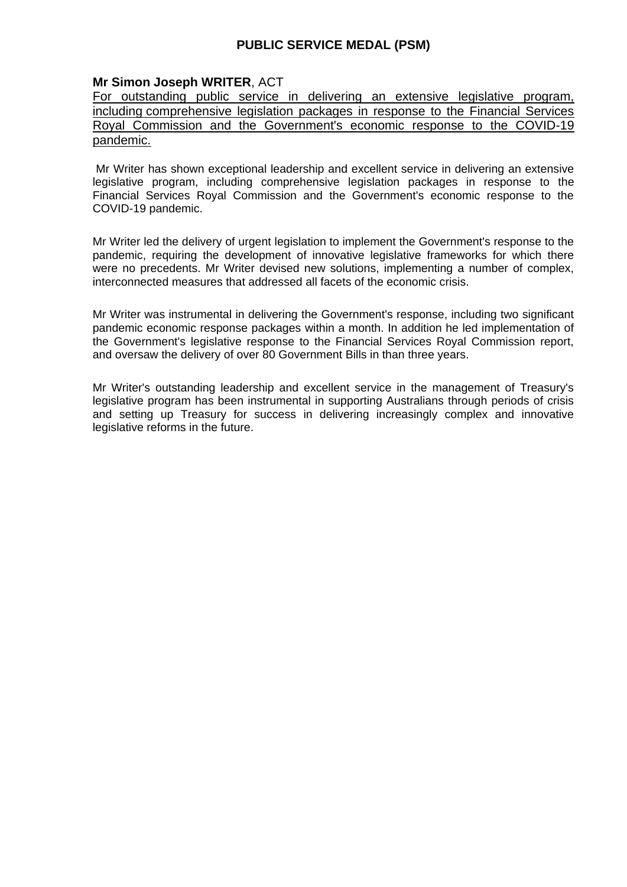## PUBLIC SERVICE MEDAL (PSM)

**Mr Simon Joseph WRITER**, ACT

For outstanding public service in delivering an extensive legislative program, including comprehensive legislation packages in response to the Financial Services Royal Commission and the Government's economic response to the COVID-19 pandemic.

Mr Writer has shown exceptional leadership and excellent service in delivering an extensive legislative program, including comprehensive legislation packages in response to the Financial Services Royal Commission and the Government's economic response to the COVID-19 pandemic.

Mr Writer led the delivery of urgent legislation to implement the Government's response to the pandemic, requiring the development of innovative legislative frameworks for which there were no precedents. Mr Writer devised new solutions, implementing a number of complex, interconnected measures that addressed all facets of the economic crisis.

Mr Writer was instrumental in delivering the Government's response, including two significant pandemic economic response packages within a month. In addition he led implementation of the Government's legislative response to the Financial Services Royal Commission report, and oversaw the delivery of over 80 Government Bills in than three years.

Mr Writer's outstanding leadership and excellent service in the management of Treasury's legislative program has been instrumental in supporting Australians through periods of crisis and setting up Treasury for success in delivering increasingly complex and innovative legislative reforms in the future.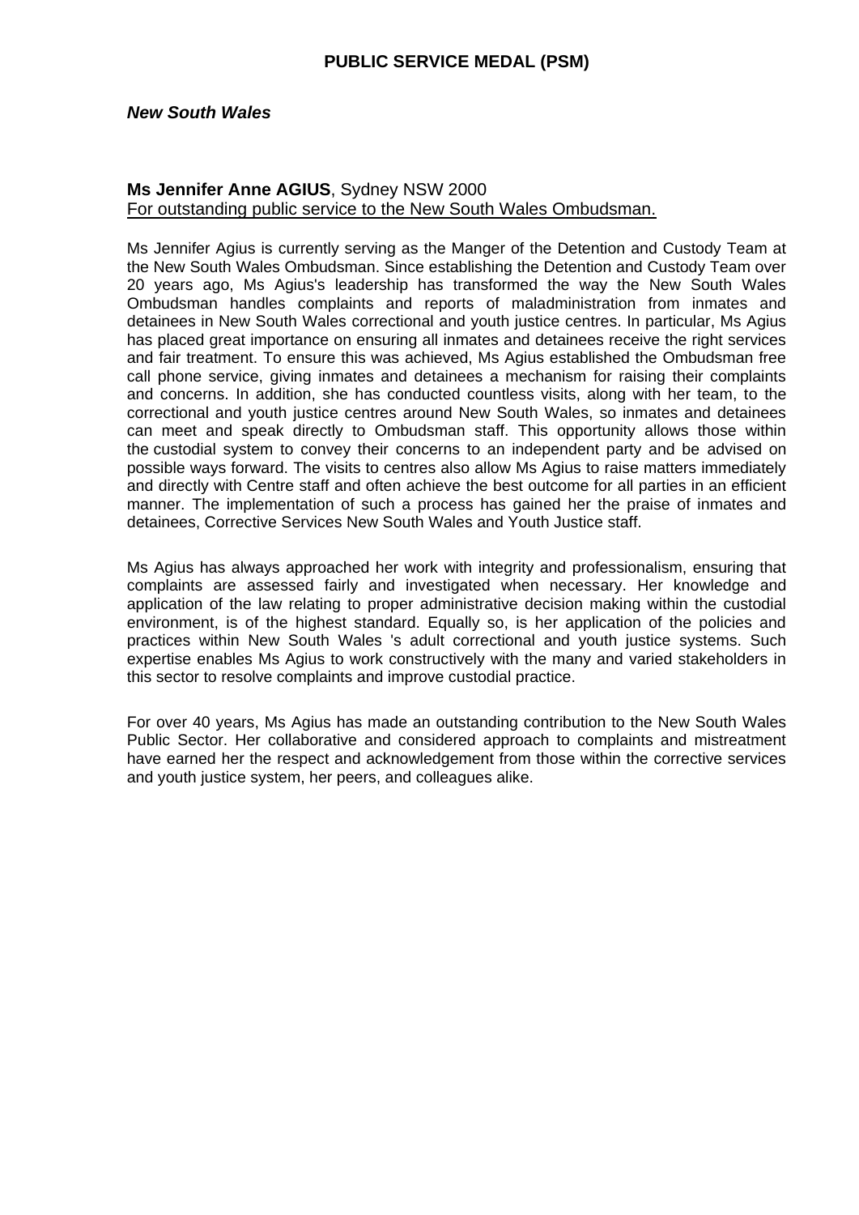# PUBLIC SERVICE MEDAL (PSM)

***New South Wales***

**Ms Jennifer Anne AGIUS**, Sydney NSW 2000
For outstanding public service to the New South Wales Ombudsman.

Ms Jennifer Agius is currently serving as the Manger of the Detention and Custody Team at the New South Wales Ombudsman. Since establishing the Detention and Custody Team over 20 years ago, Ms Agius's leadership has transformed the way the New South Wales Ombudsman handles complaints and reports of maladministration from inmates and detainees in New South Wales correctional and youth justice centres. In particular, Ms Agius has placed great importance on ensuring all inmates and detainees receive the right services and fair treatment. To ensure this was achieved, Ms Agius established the Ombudsman free call phone service, giving inmates and detainees a mechanism for raising their complaints and concerns. In addition, she has conducted countless visits, along with her team, to the correctional and youth justice centres around New South Wales, so inmates and detainees can meet and speak directly to Ombudsman staff. This opportunity allows those within the custodial system to convey their concerns to an independent party and be advised on possible ways forward. The visits to centres also allow Ms Agius to raise matters immediately and directly with Centre staff and often achieve the best outcome for all parties in an efficient manner. The implementation of such a process has gained her the praise of inmates and detainees, Corrective Services New South Wales and Youth Justice staff.

Ms Agius has always approached her work with integrity and professionalism, ensuring that complaints are assessed fairly and investigated when necessary. Her knowledge and application of the law relating to proper administrative decision making within the custodial environment, is of the highest standard. Equally so, is her application of the policies and practices within New South Wales 's adult correctional and youth justice systems. Such expertise enables Ms Agius to work constructively with the many and varied stakeholders in this sector to resolve complaints and improve custodial practice.

For over 40 years, Ms Agius has made an outstanding contribution to the New South Wales Public Sector. Her collaborative and considered approach to complaints and mistreatment have earned her the respect and acknowledgement from those within the corrective services and youth justice system, her peers, and colleagues alike.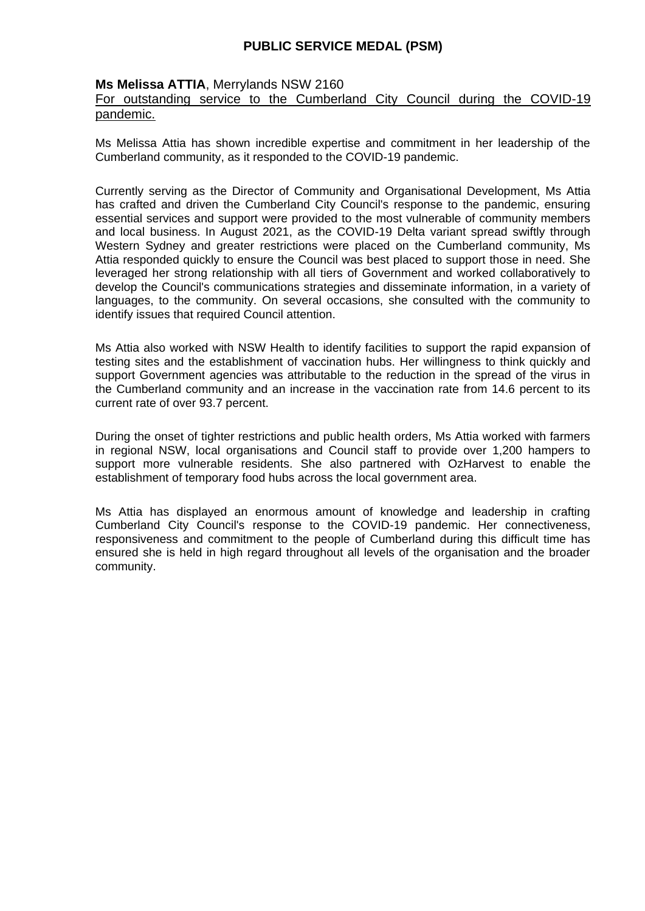# PUBLIC SERVICE MEDAL (PSM)

**Ms Melissa ATTIA**, Merrylands NSW 2160

<u>For outstanding service to the Cumberland City Council during the COVID-19 pandemic.</u>

Ms Melissa Attia has shown incredible expertise and commitment in her leadership of the Cumberland community, as it responded to the COVID-19 pandemic.

Currently serving as the Director of Community and Organisational Development, Ms Attia has crafted and driven the Cumberland City Council's response to the pandemic, ensuring essential services and support were provided to the most vulnerable of community members and local business. In August 2021, as the COVID-19 Delta variant spread swiftly through Western Sydney and greater restrictions were placed on the Cumberland community, Ms Attia responded quickly to ensure the Council was best placed to support those in need. She leveraged her strong relationship with all tiers of Government and worked collaboratively to develop the Council's communications strategies and disseminate information, in a variety of languages, to the community. On several occasions, she consulted with the community to identify issues that required Council attention.

Ms Attia also worked with NSW Health to identify facilities to support the rapid expansion of testing sites and the establishment of vaccination hubs. Her willingness to think quickly and support Government agencies was attributable to the reduction in the spread of the virus in the Cumberland community and an increase in the vaccination rate from 14.6 percent to its current rate of over 93.7 percent.

During the onset of tighter restrictions and public health orders, Ms Attia worked with farmers in regional NSW, local organisations and Council staff to provide over 1,200 hampers to support more vulnerable residents. She also partnered with OzHarvest to enable the establishment of temporary food hubs across the local government area.

Ms Attia has displayed an enormous amount of knowledge and leadership in crafting Cumberland City Council's response to the COVID-19 pandemic. Her connectiveness, responsiveness and commitment to the people of Cumberland during this difficult time has ensured she is held in high regard throughout all levels of the organisation and the broader community.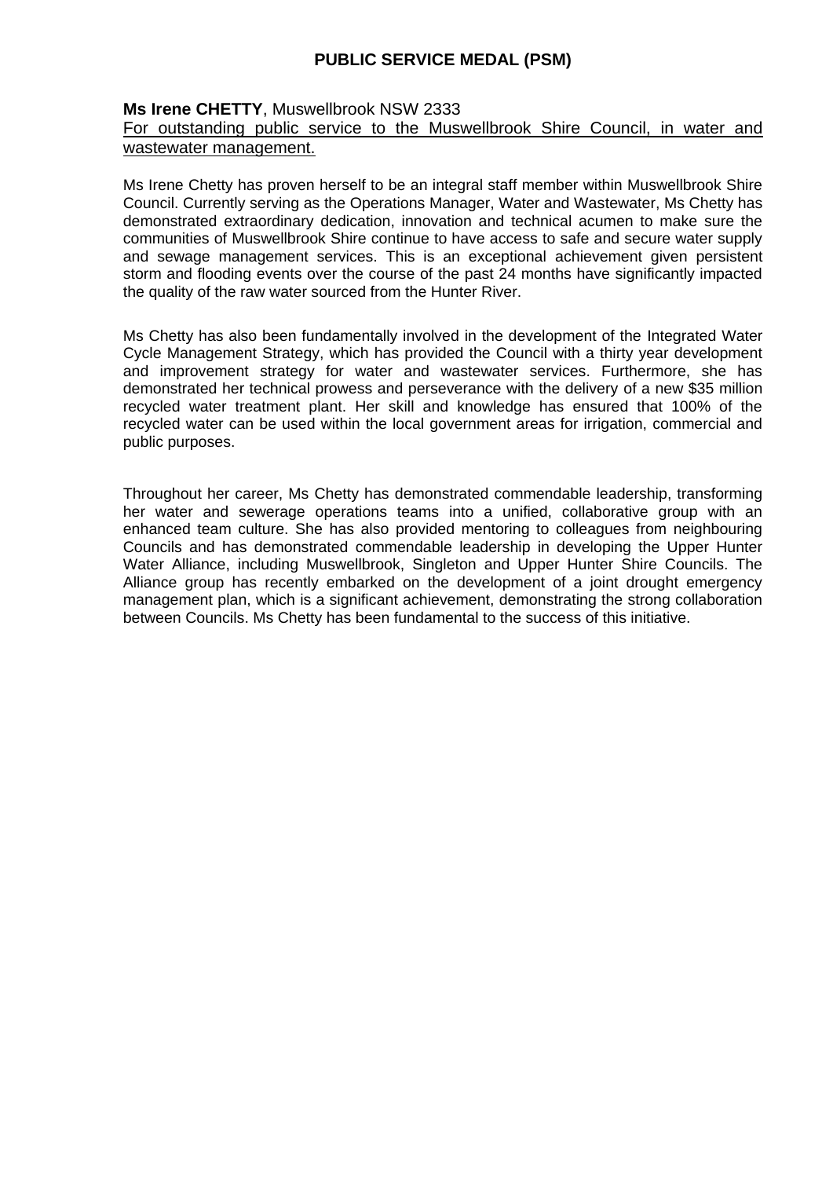# PUBLIC SERVICE MEDAL (PSM)

**Ms Irene CHETTY**, Muswellbrook NSW 2333

For outstanding public service to the Muswellbrook Shire Council, in water and wastewater management.

Ms Irene Chetty has proven herself to be an integral staff member within Muswellbrook Shire Council. Currently serving as the Operations Manager, Water and Wastewater, Ms Chetty has demonstrated extraordinary dedication, innovation and technical acumen to make sure the communities of Muswellbrook Shire continue to have access to safe and secure water supply and sewage management services. This is an exceptional achievement given persistent storm and flooding events over the course of the past 24 months have significantly impacted the quality of the raw water sourced from the Hunter River.

Ms Chetty has also been fundamentally involved in the development of the Integrated Water Cycle Management Strategy, which has provided the Council with a thirty year development and improvement strategy for water and wastewater services. Furthermore, she has demonstrated her technical prowess and perseverance with the delivery of a new $35 million recycled water treatment plant. Her skill and knowledge has ensured that 100% of the recycled water can be used within the local government areas for irrigation, commercial and public purposes.

Throughout her career, Ms Chetty has demonstrated commendable leadership, transforming her water and sewerage operations teams into a unified, collaborative group with an enhanced team culture. She has also provided mentoring to colleagues from neighbouring Councils and has demonstrated commendable leadership in developing the Upper Hunter Water Alliance, including Muswellbrook, Singleton and Upper Hunter Shire Councils. The Alliance group has recently embarked on the development of a joint drought emergency management plan, which is a significant achievement, demonstrating the strong collaboration between Councils. Ms Chetty has been fundamental to the success of this initiative.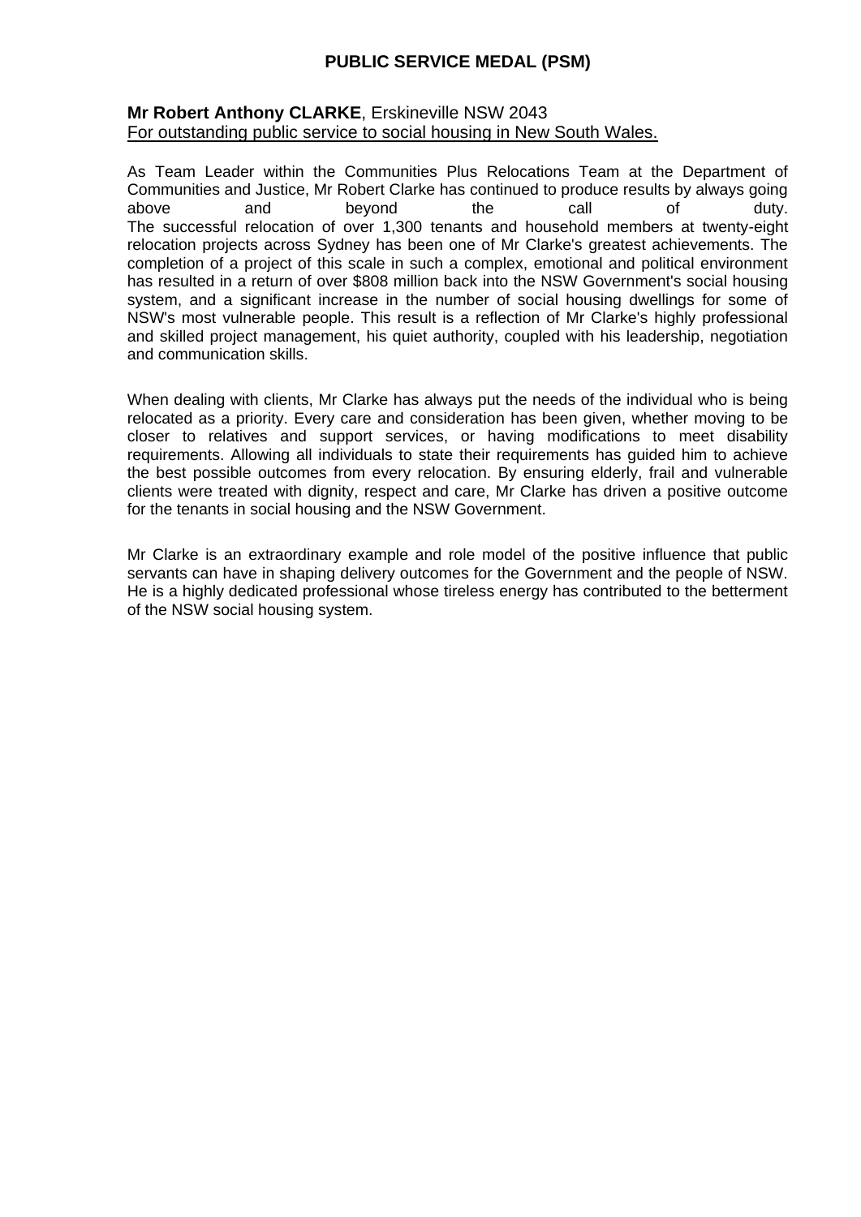## PUBLIC SERVICE MEDAL (PSM)

**Mr Robert Anthony CLARKE**, Erskineville NSW 2043
For outstanding public service to social housing in New South Wales.

As Team Leader within the Communities Plus Relocations Team at the Department of Communities and Justice, Mr Robert Clarke has continued to produce results by always going above and beyond the call of duty.
The successful relocation of over 1,300 tenants and household members at twenty-eight relocation projects across Sydney has been one of Mr Clarke's greatest achievements. The completion of a project of this scale in such a complex, emotional and political environment has resulted in a return of over $808 million back into the NSW Government's social housing system, and a significant increase in the number of social housing dwellings for some of NSW's most vulnerable people. This result is a reflection of Mr Clarke's highly professional and skilled project management, his quiet authority, coupled with his leadership, negotiation and communication skills.

When dealing with clients, Mr Clarke has always put the needs of the individual who is being relocated as a priority. Every care and consideration has been given, whether moving to be closer to relatives and support services, or having modifications to meet disability requirements. Allowing all individuals to state their requirements has guided him to achieve the best possible outcomes from every relocation. By ensuring elderly, frail and vulnerable clients were treated with dignity, respect and care, Mr Clarke has driven a positive outcome for the tenants in social housing and the NSW Government.

Mr Clarke is an extraordinary example and role model of the positive influence that public servants can have in shaping delivery outcomes for the Government and the people of NSW. He is a highly dedicated professional whose tireless energy has contributed to the betterment of the NSW social housing system.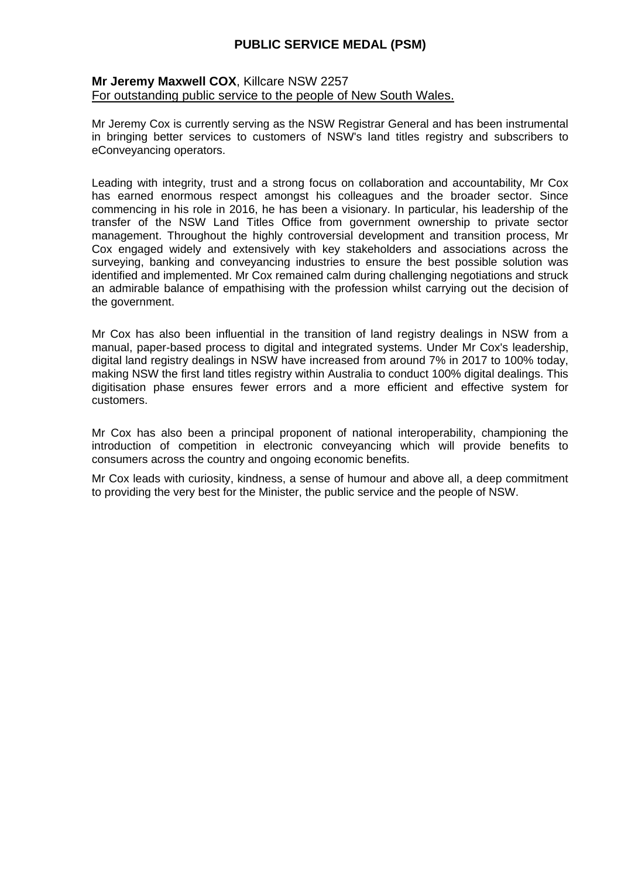# PUBLIC SERVICE MEDAL (PSM)

**Mr Jeremy Maxwell COX**, Killcare NSW 2257
For outstanding public service to the people of New South Wales.

Mr Jeremy Cox is currently serving as the NSW Registrar General and has been instrumental in bringing better services to customers of NSW's land titles registry and subscribers to eConveyancing operators.

Leading with integrity, trust and a strong focus on collaboration and accountability, Mr Cox has earned enormous respect amongst his colleagues and the broader sector. Since commencing in his role in 2016, he has been a visionary. In particular, his leadership of the transfer of the NSW Land Titles Office from government ownership to private sector management. Throughout the highly controversial development and transition process, Mr Cox engaged widely and extensively with key stakeholders and associations across the surveying, banking and conveyancing industries to ensure the best possible solution was identified and implemented. Mr Cox remained calm during challenging negotiations and struck an admirable balance of empathising with the profession whilst carrying out the decision of the government.

Mr Cox has also been influential in the transition of land registry dealings in NSW from a manual, paper-based process to digital and integrated systems. Under Mr Cox's leadership, digital land registry dealings in NSW have increased from around 7% in 2017 to 100% today, making NSW the first land titles registry within Australia to conduct 100% digital dealings. This digitisation phase ensures fewer errors and a more efficient and effective system for customers.

Mr Cox has also been a principal proponent of national interoperability, championing the introduction of competition in electronic conveyancing which will provide benefits to consumers across the country and ongoing economic benefits.

Mr Cox leads with curiosity, kindness, a sense of humour and above all, a deep commitment to providing the very best for the Minister, the public service and the people of NSW.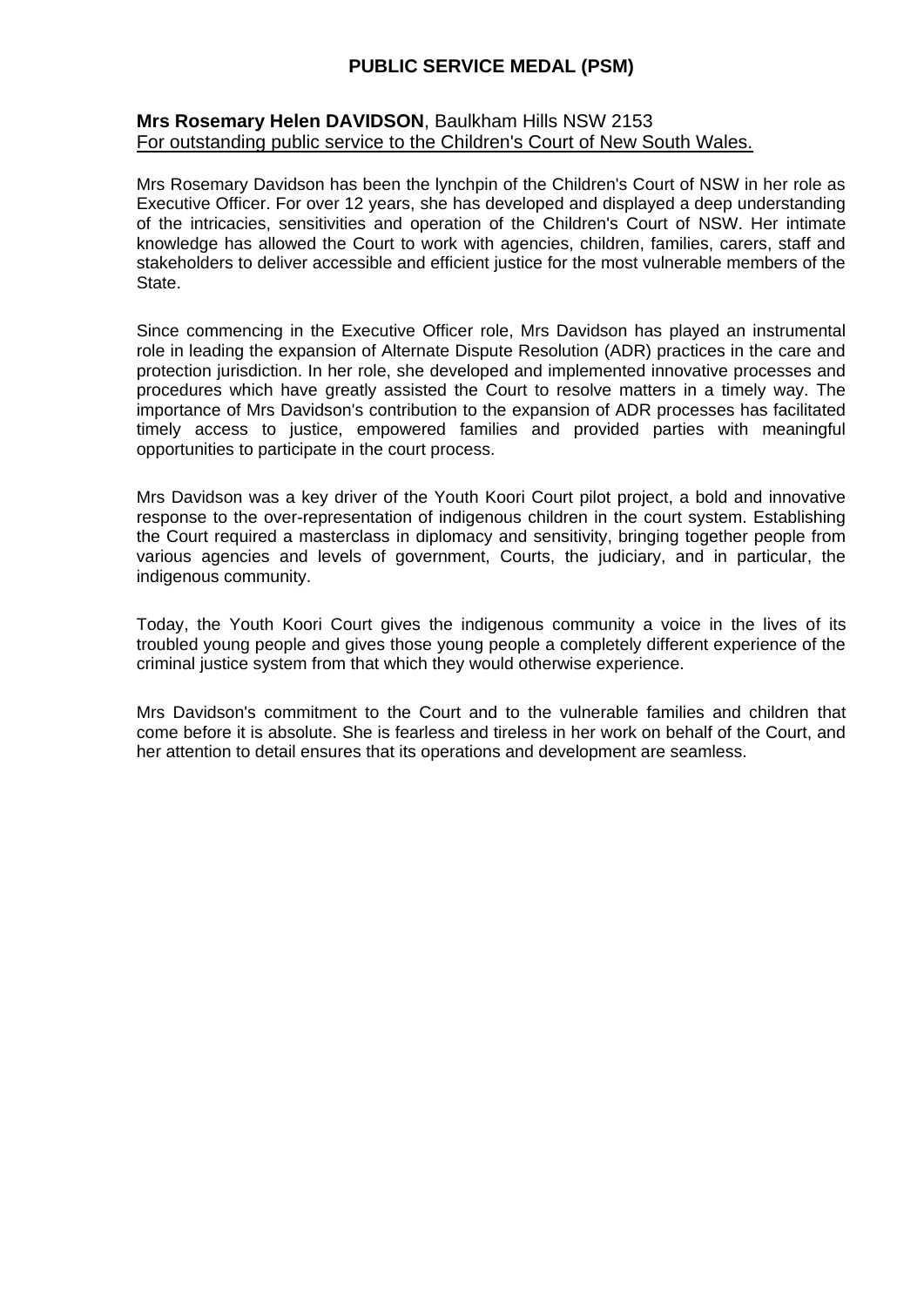## PUBLIC SERVICE MEDAL (PSM)

**Mrs Rosemary Helen DAVIDSON**, Baulkham Hills NSW 2153
For outstanding public service to the Children's Court of New South Wales.

Mrs Rosemary Davidson has been the lynchpin of the Children's Court of NSW in her role as Executive Officer. For over 12 years, she has developed and displayed a deep understanding of the intricacies, sensitivities and operation of the Children's Court of NSW. Her intimate knowledge has allowed the Court to work with agencies, children, families, carers, staff and stakeholders to deliver accessible and efficient justice for the most vulnerable members of the State.

Since commencing in the Executive Officer role, Mrs Davidson has played an instrumental role in leading the expansion of Alternate Dispute Resolution (ADR) practices in the care and protection jurisdiction. In her role, she developed and implemented innovative processes and procedures which have greatly assisted the Court to resolve matters in a timely way. The importance of Mrs Davidson's contribution to the expansion of ADR processes has facilitated timely access to justice, empowered families and provided parties with meaningful opportunities to participate in the court process.

Mrs Davidson was a key driver of the Youth Koori Court pilot project, a bold and innovative response to the over-representation of indigenous children in the court system. Establishing the Court required a masterclass in diplomacy and sensitivity, bringing together people from various agencies and levels of government, Courts, the judiciary, and in particular, the indigenous community.

Today, the Youth Koori Court gives the indigenous community a voice in the lives of its troubled young people and gives those young people a completely different experience of the criminal justice system from that which they would otherwise experience.

Mrs Davidson's commitment to the Court and to the vulnerable families and children that come before it is absolute. She is fearless and tireless in her work on behalf of the Court, and her attention to detail ensures that its operations and development are seamless.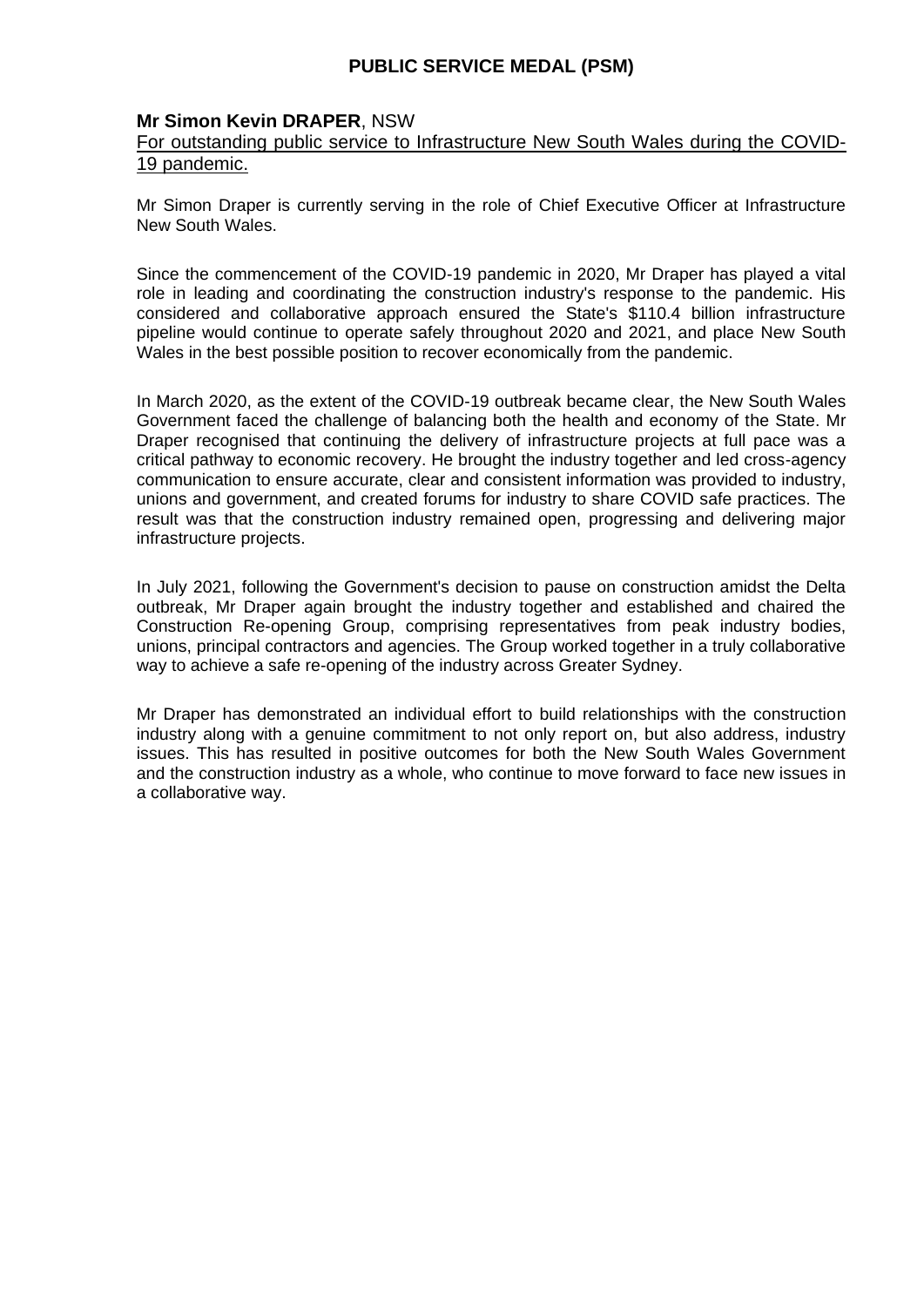## PUBLIC SERVICE MEDAL (PSM)

**Mr Simon Kevin DRAPER**, NSW

For outstanding public service to Infrastructure New South Wales during the COVID-19 pandemic.

Mr Simon Draper is currently serving in the role of Chief Executive Officer at Infrastructure New South Wales.

Since the commencement of the COVID-19 pandemic in 2020, Mr Draper has played a vital role in leading and coordinating the construction industry's response to the pandemic. His considered and collaborative approach ensured the State's $110.4 billion infrastructure pipeline would continue to operate safely throughout 2020 and 2021, and place New South Wales in the best possible position to recover economically from the pandemic.

In March 2020, as the extent of the COVID-19 outbreak became clear, the New South Wales Government faced the challenge of balancing both the health and economy of the State. Mr Draper recognised that continuing the delivery of infrastructure projects at full pace was a critical pathway to economic recovery. He brought the industry together and led cross-agency communication to ensure accurate, clear and consistent information was provided to industry, unions and government, and created forums for industry to share COVID safe practices. The result was that the construction industry remained open, progressing and delivering major infrastructure projects.

In July 2021, following the Government's decision to pause on construction amidst the Delta outbreak, Mr Draper again brought the industry together and established and chaired the Construction Re-opening Group, comprising representatives from peak industry bodies, unions, principal contractors and agencies. The Group worked together in a truly collaborative way to achieve a safe re-opening of the industry across Greater Sydney.

Mr Draper has demonstrated an individual effort to build relationships with the construction industry along with a genuine commitment to not only report on, but also address, industry issues. This has resulted in positive outcomes for both the New South Wales Government and the construction industry as a whole, who continue to move forward to face new issues in a collaborative way.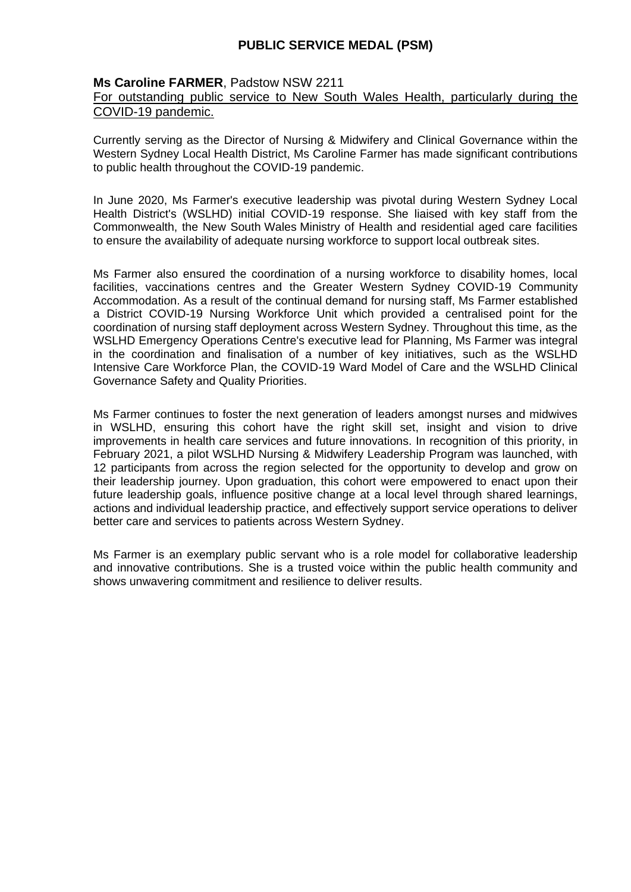## PUBLIC SERVICE MEDAL (PSM)

**Ms Caroline FARMER**, Padstow NSW 2211
For outstanding public service to New South Wales Health, particularly during the COVID-19 pandemic.

Currently serving as the Director of Nursing & Midwifery and Clinical Governance within the Western Sydney Local Health District, Ms Caroline Farmer has made significant contributions to public health throughout the COVID-19 pandemic.

In June 2020, Ms Farmer's executive leadership was pivotal during Western Sydney Local Health District's (WSLHD) initial COVID-19 response. She liaised with key staff from the Commonwealth, the New South Wales Ministry of Health and residential aged care facilities to ensure the availability of adequate nursing workforce to support local outbreak sites.

Ms Farmer also ensured the coordination of a nursing workforce to disability homes, local facilities, vaccinations centres and the Greater Western Sydney COVID-19 Community Accommodation. As a result of the continual demand for nursing staff, Ms Farmer established a District COVID-19 Nursing Workforce Unit which provided a centralised point for the coordination of nursing staff deployment across Western Sydney. Throughout this time, as the WSLHD Emergency Operations Centre's executive lead for Planning, Ms Farmer was integral in the coordination and finalisation of a number of key initiatives, such as the WSLHD Intensive Care Workforce Plan, the COVID-19 Ward Model of Care and the WSLHD Clinical Governance Safety and Quality Priorities.

Ms Farmer continues to foster the next generation of leaders amongst nurses and midwives in WSLHD, ensuring this cohort have the right skill set, insight and vision to drive improvements in health care services and future innovations. In recognition of this priority, in February 2021, a pilot WSLHD Nursing & Midwifery Leadership Program was launched, with 12 participants from across the region selected for the opportunity to develop and grow on their leadership journey. Upon graduation, this cohort were empowered to enact upon their future leadership goals, influence positive change at a local level through shared learnings, actions and individual leadership practice, and effectively support service operations to deliver better care and services to patients across Western Sydney.

Ms Farmer is an exemplary public servant who is a role model for collaborative leadership and innovative contributions. She is a trusted voice within the public health community and shows unwavering commitment and resilience to deliver results.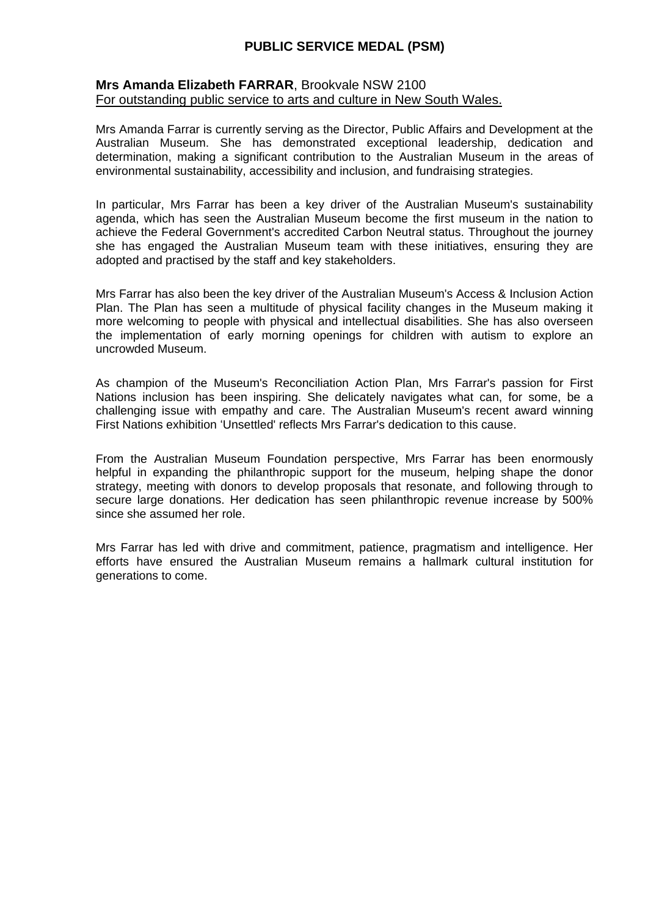## PUBLIC SERVICE MEDAL (PSM)

**Mrs Amanda Elizabeth FARRAR**, Brookvale NSW 2100
For outstanding public service to arts and culture in New South Wales.

Mrs Amanda Farrar is currently serving as the Director, Public Affairs and Development at the Australian Museum. She has demonstrated exceptional leadership, dedication and determination, making a significant contribution to the Australian Museum in the areas of environmental sustainability, accessibility and inclusion, and fundraising strategies.

In particular, Mrs Farrar has been a key driver of the Australian Museum's sustainability agenda, which has seen the Australian Museum become the first museum in the nation to achieve the Federal Government's accredited Carbon Neutral status. Throughout the journey she has engaged the Australian Museum team with these initiatives, ensuring they are adopted and practised by the staff and key stakeholders.

Mrs Farrar has also been the key driver of the Australian Museum's Access & Inclusion Action Plan. The Plan has seen a multitude of physical facility changes in the Museum making it more welcoming to people with physical and intellectual disabilities. She has also overseen the implementation of early morning openings for children with autism to explore an uncrowded Museum.

As champion of the Museum's Reconciliation Action Plan, Mrs Farrar's passion for First Nations inclusion has been inspiring. She delicately navigates what can, for some, be a challenging issue with empathy and care. The Australian Museum's recent award winning First Nations exhibition 'Unsettled' reflects Mrs Farrar's dedication to this cause.

From the Australian Museum Foundation perspective, Mrs Farrar has been enormously helpful in expanding the philanthropic support for the museum, helping shape the donor strategy, meeting with donors to develop proposals that resonate, and following through to secure large donations. Her dedication has seen philanthropic revenue increase by 500% since she assumed her role.

Mrs Farrar has led with drive and commitment, patience, pragmatism and intelligence. Her efforts have ensured the Australian Museum remains a hallmark cultural institution for generations to come.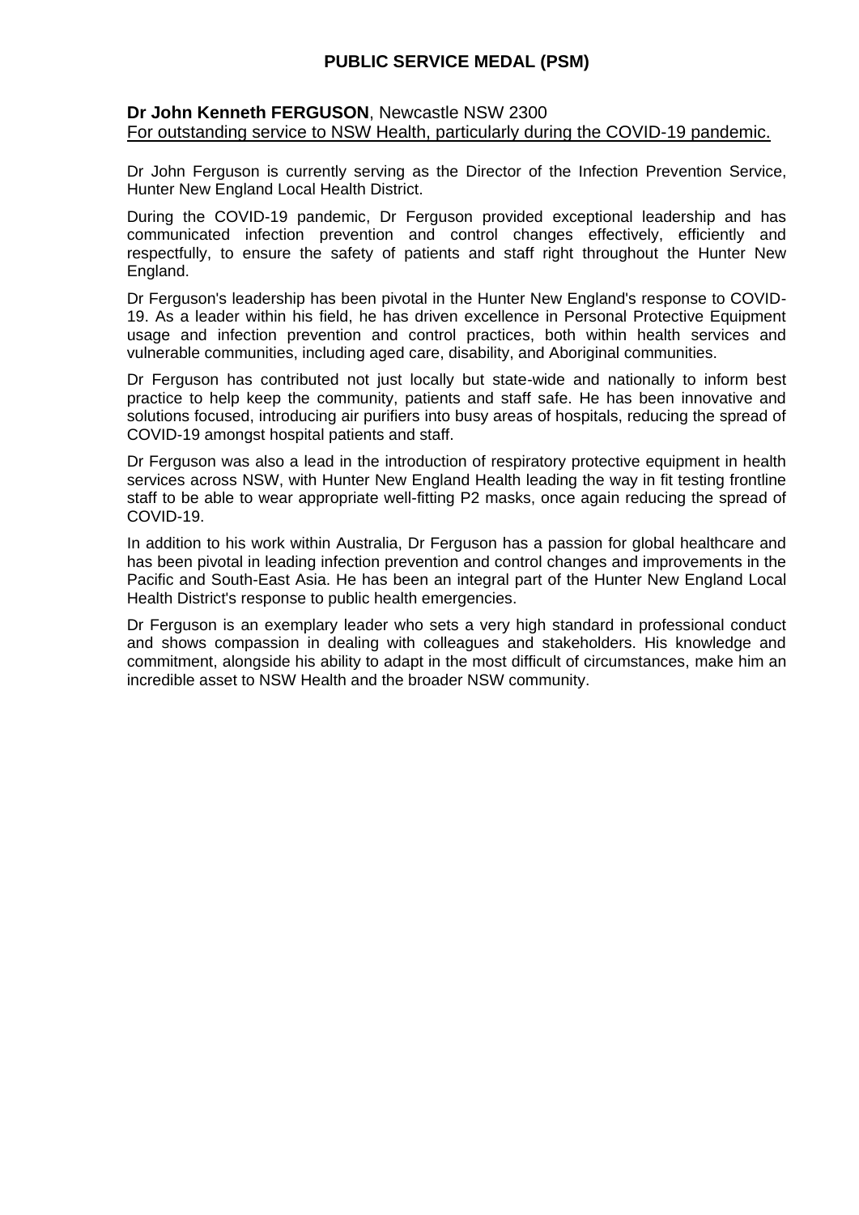## PUBLIC SERVICE MEDAL (PSM)

**Dr John Kenneth FERGUSON**, Newcastle NSW 2300
For outstanding service to NSW Health, particularly during the COVID-19 pandemic.

Dr John Ferguson is currently serving as the Director of the Infection Prevention Service, Hunter New England Local Health District.

During the COVID-19 pandemic, Dr Ferguson provided exceptional leadership and has communicated infection prevention and control changes effectively, efficiently and respectfully, to ensure the safety of patients and staff right throughout the Hunter New England.

Dr Ferguson's leadership has been pivotal in the Hunter New England's response to COVID-19. As a leader within his field, he has driven excellence in Personal Protective Equipment usage and infection prevention and control practices, both within health services and vulnerable communities, including aged care, disability, and Aboriginal communities.

Dr Ferguson has contributed not just locally but state-wide and nationally to inform best practice to help keep the community, patients and staff safe. He has been innovative and solutions focused, introducing air purifiers into busy areas of hospitals, reducing the spread of COVID-19 amongst hospital patients and staff.

Dr Ferguson was also a lead in the introduction of respiratory protective equipment in health services across NSW, with Hunter New England Health leading the way in fit testing frontline staff to be able to wear appropriate well-fitting P2 masks, once again reducing the spread of COVID-19.

In addition to his work within Australia, Dr Ferguson has a passion for global healthcare and has been pivotal in leading infection prevention and control changes and improvements in the Pacific and South-East Asia. He has been an integral part of the Hunter New England Local Health District's response to public health emergencies.

Dr Ferguson is an exemplary leader who sets a very high standard in professional conduct and shows compassion in dealing with colleagues and stakeholders. His knowledge and commitment, alongside his ability to adapt in the most difficult of circumstances, make him an incredible asset to NSW Health and the broader NSW community.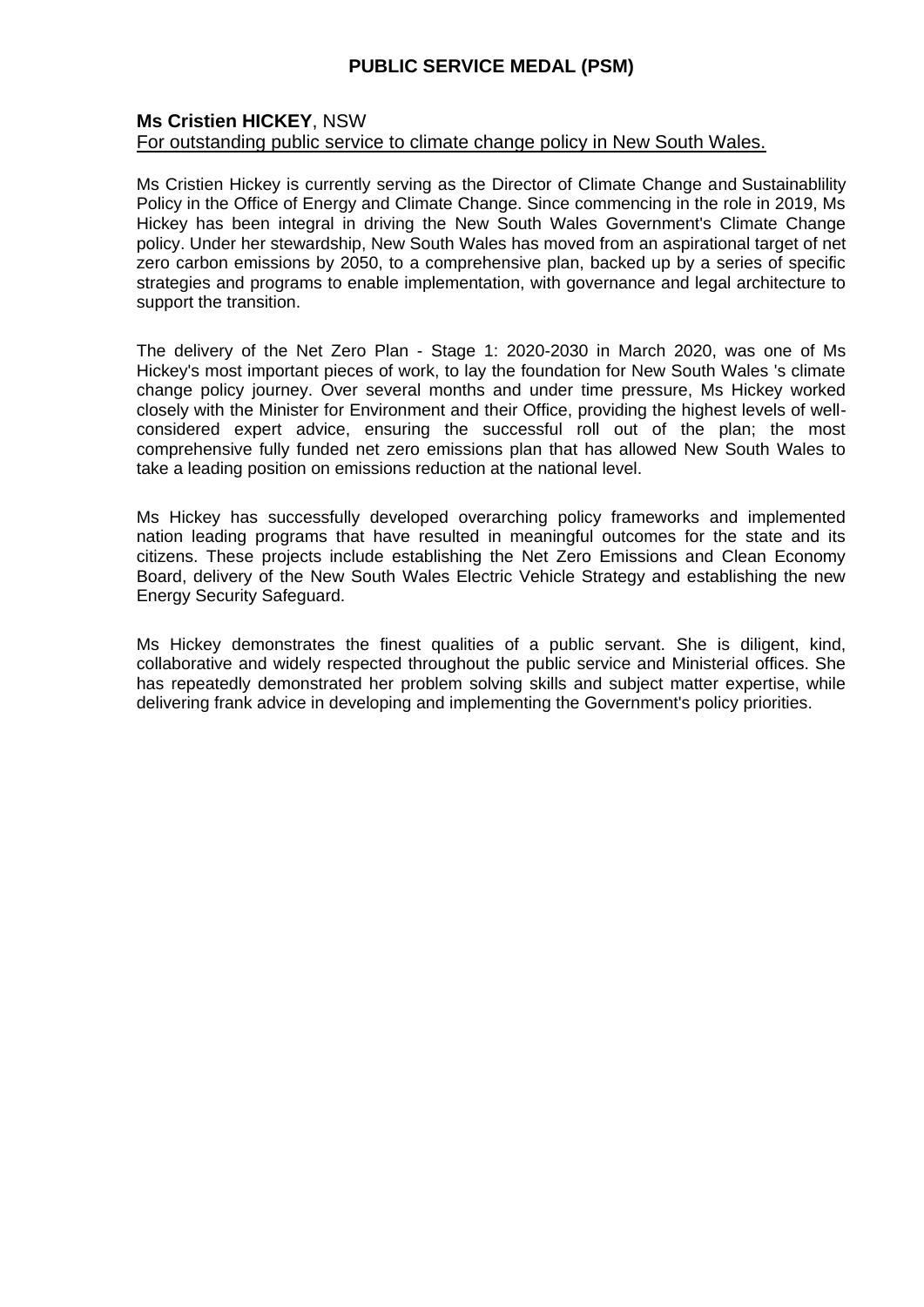# PUBLIC SERVICE MEDAL (PSM)

**Ms Cristien HICKEY**, NSW
For outstanding public service to climate change policy in New South Wales.

Ms Cristien Hickey is currently serving as the Director of Climate Change and Sustainablility Policy in the Office of Energy and Climate Change. Since commencing in the role in 2019, Ms Hickey has been integral in driving the New South Wales Government's Climate Change policy. Under her stewardship, New South Wales has moved from an aspirational target of net zero carbon emissions by 2050, to a comprehensive plan, backed up by a series of specific strategies and programs to enable implementation, with governance and legal architecture to support the transition.

The delivery of the Net Zero Plan - Stage 1: 2020-2030 in March 2020, was one of Ms Hickey's most important pieces of work, to lay the foundation for New South Wales 's climate change policy journey. Over several months and under time pressure, Ms Hickey worked closely with the Minister for Environment and their Office, providing the highest levels of well-considered expert advice, ensuring the successful roll out of the plan; the most comprehensive fully funded net zero emissions plan that has allowed New South Wales to take a leading position on emissions reduction at the national level.

Ms Hickey has successfully developed overarching policy frameworks and implemented nation leading programs that have resulted in meaningful outcomes for the state and its citizens. These projects include establishing the Net Zero Emissions and Clean Economy Board, delivery of the New South Wales Electric Vehicle Strategy and establishing the new Energy Security Safeguard.

Ms Hickey demonstrates the finest qualities of a public servant. She is diligent, kind, collaborative and widely respected throughout the public service and Ministerial offices. She has repeatedly demonstrated her problem solving skills and subject matter expertise, while delivering frank advice in developing and implementing the Government's policy priorities.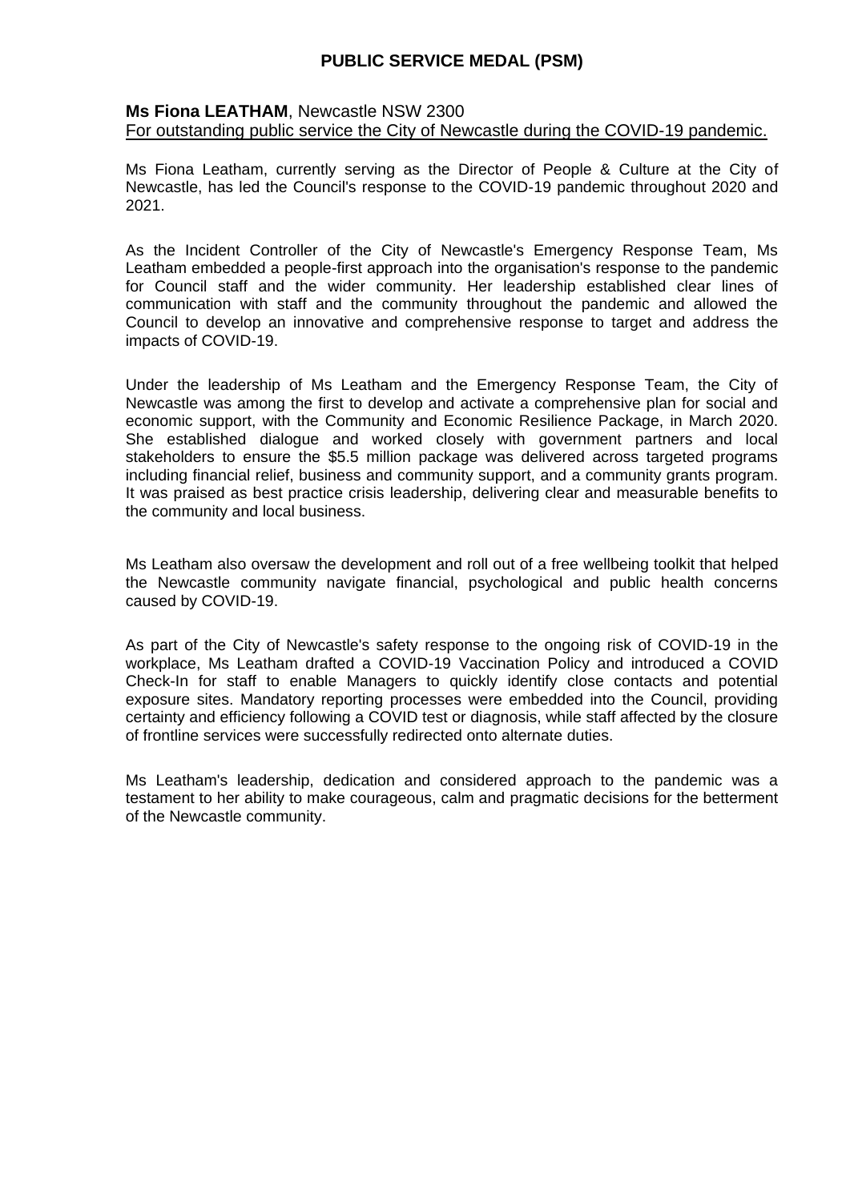## PUBLIC SERVICE MEDAL (PSM)

**Ms Fiona LEATHAM**, Newcastle NSW 2300
For outstanding public service the City of Newcastle during the COVID-19 pandemic.

Ms Fiona Leatham, currently serving as the Director of People & Culture at the City of Newcastle, has led the Council's response to the COVID-19 pandemic throughout 2020 and 2021.

As the Incident Controller of the City of Newcastle's Emergency Response Team, Ms Leatham embedded a people-first approach into the organisation's response to the pandemic for Council staff and the wider community. Her leadership established clear lines of communication with staff and the community throughout the pandemic and allowed the Council to develop an innovative and comprehensive response to target and address the impacts of COVID-19.

Under the leadership of Ms Leatham and the Emergency Response Team, the City of Newcastle was among the first to develop and activate a comprehensive plan for social and economic support, with the Community and Economic Resilience Package, in March 2020. She established dialogue and worked closely with government partners and local stakeholders to ensure the $5.5 million package was delivered across targeted programs including financial relief, business and community support, and a community grants program. It was praised as best practice crisis leadership, delivering clear and measurable benefits to the community and local business.

Ms Leatham also oversaw the development and roll out of a free wellbeing toolkit that helped the Newcastle community navigate financial, psychological and public health concerns caused by COVID-19.

As part of the City of Newcastle's safety response to the ongoing risk of COVID-19 in the workplace, Ms Leatham drafted a COVID-19 Vaccination Policy and introduced a COVID Check-In for staff to enable Managers to quickly identify close contacts and potential exposure sites. Mandatory reporting processes were embedded into the Council, providing certainty and efficiency following a COVID test or diagnosis, while staff affected by the closure of frontline services were successfully redirected onto alternate duties.

Ms Leatham's leadership, dedication and considered approach to the pandemic was a testament to her ability to make courageous, calm and pragmatic decisions for the betterment of the Newcastle community.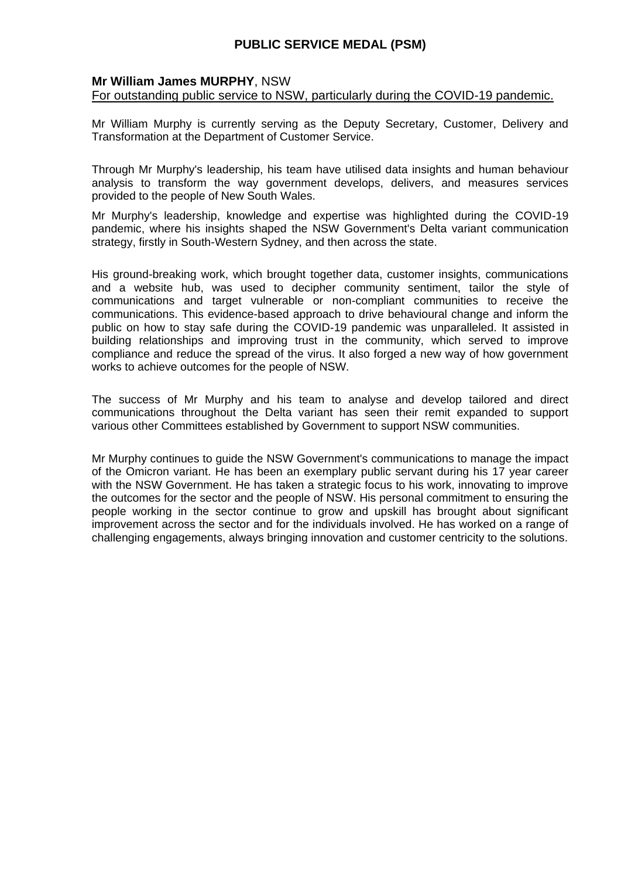## PUBLIC SERVICE MEDAL (PSM)

**Mr William James MURPHY**, NSW
For outstanding public service to NSW, particularly during the COVID-19 pandemic.

Mr William Murphy is currently serving as the Deputy Secretary, Customer, Delivery and Transformation at the Department of Customer Service.

Through Mr Murphy's leadership, his team have utilised data insights and human behaviour analysis to transform the way government develops, delivers, and measures services provided to the people of New South Wales.

Mr Murphy's leadership, knowledge and expertise was highlighted during the COVID-19 pandemic, where his insights shaped the NSW Government's Delta variant communication strategy, firstly in South-Western Sydney, and then across the state.

His ground-breaking work, which brought together data, customer insights, communications and a website hub, was used to decipher community sentiment, tailor the style of communications and target vulnerable or non-compliant communities to receive the communications. This evidence-based approach to drive behavioural change and inform the public on how to stay safe during the COVID-19 pandemic was unparalleled. It assisted in building relationships and improving trust in the community, which served to improve compliance and reduce the spread of the virus. It also forged a new way of how government works to achieve outcomes for the people of NSW.

The success of Mr Murphy and his team to analyse and develop tailored and direct communications throughout the Delta variant has seen their remit expanded to support various other Committees established by Government to support NSW communities.

Mr Murphy continues to guide the NSW Government's communications to manage the impact of the Omicron variant. He has been an exemplary public servant during his 17 year career with the NSW Government. He has taken a strategic focus to his work, innovating to improve the outcomes for the sector and the people of NSW. His personal commitment to ensuring the people working in the sector continue to grow and upskill has brought about significant improvement across the sector and for the individuals involved. He has worked on a range of challenging engagements, always bringing innovation and customer centricity to the solutions.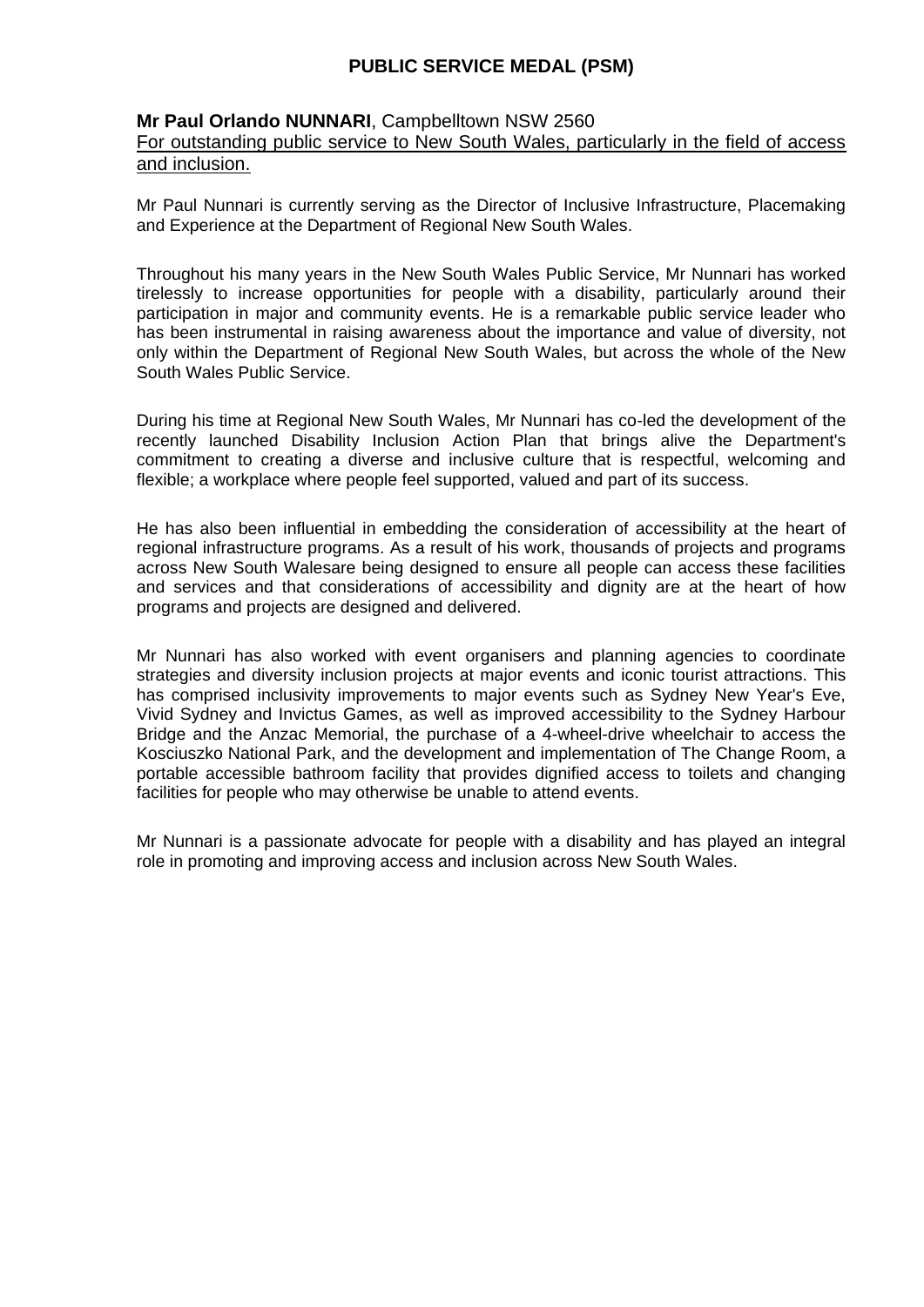# PUBLIC SERVICE MEDAL (PSM)

**Mr Paul Orlando NUNNARI**, Campbelltown NSW 2560

For outstanding public service to New South Wales, particularly in the field of access and inclusion.

Mr Paul Nunnari is currently serving as the Director of Inclusive Infrastructure, Placemaking and Experience at the Department of Regional New South Wales.

Throughout his many years in the New South Wales Public Service, Mr Nunnari has worked tirelessly to increase opportunities for people with a disability, particularly around their participation in major and community events. He is a remarkable public service leader who has been instrumental in raising awareness about the importance and value of diversity, not only within the Department of Regional New South Wales, but across the whole of the New South Wales Public Service.

During his time at Regional New South Wales, Mr Nunnari has co-led the development of the recently launched Disability Inclusion Action Plan that brings alive the Department's commitment to creating a diverse and inclusive culture that is respectful, welcoming and flexible; a workplace where people feel supported, valued and part of its success.

He has also been influential in embedding the consideration of accessibility at the heart of regional infrastructure programs. As a result of his work, thousands of projects and programs across New South Walesare being designed to ensure all people can access these facilities and services and that considerations of accessibility and dignity are at the heart of how programs and projects are designed and delivered.

Mr Nunnari has also worked with event organisers and planning agencies to coordinate strategies and diversity inclusion projects at major events and iconic tourist attractions. This has comprised inclusivity improvements to major events such as Sydney New Year's Eve, Vivid Sydney and Invictus Games, as well as improved accessibility to the Sydney Harbour Bridge and the Anzac Memorial, the purchase of a 4-wheel-drive wheelchair to access the Kosciuszko National Park, and the development and implementation of The Change Room, a portable accessible bathroom facility that provides dignified access to toilets and changing facilities for people who may otherwise be unable to attend events.

Mr Nunnari is a passionate advocate for people with a disability and has played an integral role in promoting and improving access and inclusion across New South Wales.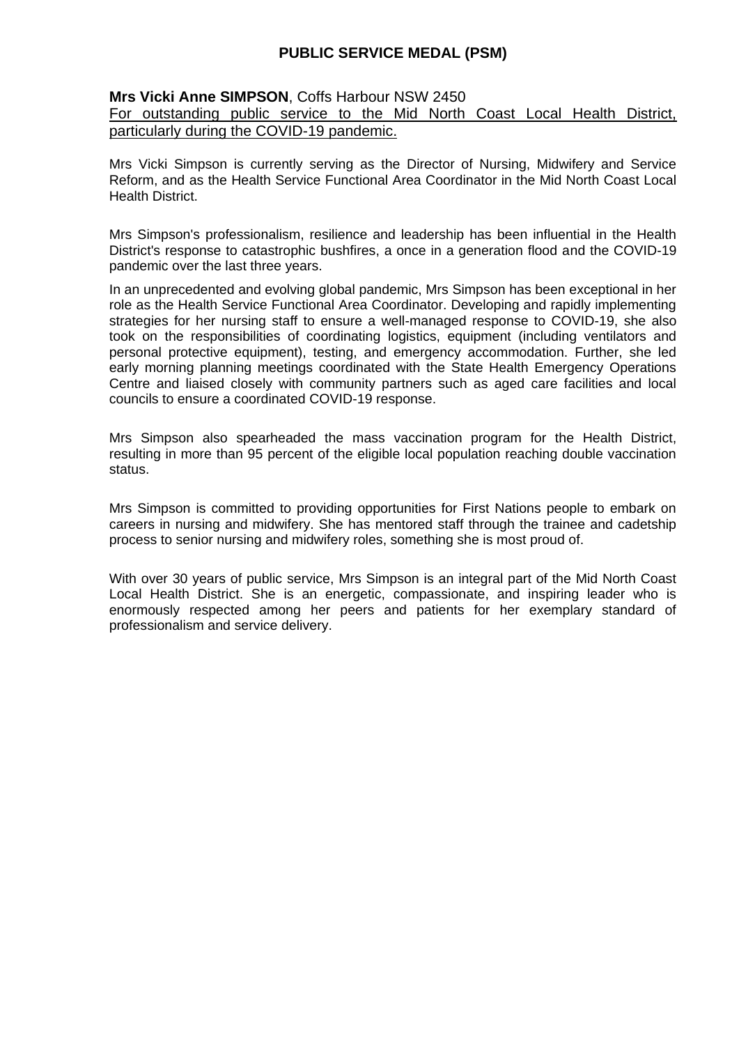## PUBLIC SERVICE MEDAL (PSM)

**Mrs Vicki Anne SIMPSON**, Coffs Harbour NSW 2450

For outstanding public service to the Mid North Coast Local Health District, particularly during the COVID-19 pandemic.

Mrs Vicki Simpson is currently serving as the Director of Nursing, Midwifery and Service Reform, and as the Health Service Functional Area Coordinator in the Mid North Coast Local Health District.

Mrs Simpson's professionalism, resilience and leadership has been influential in the Health District's response to catastrophic bushfires, a once in a generation flood and the COVID-19 pandemic over the last three years.

In an unprecedented and evolving global pandemic, Mrs Simpson has been exceptional in her role as the Health Service Functional Area Coordinator. Developing and rapidly implementing strategies for her nursing staff to ensure a well-managed response to COVID-19, she also took on the responsibilities of coordinating logistics, equipment (including ventilators and personal protective equipment), testing, and emergency accommodation. Further, she led early morning planning meetings coordinated with the State Health Emergency Operations Centre and liaised closely with community partners such as aged care facilities and local councils to ensure a coordinated COVID-19 response.

Mrs Simpson also spearheaded the mass vaccination program for the Health District, resulting in more than 95 percent of the eligible local population reaching double vaccination status.

Mrs Simpson is committed to providing opportunities for First Nations people to embark on careers in nursing and midwifery. She has mentored staff through the trainee and cadetship process to senior nursing and midwifery roles, something she is most proud of.

With over 30 years of public service, Mrs Simpson is an integral part of the Mid North Coast Local Health District. She is an energetic, compassionate, and inspiring leader who is enormously respected among her peers and patients for her exemplary standard of professionalism and service delivery.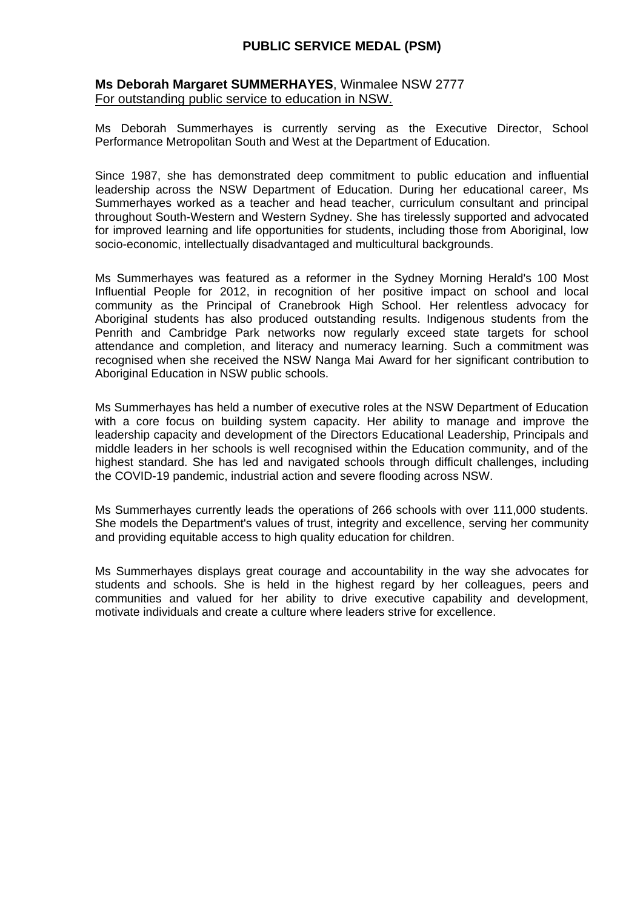# PUBLIC SERVICE MEDAL (PSM)

**Ms Deborah Margaret SUMMERHAYES**, Winmalee NSW 2777
For outstanding public service to education in NSW.

Ms Deborah Summerhayes is currently serving as the Executive Director, School Performance Metropolitan South and West at the Department of Education.

Since 1987, she has demonstrated deep commitment to public education and influential leadership across the NSW Department of Education. During her educational career, Ms Summerhayes worked as a teacher and head teacher, curriculum consultant and principal throughout South-Western and Western Sydney. She has tirelessly supported and advocated for improved learning and life opportunities for students, including those from Aboriginal, low socio-economic, intellectually disadvantaged and multicultural backgrounds.

Ms Summerhayes was featured as a reformer in the Sydney Morning Herald's 100 Most Influential People for 2012, in recognition of her positive impact on school and local community as the Principal of Cranebrook High School. Her relentless advocacy for Aboriginal students has also produced outstanding results. Indigenous students from the Penrith and Cambridge Park networks now regularly exceed state targets for school attendance and completion, and literacy and numeracy learning. Such a commitment was recognised when she received the NSW Nanga Mai Award for her significant contribution to Aboriginal Education in NSW public schools.

Ms Summerhayes has held a number of executive roles at the NSW Department of Education with a core focus on building system capacity. Her ability to manage and improve the leadership capacity and development of the Directors Educational Leadership, Principals and middle leaders in her schools is well recognised within the Education community, and of the highest standard. She has led and navigated schools through difficult challenges, including the COVID-19 pandemic, industrial action and severe flooding across NSW.

Ms Summerhayes currently leads the operations of 266 schools with over 111,000 students. She models the Department's values of trust, integrity and excellence, serving her community and providing equitable access to high quality education for children.

Ms Summerhayes displays great courage and accountability in the way she advocates for students and schools. She is held in the highest regard by her colleagues, peers and communities and valued for her ability to drive executive capability and development, motivate individuals and create a culture where leaders strive for excellence.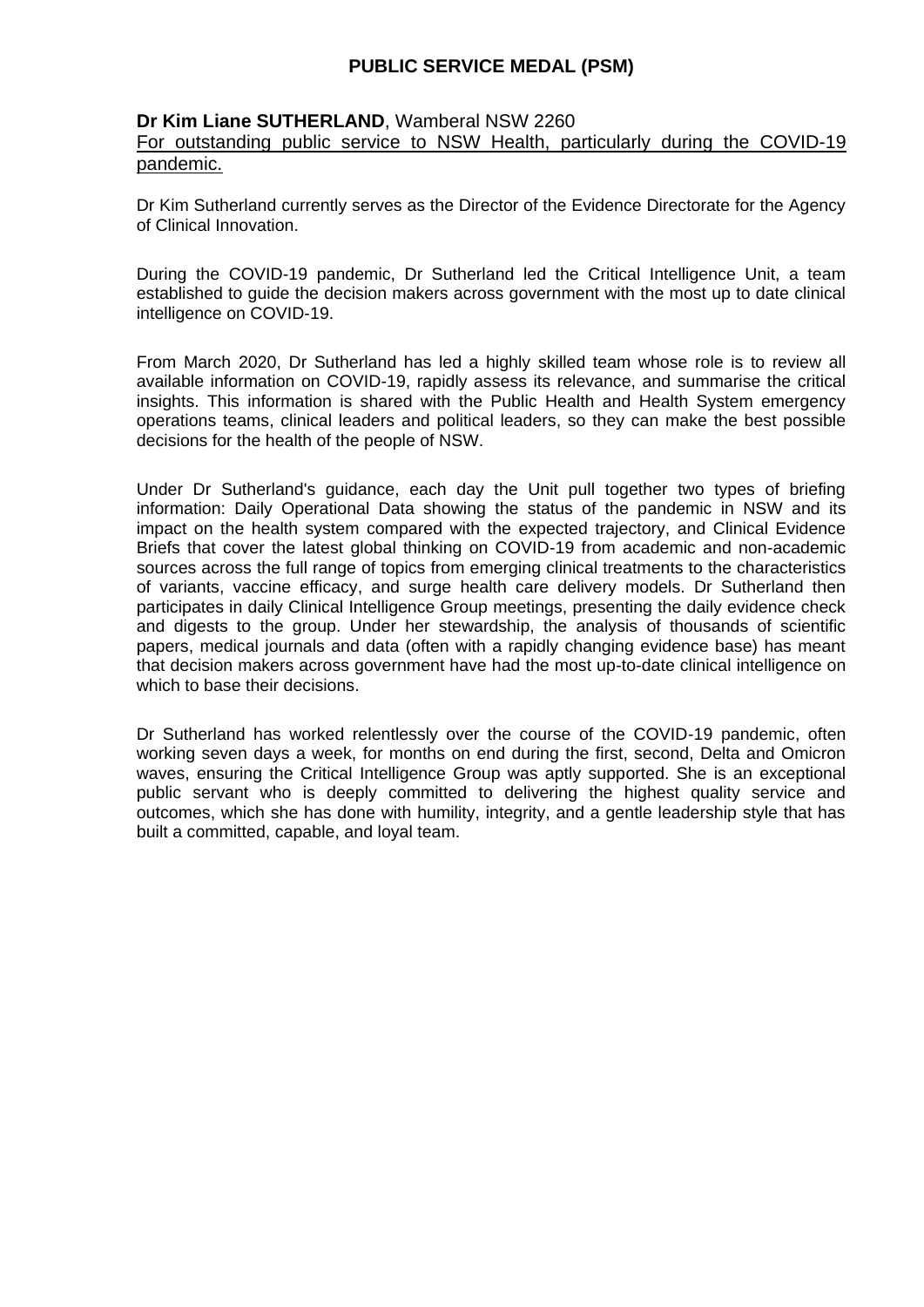## PUBLIC SERVICE MEDAL (PSM)

**Dr Kim Liane SUTHERLAND**, Wamberal NSW 2260
<u>For outstanding public service to NSW Health, particularly during the COVID-19 pandemic.</u>

Dr Kim Sutherland currently serves as the Director of the Evidence Directorate for the Agency of Clinical Innovation.

During the COVID-19 pandemic, Dr Sutherland led the Critical Intelligence Unit, a team established to guide the decision makers across government with the most up to date clinical intelligence on COVID-19.

From March 2020, Dr Sutherland has led a highly skilled team whose role is to review all available information on COVID-19, rapidly assess its relevance, and summarise the critical insights. This information is shared with the Public Health and Health System emergency operations teams, clinical leaders and political leaders, so they can make the best possible decisions for the health of the people of NSW.

Under Dr Sutherland's guidance, each day the Unit pull together two types of briefing information: Daily Operational Data showing the status of the pandemic in NSW and its impact on the health system compared with the expected trajectory, and Clinical Evidence Briefs that cover the latest global thinking on COVID-19 from academic and non-academic sources across the full range of topics from emerging clinical treatments to the characteristics of variants, vaccine efficacy, and surge health care delivery models. Dr Sutherland then participates in daily Clinical Intelligence Group meetings, presenting the daily evidence check and digests to the group. Under her stewardship, the analysis of thousands of scientific papers, medical journals and data (often with a rapidly changing evidence base) has meant that decision makers across government have had the most up-to-date clinical intelligence on which to base their decisions.

Dr Sutherland has worked relentlessly over the course of the COVID-19 pandemic, often working seven days a week, for months on end during the first, second, Delta and Omicron waves, ensuring the Critical Intelligence Group was aptly supported. She is an exceptional public servant who is deeply committed to delivering the highest quality service and outcomes, which she has done with humility, integrity, and a gentle leadership style that has built a committed, capable, and loyal team.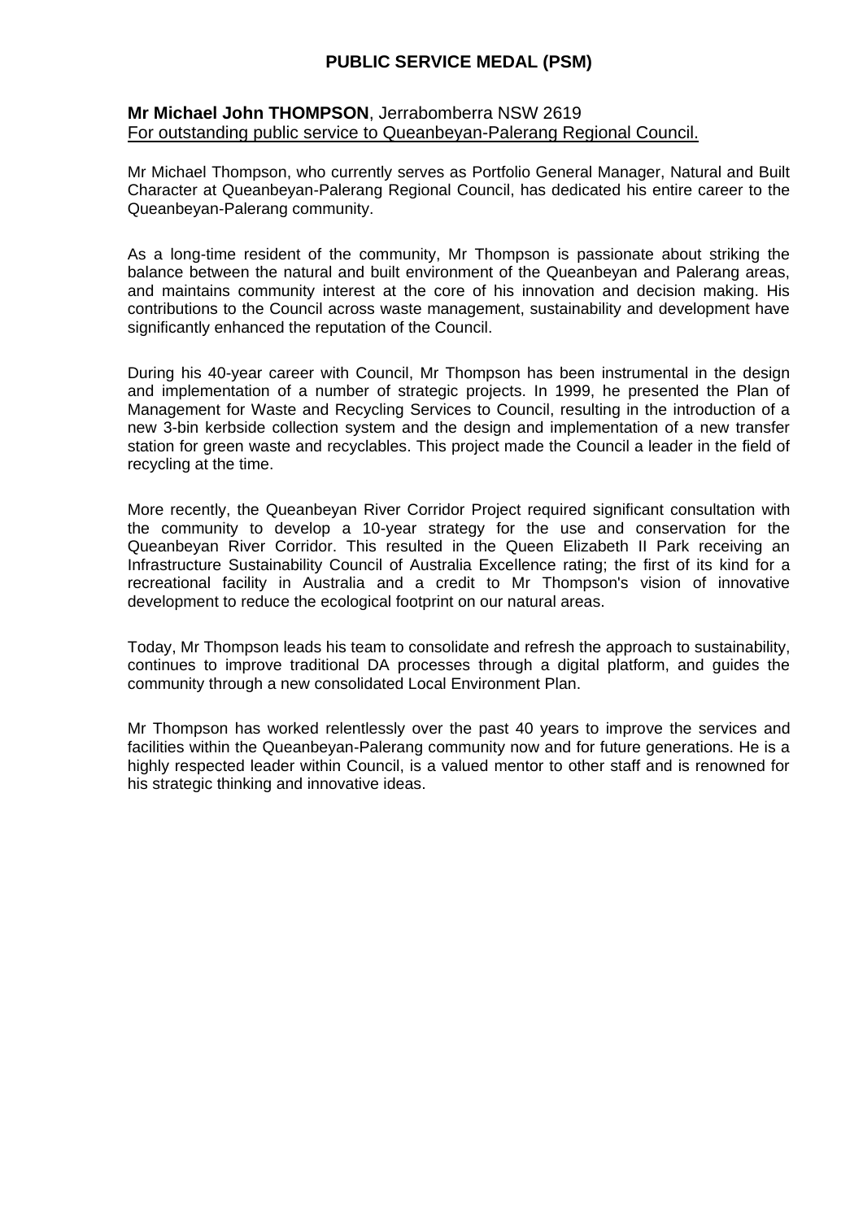## PUBLIC SERVICE MEDAL (PSM)

**Mr Michael John THOMPSON**, Jerrabomberra NSW 2619
For outstanding public service to Queanbeyan-Palerang Regional Council.

Mr Michael Thompson, who currently serves as Portfolio General Manager, Natural and Built Character at Queanbeyan-Palerang Regional Council, has dedicated his entire career to the Queanbeyan-Palerang community.

As a long-time resident of the community, Mr Thompson is passionate about striking the balance between the natural and built environment of the Queanbeyan and Palerang areas, and maintains community interest at the core of his innovation and decision making. His contributions to the Council across waste management, sustainability and development have significantly enhanced the reputation of the Council.

During his 40-year career with Council, Mr Thompson has been instrumental in the design and implementation of a number of strategic projects. In 1999, he presented the Plan of Management for Waste and Recycling Services to Council, resulting in the introduction of a new 3-bin kerbside collection system and the design and implementation of a new transfer station for green waste and recyclables. This project made the Council a leader in the field of recycling at the time.

More recently, the Queanbeyan River Corridor Project required significant consultation with the community to develop a 10-year strategy for the use and conservation for the Queanbeyan River Corridor. This resulted in the Queen Elizabeth II Park receiving an Infrastructure Sustainability Council of Australia Excellence rating; the first of its kind for a recreational facility in Australia and a credit to Mr Thompson's vision of innovative development to reduce the ecological footprint on our natural areas.

Today, Mr Thompson leads his team to consolidate and refresh the approach to sustainability, continues to improve traditional DA processes through a digital platform, and guides the community through a new consolidated Local Environment Plan.

Mr Thompson has worked relentlessly over the past 40 years to improve the services and facilities within the Queanbeyan-Palerang community now and for future generations. He is a highly respected leader within Council, is a valued mentor to other staff and is renowned for his strategic thinking and innovative ideas.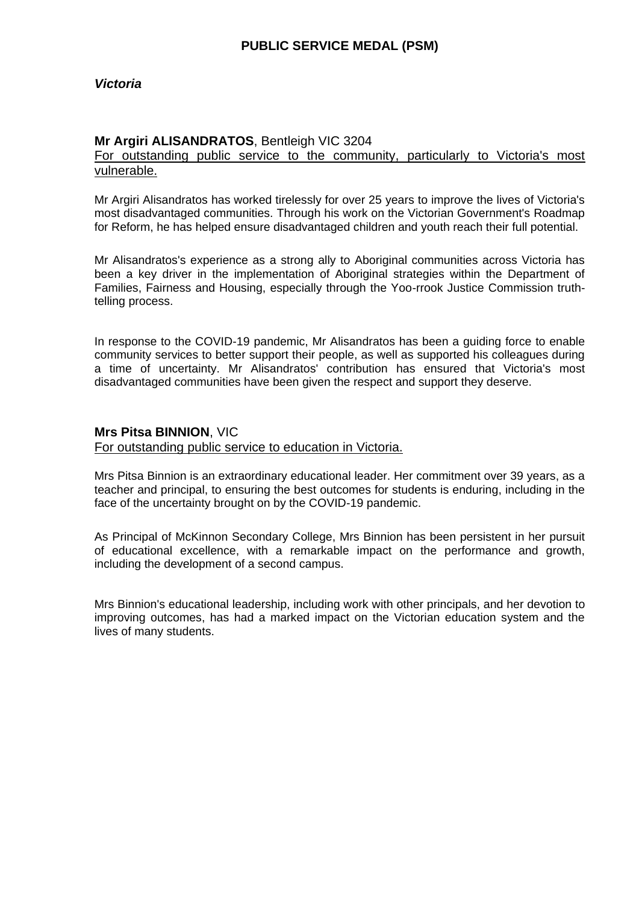# PUBLIC SERVICE MEDAL (PSM)

***Victoria***

**Mr Argiri ALISANDRATOS**, Bentleigh VIC 3204

For outstanding public service to the community, particularly to Victoria's most vulnerable.

Mr Argiri Alisandratos has worked tirelessly for over 25 years to improve the lives of Victoria's most disadvantaged communities. Through his work on the Victorian Government's Roadmap for Reform, he has helped ensure disadvantaged children and youth reach their full potential.

Mr Alisandratos's experience as a strong ally to Aboriginal communities across Victoria has been a key driver in the implementation of Aboriginal strategies within the Department of Families, Fairness and Housing, especially through the Yoo-rrook Justice Commission truth-telling process.

In response to the COVID-19 pandemic, Mr Alisandratos has been a guiding force to enable community services to better support their people, as well as supported his colleagues during a time of uncertainty. Mr Alisandratos' contribution has ensured that Victoria's most disadvantaged communities have been given the respect and support they deserve.

**Mrs Pitsa BINNION**, VIC

For outstanding public service to education in Victoria.

Mrs Pitsa Binnion is an extraordinary educational leader. Her commitment over 39 years, as a teacher and principal, to ensuring the best outcomes for students is enduring, including in the face of the uncertainty brought on by the COVID-19 pandemic.

As Principal of McKinnon Secondary College, Mrs Binnion has been persistent in her pursuit of educational excellence, with a remarkable impact on the performance and growth, including the development of a second campus.

Mrs Binnion's educational leadership, including work with other principals, and her devotion to improving outcomes, has had a marked impact on the Victorian education system and the lives of many students.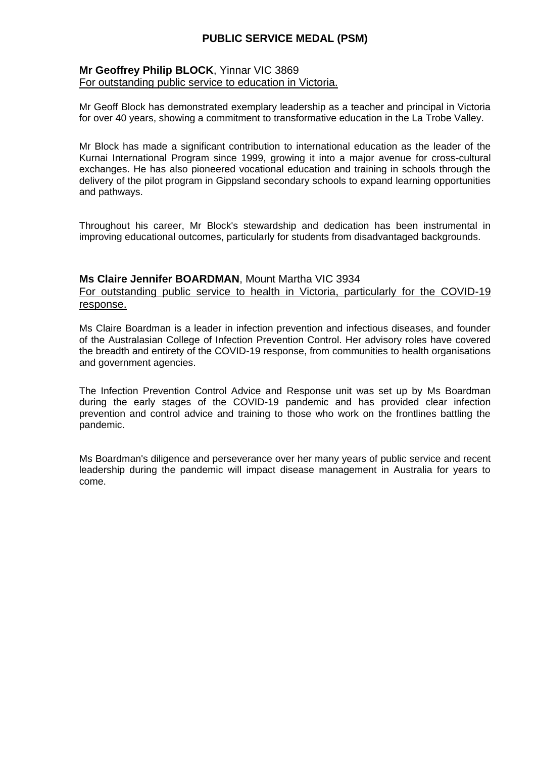# PUBLIC SERVICE MEDAL (PSM)

**Mr Geoffrey Philip BLOCK**, Yinnar VIC 3869
For outstanding public service to education in Victoria.

Mr Geoff Block has demonstrated exemplary leadership as a teacher and principal in Victoria for over 40 years, showing a commitment to transformative education in the La Trobe Valley.

Mr Block has made a significant contribution to international education as the leader of the Kurnai International Program since 1999, growing it into a major avenue for cross-cultural exchanges. He has also pioneered vocational education and training in schools through the delivery of the pilot program in Gippsland secondary schools to expand learning opportunities and pathways.

Throughout his career, Mr Block's stewardship and dedication has been instrumental in improving educational outcomes, particularly for students from disadvantaged backgrounds.

**Ms Claire Jennifer BOARDMAN**, Mount Martha VIC 3934
For outstanding public service to health in Victoria, particularly for the COVID-19 response.

Ms Claire Boardman is a leader in infection prevention and infectious diseases, and founder of the Australasian College of Infection Prevention Control. Her advisory roles have covered the breadth and entirety of the COVID-19 response, from communities to health organisations and government agencies.

The Infection Prevention Control Advice and Response unit was set up by Ms Boardman during the early stages of the COVID-19 pandemic and has provided clear infection prevention and control advice and training to those who work on the frontlines battling the pandemic.

Ms Boardman's diligence and perseverance over her many years of public service and recent leadership during the pandemic will impact disease management in Australia for years to come.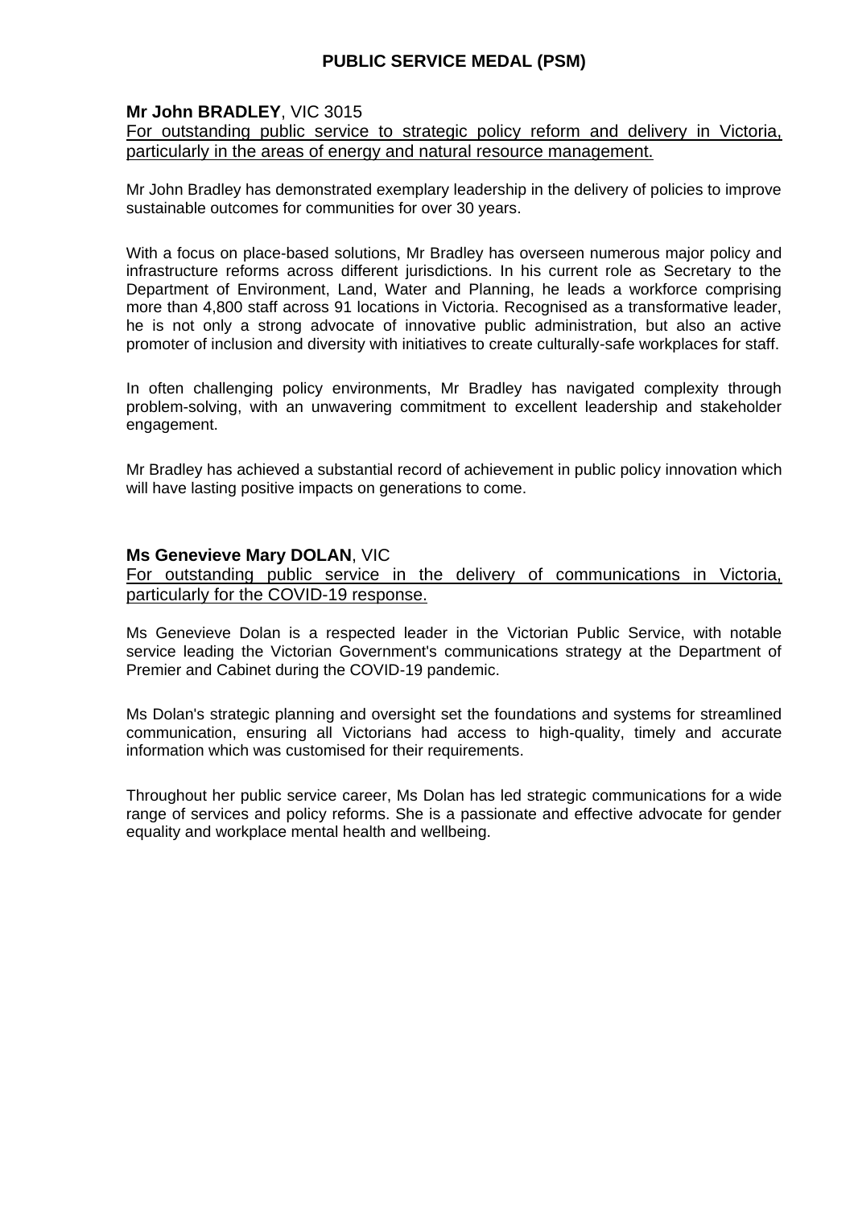## PUBLIC SERVICE MEDAL (PSM)

**Mr John BRADLEY**, VIC 3015

For outstanding public service to strategic policy reform and delivery in Victoria, particularly in the areas of energy and natural resource management.

Mr John Bradley has demonstrated exemplary leadership in the delivery of policies to improve sustainable outcomes for communities for over 30 years.

With a focus on place-based solutions, Mr Bradley has overseen numerous major policy and infrastructure reforms across different jurisdictions. In his current role as Secretary to the Department of Environment, Land, Water and Planning, he leads a workforce comprising more than 4,800 staff across 91 locations in Victoria. Recognised as a transformative leader, he is not only a strong advocate of innovative public administration, but also an active promoter of inclusion and diversity with initiatives to create culturally-safe workplaces for staff.

In often challenging policy environments, Mr Bradley has navigated complexity through problem-solving, with an unwavering commitment to excellent leadership and stakeholder engagement.

Mr Bradley has achieved a substantial record of achievement in public policy innovation which will have lasting positive impacts on generations to come.

**Ms Genevieve Mary DOLAN**, VIC

For outstanding public service in the delivery of communications in Victoria, particularly for the COVID-19 response.

Ms Genevieve Dolan is a respected leader in the Victorian Public Service, with notable service leading the Victorian Government's communications strategy at the Department of Premier and Cabinet during the COVID-19 pandemic.

Ms Dolan's strategic planning and oversight set the foundations and systems for streamlined communication, ensuring all Victorians had access to high-quality, timely and accurate information which was customised for their requirements.

Throughout her public service career, Ms Dolan has led strategic communications for a wide range of services and policy reforms. She is a passionate and effective advocate for gender equality and workplace mental health and wellbeing.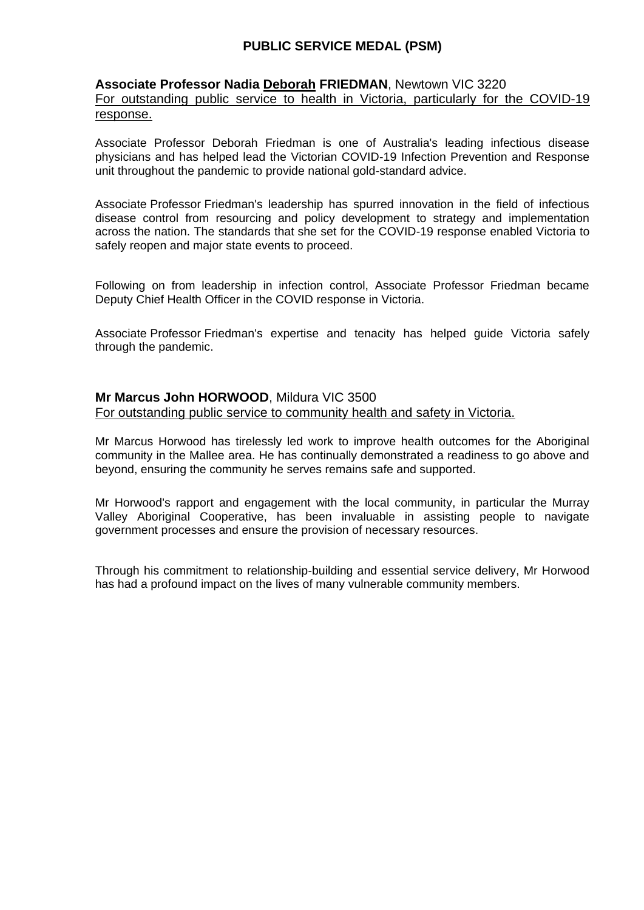## PUBLIC SERVICE MEDAL (PSM)

**Associate Professor Nadia Deborah FRIEDMAN**, Newtown VIC 3220

For outstanding public service to health in Victoria, particularly for the COVID-19 response.

Associate Professor Deborah Friedman is one of Australia's leading infectious disease physicians and has helped lead the Victorian COVID-19 Infection Prevention and Response unit throughout the pandemic to provide national gold-standard advice.

Associate Professor Friedman's leadership has spurred innovation in the field of infectious disease control from resourcing and policy development to strategy and implementation across the nation. The standards that she set for the COVID-19 response enabled Victoria to safely reopen and major state events to proceed.

Following on from leadership in infection control, Associate Professor Friedman became Deputy Chief Health Officer in the COVID response in Victoria.

Associate Professor Friedman's expertise and tenacity has helped guide Victoria safely through the pandemic.

**Mr Marcus John HORWOOD**, Mildura VIC 3500

For outstanding public service to community health and safety in Victoria.

Mr Marcus Horwood has tirelessly led work to improve health outcomes for the Aboriginal community in the Mallee area. He has continually demonstrated a readiness to go above and beyond, ensuring the community he serves remains safe and supported.

Mr Horwood's rapport and engagement with the local community, in particular the Murray Valley Aboriginal Cooperative, has been invaluable in assisting people to navigate government processes and ensure the provision of necessary resources.

Through his commitment to relationship-building and essential service delivery, Mr Horwood has had a profound impact on the lives of many vulnerable community members.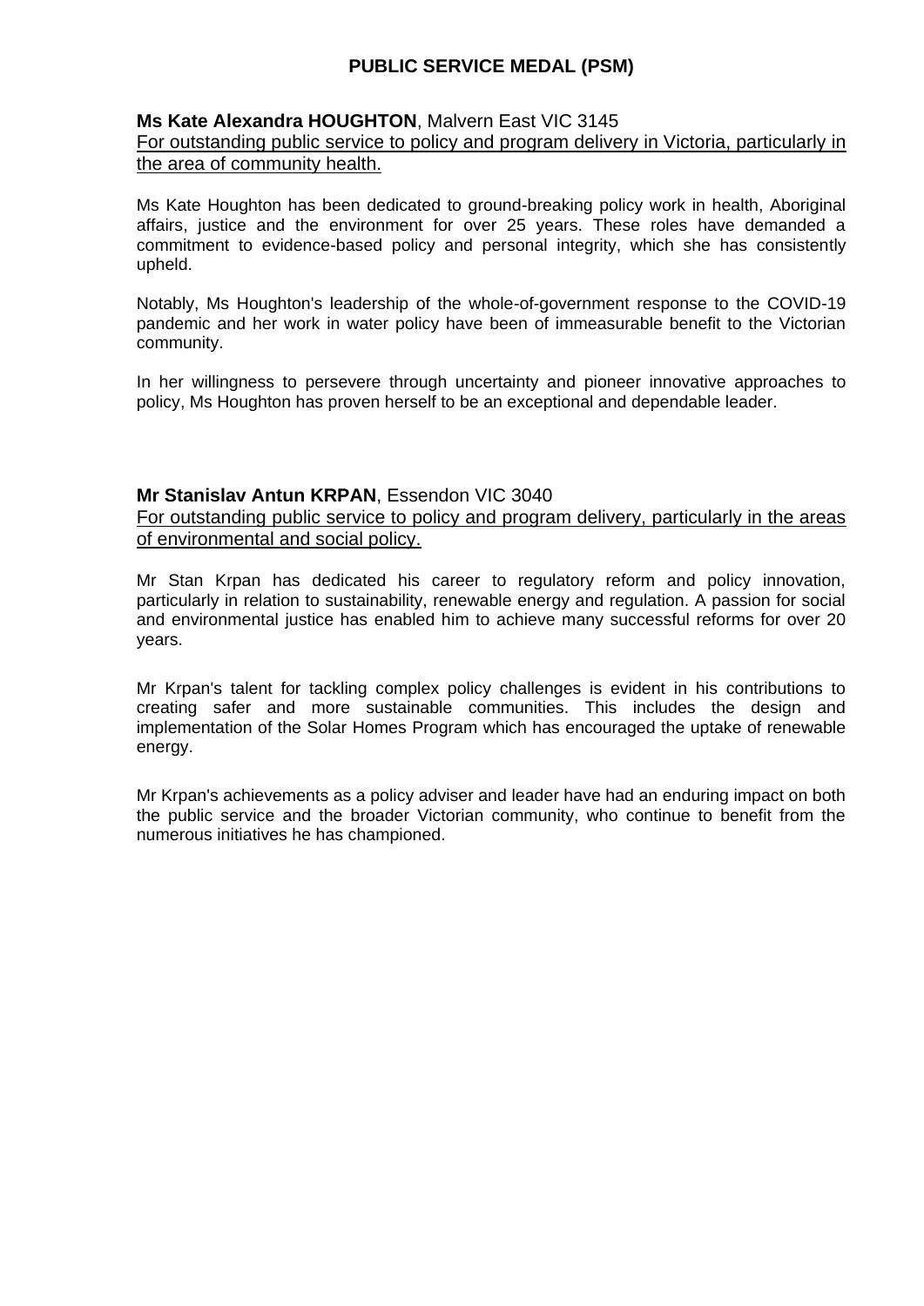# PUBLIC SERVICE MEDAL (PSM)

**Ms Kate Alexandra HOUGHTON**, Malvern East VIC 3145
<u>For outstanding public service to policy and program delivery in Victoria, particularly in the area of community health.</u>

Ms Kate Houghton has been dedicated to ground-breaking policy work in health, Aboriginal affairs, justice and the environment for over 25 years. These roles have demanded a commitment to evidence-based policy and personal integrity, which she has consistently upheld.

Notably, Ms Houghton's leadership of the whole-of-government response to the COVID-19 pandemic and her work in water policy have been of immeasurable benefit to the Victorian community.

In her willingness to persevere through uncertainty and pioneer innovative approaches to policy, Ms Houghton has proven herself to be an exceptional and dependable leader.

**Mr Stanislav Antun KRPAN**, Essendon VIC 3040
<u>For outstanding public service to policy and program delivery, particularly in the areas of environmental and social policy.</u>

Mr Stan Krpan has dedicated his career to regulatory reform and policy innovation, particularly in relation to sustainability, renewable energy and regulation. A passion for social and environmental justice has enabled him to achieve many successful reforms for over 20 years.

Mr Krpan's talent for tackling complex policy challenges is evident in his contributions to creating safer and more sustainable communities. This includes the design and implementation of the Solar Homes Program which has encouraged the uptake of renewable energy.

Mr Krpan's achievements as a policy adviser and leader have had an enduring impact on both the public service and the broader Victorian community, who continue to benefit from the numerous initiatives he has championed.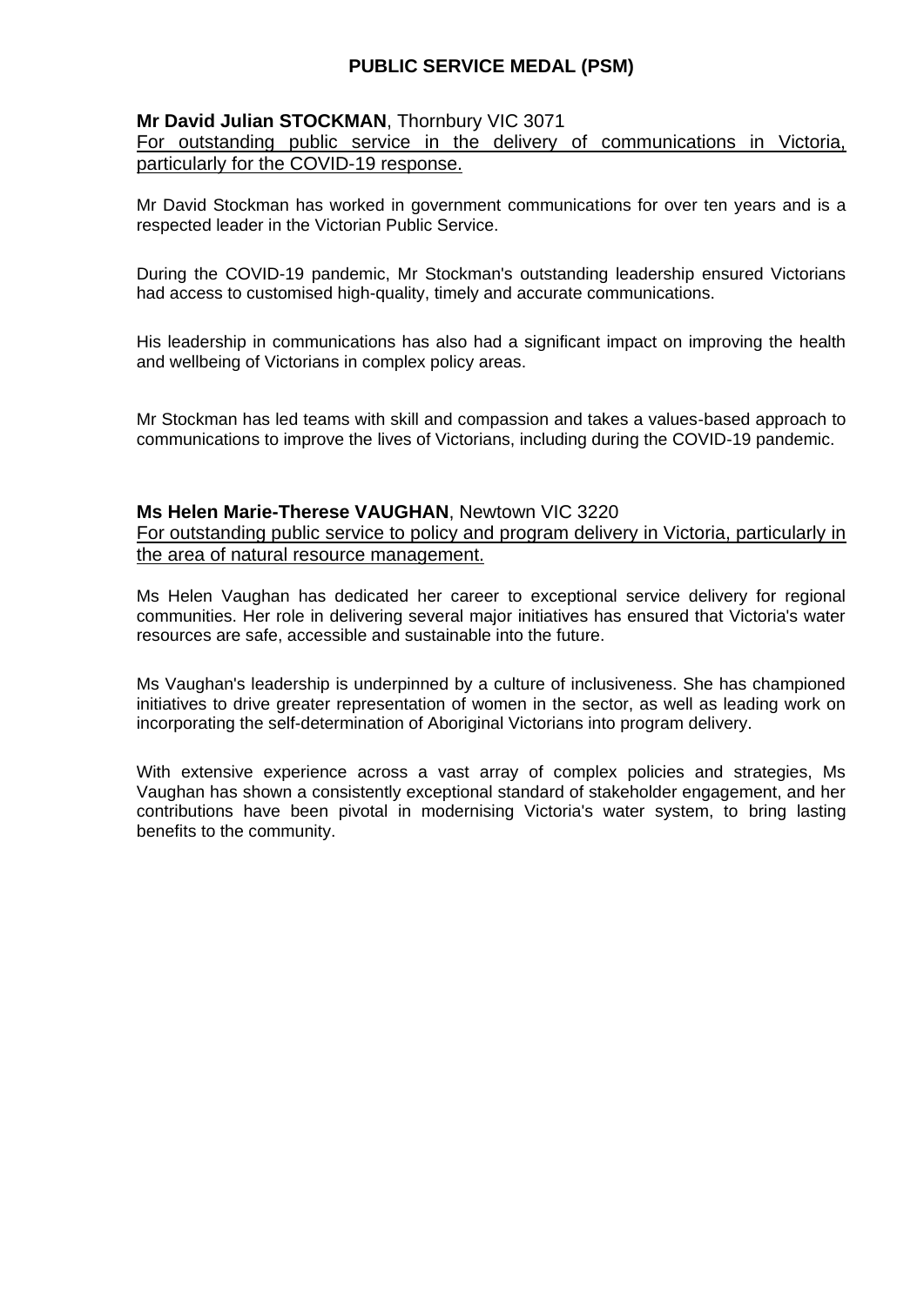## PUBLIC SERVICE MEDAL (PSM)

**Mr David Julian STOCKMAN**, Thornbury VIC 3071

For outstanding public service in the delivery of communications in Victoria, particularly for the COVID-19 response.

Mr David Stockman has worked in government communications for over ten years and is a respected leader in the Victorian Public Service.

During the COVID-19 pandemic, Mr Stockman's outstanding leadership ensured Victorians had access to customised high-quality, timely and accurate communications.

His leadership in communications has also had a significant impact on improving the health and wellbeing of Victorians in complex policy areas.

Mr Stockman has led teams with skill and compassion and takes a values-based approach to communications to improve the lives of Victorians, including during the COVID-19 pandemic.

**Ms Helen Marie-Therese VAUGHAN**, Newtown VIC 3220

For outstanding public service to policy and program delivery in Victoria, particularly in the area of natural resource management.

Ms Helen Vaughan has dedicated her career to exceptional service delivery for regional communities. Her role in delivering several major initiatives has ensured that Victoria's water resources are safe, accessible and sustainable into the future.

Ms Vaughan's leadership is underpinned by a culture of inclusiveness. She has championed initiatives to drive greater representation of women in the sector, as well as leading work on incorporating the self-determination of Aboriginal Victorians into program delivery.

With extensive experience across a vast array of complex policies and strategies, Ms Vaughan has shown a consistently exceptional standard of stakeholder engagement, and her contributions have been pivotal in modernising Victoria's water system, to bring lasting benefits to the community.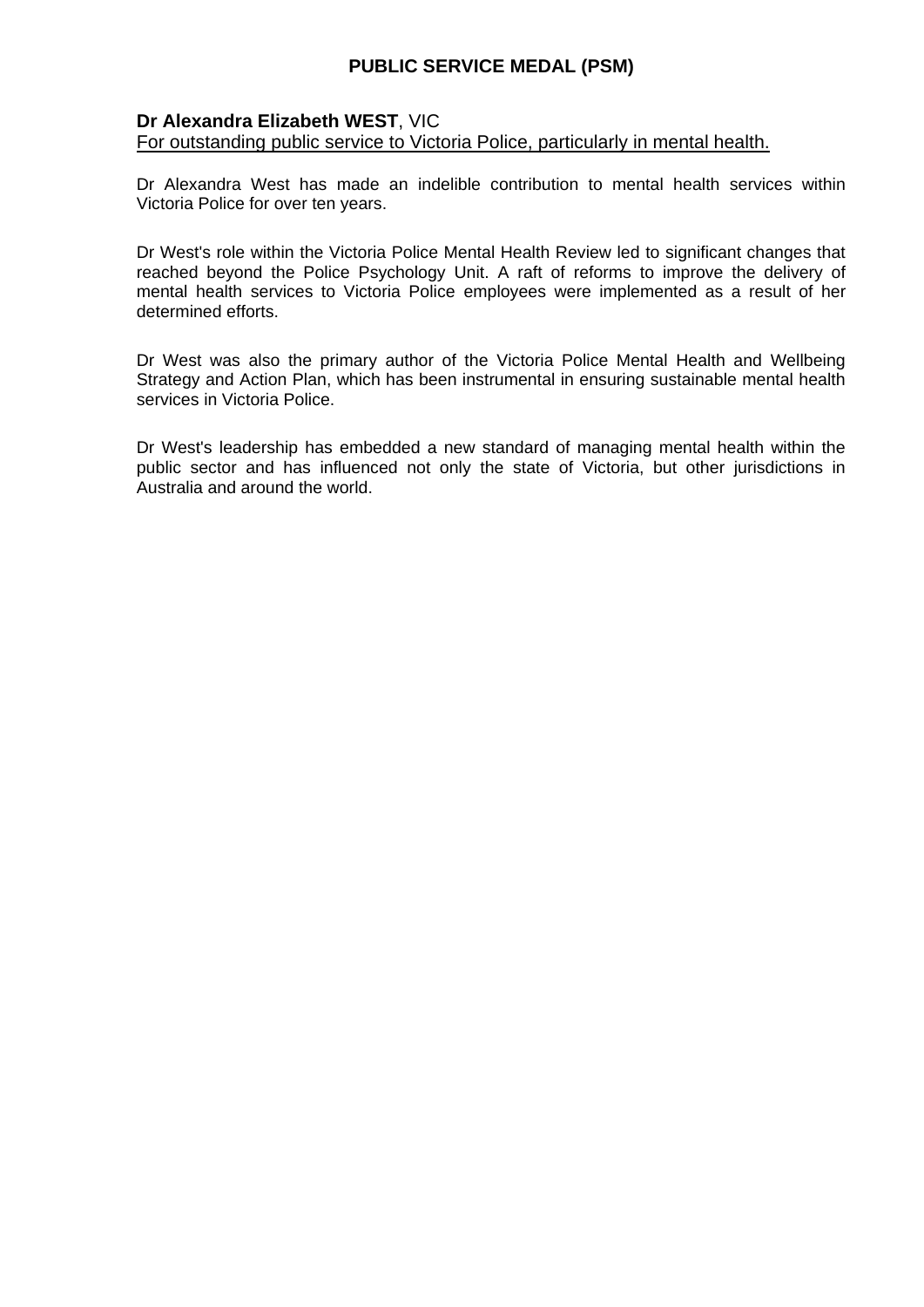## PUBLIC SERVICE MEDAL (PSM)

**Dr Alexandra Elizabeth WEST**, VIC
For outstanding public service to Victoria Police, particularly in mental health.

Dr Alexandra West has made an indelible contribution to mental health services within Victoria Police for over ten years.

Dr West's role within the Victoria Police Mental Health Review led to significant changes that reached beyond the Police Psychology Unit. A raft of reforms to improve the delivery of mental health services to Victoria Police employees were implemented as a result of her determined efforts.

Dr West was also the primary author of the Victoria Police Mental Health and Wellbeing Strategy and Action Plan, which has been instrumental in ensuring sustainable mental health services in Victoria Police.

Dr West's leadership has embedded a new standard of managing mental health within the public sector and has influenced not only the state of Victoria, but other jurisdictions in Australia and around the world.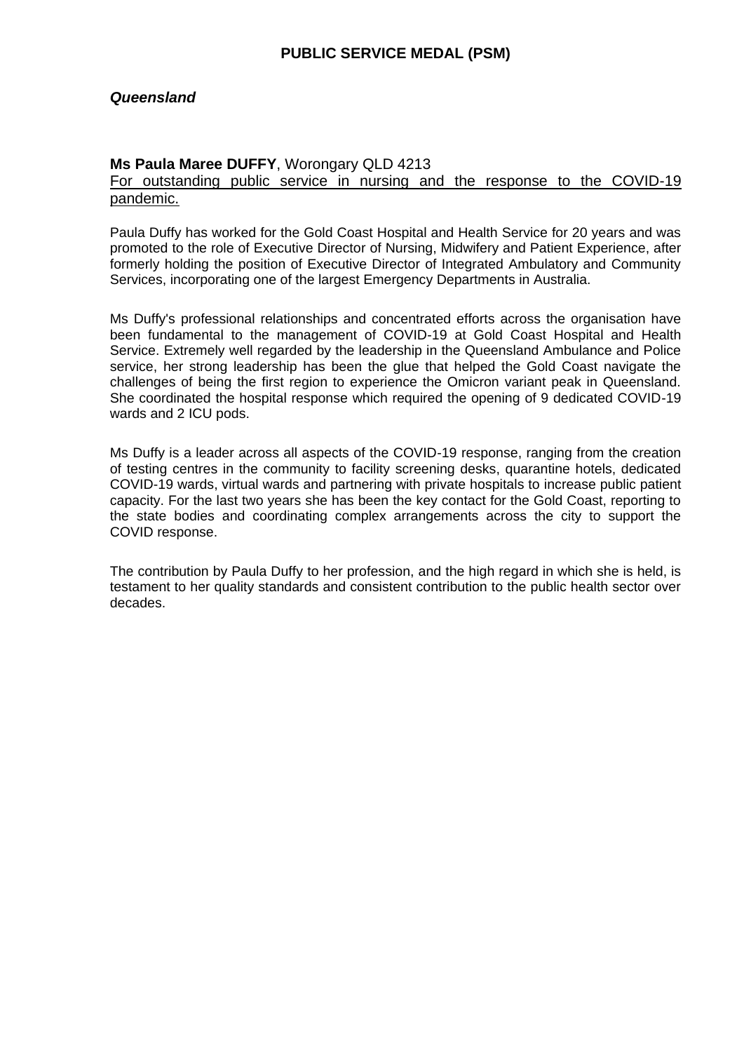## PUBLIC SERVICE MEDAL (PSM)

### *Queensland*

**Ms Paula Maree DUFFY**, Worongary QLD 4213
For outstanding public service in nursing and the response to the COVID-19 pandemic.

Paula Duffy has worked for the Gold Coast Hospital and Health Service for 20 years and was promoted to the role of Executive Director of Nursing, Midwifery and Patient Experience, after formerly holding the position of Executive Director of Integrated Ambulatory and Community Services, incorporating one of the largest Emergency Departments in Australia.

Ms Duffy's professional relationships and concentrated efforts across the organisation have been fundamental to the management of COVID-19 at Gold Coast Hospital and Health Service. Extremely well regarded by the leadership in the Queensland Ambulance and Police service, her strong leadership has been the glue that helped the Gold Coast navigate the challenges of being the first region to experience the Omicron variant peak in Queensland. She coordinated the hospital response which required the opening of 9 dedicated COVID-19 wards and 2 ICU pods.

Ms Duffy is a leader across all aspects of the COVID-19 response, ranging from the creation of testing centres in the community to facility screening desks, quarantine hotels, dedicated COVID-19 wards, virtual wards and partnering with private hospitals to increase public patient capacity. For the last two years she has been the key contact for the Gold Coast, reporting to the state bodies and coordinating complex arrangements across the city to support the COVID response.

The contribution by Paula Duffy to her profession, and the high regard in which she is held, is testament to her quality standards and consistent contribution to the public health sector over decades.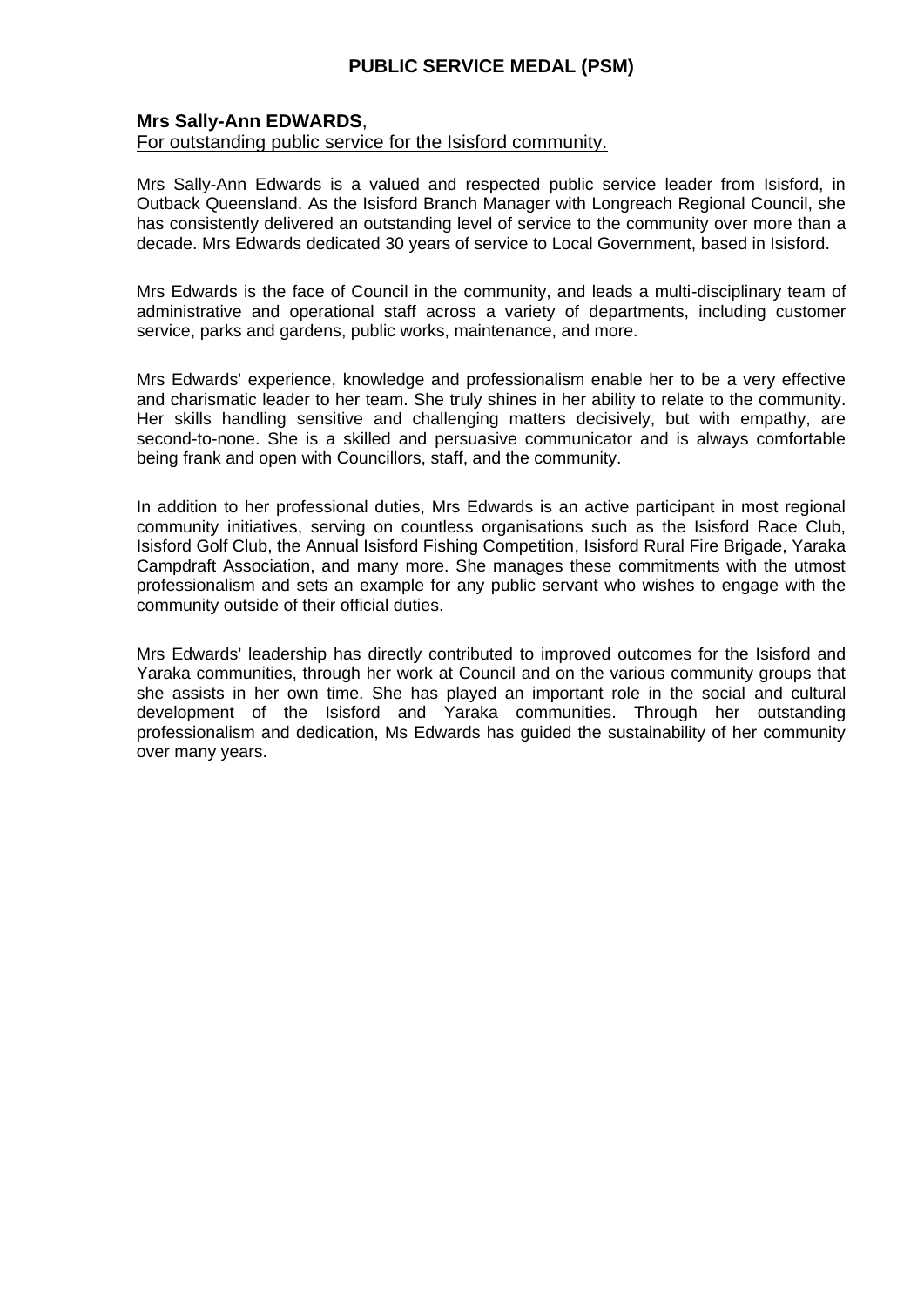# PUBLIC SERVICE MEDAL (PSM)

**Mrs Sally-Ann EDWARDS**,
For outstanding public service for the Isisford community.

Mrs Sally-Ann Edwards is a valued and respected public service leader from Isisford, in Outback Queensland. As the Isisford Branch Manager with Longreach Regional Council, she has consistently delivered an outstanding level of service to the community over more than a decade. Mrs Edwards dedicated 30 years of service to Local Government, based in Isisford.

Mrs Edwards is the face of Council in the community, and leads a multi-disciplinary team of administrative and operational staff across a variety of departments, including customer service, parks and gardens, public works, maintenance, and more.

Mrs Edwards' experience, knowledge and professionalism enable her to be a very effective and charismatic leader to her team. She truly shines in her ability to relate to the community. Her skills handling sensitive and challenging matters decisively, but with empathy, are second-to-none. She is a skilled and persuasive communicator and is always comfortable being frank and open with Councillors, staff, and the community.

In addition to her professional duties, Mrs Edwards is an active participant in most regional community initiatives, serving on countless organisations such as the Isisford Race Club, Isisford Golf Club, the Annual Isisford Fishing Competition, Isisford Rural Fire Brigade, Yaraka Campdraft Association, and many more. She manages these commitments with the utmost professionalism and sets an example for any public servant who wishes to engage with the community outside of their official duties.

Mrs Edwards' leadership has directly contributed to improved outcomes for the Isisford and Yaraka communities, through her work at Council and on the various community groups that she assists in her own time. She has played an important role in the social and cultural development of the Isisford and Yaraka communities. Through her outstanding professionalism and dedication, Ms Edwards has guided the sustainability of her community over many years.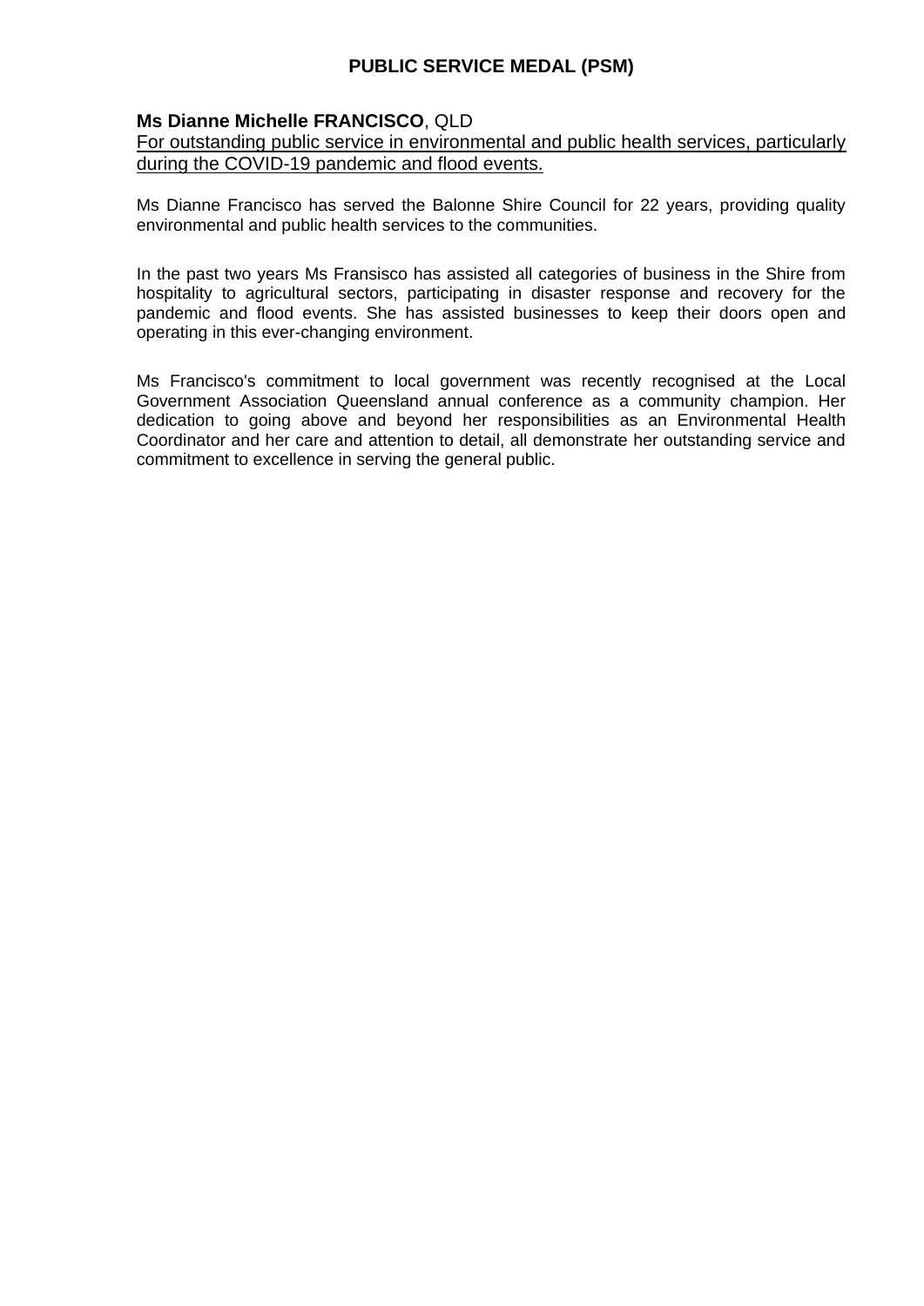# PUBLIC SERVICE MEDAL (PSM)

**Ms Dianne Michelle FRANCISCO**, QLD

For outstanding public service in environmental and public health services, particularly during the COVID-19 pandemic and flood events.

Ms Dianne Francisco has served the Balonne Shire Council for 22 years, providing quality environmental and public health services to the communities.

In the past two years Ms Fransisco has assisted all categories of business in the Shire from hospitality to agricultural sectors, participating in disaster response and recovery for the pandemic and flood events. She has assisted businesses to keep their doors open and operating in this ever-changing environment.

Ms Francisco's commitment to local government was recently recognised at the Local Government Association Queensland annual conference as a community champion. Her dedication to going above and beyond her responsibilities as an Environmental Health Coordinator and her care and attention to detail, all demonstrate her outstanding service and commitment to excellence in serving the general public.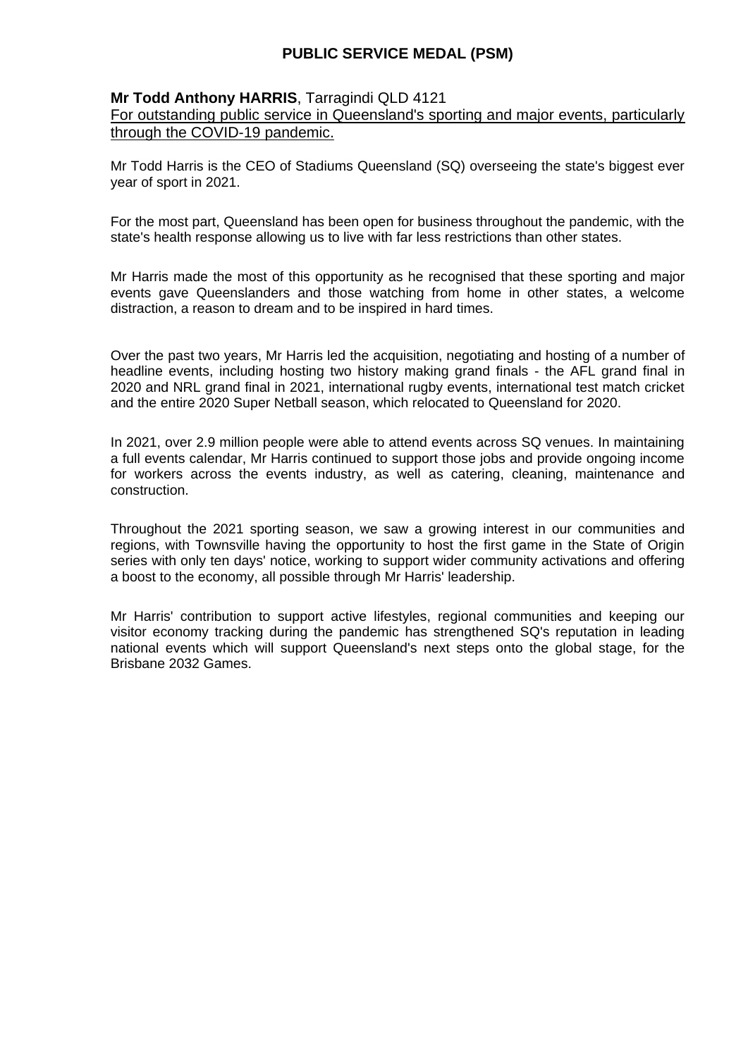# PUBLIC SERVICE MEDAL (PSM)

**Mr Todd Anthony HARRIS**, Tarragindi QLD 4121

For outstanding public service in Queensland's sporting and major events, particularly through the COVID-19 pandemic.

Mr Todd Harris is the CEO of Stadiums Queensland (SQ) overseeing the state's biggest ever year of sport in 2021.

For the most part, Queensland has been open for business throughout the pandemic, with the state's health response allowing us to live with far less restrictions than other states.

Mr Harris made the most of this opportunity as he recognised that these sporting and major events gave Queenslanders and those watching from home in other states, a welcome distraction, a reason to dream and to be inspired in hard times.

Over the past two years, Mr Harris led the acquisition, negotiating and hosting of a number of headline events, including hosting two history making grand finals - the AFL grand final in 2020 and NRL grand final in 2021, international rugby events, international test match cricket and the entire 2020 Super Netball season, which relocated to Queensland for 2020.

In 2021, over 2.9 million people were able to attend events across SQ venues. In maintaining a full events calendar, Mr Harris continued to support those jobs and provide ongoing income for workers across the events industry, as well as catering, cleaning, maintenance and construction.

Throughout the 2021 sporting season, we saw a growing interest in our communities and regions, with Townsville having the opportunity to host the first game in the State of Origin series with only ten days' notice, working to support wider community activations and offering a boost to the economy, all possible through Mr Harris' leadership.

Mr Harris' contribution to support active lifestyles, regional communities and keeping our visitor economy tracking during the pandemic has strengthened SQ's reputation in leading national events which will support Queensland's next steps onto the global stage, for the Brisbane 2032 Games.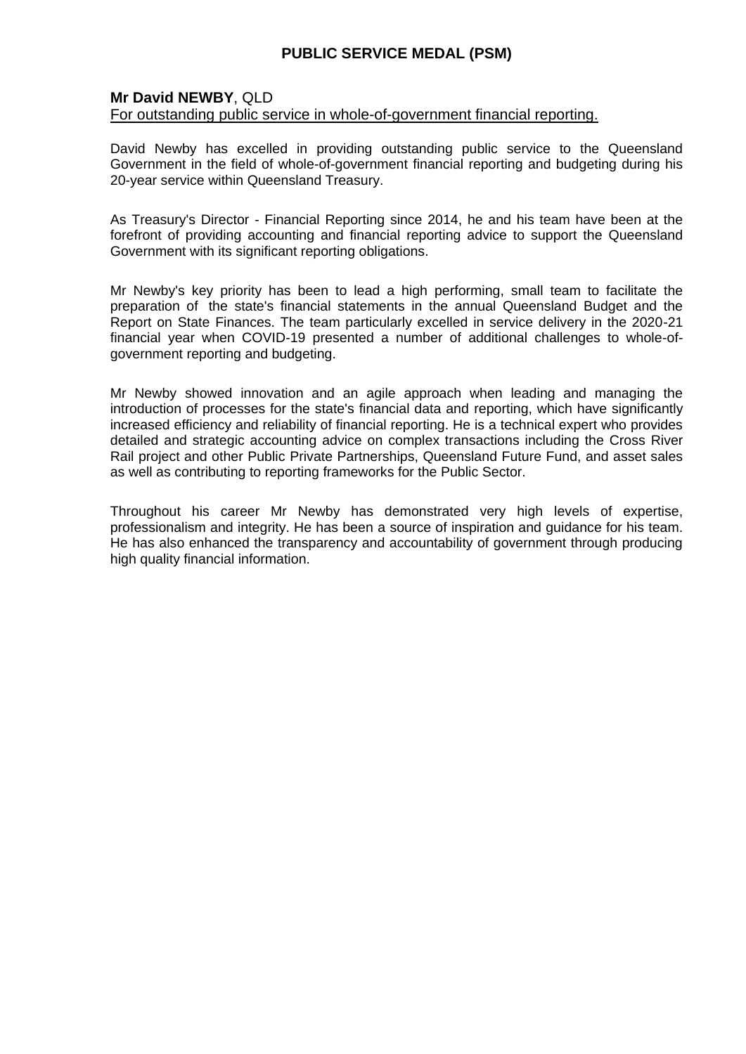# PUBLIC SERVICE MEDAL (PSM)

**Mr David NEWBY**, QLD
For outstanding public service in whole-of-government financial reporting.

David Newby has excelled in providing outstanding public service to the Queensland Government in the field of whole-of-government financial reporting and budgeting during his 20-year service within Queensland Treasury.

As Treasury's Director - Financial Reporting since 2014, he and his team have been at the forefront of providing accounting and financial reporting advice to support the Queensland Government with its significant reporting obligations.

Mr Newby's key priority has been to lead a high performing, small team to facilitate the preparation of the state's financial statements in the annual Queensland Budget and the Report on State Finances. The team particularly excelled in service delivery in the 2020-21 financial year when COVID-19 presented a number of additional challenges to whole-of-government reporting and budgeting.

Mr Newby showed innovation and an agile approach when leading and managing the introduction of processes for the state's financial data and reporting, which have significantly increased efficiency and reliability of financial reporting. He is a technical expert who provides detailed and strategic accounting advice on complex transactions including the Cross River Rail project and other Public Private Partnerships, Queensland Future Fund, and asset sales as well as contributing to reporting frameworks for the Public Sector.

Throughout his career Mr Newby has demonstrated very high levels of expertise, professionalism and integrity. He has been a source of inspiration and guidance for his team. He has also enhanced the transparency and accountability of government through producing high quality financial information.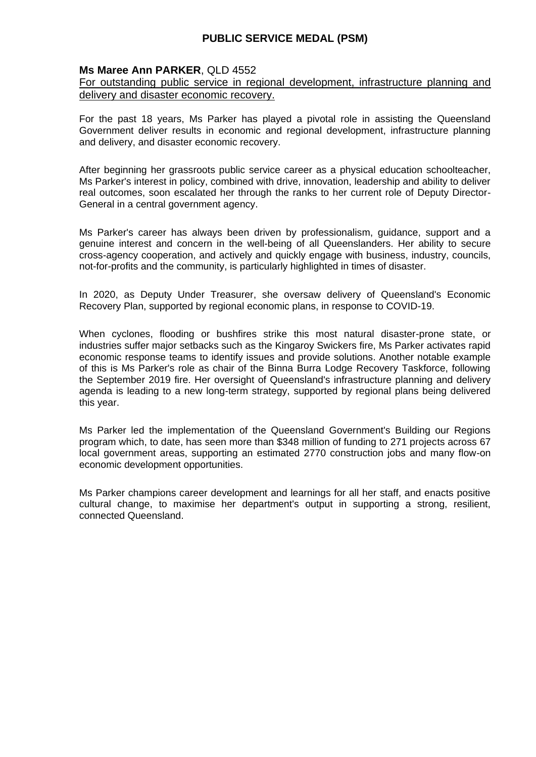## PUBLIC SERVICE MEDAL (PSM)

**Ms Maree Ann PARKER**, QLD 4552

For outstanding public service in regional development, infrastructure planning and delivery and disaster economic recovery.

For the past 18 years, Ms Parker has played a pivotal role in assisting the Queensland Government deliver results in economic and regional development, infrastructure planning and delivery, and disaster economic recovery.

After beginning her grassroots public service career as a physical education schoolteacher, Ms Parker's interest in policy, combined with drive, innovation, leadership and ability to deliver real outcomes, soon escalated her through the ranks to her current role of Deputy Director-General in a central government agency.

Ms Parker's career has always been driven by professionalism, guidance, support and a genuine interest and concern in the well-being of all Queenslanders. Her ability to secure cross-agency cooperation, and actively and quickly engage with business, industry, councils, not-for-profits and the community, is particularly highlighted in times of disaster.

In 2020, as Deputy Under Treasurer, she oversaw delivery of Queensland's Economic Recovery Plan, supported by regional economic plans, in response to COVID-19.

When cyclones, flooding or bushfires strike this most natural disaster-prone state, or industries suffer major setbacks such as the Kingaroy Swickers fire, Ms Parker activates rapid economic response teams to identify issues and provide solutions. Another notable example of this is Ms Parker's role as chair of the Binna Burra Lodge Recovery Taskforce, following the September 2019 fire. Her oversight of Queensland's infrastructure planning and delivery agenda is leading to a new long-term strategy, supported by regional plans being delivered this year.

Ms Parker led the implementation of the Queensland Government's Building our Regions program which, to date, has seen more than $348 million of funding to 271 projects across 67 local government areas, supporting an estimated 2770 construction jobs and many flow-on economic development opportunities.

Ms Parker champions career development and learnings for all her staff, and enacts positive cultural change, to maximise her department's output in supporting a strong, resilient, connected Queensland.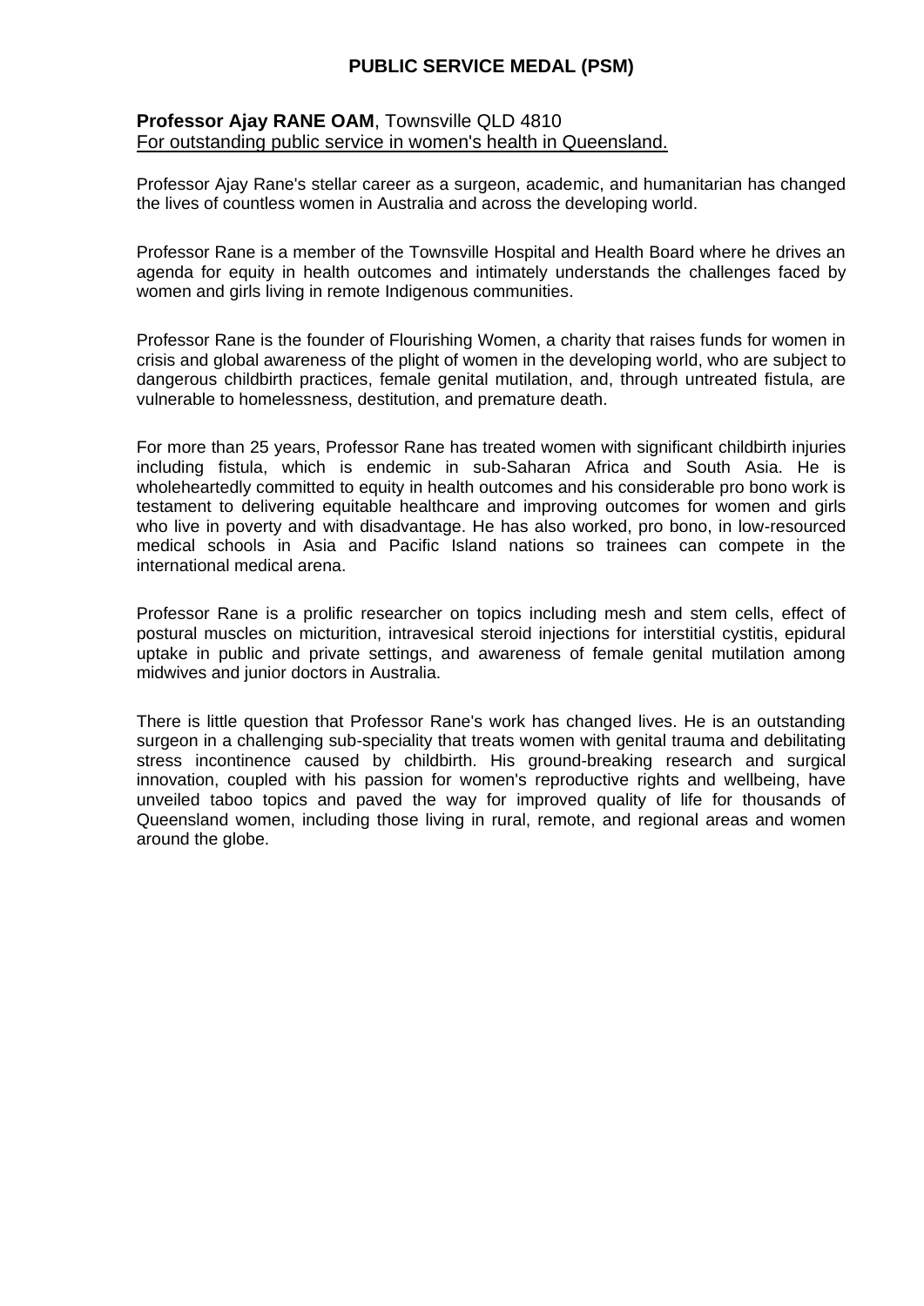## PUBLIC SERVICE MEDAL (PSM)

**Professor Ajay RANE OAM**, Townsville QLD 4810
For outstanding public service in women's health in Queensland.

Professor Ajay Rane's stellar career as a surgeon, academic, and humanitarian has changed the lives of countless women in Australia and across the developing world.

Professor Rane is a member of the Townsville Hospital and Health Board where he drives an agenda for equity in health outcomes and intimately understands the challenges faced by women and girls living in remote Indigenous communities.

Professor Rane is the founder of Flourishing Women, a charity that raises funds for women in crisis and global awareness of the plight of women in the developing world, who are subject to dangerous childbirth practices, female genital mutilation, and, through untreated fistula, are vulnerable to homelessness, destitution, and premature death.

For more than 25 years, Professor Rane has treated women with significant childbirth injuries including fistula, which is endemic in sub-Saharan Africa and South Asia. He is wholeheartedly committed to equity in health outcomes and his considerable pro bono work is testament to delivering equitable healthcare and improving outcomes for women and girls who live in poverty and with disadvantage. He has also worked, pro bono, in low-resourced medical schools in Asia and Pacific Island nations so trainees can compete in the international medical arena.

Professor Rane is a prolific researcher on topics including mesh and stem cells, effect of postural muscles on micturition, intravesical steroid injections for interstitial cystitis, epidural uptake in public and private settings, and awareness of female genital mutilation among midwives and junior doctors in Australia.

There is little question that Professor Rane's work has changed lives. He is an outstanding surgeon in a challenging sub-speciality that treats women with genital trauma and debilitating stress incontinence caused by childbirth. His ground-breaking research and surgical innovation, coupled with his passion for women's reproductive rights and wellbeing, have unveiled taboo topics and paved the way for improved quality of life for thousands of Queensland women, including those living in rural, remote, and regional areas and women around the globe.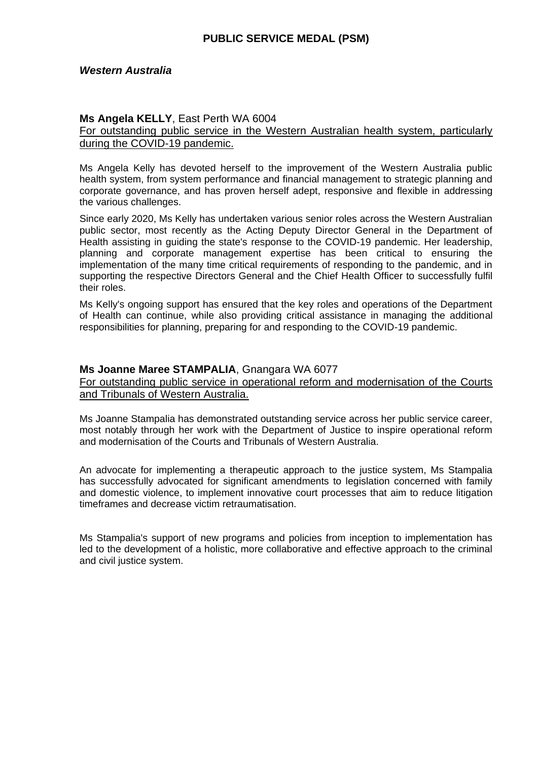## PUBLIC SERVICE MEDAL (PSM)

### *Western Australia*

**Ms Angela KELLY**, East Perth WA 6004
<u>For outstanding public service in the Western Australian health system, particularly during the COVID-19 pandemic.</u>

Ms Angela Kelly has devoted herself to the improvement of the Western Australia public health system, from system performance and financial management to strategic planning and corporate governance, and has proven herself adept, responsive and flexible in addressing the various challenges.

Since early 2020, Ms Kelly has undertaken various senior roles across the Western Australian public sector, most recently as the Acting Deputy Director General in the Department of Health assisting in guiding the state's response to the COVID-19 pandemic. Her leadership, planning and corporate management expertise has been critical to ensuring the implementation of the many time critical requirements of responding to the pandemic, and in supporting the respective Directors General and the Chief Health Officer to successfully fulfil their roles.

Ms Kelly's ongoing support has ensured that the key roles and operations of the Department of Health can continue, while also providing critical assistance in managing the additional responsibilities for planning, preparing for and responding to the COVID-19 pandemic.

**Ms Joanne Maree STAMPALIA**, Gnangara WA 6077
<u>For outstanding public service in operational reform and modernisation of the Courts and Tribunals of Western Australia.</u>

Ms Joanne Stampalia has demonstrated outstanding service across her public service career, most notably through her work with the Department of Justice to inspire operational reform and modernisation of the Courts and Tribunals of Western Australia.

An advocate for implementing a therapeutic approach to the justice system, Ms Stampalia has successfully advocated for significant amendments to legislation concerned with family and domestic violence, to implement innovative court processes that aim to reduce litigation timeframes and decrease victim retraumatisation.

Ms Stampalia's support of new programs and policies from inception to implementation has led to the development of a holistic, more collaborative and effective approach to the criminal and civil justice system.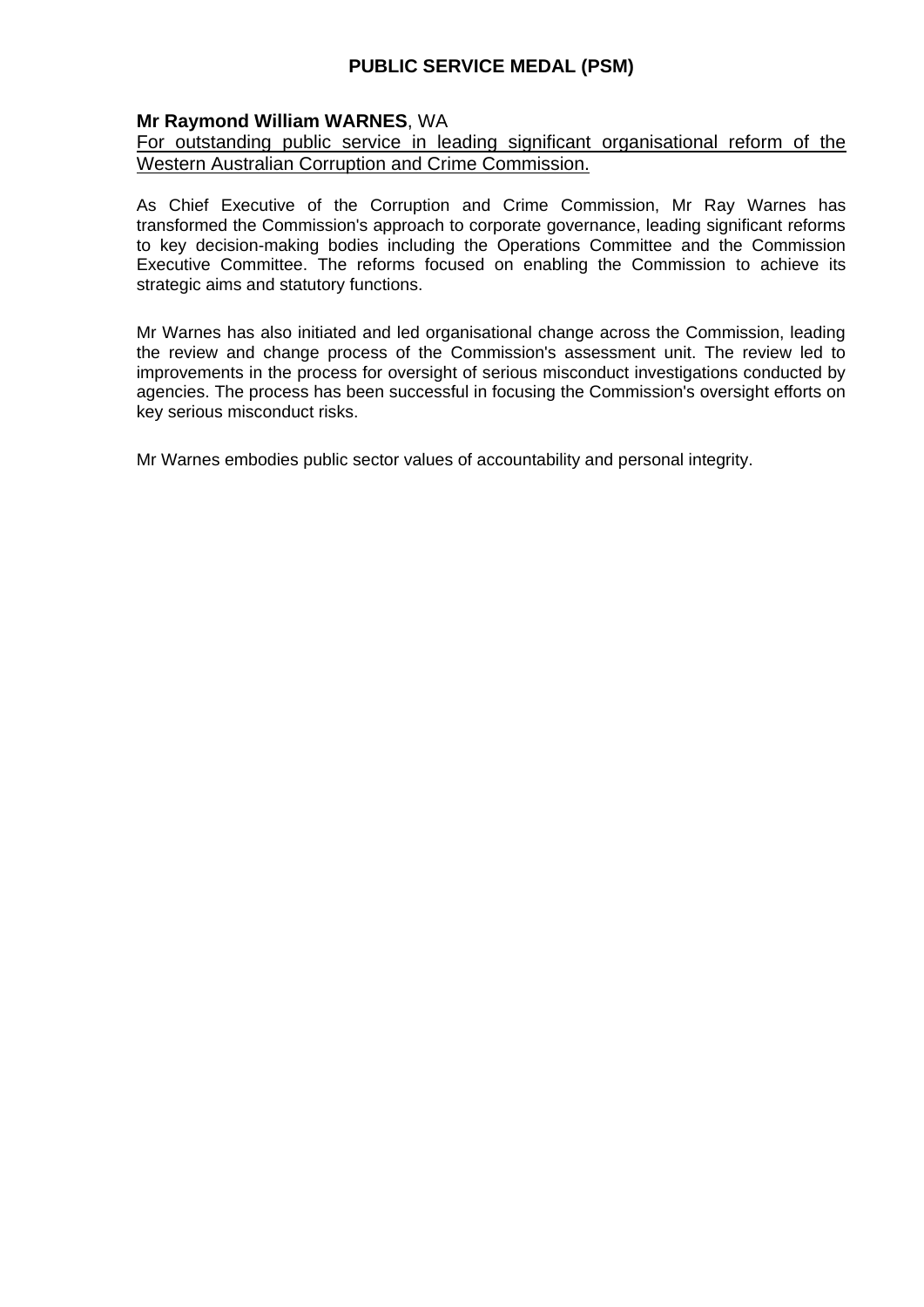# PUBLIC SERVICE MEDAL (PSM)

**Mr Raymond William WARNES**, WA

For outstanding public service in leading significant organisational reform of the Western Australian Corruption and Crime Commission.

As Chief Executive of the Corruption and Crime Commission, Mr Ray Warnes has transformed the Commission's approach to corporate governance, leading significant reforms to key decision-making bodies including the Operations Committee and the Commission Executive Committee. The reforms focused on enabling the Commission to achieve its strategic aims and statutory functions.

Mr Warnes has also initiated and led organisational change across the Commission, leading the review and change process of the Commission's assessment unit. The review led to improvements in the process for oversight of serious misconduct investigations conducted by agencies. The process has been successful in focusing the Commission's oversight efforts on key serious misconduct risks.

Mr Warnes embodies public sector values of accountability and personal integrity.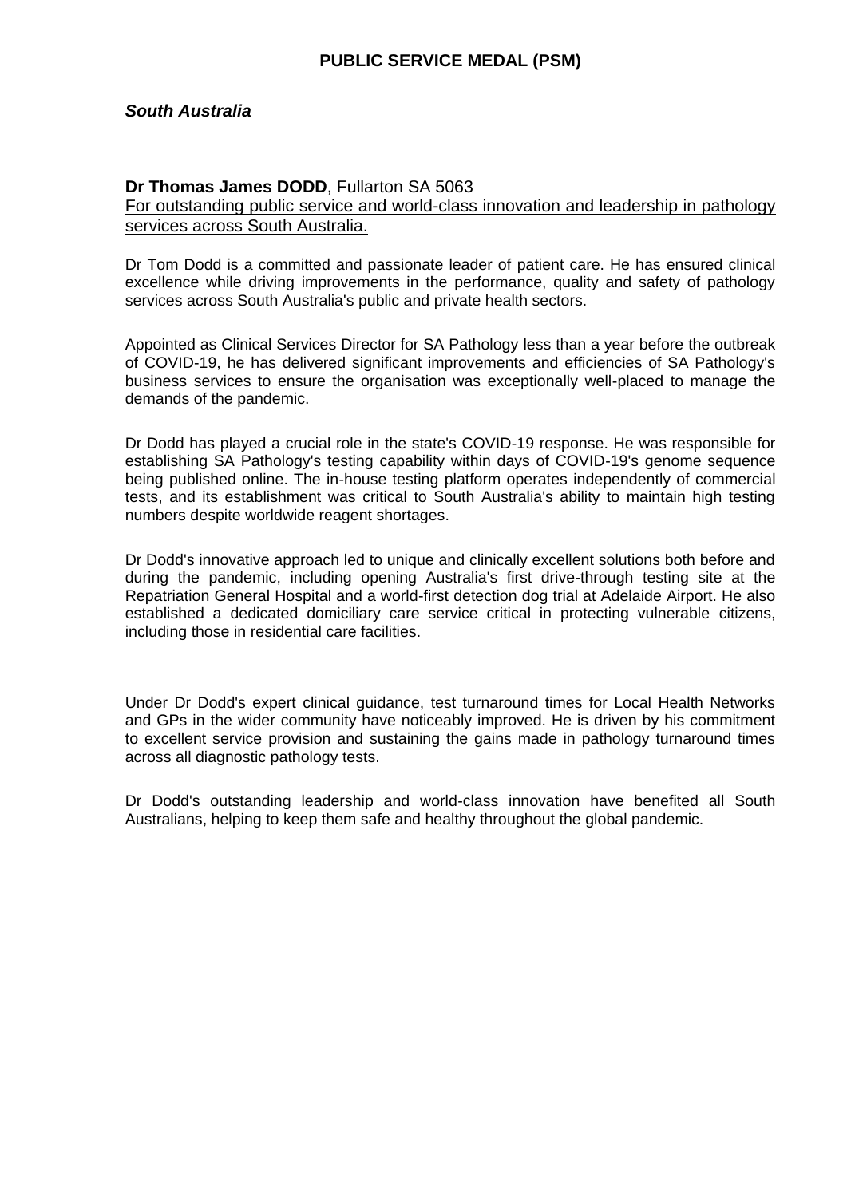# PUBLIC SERVICE MEDAL (PSM)

## *South Australia*

**Dr Thomas James DODD**, Fullarton SA 5063

For outstanding public service and world-class innovation and leadership in pathology services across South Australia.

Dr Tom Dodd is a committed and passionate leader of patient care. He has ensured clinical excellence while driving improvements in the performance, quality and safety of pathology services across South Australia's public and private health sectors.

Appointed as Clinical Services Director for SA Pathology less than a year before the outbreak of COVID-19, he has delivered significant improvements and efficiencies of SA Pathology's business services to ensure the organisation was exceptionally well-placed to manage the demands of the pandemic.

Dr Dodd has played a crucial role in the state's COVID-19 response. He was responsible for establishing SA Pathology's testing capability within days of COVID-19's genome sequence being published online. The in-house testing platform operates independently of commercial tests, and its establishment was critical to South Australia's ability to maintain high testing numbers despite worldwide reagent shortages.

Dr Dodd's innovative approach led to unique and clinically excellent solutions both before and during the pandemic, including opening Australia's first drive-through testing site at the Repatriation General Hospital and a world-first detection dog trial at Adelaide Airport. He also established a dedicated domiciliary care service critical in protecting vulnerable citizens, including those in residential care facilities.

Under Dr Dodd's expert clinical guidance, test turnaround times for Local Health Networks and GPs in the wider community have noticeably improved. He is driven by his commitment to excellent service provision and sustaining the gains made in pathology turnaround times across all diagnostic pathology tests.

Dr Dodd's outstanding leadership and world-class innovation have benefited all South Australians, helping to keep them safe and healthy throughout the global pandemic.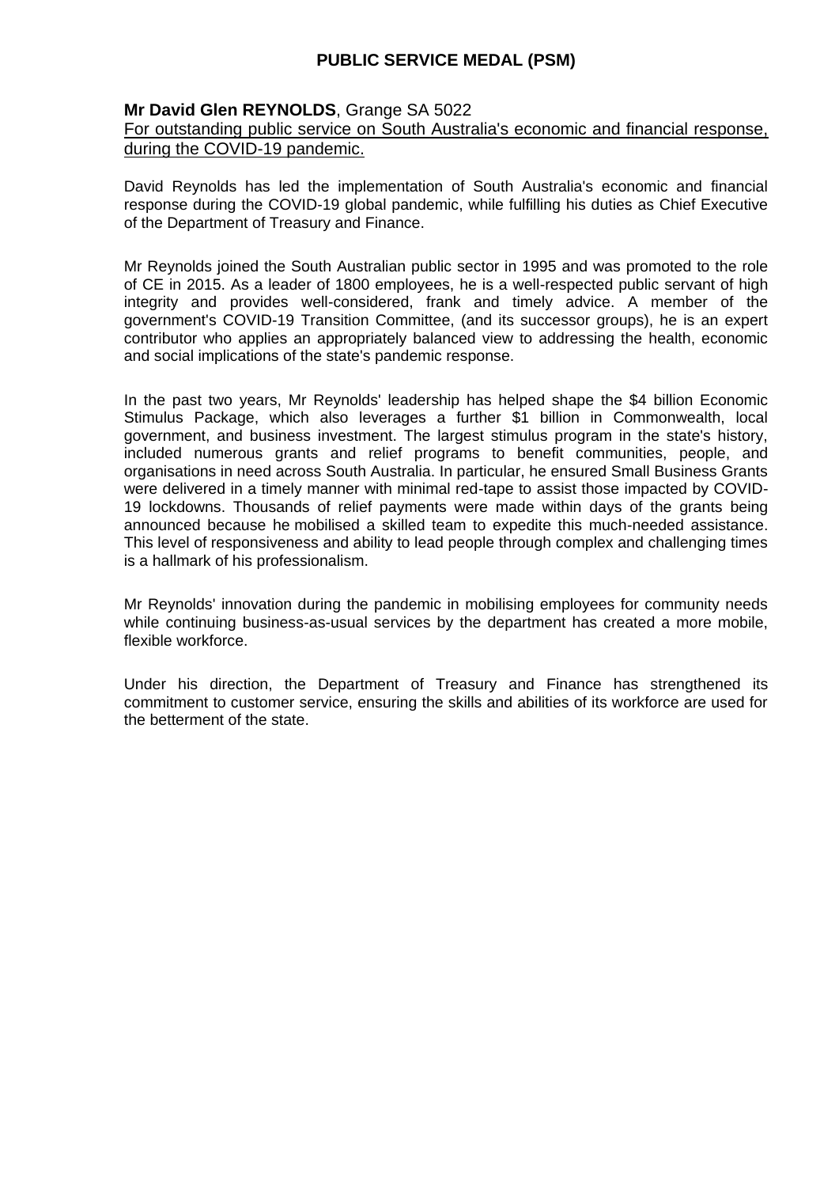## PUBLIC SERVICE MEDAL (PSM)

**Mr David Glen REYNOLDS**, Grange SA 5022

For outstanding public service on South Australia's economic and financial response, during the COVID-19 pandemic.

David Reynolds has led the implementation of South Australia's economic and financial response during the COVID-19 global pandemic, while fulfilling his duties as Chief Executive of the Department of Treasury and Finance.

Mr Reynolds joined the South Australian public sector in 1995 and was promoted to the role of CE in 2015. As a leader of 1800 employees, he is a well-respected public servant of high integrity and provides well-considered, frank and timely advice. A member of the government's COVID-19 Transition Committee, (and its successor groups), he is an expert contributor who applies an appropriately balanced view to addressing the health, economic and social implications of the state's pandemic response.

In the past two years, Mr Reynolds' leadership has helped shape the $4 billion Economic Stimulus Package, which also leverages a further $1 billion in Commonwealth, local government, and business investment. The largest stimulus program in the state's history, included numerous grants and relief programs to benefit communities, people, and organisations in need across South Australia. In particular, he ensured Small Business Grants were delivered in a timely manner with minimal red-tape to assist those impacted by COVID-19 lockdowns. Thousands of relief payments were made within days of the grants being announced because he mobilised a skilled team to expedite this much-needed assistance. This level of responsiveness and ability to lead people through complex and challenging times is a hallmark of his professionalism.

Mr Reynolds' innovation during the pandemic in mobilising employees for community needs while continuing business-as-usual services by the department has created a more mobile, flexible workforce.

Under his direction, the Department of Treasury and Finance has strengthened its commitment to customer service, ensuring the skills and abilities of its workforce are used for the betterment of the state.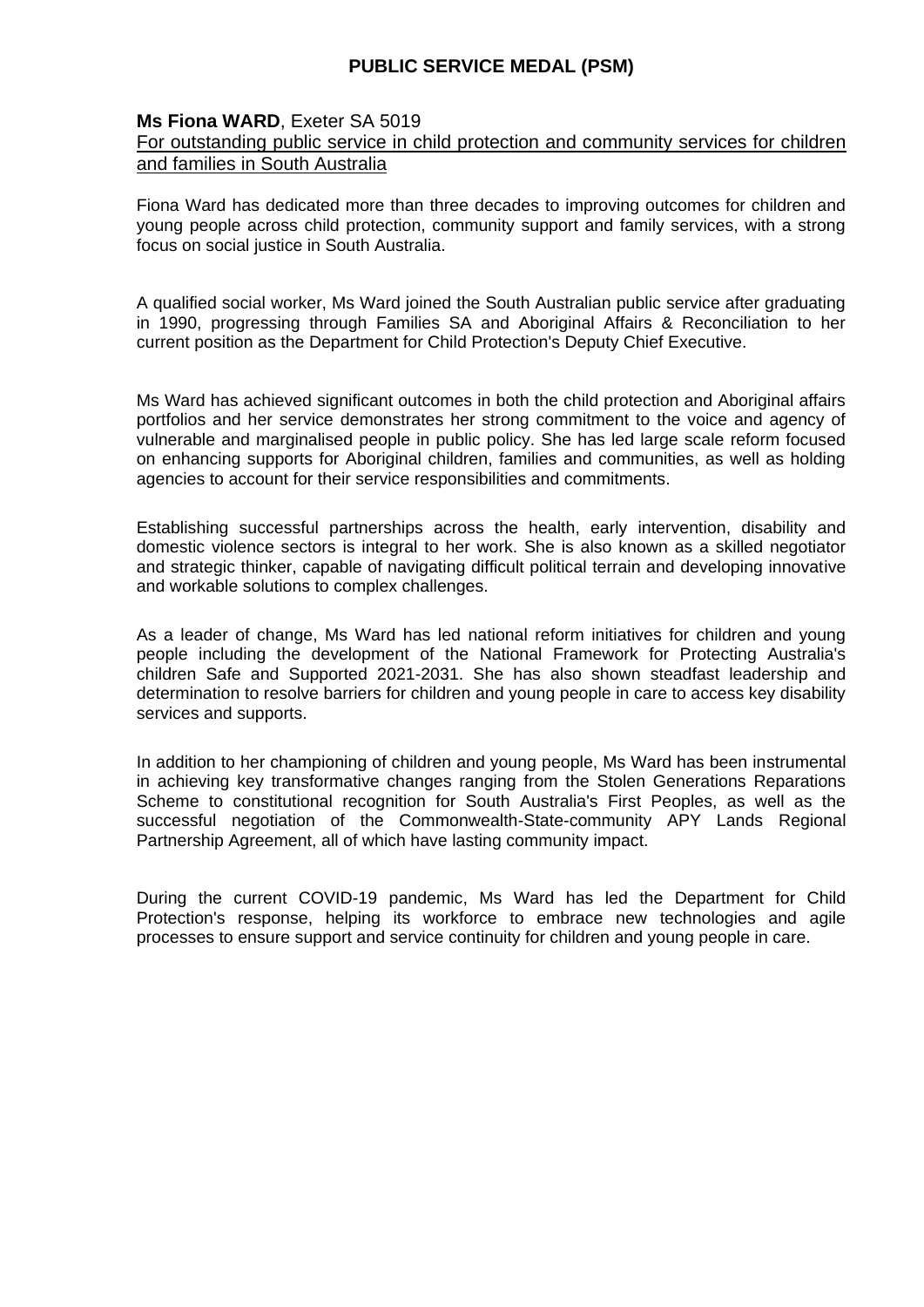## PUBLIC SERVICE MEDAL (PSM)

**Ms Fiona WARD**, Exeter SA 5019

For outstanding public service in child protection and community services for children and families in South Australia

Fiona Ward has dedicated more than three decades to improving outcomes for children and young people across child protection, community support and family services, with a strong focus on social justice in South Australia.

A qualified social worker, Ms Ward joined the South Australian public service after graduating in 1990, progressing through Families SA and Aboriginal Affairs & Reconciliation to her current position as the Department for Child Protection's Deputy Chief Executive.

Ms Ward has achieved significant outcomes in both the child protection and Aboriginal affairs portfolios and her service demonstrates her strong commitment to the voice and agency of vulnerable and marginalised people in public policy. She has led large scale reform focused on enhancing supports for Aboriginal children, families and communities, as well as holding agencies to account for their service responsibilities and commitments.

Establishing successful partnerships across the health, early intervention, disability and domestic violence sectors is integral to her work. She is also known as a skilled negotiator and strategic thinker, capable of navigating difficult political terrain and developing innovative and workable solutions to complex challenges.

As a leader of change, Ms Ward has led national reform initiatives for children and young people including the development of the National Framework for Protecting Australia's children Safe and Supported 2021-2031. She has also shown steadfast leadership and determination to resolve barriers for children and young people in care to access key disability services and supports.

In addition to her championing of children and young people, Ms Ward has been instrumental in achieving key transformative changes ranging from the Stolen Generations Reparations Scheme to constitutional recognition for South Australia's First Peoples, as well as the successful negotiation of the Commonwealth-State-community APY Lands Regional Partnership Agreement, all of which have lasting community impact.

During the current COVID-19 pandemic, Ms Ward has led the Department for Child Protection's response, helping its workforce to embrace new technologies and agile processes to ensure support and service continuity for children and young people in care.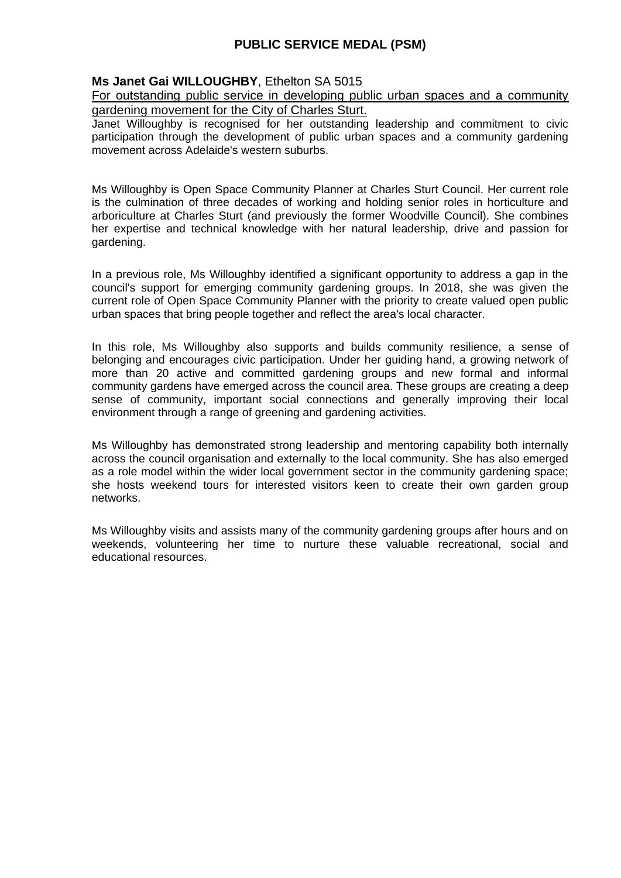## PUBLIC SERVICE MEDAL (PSM)

**Ms Janet Gai WILLOUGHBY**, Ethelton SA 5015

For outstanding public service in developing public urban spaces and a community gardening movement for the City of Charles Sturt.

Janet Willoughby is recognised for her outstanding leadership and commitment to civic participation through the development of public urban spaces and a community gardening movement across Adelaide's western suburbs.

Ms Willoughby is Open Space Community Planner at Charles Sturt Council. Her current role is the culmination of three decades of working and holding senior roles in horticulture and arboriculture at Charles Sturt (and previously the former Woodville Council). She combines her expertise and technical knowledge with her natural leadership, drive and passion for gardening.

In a previous role, Ms Willoughby identified a significant opportunity to address a gap in the council's support for emerging community gardening groups. In 2018, she was given the current role of Open Space Community Planner with the priority to create valued open public urban spaces that bring people together and reflect the area's local character.

In this role, Ms Willoughby also supports and builds community resilience, a sense of belonging and encourages civic participation. Under her guiding hand, a growing network of more than 20 active and committed gardening groups and new formal and informal community gardens have emerged across the council area. These groups are creating a deep sense of community, important social connections and generally improving their local environment through a range of greening and gardening activities.

Ms Willoughby has demonstrated strong leadership and mentoring capability both internally across the council organisation and externally to the local community. She has also emerged as a role model within the wider local government sector in the community gardening space; she hosts weekend tours for interested visitors keen to create their own garden group networks.

Ms Willoughby visits and assists many of the community gardening groups after hours and on weekends, volunteering her time to nurture these valuable recreational, social and educational resources.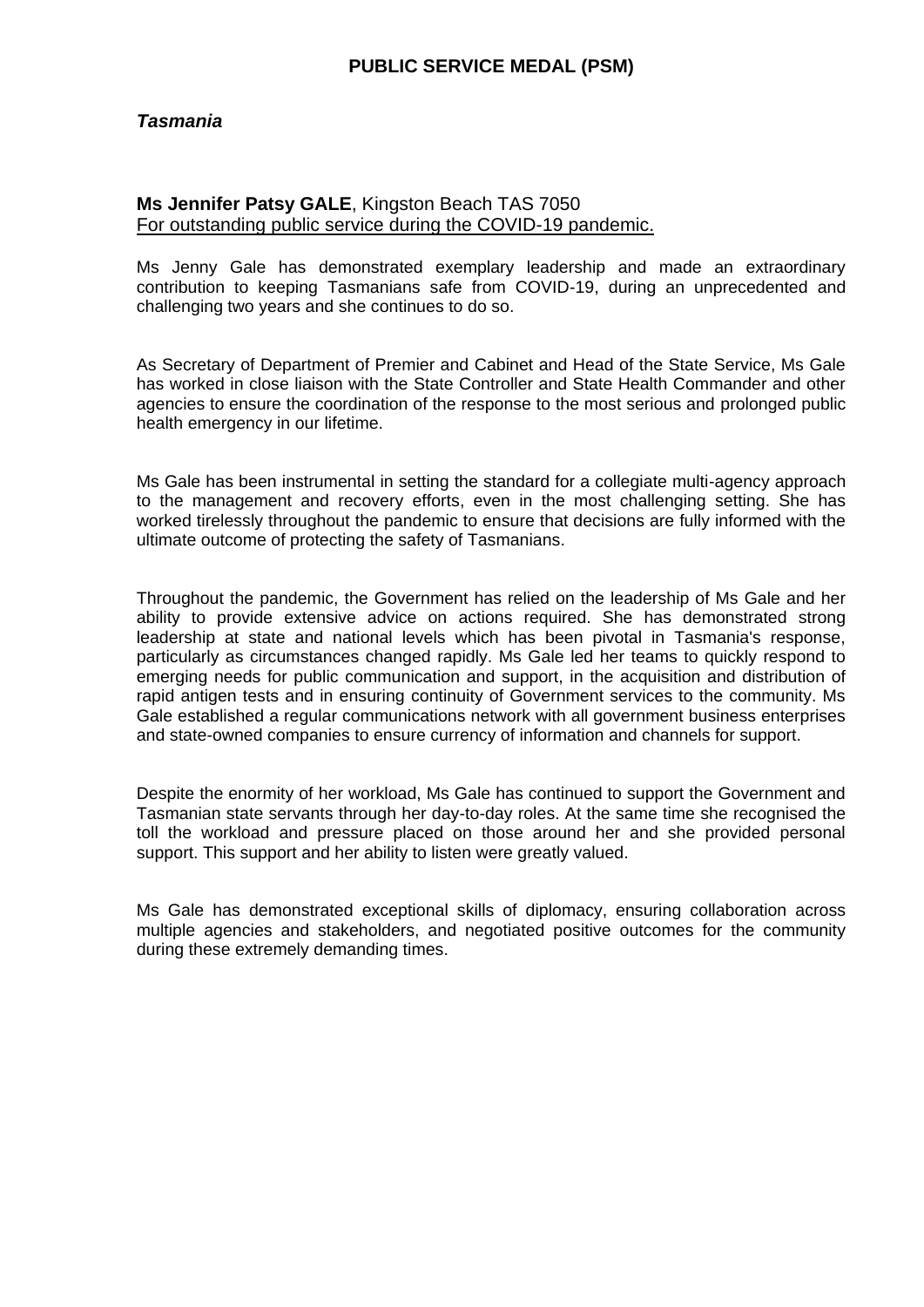## PUBLIC SERVICE MEDAL (PSM)

***Tasmania***

**Ms Jennifer Patsy GALE**, Kingston Beach TAS 7050
For outstanding public service during the COVID-19 pandemic.

Ms Jenny Gale has demonstrated exemplary leadership and made an extraordinary contribution to keeping Tasmanians safe from COVID-19, during an unprecedented and challenging two years and she continues to do so.

As Secretary of Department of Premier and Cabinet and Head of the State Service, Ms Gale has worked in close liaison with the State Controller and State Health Commander and other agencies to ensure the coordination of the response to the most serious and prolonged public health emergency in our lifetime.

Ms Gale has been instrumental in setting the standard for a collegiate multi-agency approach to the management and recovery efforts, even in the most challenging setting. She has worked tirelessly throughout the pandemic to ensure that decisions are fully informed with the ultimate outcome of protecting the safety of Tasmanians.

Throughout the pandemic, the Government has relied on the leadership of Ms Gale and her ability to provide extensive advice on actions required. She has demonstrated strong leadership at state and national levels which has been pivotal in Tasmania's response, particularly as circumstances changed rapidly. Ms Gale led her teams to quickly respond to emerging needs for public communication and support, in the acquisition and distribution of rapid antigen tests and in ensuring continuity of Government services to the community. Ms Gale established a regular communications network with all government business enterprises and state-owned companies to ensure currency of information and channels for support.

Despite the enormity of her workload, Ms Gale has continued to support the Government and Tasmanian state servants through her day-to-day roles. At the same time she recognised the toll the workload and pressure placed on those around her and she provided personal support. This support and her ability to listen were greatly valued.

Ms Gale has demonstrated exceptional skills of diplomacy, ensuring collaboration across multiple agencies and stakeholders, and negotiated positive outcomes for the community during these extremely demanding times.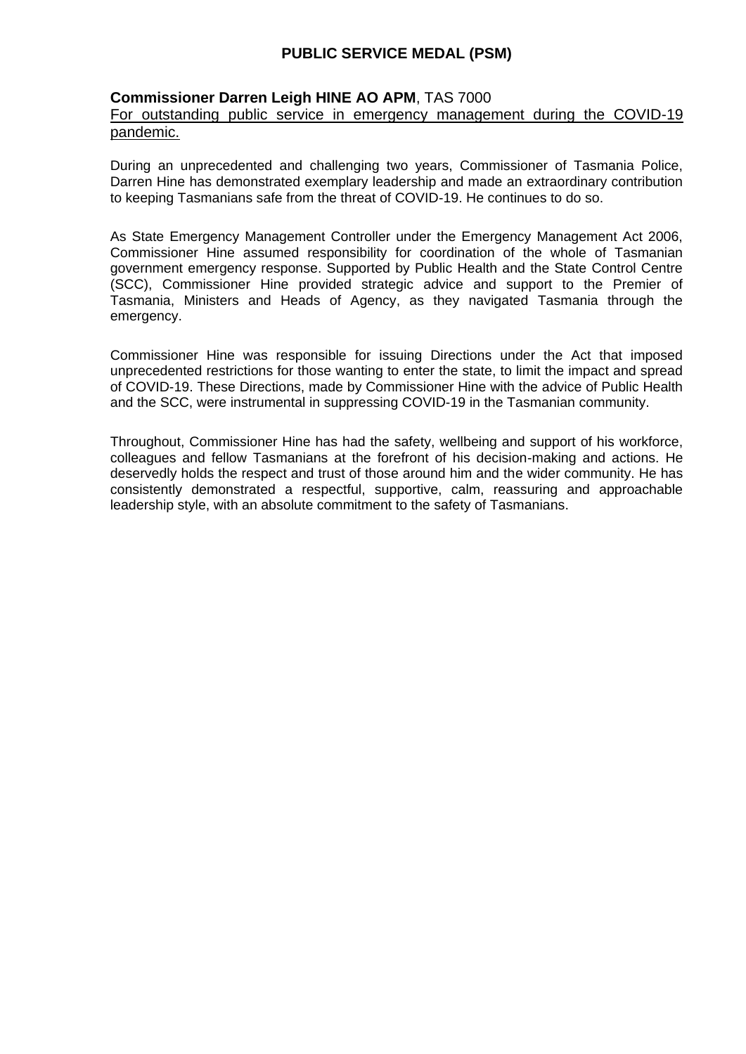# PUBLIC SERVICE MEDAL (PSM)

**Commissioner Darren Leigh HINE AO APM**, TAS 7000

For outstanding public service in emergency management during the COVID-19 pandemic.

During an unprecedented and challenging two years, Commissioner of Tasmania Police, Darren Hine has demonstrated exemplary leadership and made an extraordinary contribution to keeping Tasmanians safe from the threat of COVID-19. He continues to do so.

As State Emergency Management Controller under the Emergency Management Act 2006, Commissioner Hine assumed responsibility for coordination of the whole of Tasmanian government emergency response. Supported by Public Health and the State Control Centre (SCC), Commissioner Hine provided strategic advice and support to the Premier of Tasmania, Ministers and Heads of Agency, as they navigated Tasmania through the emergency.

Commissioner Hine was responsible for issuing Directions under the Act that imposed unprecedented restrictions for those wanting to enter the state, to limit the impact and spread of COVID-19. These Directions, made by Commissioner Hine with the advice of Public Health and the SCC, were instrumental in suppressing COVID-19 in the Tasmanian community.

Throughout, Commissioner Hine has had the safety, wellbeing and support of his workforce, colleagues and fellow Tasmanians at the forefront of his decision-making and actions. He deservedly holds the respect and trust of those around him and the wider community. He has consistently demonstrated a respectful, supportive, calm, reassuring and approachable leadership style, with an absolute commitment to the safety of Tasmanians.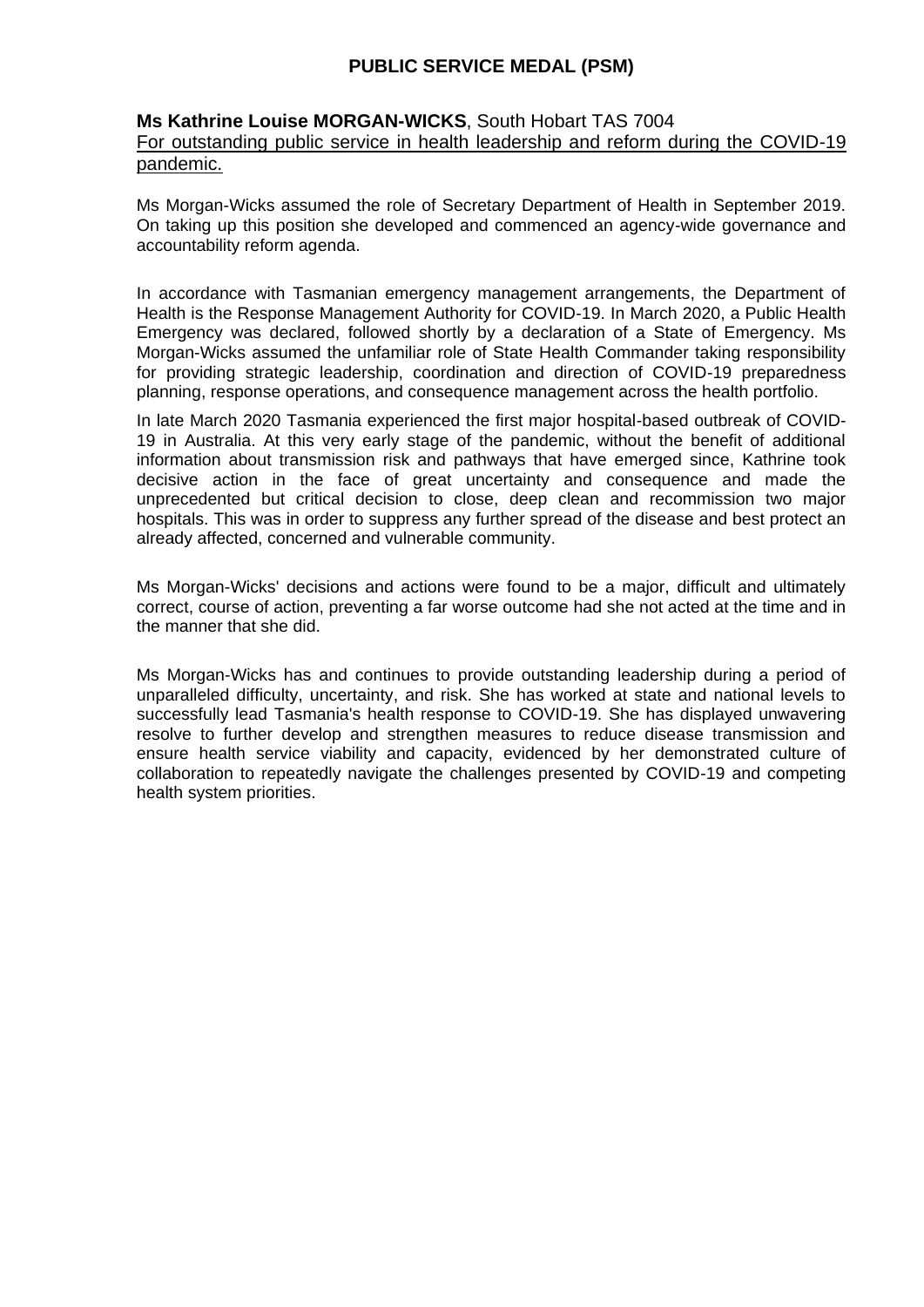## PUBLIC SERVICE MEDAL (PSM)

**Ms Kathrine Louise MORGAN-WICKS**, South Hobart TAS 7004
For outstanding public service in health leadership and reform during the COVID-19 pandemic.

Ms Morgan-Wicks assumed the role of Secretary Department of Health in September 2019. On taking up this position she developed and commenced an agency-wide governance and accountability reform agenda.

In accordance with Tasmanian emergency management arrangements, the Department of Health is the Response Management Authority for COVID-19. In March 2020, a Public Health Emergency was declared, followed shortly by a declaration of a State of Emergency. Ms Morgan-Wicks assumed the unfamiliar role of State Health Commander taking responsibility for providing strategic leadership, coordination and direction of COVID-19 preparedness planning, response operations, and consequence management across the health portfolio.

In late March 2020 Tasmania experienced the first major hospital-based outbreak of COVID-19 in Australia. At this very early stage of the pandemic, without the benefit of additional information about transmission risk and pathways that have emerged since, Kathrine took decisive action in the face of great uncertainty and consequence and made the unprecedented but critical decision to close, deep clean and recommission two major hospitals. This was in order to suppress any further spread of the disease and best protect an already affected, concerned and vulnerable community.

Ms Morgan-Wicks' decisions and actions were found to be a major, difficult and ultimately correct, course of action, preventing a far worse outcome had she not acted at the time and in the manner that she did.

Ms Morgan-Wicks has and continues to provide outstanding leadership during a period of unparalleled difficulty, uncertainty, and risk. She has worked at state and national levels to successfully lead Tasmania's health response to COVID-19. She has displayed unwavering resolve to further develop and strengthen measures to reduce disease transmission and ensure health service viability and capacity, evidenced by her demonstrated culture of collaboration to repeatedly navigate the challenges presented by COVID-19 and competing health system priorities.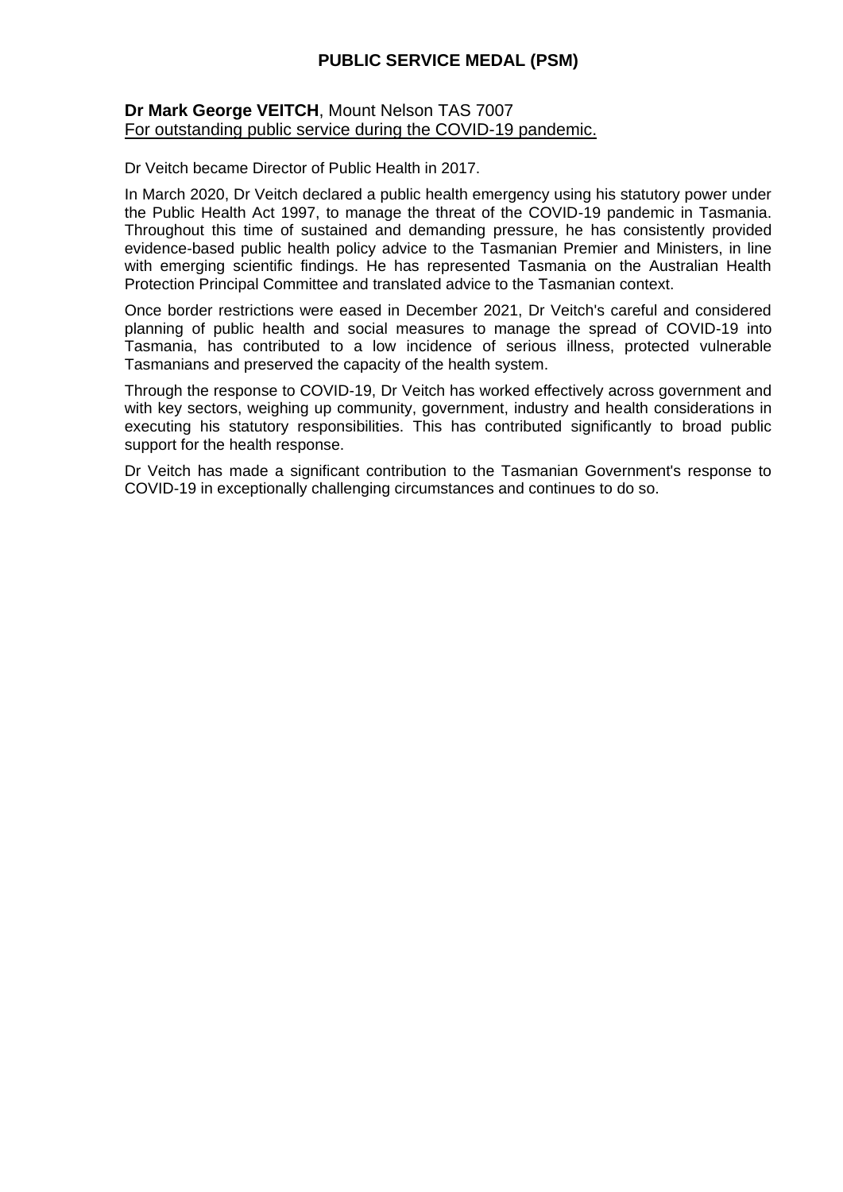## PUBLIC SERVICE MEDAL (PSM)

**Dr Mark George VEITCH**, Mount Nelson TAS 7007
For outstanding public service during the COVID-19 pandemic.

Dr Veitch became Director of Public Health in 2017.

In March 2020, Dr Veitch declared a public health emergency using his statutory power under the Public Health Act 1997, to manage the threat of the COVID-19 pandemic in Tasmania. Throughout this time of sustained and demanding pressure, he has consistently provided evidence-based public health policy advice to the Tasmanian Premier and Ministers, in line with emerging scientific findings. He has represented Tasmania on the Australian Health Protection Principal Committee and translated advice to the Tasmanian context.

Once border restrictions were eased in December 2021, Dr Veitch's careful and considered planning of public health and social measures to manage the spread of COVID-19 into Tasmania, has contributed to a low incidence of serious illness, protected vulnerable Tasmanians and preserved the capacity of the health system.

Through the response to COVID-19, Dr Veitch has worked effectively across government and with key sectors, weighing up community, government, industry and health considerations in executing his statutory responsibilities. This has contributed significantly to broad public support for the health response.

Dr Veitch has made a significant contribution to the Tasmanian Government's response to COVID-19 in exceptionally challenging circumstances and continues to do so.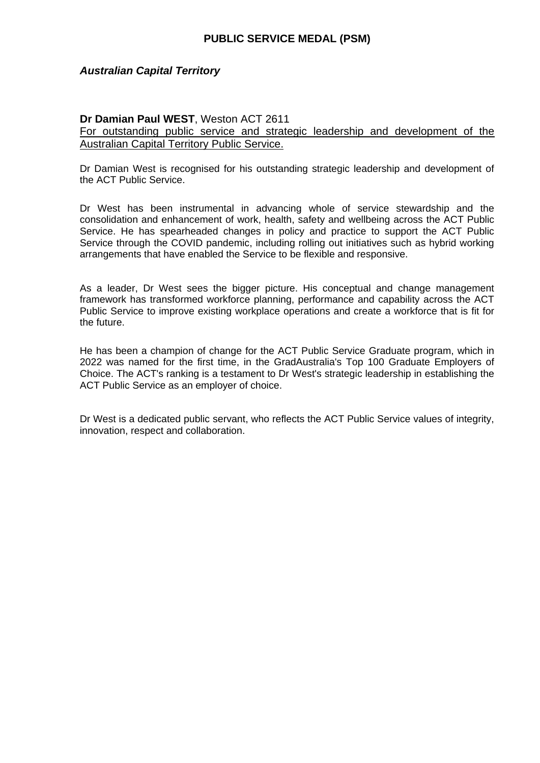## PUBLIC SERVICE MEDAL (PSM)

### *Australian Capital Territory*

**Dr Damian Paul WEST**, Weston ACT 2611
<u>For outstanding public service and strategic leadership and development of the Australian Capital Territory Public Service.</u>

Dr Damian West is recognised for his outstanding strategic leadership and development of the ACT Public Service.

Dr West has been instrumental in advancing whole of service stewardship and the consolidation and enhancement of work, health, safety and wellbeing across the ACT Public Service. He has spearheaded changes in policy and practice to support the ACT Public Service through the COVID pandemic, including rolling out initiatives such as hybrid working arrangements that have enabled the Service to be flexible and responsive.

As a leader, Dr West sees the bigger picture. His conceptual and change management framework has transformed workforce planning, performance and capability across the ACT Public Service to improve existing workplace operations and create a workforce that is fit for the future.

He has been a champion of change for the ACT Public Service Graduate program, which in 2022 was named for the first time, in the GradAustralia's Top 100 Graduate Employers of Choice. The ACT's ranking is a testament to Dr West's strategic leadership in establishing the ACT Public Service as an employer of choice.

Dr West is a dedicated public servant, who reflects the ACT Public Service values of integrity, innovation, respect and collaboration.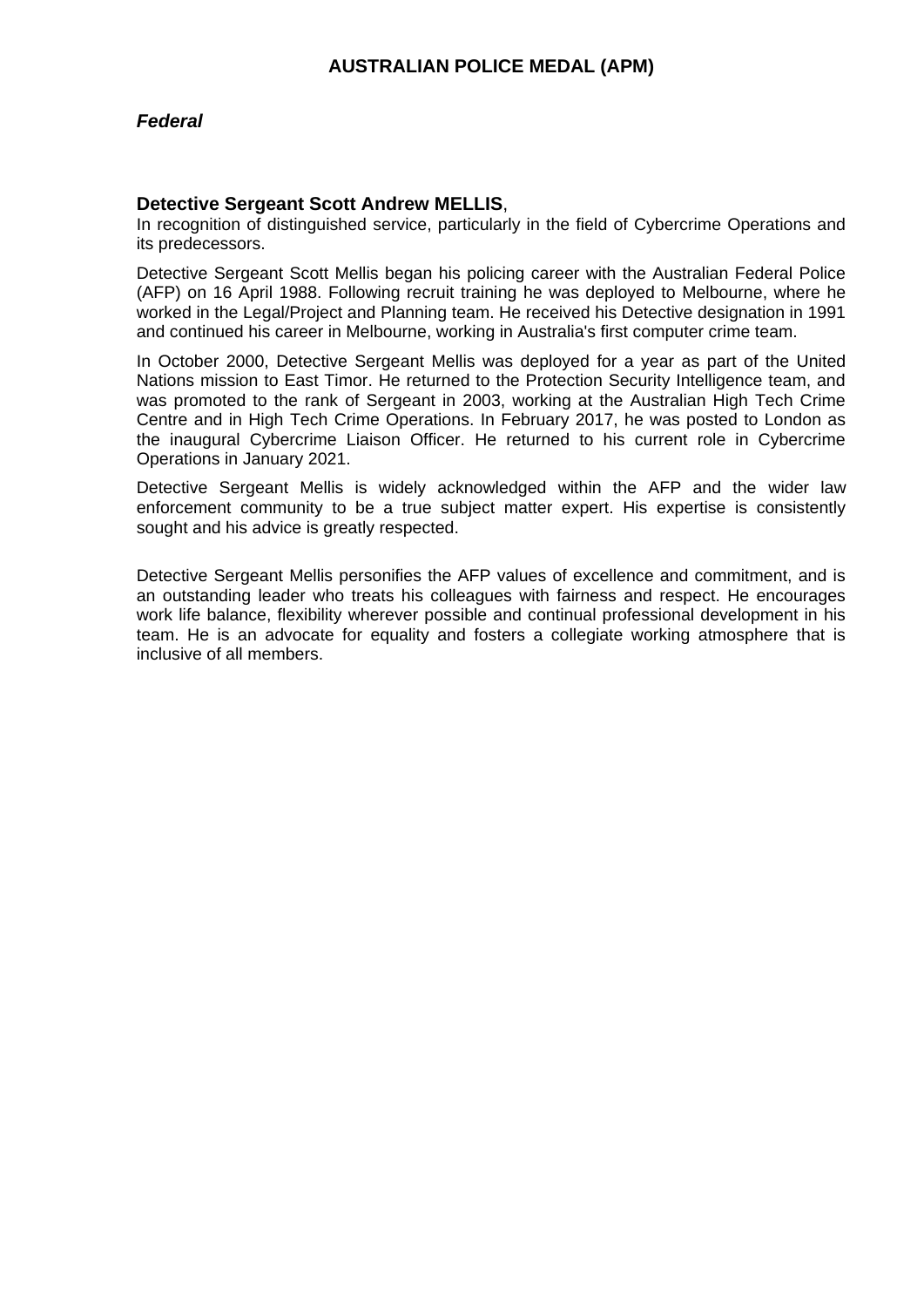## AUSTRALIAN POLICE MEDAL (APM)

### *Federal*

**Detective Sergeant Scott Andrew MELLIS**,
In recognition of distinguished service, particularly in the field of Cybercrime Operations and its predecessors.

Detective Sergeant Scott Mellis began his policing career with the Australian Federal Police (AFP) on 16 April 1988. Following recruit training he was deployed to Melbourne, where he worked in the Legal/Project and Planning team. He received his Detective designation in 1991 and continued his career in Melbourne, working in Australia's first computer crime team.

In October 2000, Detective Sergeant Mellis was deployed for a year as part of the United Nations mission to East Timor. He returned to the Protection Security Intelligence team, and was promoted to the rank of Sergeant in 2003, working at the Australian High Tech Crime Centre and in High Tech Crime Operations. In February 2017, he was posted to London as the inaugural Cybercrime Liaison Officer. He returned to his current role in Cybercrime Operations in January 2021.

Detective Sergeant Mellis is widely acknowledged within the AFP and the wider law enforcement community to be a true subject matter expert. His expertise is consistently sought and his advice is greatly respected.

Detective Sergeant Mellis personifies the AFP values of excellence and commitment, and is an outstanding leader who treats his colleagues with fairness and respect. He encourages work life balance, flexibility wherever possible and continual professional development in his team. He is an advocate for equality and fosters a collegiate working atmosphere that is inclusive of all members.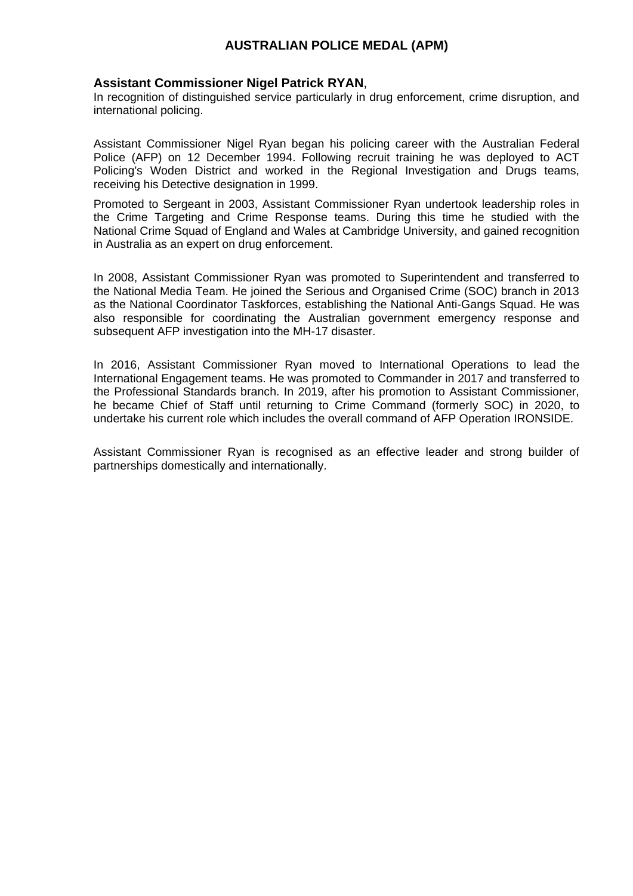## AUSTRALIAN POLICE MEDAL (APM)

**Assistant Commissioner Nigel Patrick RYAN**,
In recognition of distinguished service particularly in drug enforcement, crime disruption, and international policing.

Assistant Commissioner Nigel Ryan began his policing career with the Australian Federal Police (AFP) on 12 December 1994. Following recruit training he was deployed to ACT Policing's Woden District and worked in the Regional Investigation and Drugs teams, receiving his Detective designation in 1999.

Promoted to Sergeant in 2003, Assistant Commissioner Ryan undertook leadership roles in the Crime Targeting and Crime Response teams. During this time he studied with the National Crime Squad of England and Wales at Cambridge University, and gained recognition in Australia as an expert on drug enforcement.

In 2008, Assistant Commissioner Ryan was promoted to Superintendent and transferred to the National Media Team. He joined the Serious and Organised Crime (SOC) branch in 2013 as the National Coordinator Taskforces, establishing the National Anti-Gangs Squad. He was also responsible for coordinating the Australian government emergency response and subsequent AFP investigation into the MH-17 disaster.

In 2016, Assistant Commissioner Ryan moved to International Operations to lead the International Engagement teams. He was promoted to Commander in 2017 and transferred to the Professional Standards branch. In 2019, after his promotion to Assistant Commissioner, he became Chief of Staff until returning to Crime Command (formerly SOC) in 2020, to undertake his current role which includes the overall command of AFP Operation IRONSIDE.

Assistant Commissioner Ryan is recognised as an effective leader and strong builder of partnerships domestically and internationally.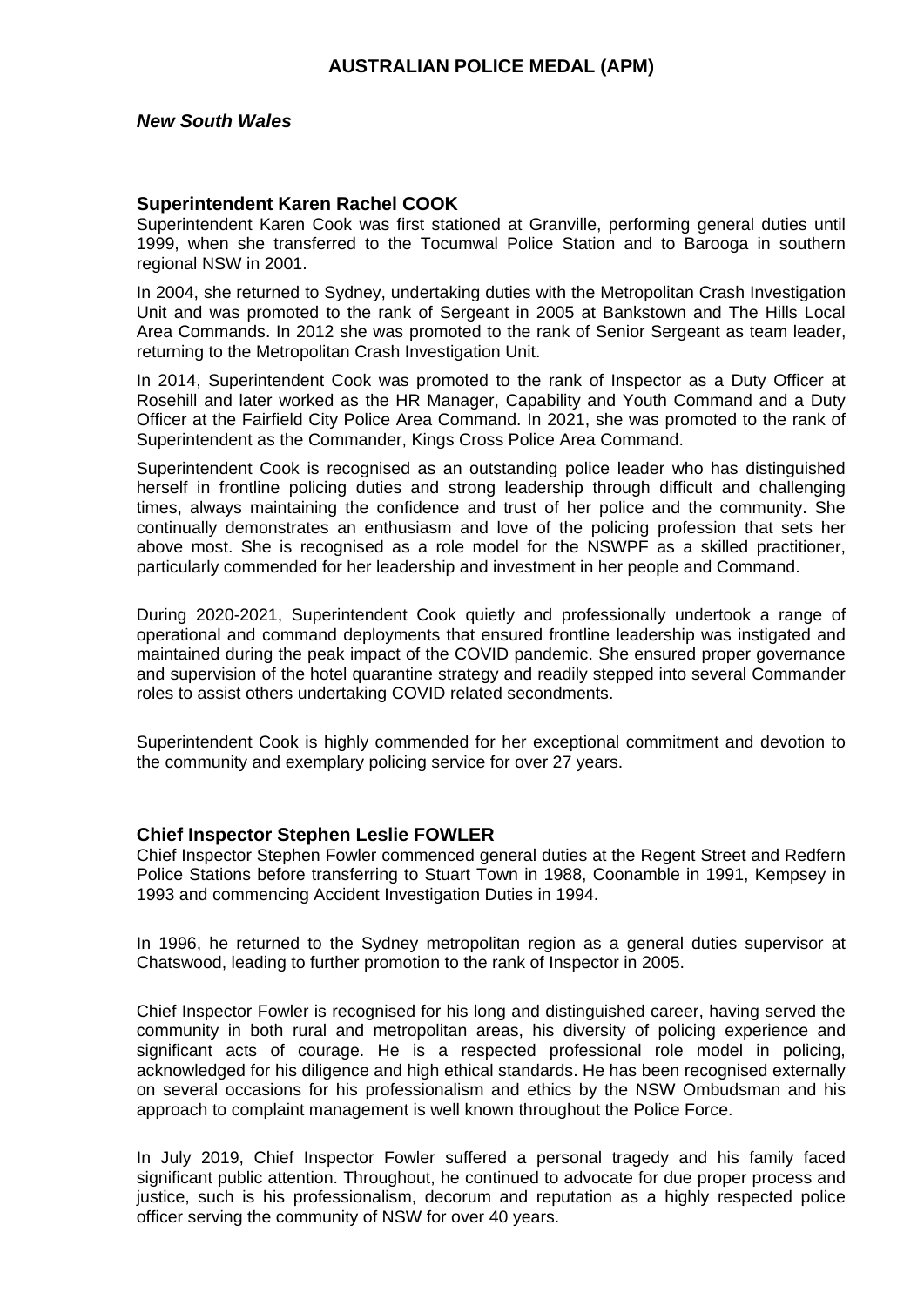# AUSTRALIAN POLICE MEDAL (APM)

***New South Wales***

### Superintendent Karen Rachel COOK

Superintendent Karen Cook was first stationed at Granville, performing general duties until 1999, when she transferred to the Tocumwal Police Station and to Barooga in southern regional NSW in 2001.

In 2004, she returned to Sydney, undertaking duties with the Metropolitan Crash Investigation Unit and was promoted to the rank of Sergeant in 2005 at Bankstown and The Hills Local Area Commands. In 2012 she was promoted to the rank of Senior Sergeant as team leader, returning to the Metropolitan Crash Investigation Unit.

In 2014, Superintendent Cook was promoted to the rank of Inspector as a Duty Officer at Rosehill and later worked as the HR Manager, Capability and Youth Command and a Duty Officer at the Fairfield City Police Area Command. In 2021, she was promoted to the rank of Superintendent as the Commander, Kings Cross Police Area Command.

Superintendent Cook is recognised as an outstanding police leader who has distinguished herself in frontline policing duties and strong leadership through difficult and challenging times, always maintaining the confidence and trust of her police and the community. She continually demonstrates an enthusiasm and love of the policing profession that sets her above most. She is recognised as a role model for the NSWPF as a skilled practitioner, particularly commended for her leadership and investment in her people and Command.

During 2020-2021, Superintendent Cook quietly and professionally undertook a range of operational and command deployments that ensured frontline leadership was instigated and maintained during the peak impact of the COVID pandemic. She ensured proper governance and supervision of the hotel quarantine strategy and readily stepped into several Commander roles to assist others undertaking COVID related secondments.

Superintendent Cook is highly commended for her exceptional commitment and devotion to the community and exemplary policing service for over 27 years.

### Chief Inspector Stephen Leslie FOWLER

Chief Inspector Stephen Fowler commenced general duties at the Regent Street and Redfern Police Stations before transferring to Stuart Town in 1988, Coonamble in 1991, Kempsey in 1993 and commencing Accident Investigation Duties in 1994.

In 1996, he returned to the Sydney metropolitan region as a general duties supervisor at Chatswood, leading to further promotion to the rank of Inspector in 2005.

Chief Inspector Fowler is recognised for his long and distinguished career, having served the community in both rural and metropolitan areas, his diversity of policing experience and significant acts of courage. He is a respected professional role model in policing, acknowledged for his diligence and high ethical standards. He has been recognised externally on several occasions for his professionalism and ethics by the NSW Ombudsman and his approach to complaint management is well known throughout the Police Force.

In July 2019, Chief Inspector Fowler suffered a personal tragedy and his family faced significant public attention. Throughout, he continued to advocate for due proper process and justice, such is his professionalism, decorum and reputation as a highly respected police officer serving the community of NSW for over 40 years.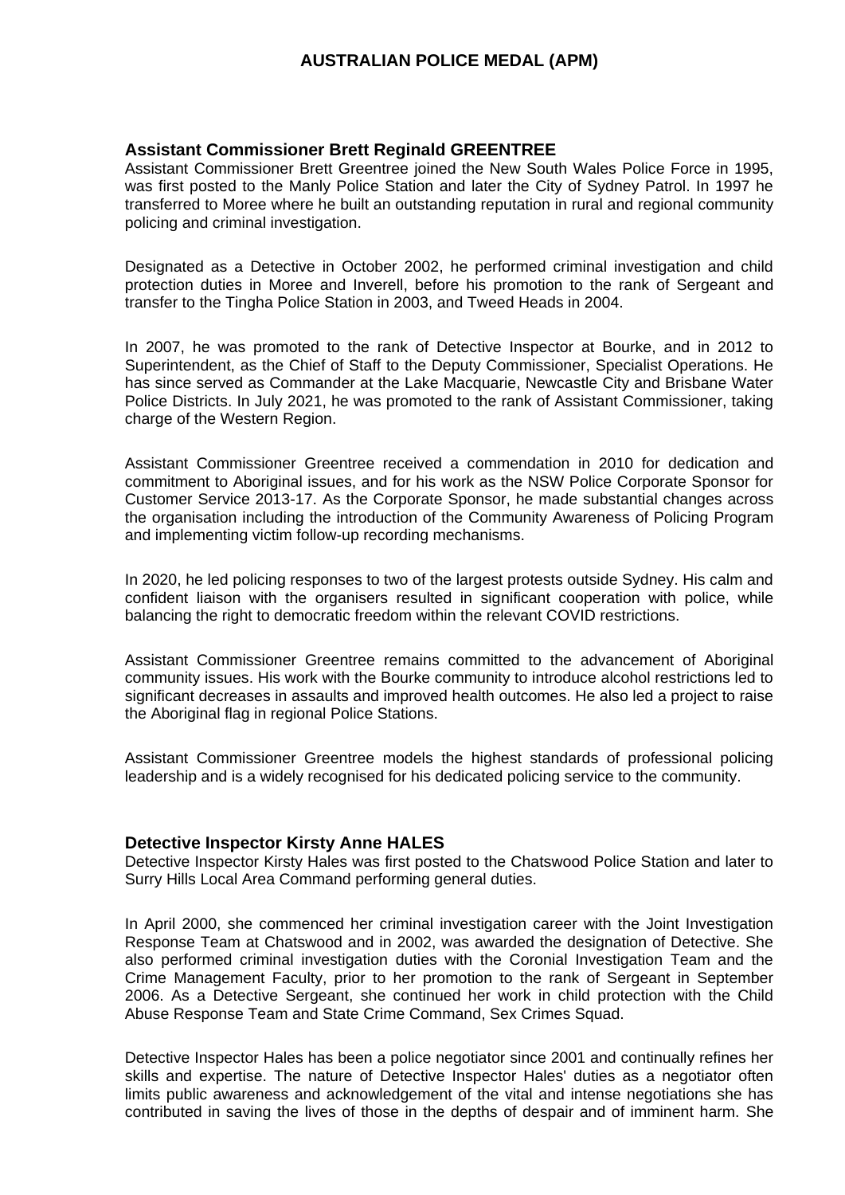## AUSTRALIAN POLICE MEDAL (APM)

### Assistant Commissioner Brett Reginald GREENTREE

Assistant Commissioner Brett Greentree joined the New South Wales Police Force in 1995, was first posted to the Manly Police Station and later the City of Sydney Patrol. In 1997 he transferred to Moree where he built an outstanding reputation in rural and regional community policing and criminal investigation.

Designated as a Detective in October 2002, he performed criminal investigation and child protection duties in Moree and Inverell, before his promotion to the rank of Sergeant and transfer to the Tingha Police Station in 2003, and Tweed Heads in 2004.

In 2007, he was promoted to the rank of Detective Inspector at Bourke, and in 2012 to Superintendent, as the Chief of Staff to the Deputy Commissioner, Specialist Operations. He has since served as Commander at the Lake Macquarie, Newcastle City and Brisbane Water Police Districts. In July 2021, he was promoted to the rank of Assistant Commissioner, taking charge of the Western Region.

Assistant Commissioner Greentree received a commendation in 2010 for dedication and commitment to Aboriginal issues, and for his work as the NSW Police Corporate Sponsor for Customer Service 2013-17. As the Corporate Sponsor, he made substantial changes across the organisation including the introduction of the Community Awareness of Policing Program and implementing victim follow-up recording mechanisms.

In 2020, he led policing responses to two of the largest protests outside Sydney. His calm and confident liaison with the organisers resulted in significant cooperation with police, while balancing the right to democratic freedom within the relevant COVID restrictions.

Assistant Commissioner Greentree remains committed to the advancement of Aboriginal community issues. His work with the Bourke community to introduce alcohol restrictions led to significant decreases in assaults and improved health outcomes. He also led a project to raise the Aboriginal flag in regional Police Stations.

Assistant Commissioner Greentree models the highest standards of professional policing leadership and is a widely recognised for his dedicated policing service to the community.

### Detective Inspector Kirsty Anne HALES

Detective Inspector Kirsty Hales was first posted to the Chatswood Police Station and later to Surry Hills Local Area Command performing general duties.

In April 2000, she commenced her criminal investigation career with the Joint Investigation Response Team at Chatswood and in 2002, was awarded the designation of Detective. She also performed criminal investigation duties with the Coronial Investigation Team and the Crime Management Faculty, prior to her promotion to the rank of Sergeant in September 2006. As a Detective Sergeant, she continued her work in child protection with the Child Abuse Response Team and State Crime Command, Sex Crimes Squad.

Detective Inspector Hales has been a police negotiator since 2001 and continually refines her skills and expertise. The nature of Detective Inspector Hales' duties as a negotiator often limits public awareness and acknowledgement of the vital and intense negotiations she has contributed in saving the lives of those in the depths of despair and of imminent harm. She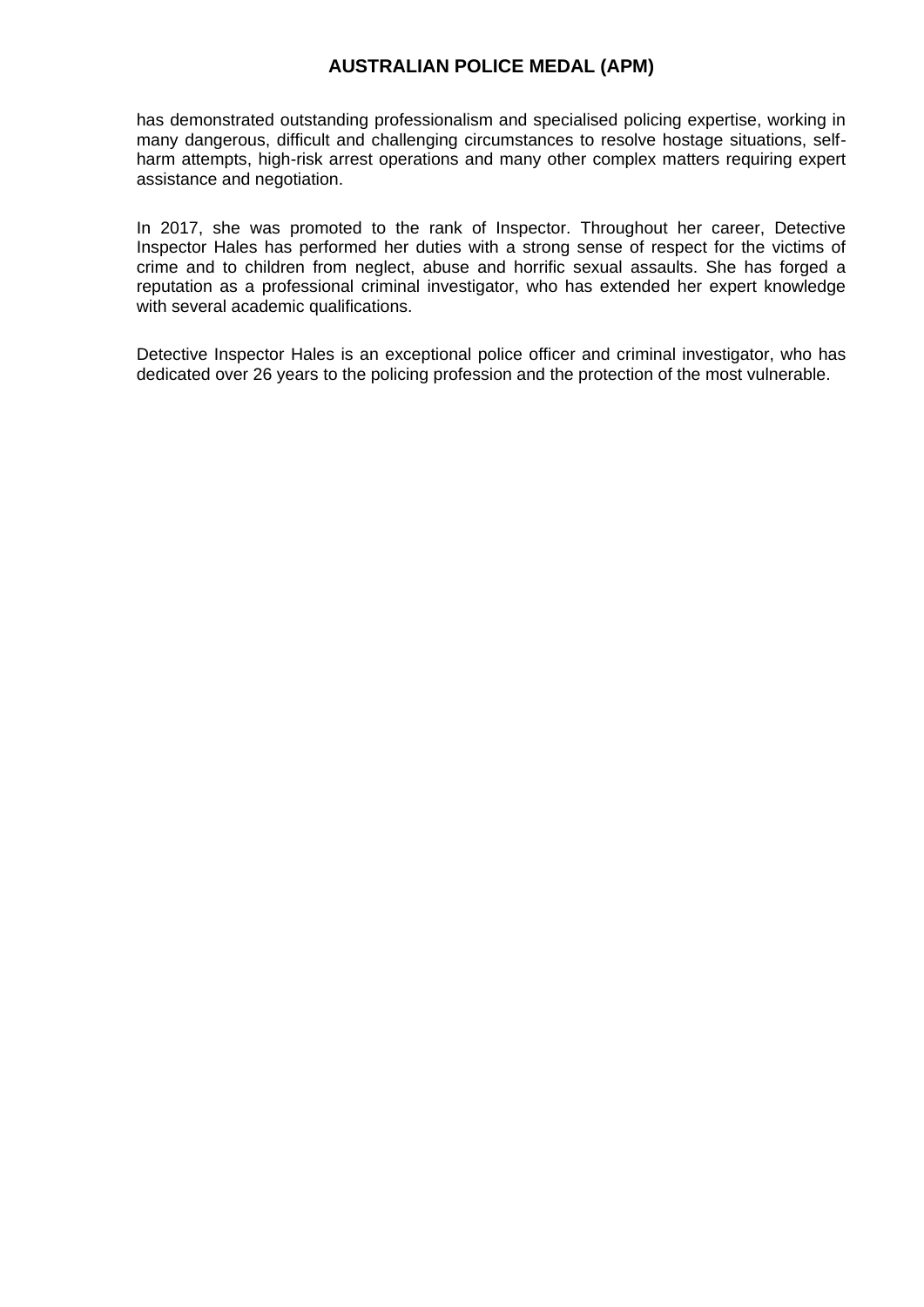has demonstrated outstanding professionalism and specialised policing expertise, working in many dangerous, difficult and challenging circumstances to resolve hostage situations, self-harm attempts, high-risk arrest operations and many other complex matters requiring expert assistance and negotiation.

In 2017, she was promoted to the rank of Inspector. Throughout her career, Detective Inspector Hales has performed her duties with a strong sense of respect for the victims of crime and to children from neglect, abuse and horrific sexual assaults. She has forged a reputation as a professional criminal investigator, who has extended her expert knowledge with several academic qualifications.

Detective Inspector Hales is an exceptional police officer and criminal investigator, who has dedicated over 26 years to the policing profession and the protection of the most vulnerable.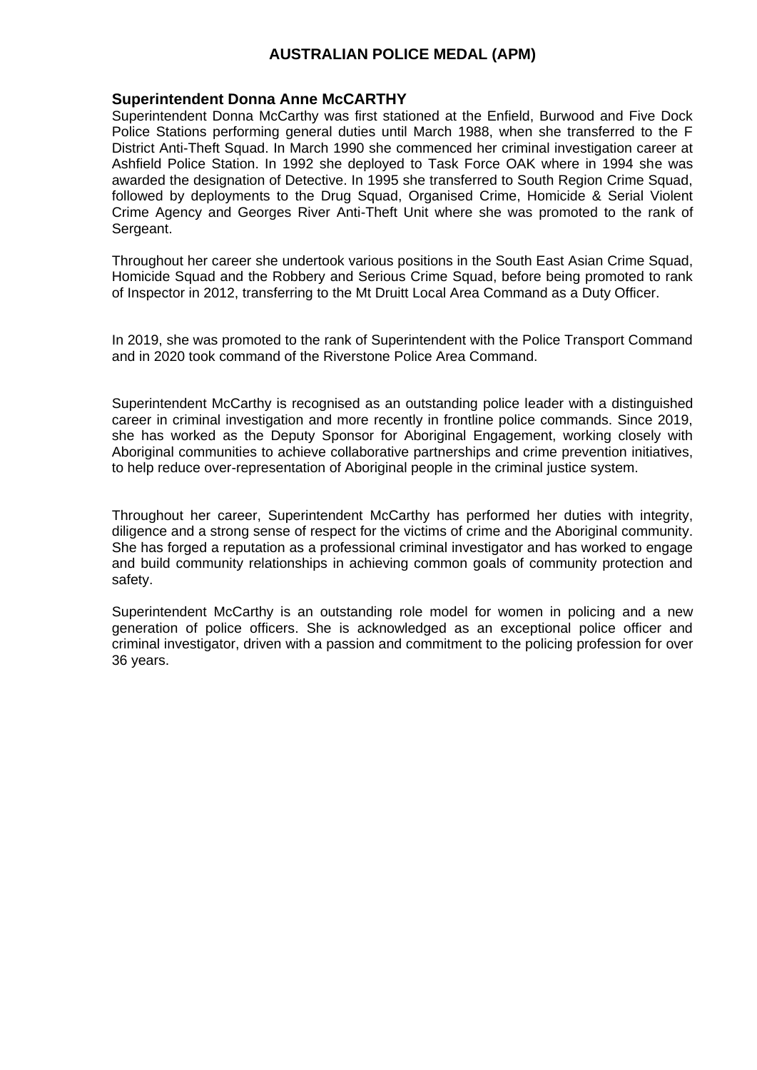# AUSTRALIAN POLICE MEDAL (APM)

## Superintendent Donna Anne McCARTHY

Superintendent Donna McCarthy was first stationed at the Enfield, Burwood and Five Dock Police Stations performing general duties until March 1988, when she transferred to the F District Anti-Theft Squad. In March 1990 she commenced her criminal investigation career at Ashfield Police Station. In 1992 she deployed to Task Force OAK where in 1994 she was awarded the designation of Detective. In 1995 she transferred to South Region Crime Squad, followed by deployments to the Drug Squad, Organised Crime, Homicide & Serial Violent Crime Agency and Georges River Anti-Theft Unit where she was promoted to the rank of Sergeant.

Throughout her career she undertook various positions in the South East Asian Crime Squad, Homicide Squad and the Robbery and Serious Crime Squad, before being promoted to rank of Inspector in 2012, transferring to the Mt Druitt Local Area Command as a Duty Officer.

In 2019, she was promoted to the rank of Superintendent with the Police Transport Command and in 2020 took command of the Riverstone Police Area Command.

Superintendent McCarthy is recognised as an outstanding police leader with a distinguished career in criminal investigation and more recently in frontline police commands. Since 2019, she has worked as the Deputy Sponsor for Aboriginal Engagement, working closely with Aboriginal communities to achieve collaborative partnerships and crime prevention initiatives, to help reduce over-representation of Aboriginal people in the criminal justice system.

Throughout her career, Superintendent McCarthy has performed her duties with integrity, diligence and a strong sense of respect for the victims of crime and the Aboriginal community. She has forged a reputation as a professional criminal investigator and has worked to engage and build community relationships in achieving common goals of community protection and safety.

Superintendent McCarthy is an outstanding role model for women in policing and a new generation of police officers. She is acknowledged as an exceptional police officer and criminal investigator, driven with a passion and commitment to the policing profession for over 36 years.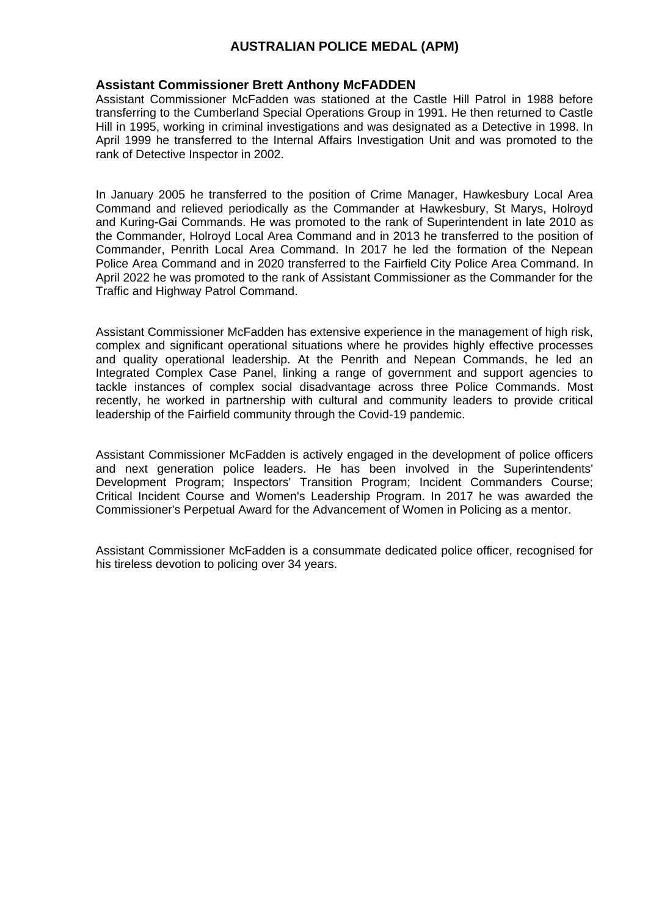# AUSTRALIAN POLICE MEDAL (APM)

### Assistant Commissioner Brett Anthony McFADDEN

Assistant Commissioner McFadden was stationed at the Castle Hill Patrol in 1988 before transferring to the Cumberland Special Operations Group in 1991. He then returned to Castle Hill in 1995, working in criminal investigations and was designated as a Detective in 1998. In April 1999 he transferred to the Internal Affairs Investigation Unit and was promoted to the rank of Detective Inspector in 2002.

In January 2005 he transferred to the position of Crime Manager, Hawkesbury Local Area Command and relieved periodically as the Commander at Hawkesbury, St Marys, Holroyd and Kuring-Gai Commands. He was promoted to the rank of Superintendent in late 2010 as the Commander, Holroyd Local Area Command and in 2013 he transferred to the position of Commander, Penrith Local Area Command. In 2017 he led the formation of the Nepean Police Area Command and in 2020 transferred to the Fairfield City Police Area Command. In April 2022 he was promoted to the rank of Assistant Commissioner as the Commander for the Traffic and Highway Patrol Command.

Assistant Commissioner McFadden has extensive experience in the management of high risk, complex and significant operational situations where he provides highly effective processes and quality operational leadership. At the Penrith and Nepean Commands, he led an Integrated Complex Case Panel, linking a range of government and support agencies to tackle instances of complex social disadvantage across three Police Commands. Most recently, he worked in partnership with cultural and community leaders to provide critical leadership of the Fairfield community through the Covid-19 pandemic.

Assistant Commissioner McFadden is actively engaged in the development of police officers and next generation police leaders. He has been involved in the Superintendents' Development Program; Inspectors' Transition Program; Incident Commanders Course; Critical Incident Course and Women's Leadership Program. In 2017 he was awarded the Commissioner's Perpetual Award for the Advancement of Women in Policing as a mentor.

Assistant Commissioner McFadden is a consummate dedicated police officer, recognised for his tireless devotion to policing over 34 years.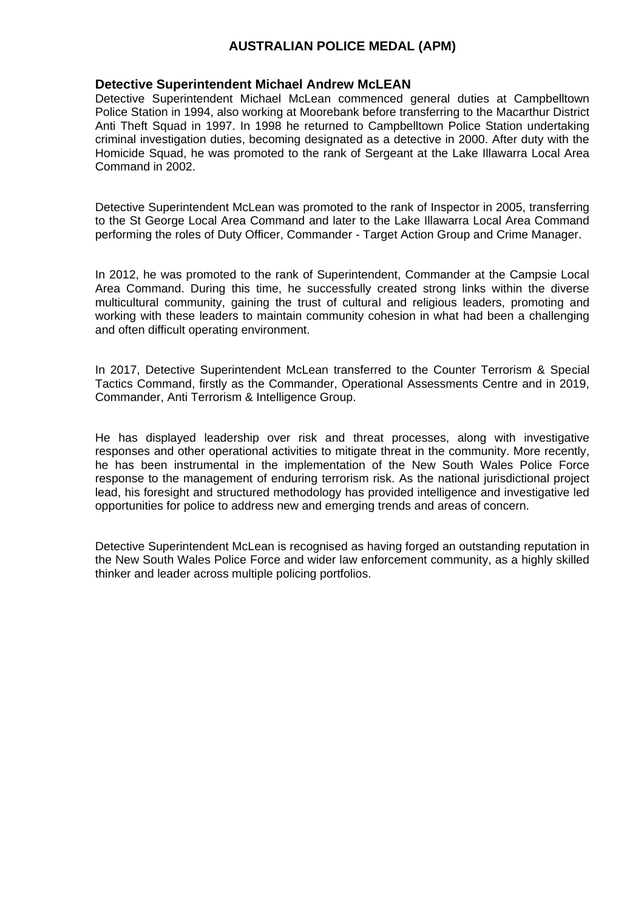## AUSTRALIAN POLICE MEDAL (APM)

### Detective Superintendent Michael Andrew McLEAN

Detective Superintendent Michael McLean commenced general duties at Campbelltown Police Station in 1994, also working at Moorebank before transferring to the Macarthur District Anti Theft Squad in 1997. In 1998 he returned to Campbelltown Police Station undertaking criminal investigation duties, becoming designated as a detective in 2000. After duty with the Homicide Squad, he was promoted to the rank of Sergeant at the Lake Illawarra Local Area Command in 2002.

Detective Superintendent McLean was promoted to the rank of Inspector in 2005, transferring to the St George Local Area Command and later to the Lake Illawarra Local Area Command performing the roles of Duty Officer, Commander - Target Action Group and Crime Manager.

In 2012, he was promoted to the rank of Superintendent, Commander at the Campsie Local Area Command. During this time, he successfully created strong links within the diverse multicultural community, gaining the trust of cultural and religious leaders, promoting and working with these leaders to maintain community cohesion in what had been a challenging and often difficult operating environment.

In 2017, Detective Superintendent McLean transferred to the Counter Terrorism & Special Tactics Command, firstly as the Commander, Operational Assessments Centre and in 2019, Commander, Anti Terrorism & Intelligence Group.

He has displayed leadership over risk and threat processes, along with investigative responses and other operational activities to mitigate threat in the community. More recently, he has been instrumental in the implementation of the New South Wales Police Force response to the management of enduring terrorism risk. As the national jurisdictional project lead, his foresight and structured methodology has provided intelligence and investigative led opportunities for police to address new and emerging trends and areas of concern.

Detective Superintendent McLean is recognised as having forged an outstanding reputation in the New South Wales Police Force and wider law enforcement community, as a highly skilled thinker and leader across multiple policing portfolios.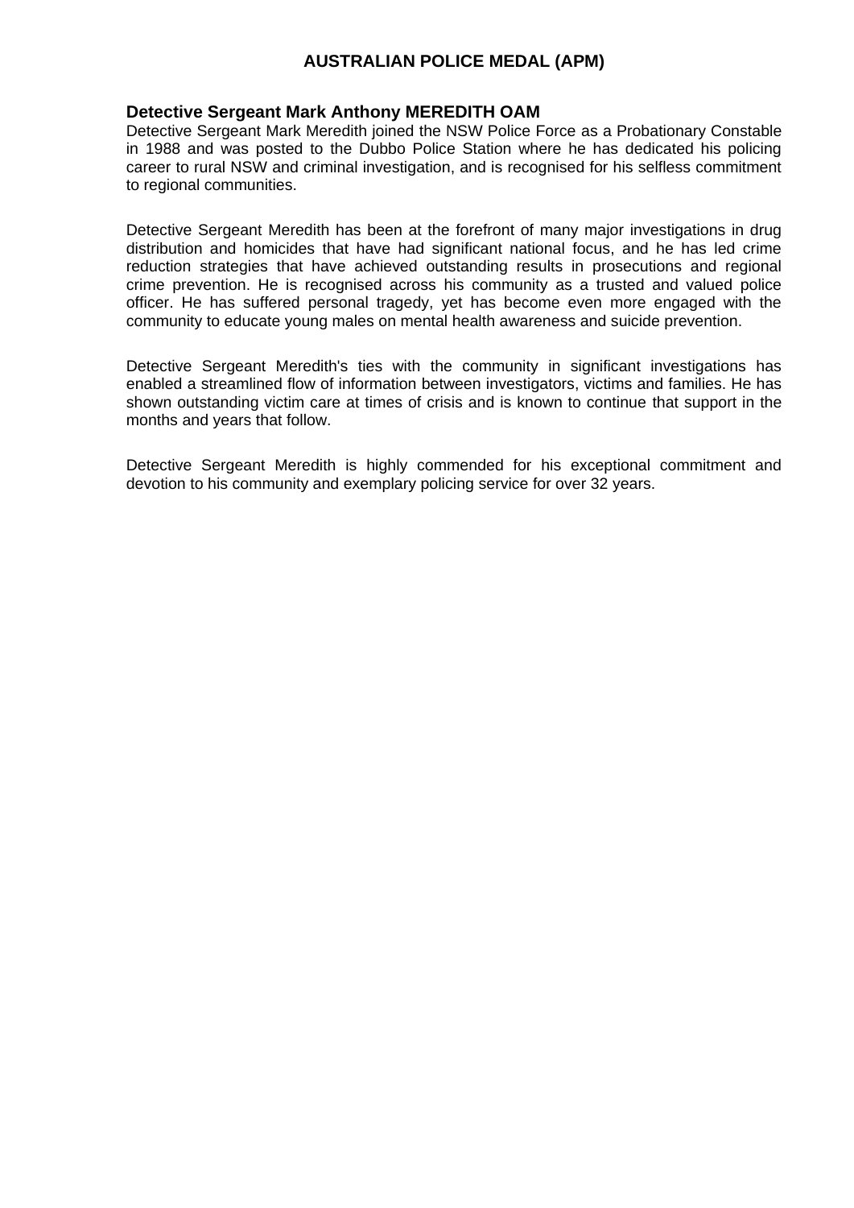# AUSTRALIAN POLICE MEDAL (APM)

## Detective Sergeant Mark Anthony MEREDITH OAM

Detective Sergeant Mark Meredith joined the NSW Police Force as a Probationary Constable in 1988 and was posted to the Dubbo Police Station where he has dedicated his policing career to rural NSW and criminal investigation, and is recognised for his selfless commitment to regional communities.

Detective Sergeant Meredith has been at the forefront of many major investigations in drug distribution and homicides that have had significant national focus, and he has led crime reduction strategies that have achieved outstanding results in prosecutions and regional crime prevention. He is recognised across his community as a trusted and valued police officer. He has suffered personal tragedy, yet has become even more engaged with the community to educate young males on mental health awareness and suicide prevention.

Detective Sergeant Meredith's ties with the community in significant investigations has enabled a streamlined flow of information between investigators, victims and families. He has shown outstanding victim care at times of crisis and is known to continue that support in the months and years that follow.

Detective Sergeant Meredith is highly commended for his exceptional commitment and devotion to his community and exemplary policing service for over 32 years.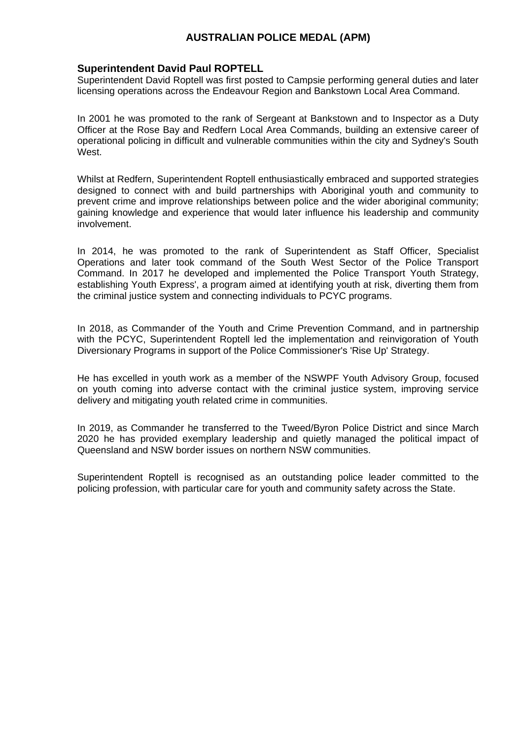# AUSTRALIAN POLICE MEDAL (APM)

**Superintendent David Paul ROPTELL**

Superintendent David Roptell was first posted to Campsie performing general duties and later licensing operations across the Endeavour Region and Bankstown Local Area Command.

In 2001 he was promoted to the rank of Sergeant at Bankstown and to Inspector as a Duty Officer at the Rose Bay and Redfern Local Area Commands, building an extensive career of operational policing in difficult and vulnerable communities within the city and Sydney's South West.

Whilst at Redfern, Superintendent Roptell enthusiastically embraced and supported strategies designed to connect with and build partnerships with Aboriginal youth and community to prevent crime and improve relationships between police and the wider aboriginal community; gaining knowledge and experience that would later influence his leadership and community involvement.

In 2014, he was promoted to the rank of Superintendent as Staff Officer, Specialist Operations and later took command of the South West Sector of the Police Transport Command. In 2017 he developed and implemented the Police Transport Youth Strategy, establishing Youth Express', a program aimed at identifying youth at risk, diverting them from the criminal justice system and connecting individuals to PCYC programs.

In 2018, as Commander of the Youth and Crime Prevention Command, and in partnership with the PCYC, Superintendent Roptell led the implementation and reinvigoration of Youth Diversionary Programs in support of the Police Commissioner's 'Rise Up' Strategy.

He has excelled in youth work as a member of the NSWPF Youth Advisory Group, focused on youth coming into adverse contact with the criminal justice system, improving service delivery and mitigating youth related crime in communities.

In 2019, as Commander he transferred to the Tweed/Byron Police District and since March 2020 he has provided exemplary leadership and quietly managed the political impact of Queensland and NSW border issues on northern NSW communities.

Superintendent Roptell is recognised as an outstanding police leader committed to the policing profession, with particular care for youth and community safety across the State.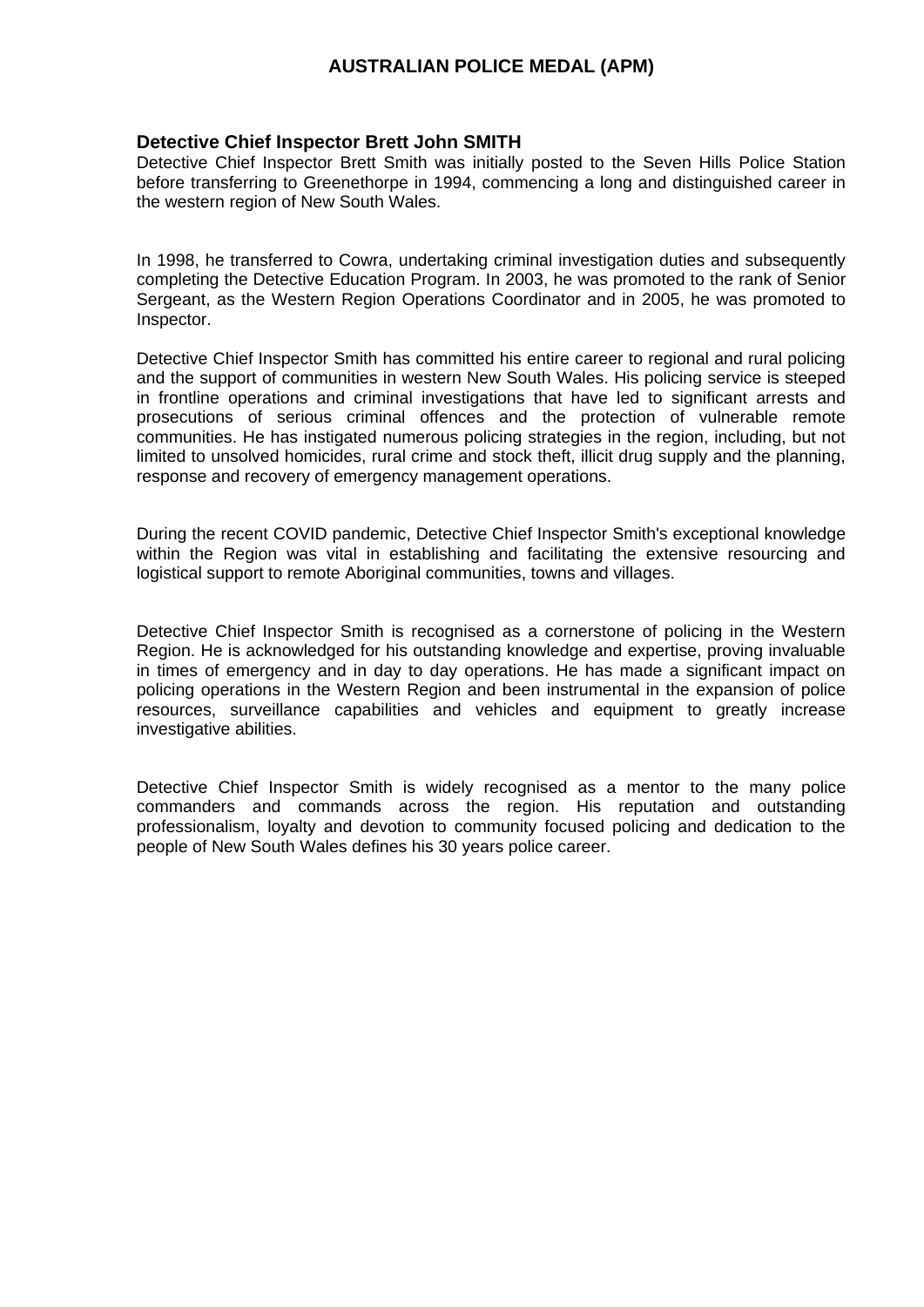# AUSTRALIAN POLICE MEDAL (APM)

## Detective Chief Inspector Brett John SMITH

Detective Chief Inspector Brett Smith was initially posted to the Seven Hills Police Station before transferring to Greenethorpe in 1994, commencing a long and distinguished career in the western region of New South Wales.

In 1998, he transferred to Cowra, undertaking criminal investigation duties and subsequently completing the Detective Education Program. In 2003, he was promoted to the rank of Senior Sergeant, as the Western Region Operations Coordinator and in 2005, he was promoted to Inspector.

Detective Chief Inspector Smith has committed his entire career to regional and rural policing and the support of communities in western New South Wales. His policing service is steeped in frontline operations and criminal investigations that have led to significant arrests and prosecutions of serious criminal offences and the protection of vulnerable remote communities. He has instigated numerous policing strategies in the region, including, but not limited to unsolved homicides, rural crime and stock theft, illicit drug supply and the planning, response and recovery of emergency management operations.

During the recent COVID pandemic, Detective Chief Inspector Smith's exceptional knowledge within the Region was vital in establishing and facilitating the extensive resourcing and logistical support to remote Aboriginal communities, towns and villages.

Detective Chief Inspector Smith is recognised as a cornerstone of policing in the Western Region. He is acknowledged for his outstanding knowledge and expertise, proving invaluable in times of emergency and in day to day operations. He has made a significant impact on policing operations in the Western Region and been instrumental in the expansion of police resources, surveillance capabilities and vehicles and equipment to greatly increase investigative abilities.

Detective Chief Inspector Smith is widely recognised as a mentor to the many police commanders and commands across the region. His reputation and outstanding professionalism, loyalty and devotion to community focused policing and dedication to the people of New South Wales defines his 30 years police career.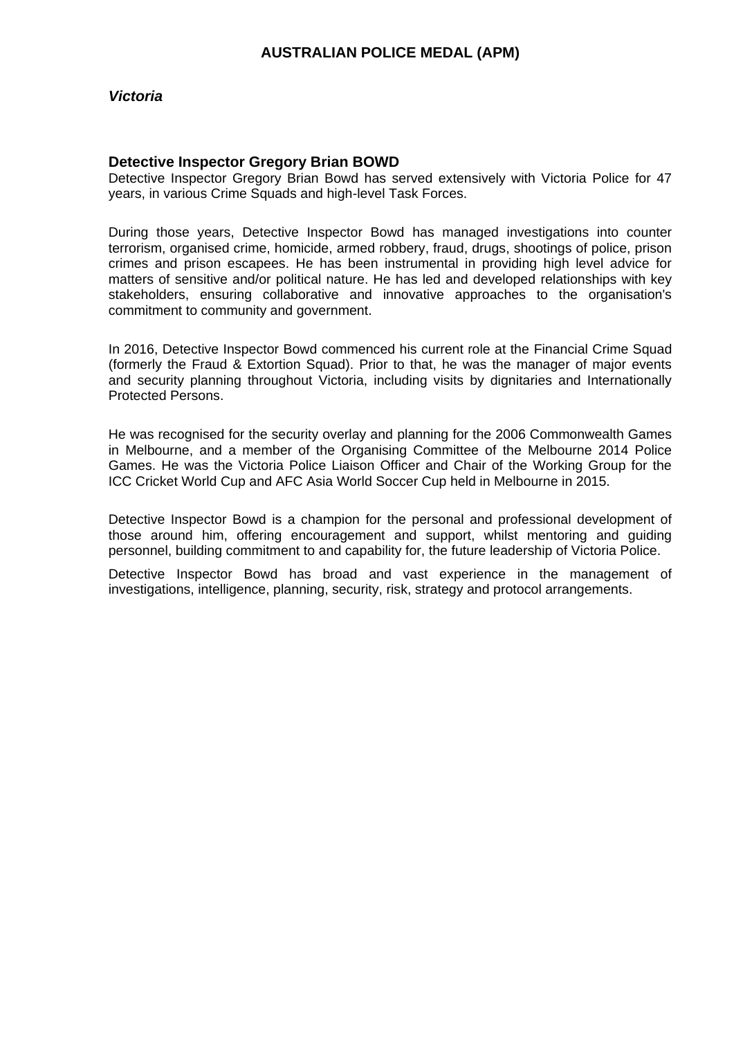# AUSTRALIAN POLICE MEDAL (APM)

## *Victoria*

### Detective Inspector Gregory Brian BOWD

Detective Inspector Gregory Brian Bowd has served extensively with Victoria Police for 47 years, in various Crime Squads and high-level Task Forces.

During those years, Detective Inspector Bowd has managed investigations into counter terrorism, organised crime, homicide, armed robbery, fraud, drugs, shootings of police, prison crimes and prison escapees. He has been instrumental in providing high level advice for matters of sensitive and/or political nature. He has led and developed relationships with key stakeholders, ensuring collaborative and innovative approaches to the organisation's commitment to community and government.

In 2016, Detective Inspector Bowd commenced his current role at the Financial Crime Squad (formerly the Fraud & Extortion Squad). Prior to that, he was the manager of major events and security planning throughout Victoria, including visits by dignitaries and Internationally Protected Persons.

He was recognised for the security overlay and planning for the 2006 Commonwealth Games in Melbourne, and a member of the Organising Committee of the Melbourne 2014 Police Games. He was the Victoria Police Liaison Officer and Chair of the Working Group for the ICC Cricket World Cup and AFC Asia World Soccer Cup held in Melbourne in 2015.

Detective Inspector Bowd is a champion for the personal and professional development of those around him, offering encouragement and support, whilst mentoring and guiding personnel, building commitment to and capability for, the future leadership of Victoria Police.

Detective Inspector Bowd has broad and vast experience in the management of investigations, intelligence, planning, security, risk, strategy and protocol arrangements.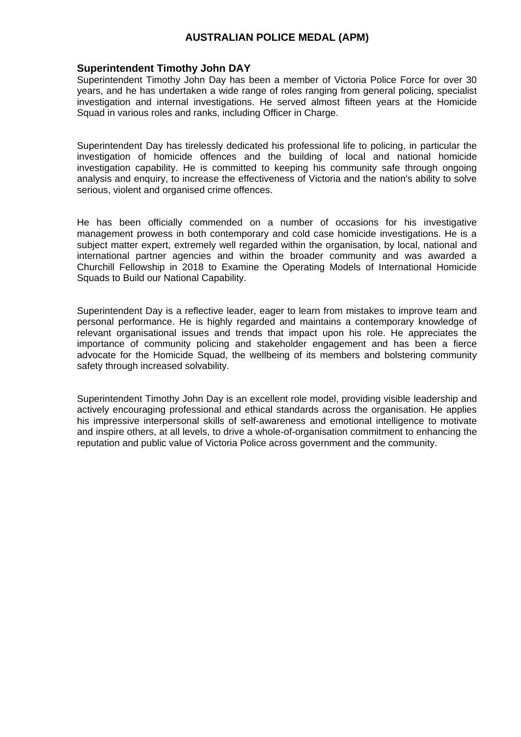## AUSTRALIAN POLICE MEDAL (APM)

### Superintendent Timothy John DAY

Superintendent Timothy John Day has been a member of Victoria Police Force for over 30 years, and he has undertaken a wide range of roles ranging from general policing, specialist investigation and internal investigations. He served almost fifteen years at the Homicide Squad in various roles and ranks, including Officer in Charge.

Superintendent Day has tirelessly dedicated his professional life to policing, in particular the investigation of homicide offences and the building of local and national homicide investigation capability. He is committed to keeping his community safe through ongoing analysis and enquiry, to increase the effectiveness of Victoria and the nation's ability to solve serious, violent and organised crime offences.

He has been officially commended on a number of occasions for his investigative management prowess in both contemporary and cold case homicide investigations. He is a subject matter expert, extremely well regarded within the organisation, by local, national and international partner agencies and within the broader community and was awarded a Churchill Fellowship in 2018 to Examine the Operating Models of International Homicide Squads to Build our National Capability.

Superintendent Day is a reflective leader, eager to learn from mistakes to improve team and personal performance. He is highly regarded and maintains a contemporary knowledge of relevant organisational issues and trends that impact upon his role. He appreciates the importance of community policing and stakeholder engagement and has been a fierce advocate for the Homicide Squad, the wellbeing of its members and bolstering community safety through increased solvability.

Superintendent Timothy John Day is an excellent role model, providing visible leadership and actively encouraging professional and ethical standards across the organisation. He applies his impressive interpersonal skills of self-awareness and emotional intelligence to motivate and inspire others, at all levels, to drive a whole-of-organisation commitment to enhancing the reputation and public value of Victoria Police across government and the community.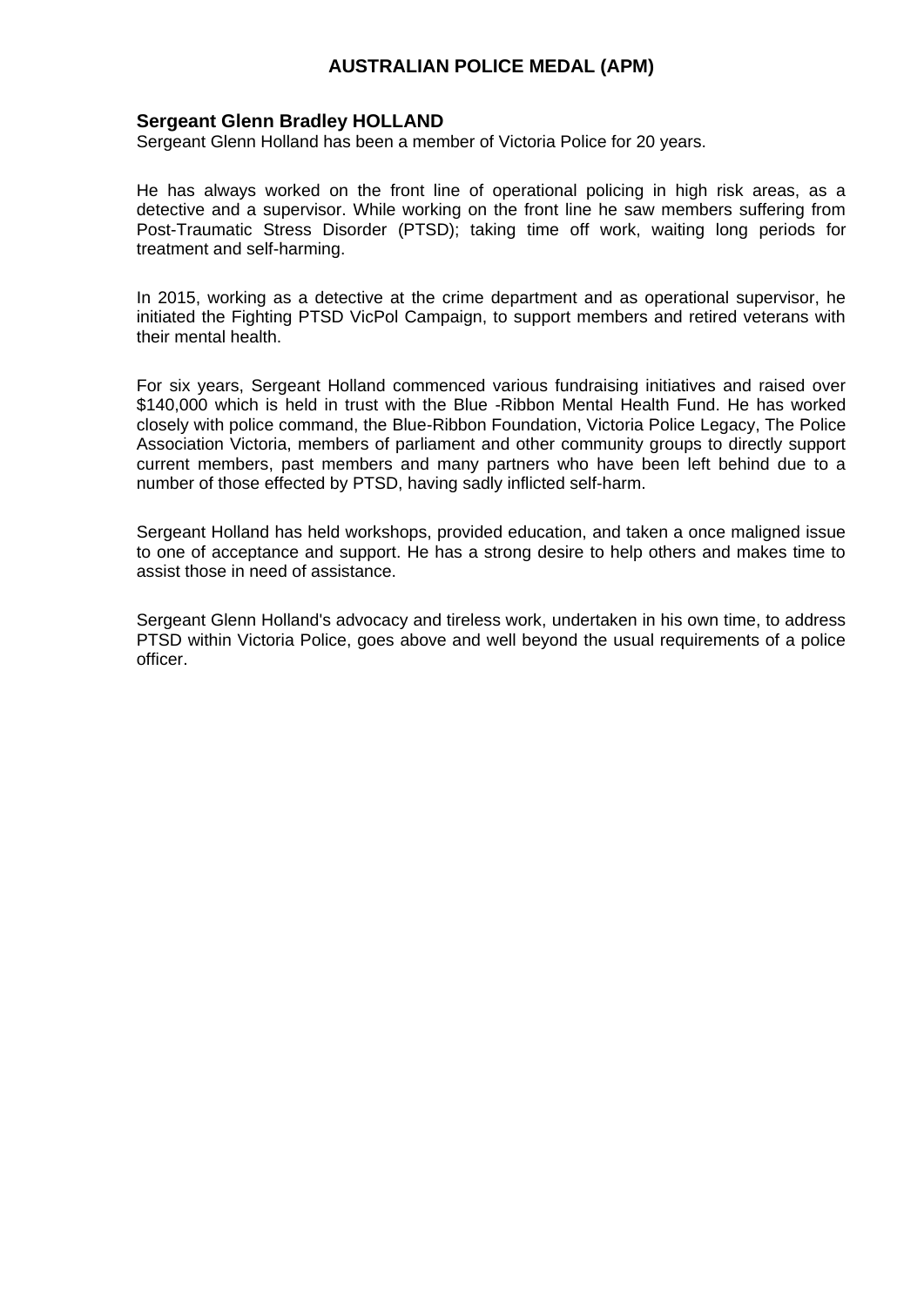## AUSTRALIAN POLICE MEDAL (APM)

**Sergeant Glenn Bradley HOLLAND**
Sergeant Glenn Holland has been a member of Victoria Police for 20 years.

He has always worked on the front line of operational policing in high risk areas, as a detective and a supervisor. While working on the front line he saw members suffering from Post-Traumatic Stress Disorder (PTSD); taking time off work, waiting long periods for treatment and self-harming.

In 2015, working as a detective at the crime department and as operational supervisor, he initiated the Fighting PTSD VicPol Campaign, to support members and retired veterans with their mental health.

For six years, Sergeant Holland commenced various fundraising initiatives and raised over $140,000 which is held in trust with the Blue -Ribbon Mental Health Fund. He has worked closely with police command, the Blue-Ribbon Foundation, Victoria Police Legacy, The Police Association Victoria, members of parliament and other community groups to directly support current members, past members and many partners who have been left behind due to a number of those effected by PTSD, having sadly inflicted self-harm.

Sergeant Holland has held workshops, provided education, and taken a once maligned issue to one of acceptance and support. He has a strong desire to help others and makes time to assist those in need of assistance.

Sergeant Glenn Holland's advocacy and tireless work, undertaken in his own time, to address PTSD within Victoria Police, goes above and well beyond the usual requirements of a police officer.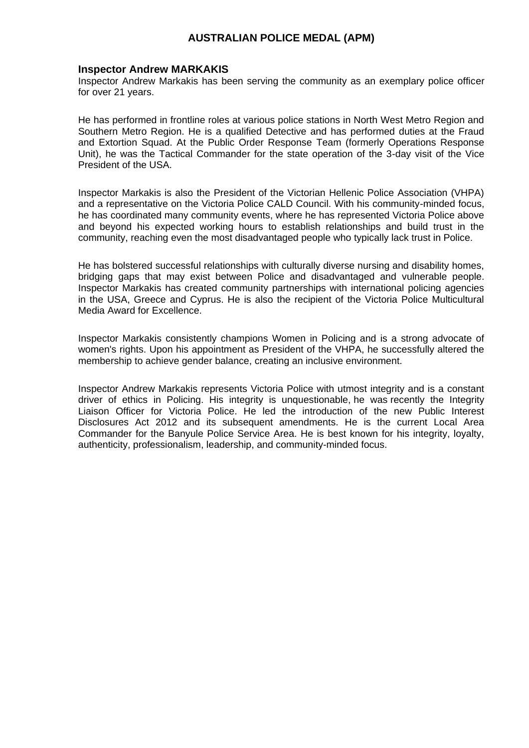# AUSTRALIAN POLICE MEDAL (APM)

**Inspector Andrew MARKAKIS**

Inspector Andrew Markakis has been serving the community as an exemplary police officer for over 21 years.

He has performed in frontline roles at various police stations in North West Metro Region and Southern Metro Region. He is a qualified Detective and has performed duties at the Fraud and Extortion Squad. At the Public Order Response Team (formerly Operations Response Unit), he was the Tactical Commander for the state operation of the 3-day visit of the Vice President of the USA.

Inspector Markakis is also the President of the Victorian Hellenic Police Association (VHPA) and a representative on the Victoria Police CALD Council. With his community-minded focus, he has coordinated many community events, where he has represented Victoria Police above and beyond his expected working hours to establish relationships and build trust in the community, reaching even the most disadvantaged people who typically lack trust in Police.

He has bolstered successful relationships with culturally diverse nursing and disability homes, bridging gaps that may exist between Police and disadvantaged and vulnerable people. Inspector Markakis has created community partnerships with international policing agencies in the USA, Greece and Cyprus. He is also the recipient of the Victoria Police Multicultural Media Award for Excellence.

Inspector Markakis consistently champions Women in Policing and is a strong advocate of women's rights. Upon his appointment as President of the VHPA, he successfully altered the membership to achieve gender balance, creating an inclusive environment.

Inspector Andrew Markakis represents Victoria Police with utmost integrity and is a constant driver of ethics in Policing. His integrity is unquestionable, he was recently the Integrity Liaison Officer for Victoria Police. He led the introduction of the new Public Interest Disclosures Act 2012 and its subsequent amendments. He is the current Local Area Commander for the Banyule Police Service Area. He is best known for his integrity, loyalty, authenticity, professionalism, leadership, and community-minded focus.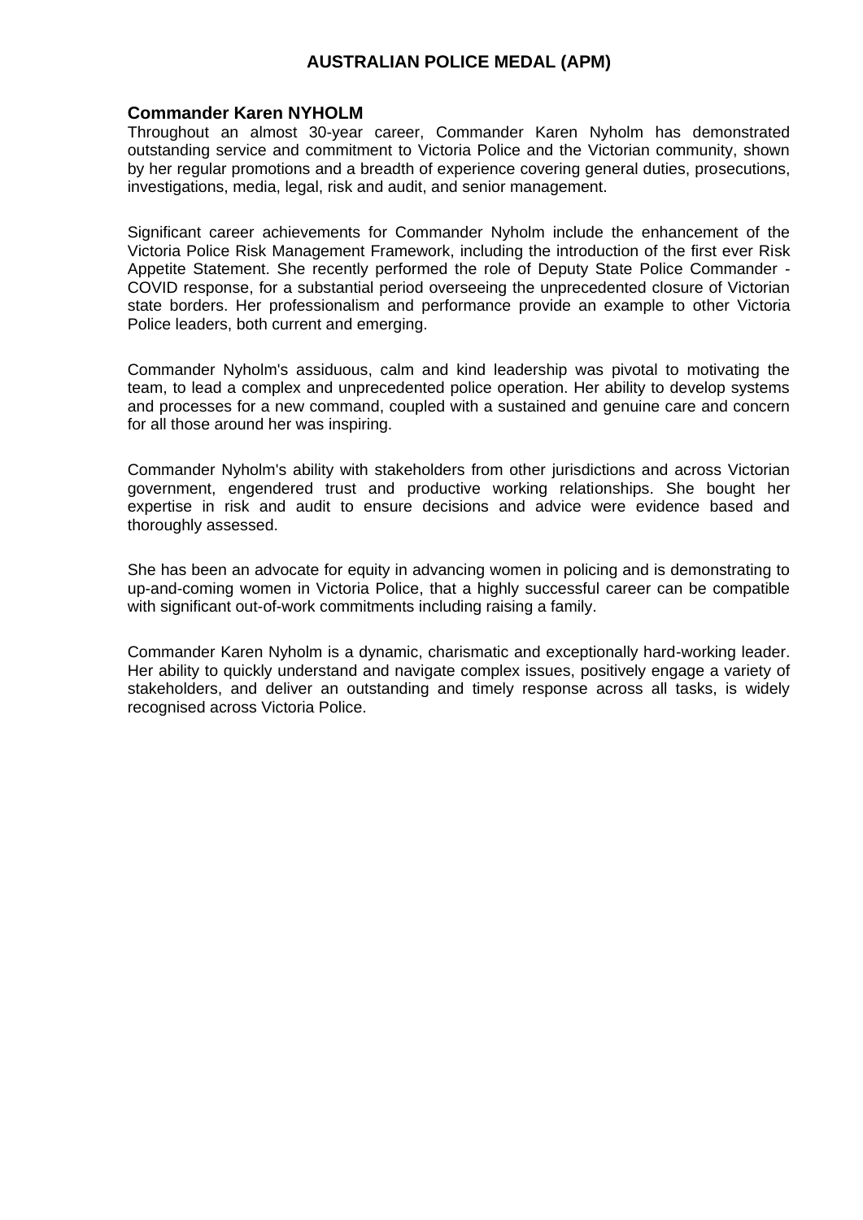# AUSTRALIAN POLICE MEDAL (APM)

**Commander Karen NYHOLM**

Throughout an almost 30-year career, Commander Karen Nyholm has demonstrated outstanding service and commitment to Victoria Police and the Victorian community, shown by her regular promotions and a breadth of experience covering general duties, prosecutions, investigations, media, legal, risk and audit, and senior management.

Significant career achievements for Commander Nyholm include the enhancement of the Victoria Police Risk Management Framework, including the introduction of the first ever Risk Appetite Statement. She recently performed the role of Deputy State Police Commander - COVID response, for a substantial period overseeing the unprecedented closure of Victorian state borders. Her professionalism and performance provide an example to other Victoria Police leaders, both current and emerging.

Commander Nyholm's assiduous, calm and kind leadership was pivotal to motivating the team, to lead a complex and unprecedented police operation. Her ability to develop systems and processes for a new command, coupled with a sustained and genuine care and concern for all those around her was inspiring.

Commander Nyholm's ability with stakeholders from other jurisdictions and across Victorian government, engendered trust and productive working relationships. She bought her expertise in risk and audit to ensure decisions and advice were evidence based and thoroughly assessed.

She has been an advocate for equity in advancing women in policing and is demonstrating to up-and-coming women in Victoria Police, that a highly successful career can be compatible with significant out-of-work commitments including raising a family.

Commander Karen Nyholm is a dynamic, charismatic and exceptionally hard-working leader. Her ability to quickly understand and navigate complex issues, positively engage a variety of stakeholders, and deliver an outstanding and timely response across all tasks, is widely recognised across Victoria Police.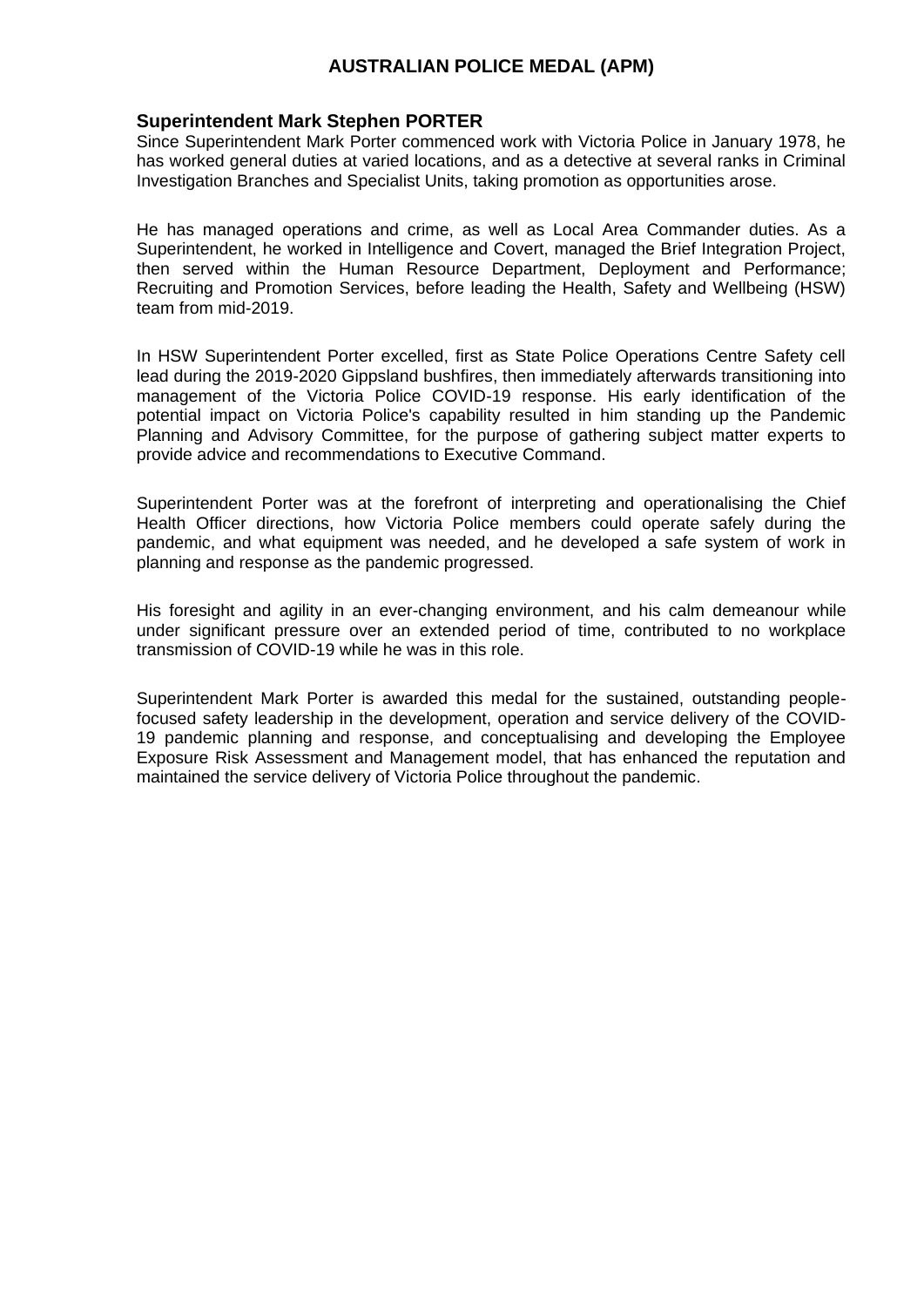# AUSTRALIAN POLICE MEDAL (APM)

**Superintendent Mark Stephen PORTER**

Since Superintendent Mark Porter commenced work with Victoria Police in January 1978, he has worked general duties at varied locations, and as a detective at several ranks in Criminal Investigation Branches and Specialist Units, taking promotion as opportunities arose.

He has managed operations and crime, as well as Local Area Commander duties. As a Superintendent, he worked in Intelligence and Covert, managed the Brief Integration Project, then served within the Human Resource Department, Deployment and Performance; Recruiting and Promotion Services, before leading the Health, Safety and Wellbeing (HSW) team from mid-2019.

In HSW Superintendent Porter excelled, first as State Police Operations Centre Safety cell lead during the 2019-2020 Gippsland bushfires, then immediately afterwards transitioning into management of the Victoria Police COVID-19 response. His early identification of the potential impact on Victoria Police's capability resulted in him standing up the Pandemic Planning and Advisory Committee, for the purpose of gathering subject matter experts to provide advice and recommendations to Executive Command.

Superintendent Porter was at the forefront of interpreting and operationalising the Chief Health Officer directions, how Victoria Police members could operate safely during the pandemic, and what equipment was needed, and he developed a safe system of work in planning and response as the pandemic progressed.

His foresight and agility in an ever-changing environment, and his calm demeanour while under significant pressure over an extended period of time, contributed to no workplace transmission of COVID-19 while he was in this role.

Superintendent Mark Porter is awarded this medal for the sustained, outstanding people-focused safety leadership in the development, operation and service delivery of the COVID-19 pandemic planning and response, and conceptualising and developing the Employee Exposure Risk Assessment and Management model, that has enhanced the reputation and maintained the service delivery of Victoria Police throughout the pandemic.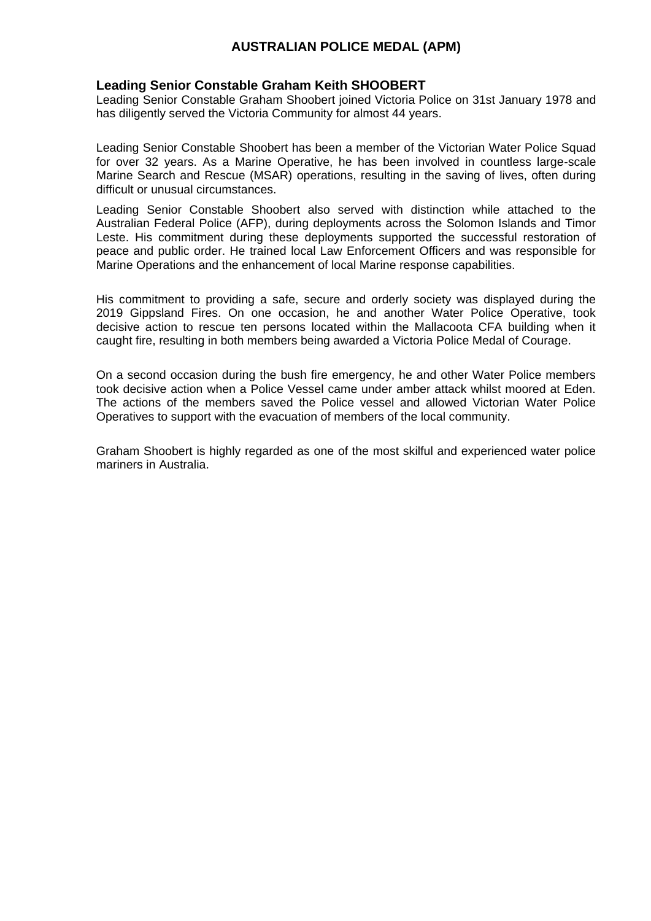# AUSTRALIAN POLICE MEDAL (APM)

**Leading Senior Constable Graham Keith SHOOBERT**

Leading Senior Constable Graham Shoobert joined Victoria Police on 31st January 1978 and has diligently served the Victoria Community for almost 44 years.

Leading Senior Constable Shoobert has been a member of the Victorian Water Police Squad for over 32 years. As a Marine Operative, he has been involved in countless large-scale Marine Search and Rescue (MSAR) operations, resulting in the saving of lives, often during difficult or unusual circumstances.

Leading Senior Constable Shoobert also served with distinction while attached to the Australian Federal Police (AFP), during deployments across the Solomon Islands and Timor Leste. His commitment during these deployments supported the successful restoration of peace and public order. He trained local Law Enforcement Officers and was responsible for Marine Operations and the enhancement of local Marine response capabilities.

His commitment to providing a safe, secure and orderly society was displayed during the 2019 Gippsland Fires. On one occasion, he and another Water Police Operative, took decisive action to rescue ten persons located within the Mallacoota CFA building when it caught fire, resulting in both members being awarded a Victoria Police Medal of Courage.

On a second occasion during the bush fire emergency, he and other Water Police members took decisive action when a Police Vessel came under amber attack whilst moored at Eden. The actions of the members saved the Police vessel and allowed Victorian Water Police Operatives to support with the evacuation of members of the local community.

Graham Shoobert is highly regarded as one of the most skilful and experienced water police mariners in Australia.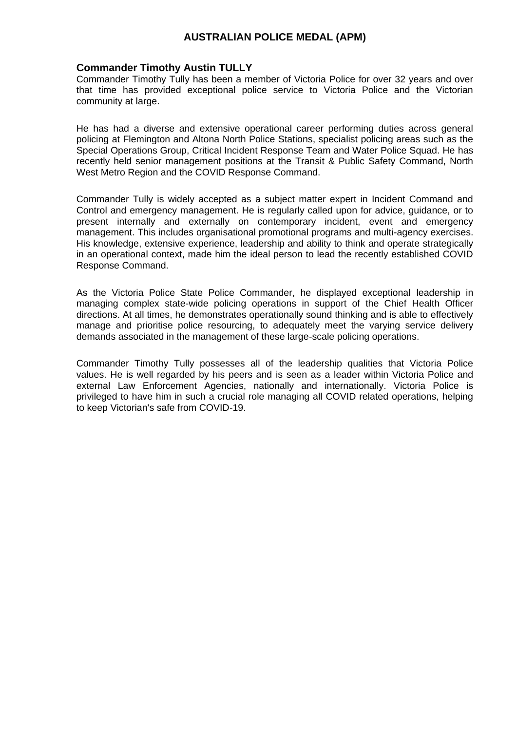# AUSTRALIAN POLICE MEDAL (APM)

**Commander Timothy Austin TULLY**

Commander Timothy Tully has been a member of Victoria Police for over 32 years and over that time has provided exceptional police service to Victoria Police and the Victorian community at large.

He has had a diverse and extensive operational career performing duties across general policing at Flemington and Altona North Police Stations, specialist policing areas such as the Special Operations Group, Critical Incident Response Team and Water Police Squad. He has recently held senior management positions at the Transit & Public Safety Command, North West Metro Region and the COVID Response Command.

Commander Tully is widely accepted as a subject matter expert in Incident Command and Control and emergency management. He is regularly called upon for advice, guidance, or to present internally and externally on contemporary incident, event and emergency management. This includes organisational promotional programs and multi-agency exercises. His knowledge, extensive experience, leadership and ability to think and operate strategically in an operational context, made him the ideal person to lead the recently established COVID Response Command.

As the Victoria Police State Police Commander, he displayed exceptional leadership in managing complex state-wide policing operations in support of the Chief Health Officer directions. At all times, he demonstrates operationally sound thinking and is able to effectively manage and prioritise police resourcing, to adequately meet the varying service delivery demands associated in the management of these large-scale policing operations.

Commander Timothy Tully possesses all of the leadership qualities that Victoria Police values. He is well regarded by his peers and is seen as a leader within Victoria Police and external Law Enforcement Agencies, nationally and internationally. Victoria Police is privileged to have him in such a crucial role managing all COVID related operations, helping to keep Victorian's safe from COVID-19.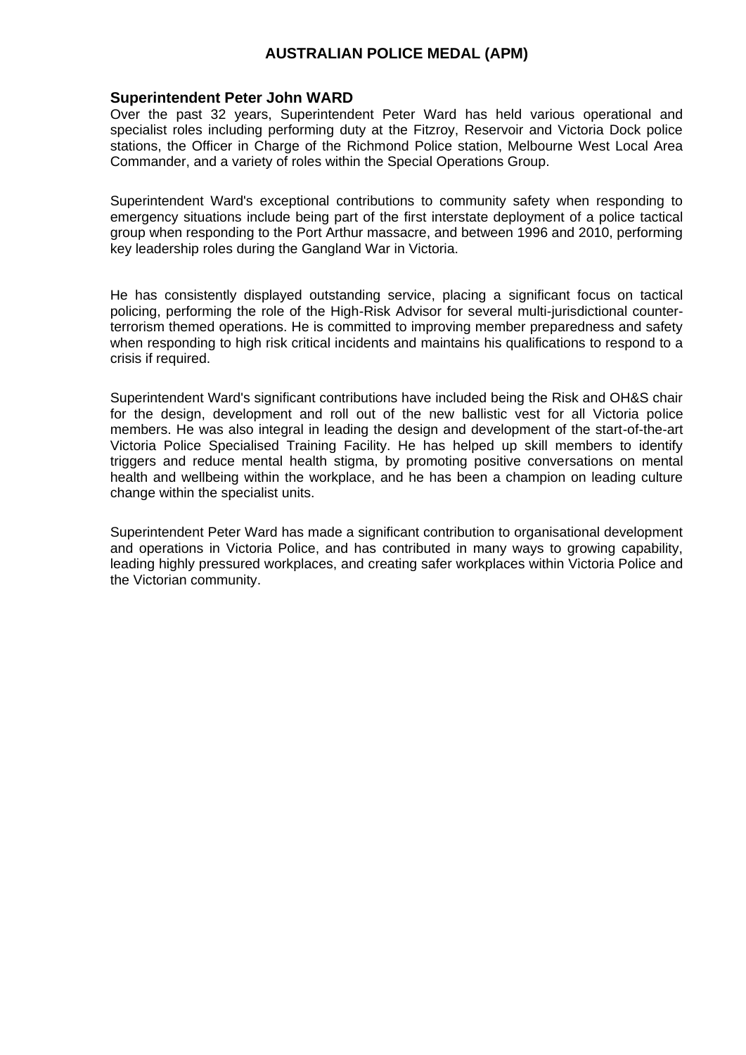# AUSTRALIAN POLICE MEDAL (APM)

## Superintendent Peter John WARD

Over the past 32 years, Superintendent Peter Ward has held various operational and specialist roles including performing duty at the Fitzroy, Reservoir and Victoria Dock police stations, the Officer in Charge of the Richmond Police station, Melbourne West Local Area Commander, and a variety of roles within the Special Operations Group.

Superintendent Ward's exceptional contributions to community safety when responding to emergency situations include being part of the first interstate deployment of a police tactical group when responding to the Port Arthur massacre, and between 1996 and 2010, performing key leadership roles during the Gangland War in Victoria.

He has consistently displayed outstanding service, placing a significant focus on tactical policing, performing the role of the High-Risk Advisor for several multi-jurisdictional counter-terrorism themed operations. He is committed to improving member preparedness and safety when responding to high risk critical incidents and maintains his qualifications to respond to a crisis if required.

Superintendent Ward's significant contributions have included being the Risk and OH&S chair for the design, development and roll out of the new ballistic vest for all Victoria police members. He was also integral in leading the design and development of the start-of-the-art Victoria Police Specialised Training Facility. He has helped up skill members to identify triggers and reduce mental health stigma, by promoting positive conversations on mental health and wellbeing within the workplace, and he has been a champion on leading culture change within the specialist units.

Superintendent Peter Ward has made a significant contribution to organisational development and operations in Victoria Police, and has contributed in many ways to growing capability, leading highly pressured workplaces, and creating safer workplaces within Victoria Police and the Victorian community.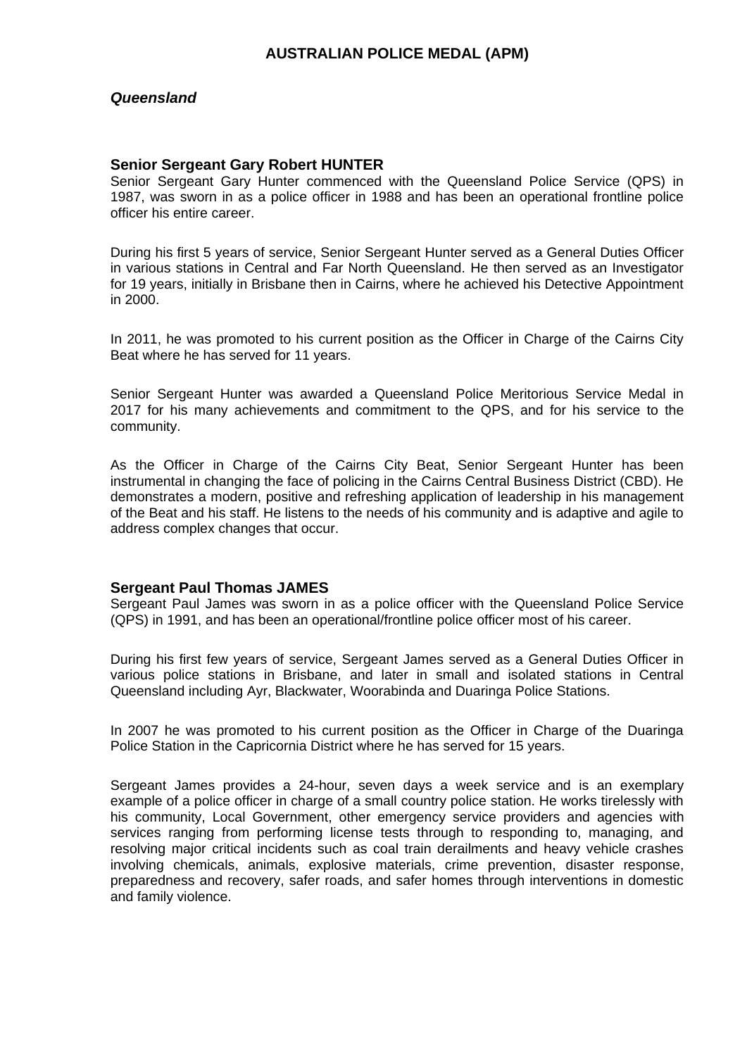# AUSTRALIAN POLICE MEDAL (APM)

## *Queensland*

### Senior Sergeant Gary Robert HUNTER

Senior Sergeant Gary Hunter commenced with the Queensland Police Service (QPS) in 1987, was sworn in as a police officer in 1988 and has been an operational frontline police officer his entire career.

During his first 5 years of service, Senior Sergeant Hunter served as a General Duties Officer in various stations in Central and Far North Queensland. He then served as an Investigator for 19 years, initially in Brisbane then in Cairns, where he achieved his Detective Appointment in 2000.

In 2011, he was promoted to his current position as the Officer in Charge of the Cairns City Beat where he has served for 11 years.

Senior Sergeant Hunter was awarded a Queensland Police Meritorious Service Medal in 2017 for his many achievements and commitment to the QPS, and for his service to the community.

As the Officer in Charge of the Cairns City Beat, Senior Sergeant Hunter has been instrumental in changing the face of policing in the Cairns Central Business District (CBD). He demonstrates a modern, positive and refreshing application of leadership in his management of the Beat and his staff. He listens to the needs of his community and is adaptive and agile to address complex changes that occur.

### Sergeant Paul Thomas JAMES

Sergeant Paul James was sworn in as a police officer with the Queensland Police Service (QPS) in 1991, and has been an operational/frontline police officer most of his career.

During his first few years of service, Sergeant James served as a General Duties Officer in various police stations in Brisbane, and later in small and isolated stations in Central Queensland including Ayr, Blackwater, Woorabinda and Duaringa Police Stations.

In 2007 he was promoted to his current position as the Officer in Charge of the Duaringa Police Station in the Capricornia District where he has served for 15 years.

Sergeant James provides a 24-hour, seven days a week service and is an exemplary example of a police officer in charge of a small country police station. He works tirelessly with his community, Local Government, other emergency service providers and agencies with services ranging from performing license tests through to responding to, managing, and resolving major critical incidents such as coal train derailments and heavy vehicle crashes involving chemicals, animals, explosive materials, crime prevention, disaster response, preparedness and recovery, safer roads, and safer homes through interventions in domestic and family violence.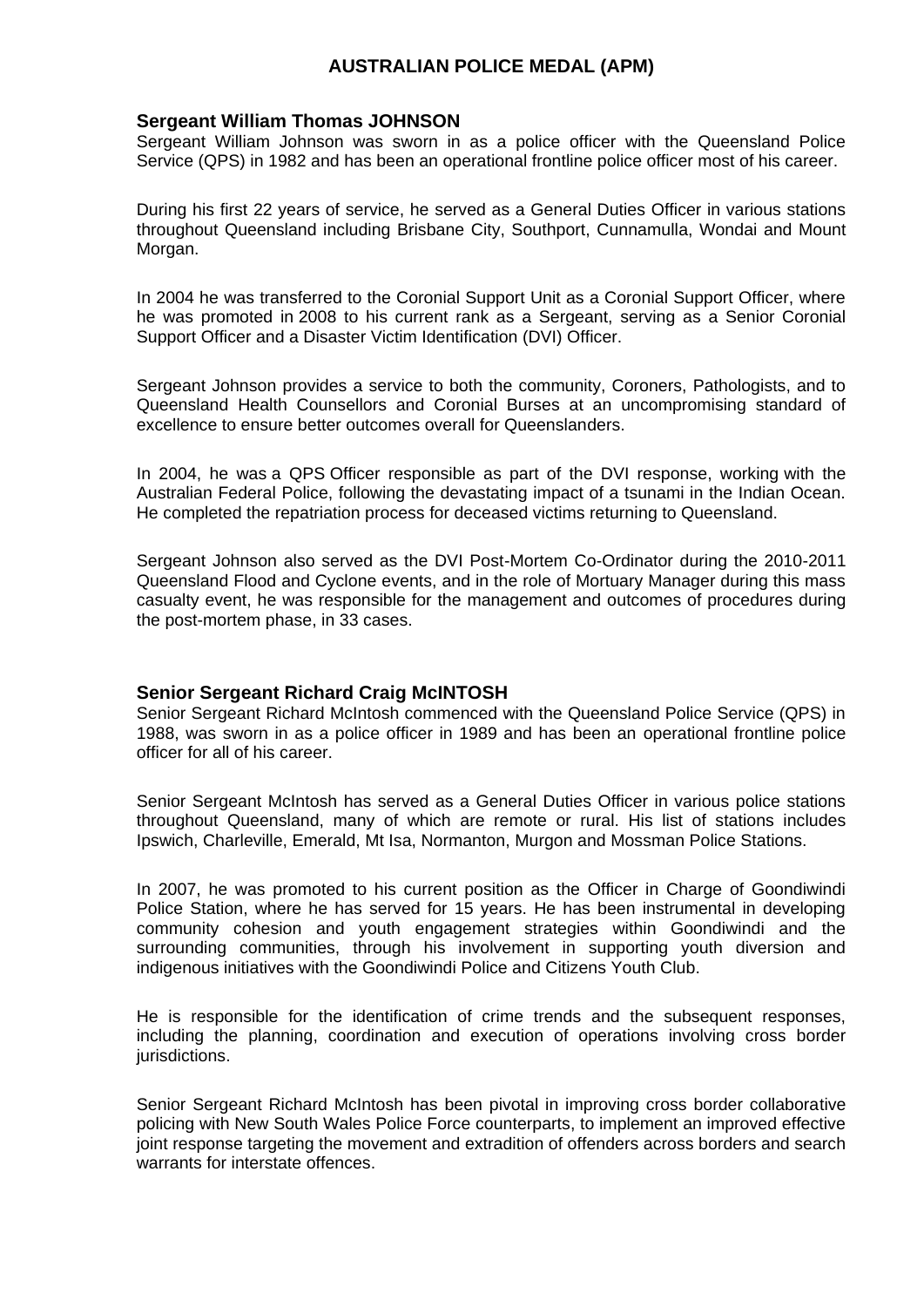# AUSTRALIAN POLICE MEDAL (APM)

**Sergeant William Thomas JOHNSON**

Sergeant William Johnson was sworn in as a police officer with the Queensland Police Service (QPS) in 1982 and has been an operational frontline police officer most of his career.

During his first 22 years of service, he served as a General Duties Officer in various stations throughout Queensland including Brisbane City, Southport, Cunnamulla, Wondai and Mount Morgan.

In 2004 he was transferred to the Coronial Support Unit as a Coronial Support Officer, where he was promoted in 2008 to his current rank as a Sergeant, serving as a Senior Coronial Support Officer and a Disaster Victim Identification (DVI) Officer.

Sergeant Johnson provides a service to both the community, Coroners, Pathologists, and to Queensland Health Counsellors and Coronial Burses at an uncompromising standard of excellence to ensure better outcomes overall for Queenslanders.

In 2004, he was a QPS Officer responsible as part of the DVI response, working with the Australian Federal Police, following the devastating impact of a tsunami in the Indian Ocean. He completed the repatriation process for deceased victims returning to Queensland.

Sergeant Johnson also served as the DVI Post-Mortem Co-Ordinator during the 2010-2011 Queensland Flood and Cyclone events, and in the role of Mortuary Manager during this mass casualty event, he was responsible for the management and outcomes of procedures during the post-mortem phase, in 33 cases.

**Senior Sergeant Richard Craig McINTOSH**

Senior Sergeant Richard McIntosh commenced with the Queensland Police Service (QPS) in 1988, was sworn in as a police officer in 1989 and has been an operational frontline police officer for all of his career.

Senior Sergeant McIntosh has served as a General Duties Officer in various police stations throughout Queensland, many of which are remote or rural. His list of stations includes Ipswich, Charleville, Emerald, Mt Isa, Normanton, Murgon and Mossman Police Stations.

In 2007, he was promoted to his current position as the Officer in Charge of Goondiwindi Police Station, where he has served for 15 years. He has been instrumental in developing community cohesion and youth engagement strategies within Goondiwindi and the surrounding communities, through his involvement in supporting youth diversion and indigenous initiatives with the Goondiwindi Police and Citizens Youth Club.

He is responsible for the identification of crime trends and the subsequent responses, including the planning, coordination and execution of operations involving cross border jurisdictions.

Senior Sergeant Richard McIntosh has been pivotal in improving cross border collaborative policing with New South Wales Police Force counterparts, to implement an improved effective joint response targeting the movement and extradition of offenders across borders and search warrants for interstate offences.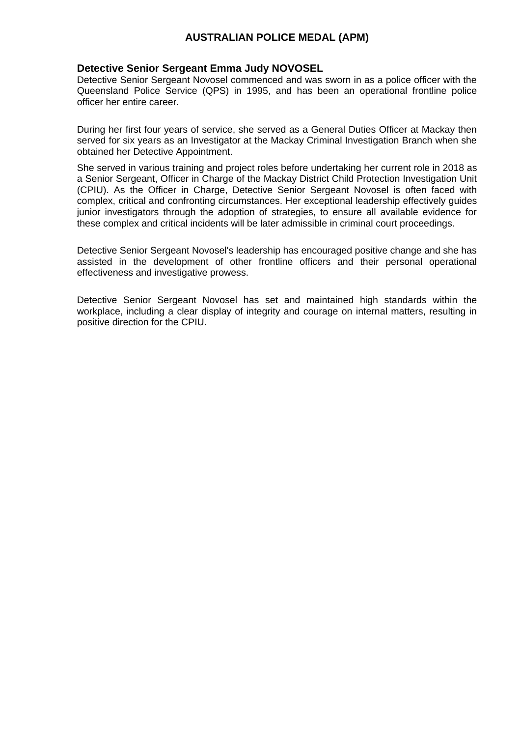# AUSTRALIAN POLICE MEDAL (APM)

**Detective Senior Sergeant Emma Judy NOVOSEL**

Detective Senior Sergeant Novosel commenced and was sworn in as a police officer with the Queensland Police Service (QPS) in 1995, and has been an operational frontline police officer her entire career.

During her first four years of service, she served as a General Duties Officer at Mackay then served for six years as an Investigator at the Mackay Criminal Investigation Branch when she obtained her Detective Appointment.

She served in various training and project roles before undertaking her current role in 2018 as a Senior Sergeant, Officer in Charge of the Mackay District Child Protection Investigation Unit (CPIU). As the Officer in Charge, Detective Senior Sergeant Novosel is often faced with complex, critical and confronting circumstances. Her exceptional leadership effectively guides junior investigators through the adoption of strategies, to ensure all available evidence for these complex and critical incidents will be later admissible in criminal court proceedings.

Detective Senior Sergeant Novosel's leadership has encouraged positive change and she has assisted in the development of other frontline officers and their personal operational effectiveness and investigative prowess.

Detective Senior Sergeant Novosel has set and maintained high standards within the workplace, including a clear display of integrity and courage on internal matters, resulting in positive direction for the CPIU.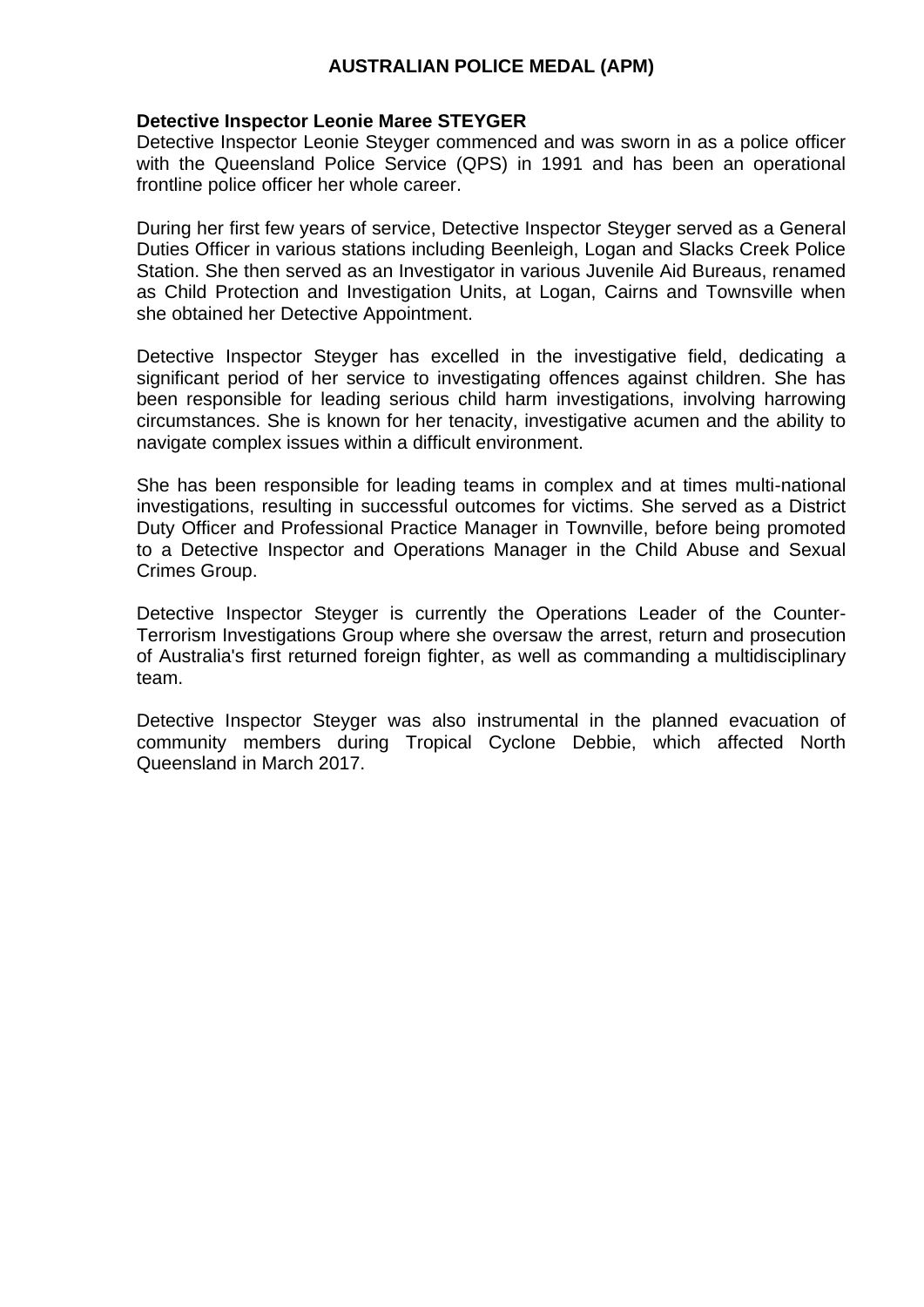# AUSTRALIAN POLICE MEDAL (APM)

**Detective Inspector Leonie Maree STEYGER**

Detective Inspector Leonie Steyger commenced and was sworn in as a police officer with the Queensland Police Service (QPS) in 1991 and has been an operational frontline police officer her whole career.

During her first few years of service, Detective Inspector Steyger served as a General Duties Officer in various stations including Beenleigh, Logan and Slacks Creek Police Station. She then served as an Investigator in various Juvenile Aid Bureaus, renamed as Child Protection and Investigation Units, at Logan, Cairns and Townsville when she obtained her Detective Appointment.

Detective Inspector Steyger has excelled in the investigative field, dedicating a significant period of her service to investigating offences against children. She has been responsible for leading serious child harm investigations, involving harrowing circumstances. She is known for her tenacity, investigative acumen and the ability to navigate complex issues within a difficult environment.

She has been responsible for leading teams in complex and at times multi-national investigations, resulting in successful outcomes for victims. She served as a District Duty Officer and Professional Practice Manager in Townville, before being promoted to a Detective Inspector and Operations Manager in the Child Abuse and Sexual Crimes Group.

Detective Inspector Steyger is currently the Operations Leader of the Counter-Terrorism Investigations Group where she oversaw the arrest, return and prosecution of Australia's first returned foreign fighter, as well as commanding a multidisciplinary team.

Detective Inspector Steyger was also instrumental in the planned evacuation of community members during Tropical Cyclone Debbie, which affected North Queensland in March 2017.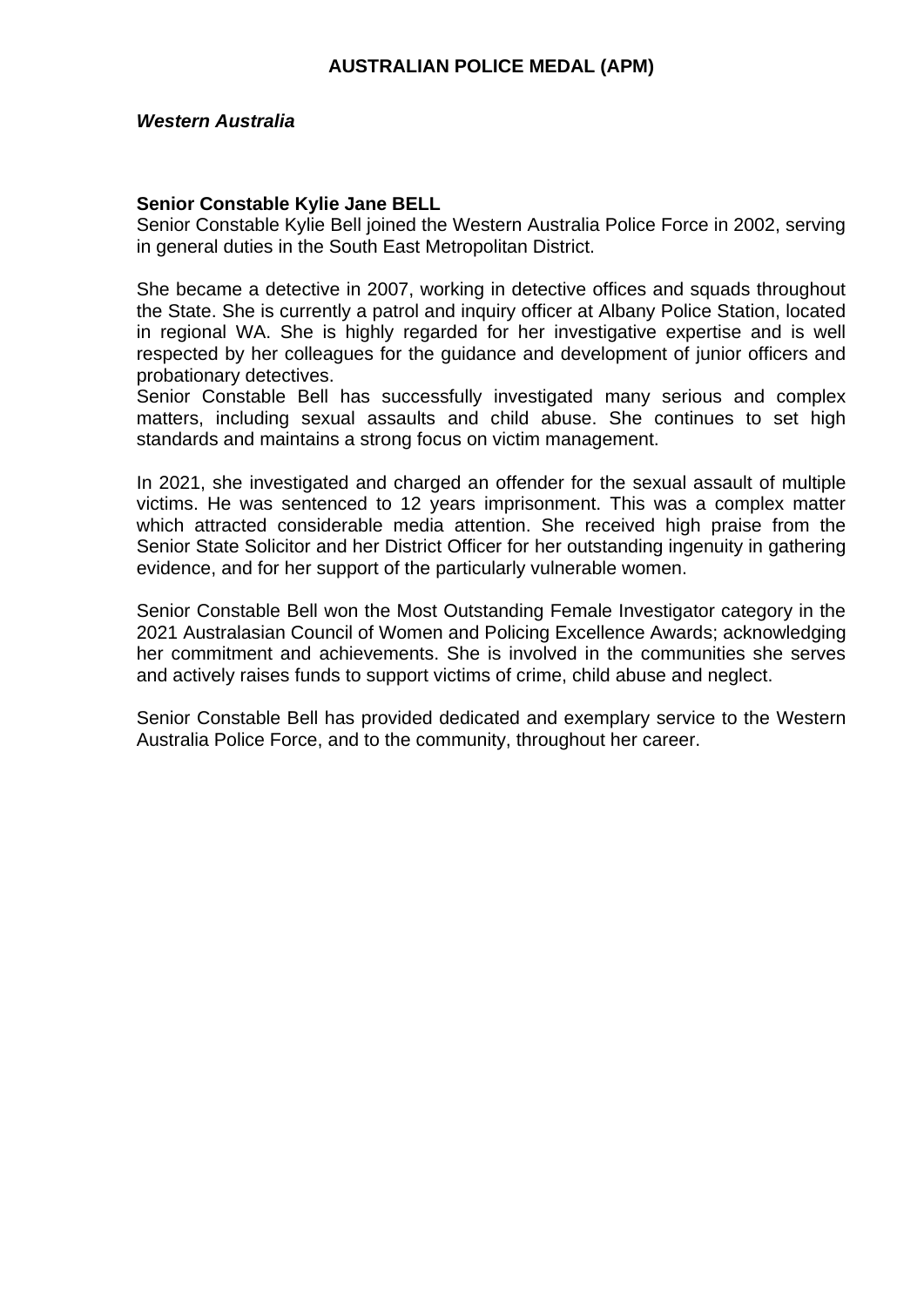## AUSTRALIAN POLICE MEDAL (APM)

***Western Australia***

**Senior Constable Kylie Jane BELL**
Senior Constable Kylie Bell joined the Western Australia Police Force in 2002, serving in general duties in the South East Metropolitan District.

She became a detective in 2007, working in detective offices and squads throughout the State. She is currently a patrol and inquiry officer at Albany Police Station, located in regional WA. She is highly regarded for her investigative expertise and is well respected by her colleagues for the guidance and development of junior officers and probationary detectives.
Senior Constable Bell has successfully investigated many serious and complex matters, including sexual assaults and child abuse. She continues to set high standards and maintains a strong focus on victim management.

In 2021, she investigated and charged an offender for the sexual assault of multiple victims. He was sentenced to 12 years imprisonment. This was a complex matter which attracted considerable media attention. She received high praise from the Senior State Solicitor and her District Officer for her outstanding ingenuity in gathering evidence, and for her support of the particularly vulnerable women.

Senior Constable Bell won the Most Outstanding Female Investigator category in the 2021 Australasian Council of Women and Policing Excellence Awards; acknowledging her commitment and achievements. She is involved in the communities she serves and actively raises funds to support victims of crime, child abuse and neglect.

Senior Constable Bell has provided dedicated and exemplary service to the Western Australia Police Force, and to the community, throughout her career.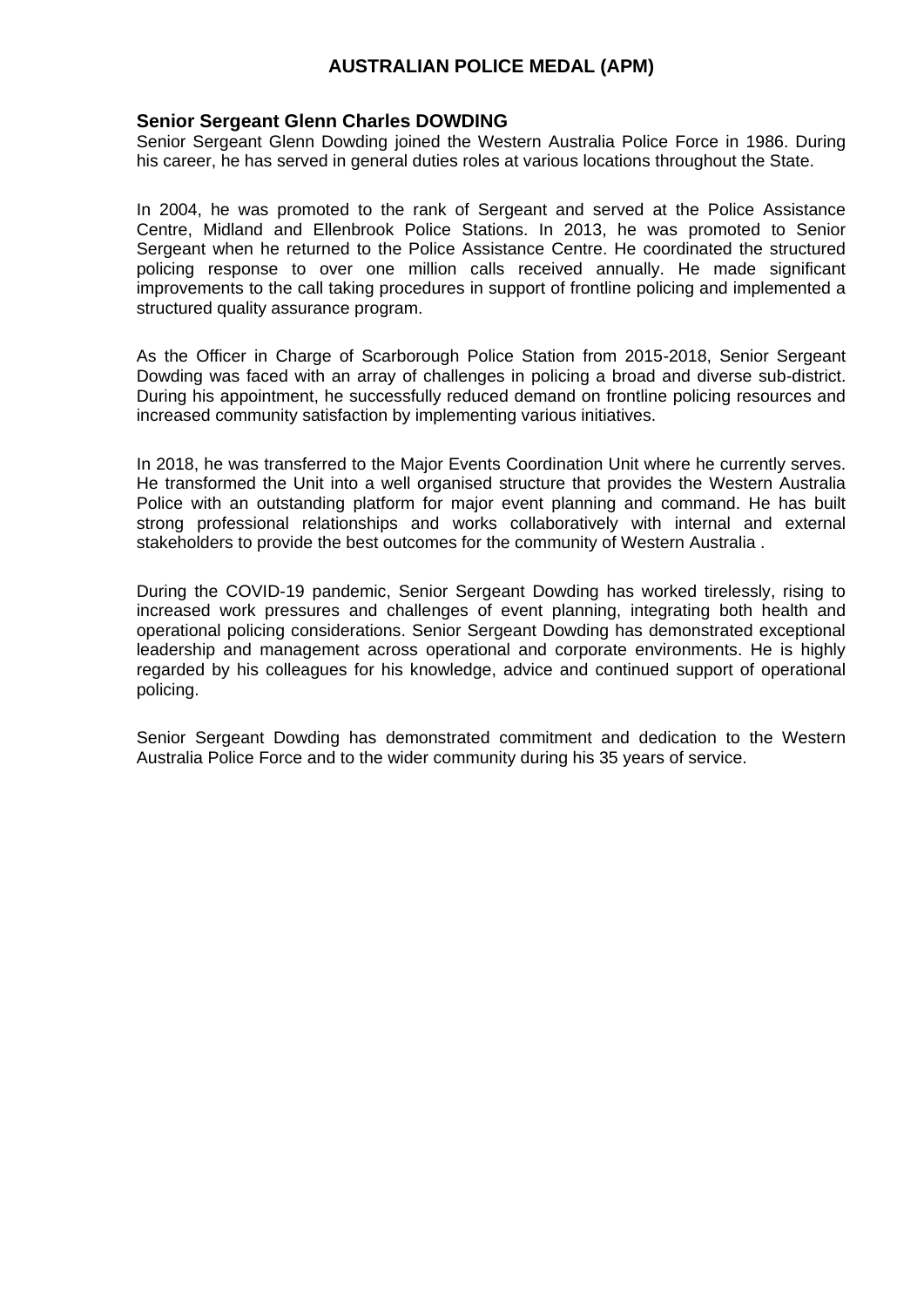# AUSTRALIAN POLICE MEDAL (APM)

**Senior Sergeant Glenn Charles DOWDING**

Senior Sergeant Glenn Dowding joined the Western Australia Police Force in 1986. During his career, he has served in general duties roles at various locations throughout the State.

In 2004, he was promoted to the rank of Sergeant and served at the Police Assistance Centre, Midland and Ellenbrook Police Stations. In 2013, he was promoted to Senior Sergeant when he returned to the Police Assistance Centre. He coordinated the structured policing response to over one million calls received annually. He made significant improvements to the call taking procedures in support of frontline policing and implemented a structured quality assurance program.

As the Officer in Charge of Scarborough Police Station from 2015-2018, Senior Sergeant Dowding was faced with an array of challenges in policing a broad and diverse sub-district. During his appointment, he successfully reduced demand on frontline policing resources and increased community satisfaction by implementing various initiatives.

In 2018, he was transferred to the Major Events Coordination Unit where he currently serves. He transformed the Unit into a well organised structure that provides the Western Australia Police with an outstanding platform for major event planning and command. He has built strong professional relationships and works collaboratively with internal and external stakeholders to provide the best outcomes for the community of Western Australia .

During the COVID-19 pandemic, Senior Sergeant Dowding has worked tirelessly, rising to increased work pressures and challenges of event planning, integrating both health and operational policing considerations. Senior Sergeant Dowding has demonstrated exceptional leadership and management across operational and corporate environments. He is highly regarded by his colleagues for his knowledge, advice and continued support of operational policing.

Senior Sergeant Dowding has demonstrated commitment and dedication to the Western Australia Police Force and to the wider community during his 35 years of service.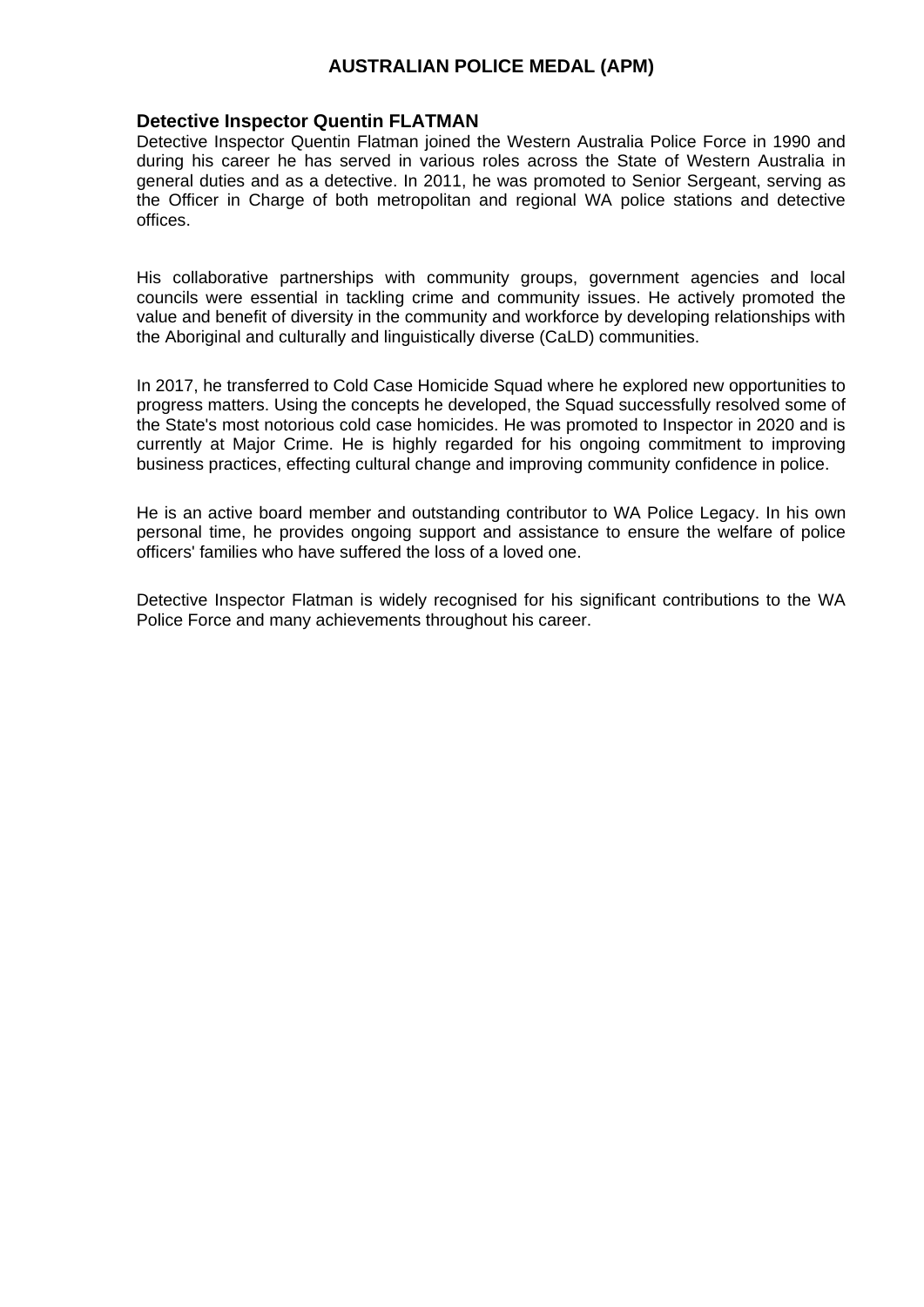# AUSTRALIAN POLICE MEDAL (APM)

### Detective Inspector Quentin FLATMAN

Detective Inspector Quentin Flatman joined the Western Australia Police Force in 1990 and during his career he has served in various roles across the State of Western Australia in general duties and as a detective. In 2011, he was promoted to Senior Sergeant, serving as the Officer in Charge of both metropolitan and regional WA police stations and detective offices.

His collaborative partnerships with community groups, government agencies and local councils were essential in tackling crime and community issues. He actively promoted the value and benefit of diversity in the community and workforce by developing relationships with the Aboriginal and culturally and linguistically diverse (CaLD) communities.

In 2017, he transferred to Cold Case Homicide Squad where he explored new opportunities to progress matters. Using the concepts he developed, the Squad successfully resolved some of the State's most notorious cold case homicides. He was promoted to Inspector in 2020 and is currently at Major Crime. He is highly regarded for his ongoing commitment to improving business practices, effecting cultural change and improving community confidence in police.

He is an active board member and outstanding contributor to WA Police Legacy. In his own personal time, he provides ongoing support and assistance to ensure the welfare of police officers' families who have suffered the loss of a loved one.

Detective Inspector Flatman is widely recognised for his significant contributions to the WA Police Force and many achievements throughout his career.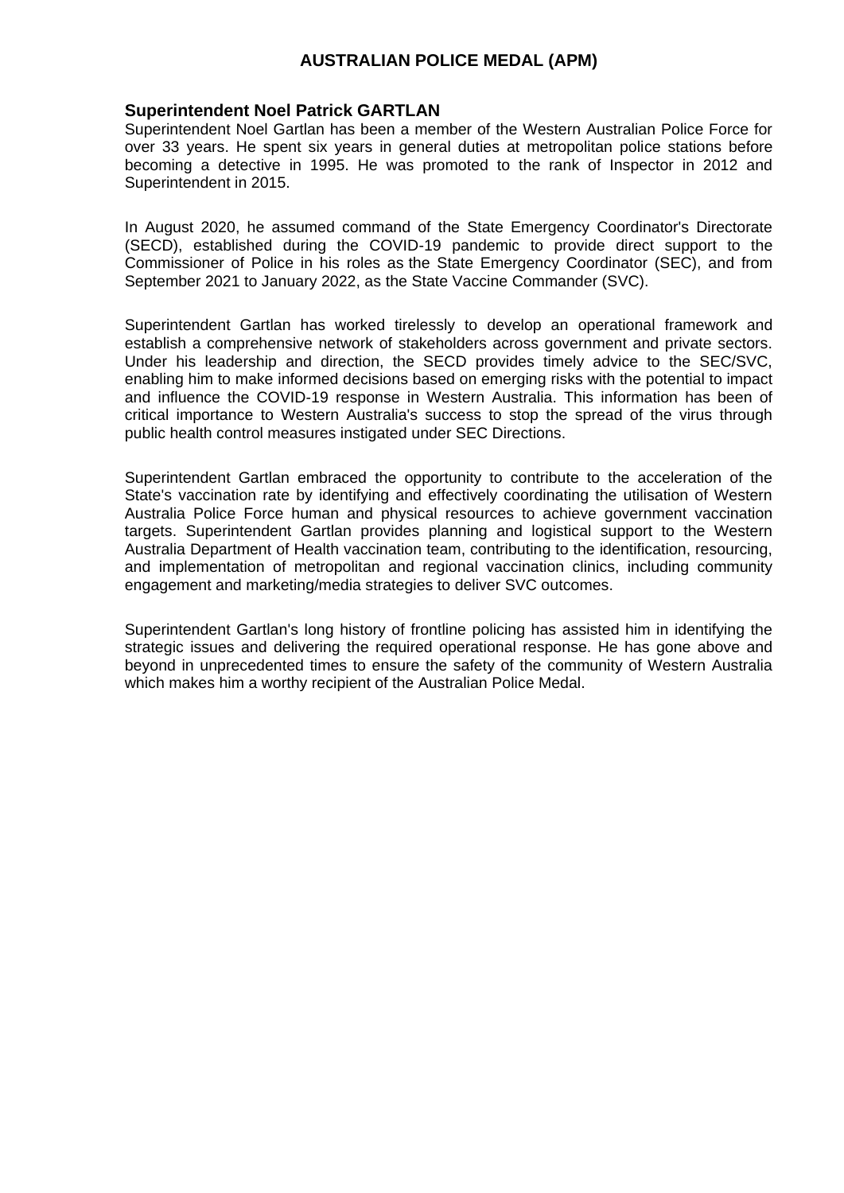# AUSTRALIAN POLICE MEDAL (APM)

## Superintendent Noel Patrick GARTLAN

Superintendent Noel Gartlan has been a member of the Western Australian Police Force for over 33 years. He spent six years in general duties at metropolitan police stations before becoming a detective in 1995. He was promoted to the rank of Inspector in 2012 and Superintendent in 2015.

In August 2020, he assumed command of the State Emergency Coordinator's Directorate (SECD), established during the COVID-19 pandemic to provide direct support to the Commissioner of Police in his roles as the State Emergency Coordinator (SEC), and from September 2021 to January 2022, as the State Vaccine Commander (SVC).

Superintendent Gartlan has worked tirelessly to develop an operational framework and establish a comprehensive network of stakeholders across government and private sectors. Under his leadership and direction, the SECD provides timely advice to the SEC/SVC, enabling him to make informed decisions based on emerging risks with the potential to impact and influence the COVID-19 response in Western Australia. This information has been of critical importance to Western Australia's success to stop the spread of the virus through public health control measures instigated under SEC Directions.

Superintendent Gartlan embraced the opportunity to contribute to the acceleration of the State's vaccination rate by identifying and effectively coordinating the utilisation of Western Australia Police Force human and physical resources to achieve government vaccination targets. Superintendent Gartlan provides planning and logistical support to the Western Australia Department of Health vaccination team, contributing to the identification, resourcing, and implementation of metropolitan and regional vaccination clinics, including community engagement and marketing/media strategies to deliver SVC outcomes.

Superintendent Gartlan's long history of frontline policing has assisted him in identifying the strategic issues and delivering the required operational response. He has gone above and beyond in unprecedented times to ensure the safety of the community of Western Australia which makes him a worthy recipient of the Australian Police Medal.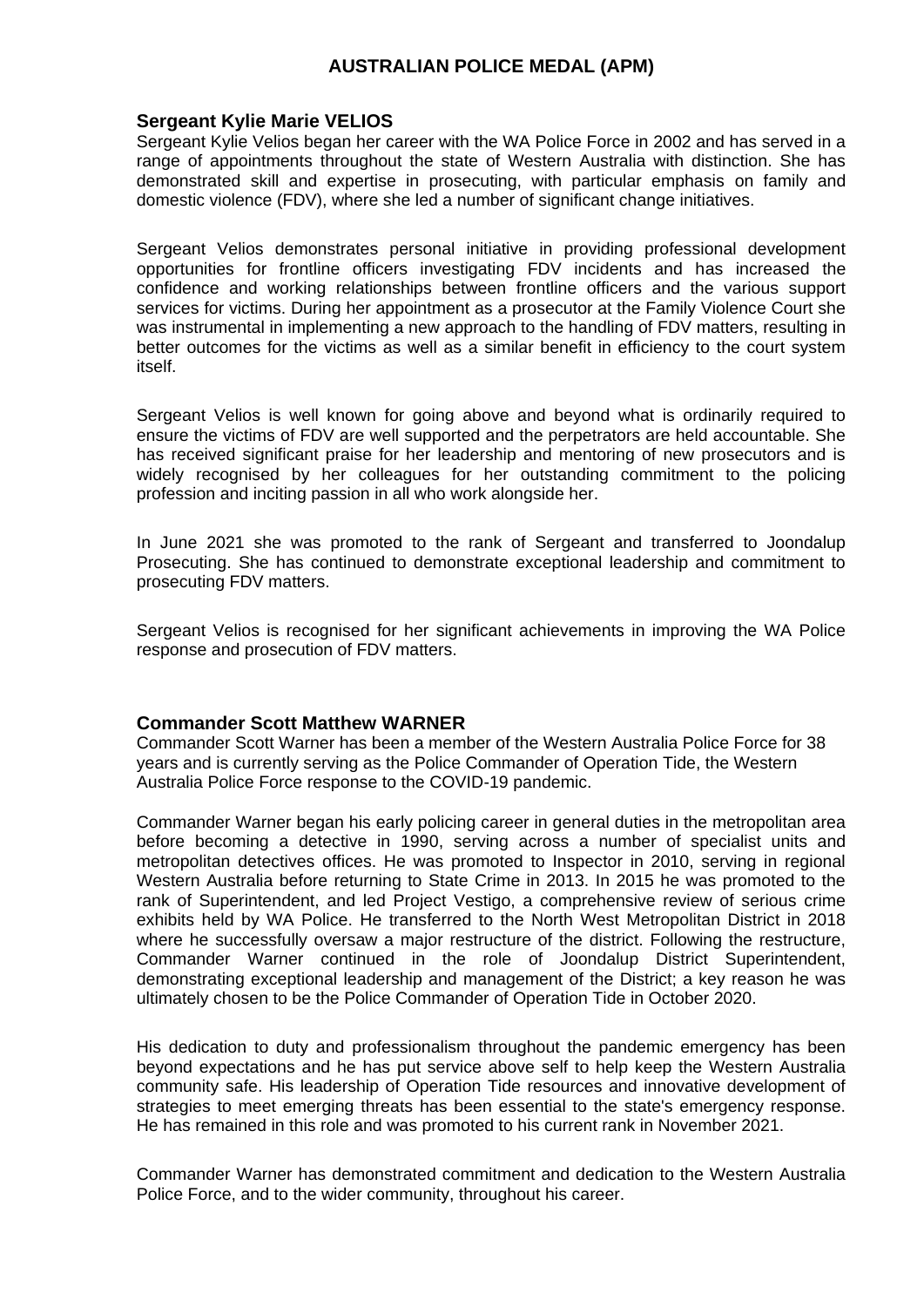# AUSTRALIAN POLICE MEDAL (APM)

## Sergeant Kylie Marie VELIOS

Sergeant Kylie Velios began her career with the WA Police Force in 2002 and has served in a range of appointments throughout the state of Western Australia with distinction. She has demonstrated skill and expertise in prosecuting, with particular emphasis on family and domestic violence (FDV), where she led a number of significant change initiatives.

Sergeant Velios demonstrates personal initiative in providing professional development opportunities for frontline officers investigating FDV incidents and has increased the confidence and working relationships between frontline officers and the various support services for victims. During her appointment as a prosecutor at the Family Violence Court she was instrumental in implementing a new approach to the handling of FDV matters, resulting in better outcomes for the victims as well as a similar benefit in efficiency to the court system itself.

Sergeant Velios is well known for going above and beyond what is ordinarily required to ensure the victims of FDV are well supported and the perpetrators are held accountable. She has received significant praise for her leadership and mentoring of new prosecutors and is widely recognised by her colleagues for her outstanding commitment to the policing profession and inciting passion in all who work alongside her.

In June 2021 she was promoted to the rank of Sergeant and transferred to Joondalup Prosecuting. She has continued to demonstrate exceptional leadership and commitment to prosecuting FDV matters.

Sergeant Velios is recognised for her significant achievements in improving the WA Police response and prosecution of FDV matters.

## Commander Scott Matthew WARNER

Commander Scott Warner has been a member of the Western Australia Police Force for 38 years and is currently serving as the Police Commander of Operation Tide, the Western Australia Police Force response to the COVID-19 pandemic.

Commander Warner began his early policing career in general duties in the metropolitan area before becoming a detective in 1990, serving across a number of specialist units and metropolitan detectives offices. He was promoted to Inspector in 2010, serving in regional Western Australia before returning to State Crime in 2013. In 2015 he was promoted to the rank of Superintendent, and led Project Vestigo, a comprehensive review of serious crime exhibits held by WA Police. He transferred to the North West Metropolitan District in 2018 where he successfully oversaw a major restructure of the district. Following the restructure, Commander Warner continued in the role of Joondalup District Superintendent, demonstrating exceptional leadership and management of the District; a key reason he was ultimately chosen to be the Police Commander of Operation Tide in October 2020.

His dedication to duty and professionalism throughout the pandemic emergency has been beyond expectations and he has put service above self to help keep the Western Australia community safe. His leadership of Operation Tide resources and innovative development of strategies to meet emerging threats has been essential to the state's emergency response. He has remained in this role and was promoted to his current rank in November 2021.

Commander Warner has demonstrated commitment and dedication to the Western Australia Police Force, and to the wider community, throughout his career.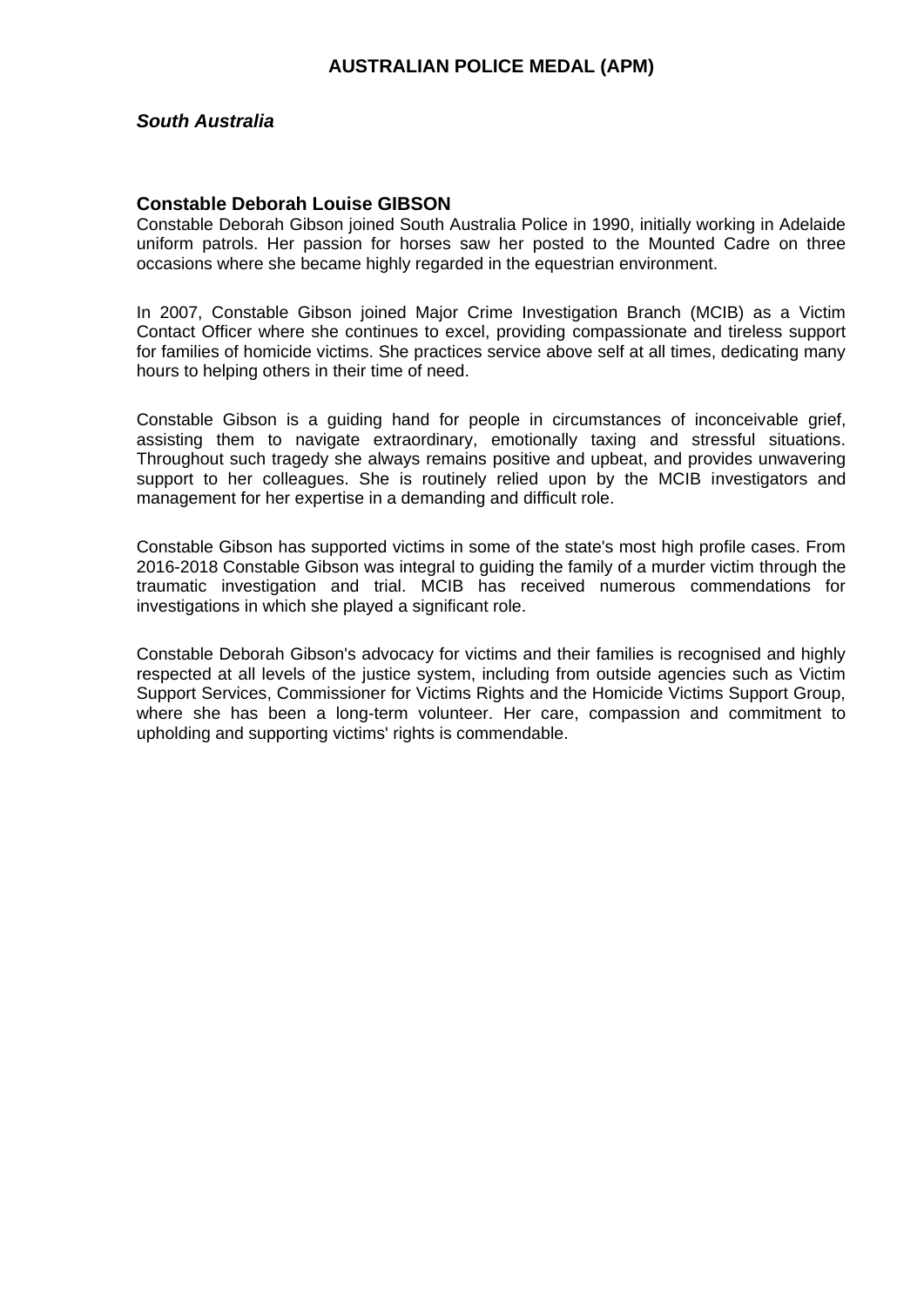# AUSTRALIAN POLICE MEDAL (APM)

***South Australia***

### Constable Deborah Louise GIBSON

Constable Deborah Gibson joined South Australia Police in 1990, initially working in Adelaide uniform patrols. Her passion for horses saw her posted to the Mounted Cadre on three occasions where she became highly regarded in the equestrian environment.

In 2007, Constable Gibson joined Major Crime Investigation Branch (MCIB) as a Victim Contact Officer where she continues to excel, providing compassionate and tireless support for families of homicide victims. She practices service above self at all times, dedicating many hours to helping others in their time of need.

Constable Gibson is a guiding hand for people in circumstances of inconceivable grief, assisting them to navigate extraordinary, emotionally taxing and stressful situations. Throughout such tragedy she always remains positive and upbeat, and provides unwavering support to her colleagues. She is routinely relied upon by the MCIB investigators and management for her expertise in a demanding and difficult role.

Constable Gibson has supported victims in some of the state's most high profile cases. From 2016-2018 Constable Gibson was integral to guiding the family of a murder victim through the traumatic investigation and trial. MCIB has received numerous commendations for investigations in which she played a significant role.

Constable Deborah Gibson's advocacy for victims and their families is recognised and highly respected at all levels of the justice system, including from outside agencies such as Victim Support Services, Commissioner for Victims Rights and the Homicide Victims Support Group, where she has been a long-term volunteer. Her care, compassion and commitment to upholding and supporting victims' rights is commendable.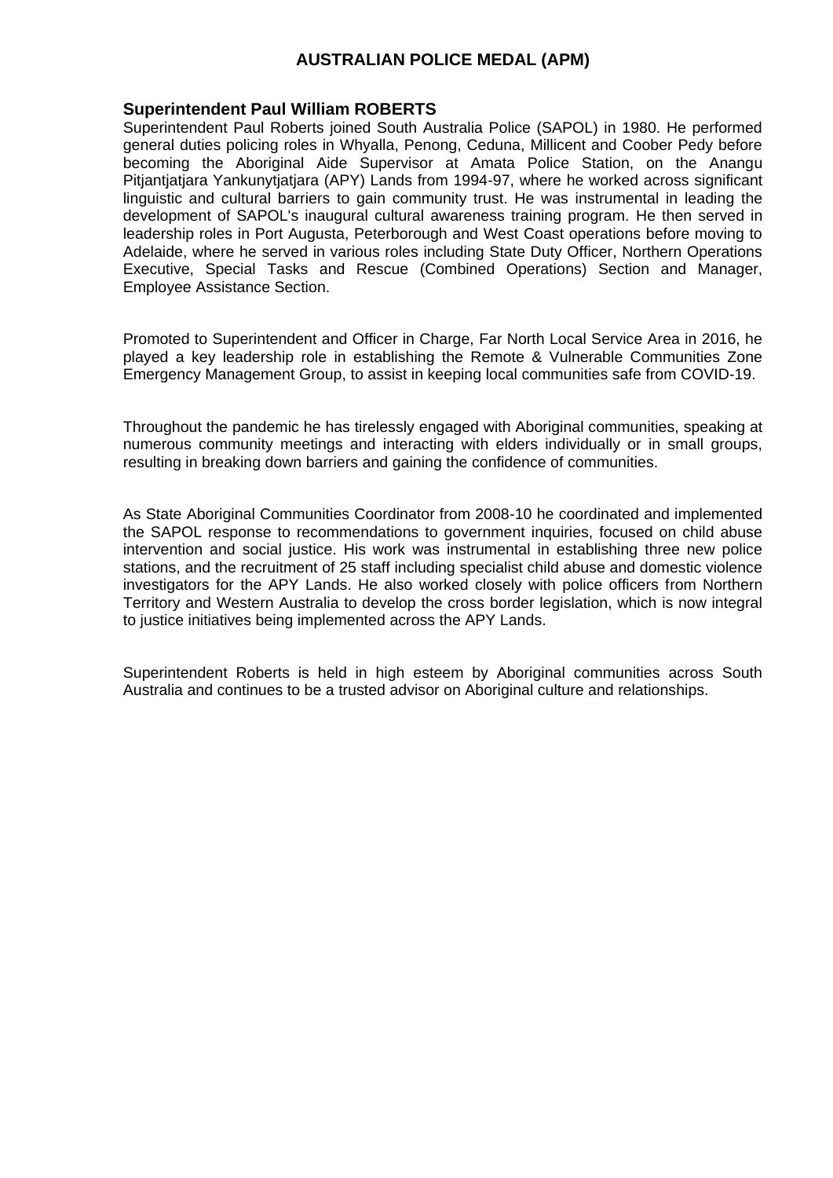# AUSTRALIAN POLICE MEDAL (APM)

**Superintendent Paul William ROBERTS**

Superintendent Paul Roberts joined South Australia Police (SAPOL) in 1980. He performed general duties policing roles in Whyalla, Penong, Ceduna, Millicent and Coober Pedy before becoming the Aboriginal Aide Supervisor at Amata Police Station, on the Anangu Pitjantjatjara Yankunytjatjara (APY) Lands from 1994-97, where he worked across significant linguistic and cultural barriers to gain community trust. He was instrumental in leading the development of SAPOL's inaugural cultural awareness training program. He then served in leadership roles in Port Augusta, Peterborough and West Coast operations before moving to Adelaide, where he served in various roles including State Duty Officer, Northern Operations Executive, Special Tasks and Rescue (Combined Operations) Section and Manager, Employee Assistance Section.

Promoted to Superintendent and Officer in Charge, Far North Local Service Area in 2016, he played a key leadership role in establishing the Remote & Vulnerable Communities Zone Emergency Management Group, to assist in keeping local communities safe from COVID-19.

Throughout the pandemic he has tirelessly engaged with Aboriginal communities, speaking at numerous community meetings and interacting with elders individually or in small groups, resulting in breaking down barriers and gaining the confidence of communities.

As State Aboriginal Communities Coordinator from 2008-10 he coordinated and implemented the SAPOL response to recommendations to government inquiries, focused on child abuse intervention and social justice. His work was instrumental in establishing three new police stations, and the recruitment of 25 staff including specialist child abuse and domestic violence investigators for the APY Lands. He also worked closely with police officers from Northern Territory and Western Australia to develop the cross border legislation, which is now integral to justice initiatives being implemented across the APY Lands.

Superintendent Roberts is held in high esteem by Aboriginal communities across South Australia and continues to be a trusted advisor on Aboriginal culture and relationships.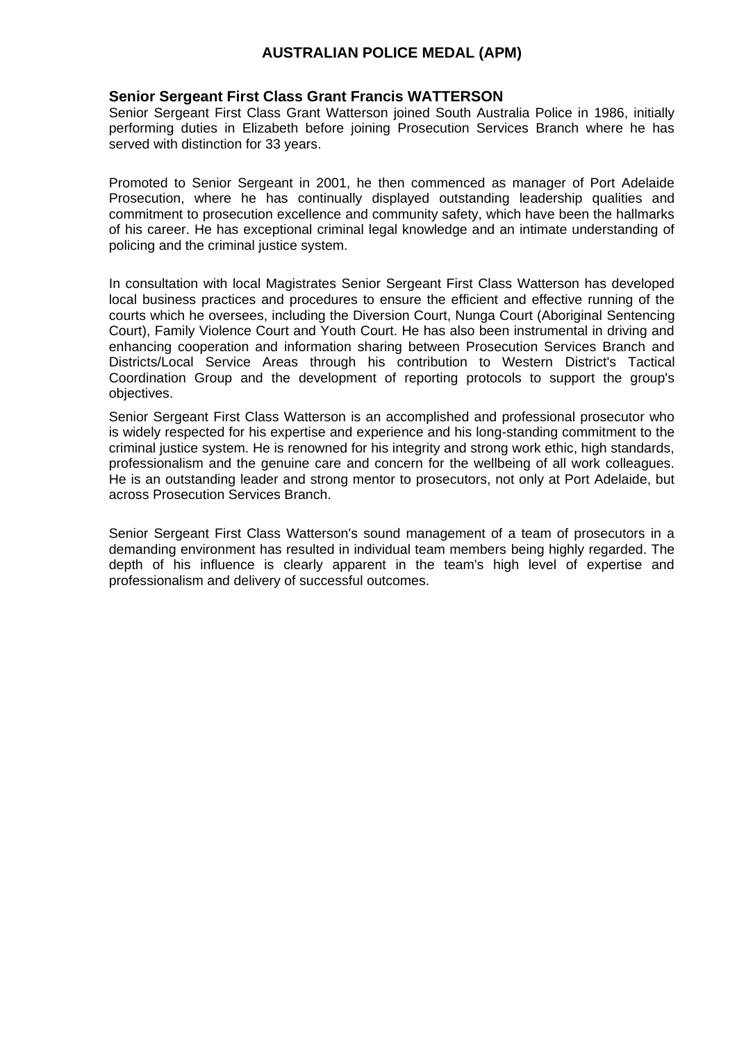# AUSTRALIAN POLICE MEDAL (APM)

**Senior Sergeant First Class Grant Francis WATTERSON**

Senior Sergeant First Class Grant Watterson joined South Australia Police in 1986, initially performing duties in Elizabeth before joining Prosecution Services Branch where he has served with distinction for 33 years.

Promoted to Senior Sergeant in 2001, he then commenced as manager of Port Adelaide Prosecution, where he has continually displayed outstanding leadership qualities and commitment to prosecution excellence and community safety, which have been the hallmarks of his career. He has exceptional criminal legal knowledge and an intimate understanding of policing and the criminal justice system.

In consultation with local Magistrates Senior Sergeant First Class Watterson has developed local business practices and procedures to ensure the efficient and effective running of the courts which he oversees, including the Diversion Court, Nunga Court (Aboriginal Sentencing Court), Family Violence Court and Youth Court. He has also been instrumental in driving and enhancing cooperation and information sharing between Prosecution Services Branch and Districts/Local Service Areas through his contribution to Western District's Tactical Coordination Group and the development of reporting protocols to support the group's objectives.

Senior Sergeant First Class Watterson is an accomplished and professional prosecutor who is widely respected for his expertise and experience and his long-standing commitment to the criminal justice system. He is renowned for his integrity and strong work ethic, high standards, professionalism and the genuine care and concern for the wellbeing of all work colleagues. He is an outstanding leader and strong mentor to prosecutors, not only at Port Adelaide, but across Prosecution Services Branch.

Senior Sergeant First Class Watterson's sound management of a team of prosecutors in a demanding environment has resulted in individual team members being highly regarded. The depth of his influence is clearly apparent in the team's high level of expertise and professionalism and delivery of successful outcomes.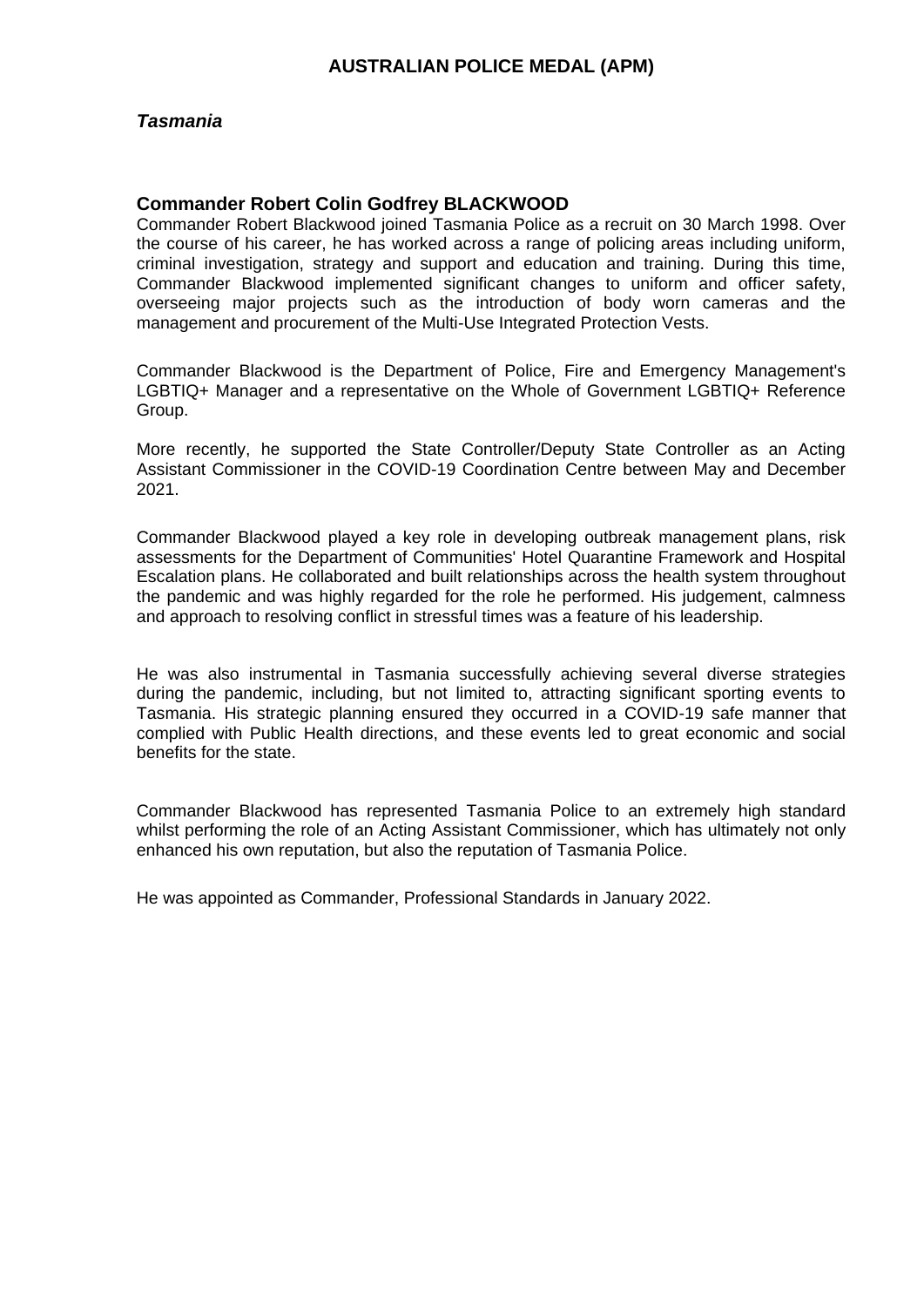# AUSTRALIAN POLICE MEDAL (APM)

***Tasmania***

### Commander Robert Colin Godfrey BLACKWOOD

Commander Robert Blackwood joined Tasmania Police as a recruit on 30 March 1998. Over the course of his career, he has worked across a range of policing areas including uniform, criminal investigation, strategy and support and education and training. During this time, Commander Blackwood implemented significant changes to uniform and officer safety, overseeing major projects such as the introduction of body worn cameras and the management and procurement of the Multi-Use Integrated Protection Vests.

Commander Blackwood is the Department of Police, Fire and Emergency Management's LGBTIQ+ Manager and a representative on the Whole of Government LGBTIQ+ Reference Group.

More recently, he supported the State Controller/Deputy State Controller as an Acting Assistant Commissioner in the COVID-19 Coordination Centre between May and December 2021.

Commander Blackwood played a key role in developing outbreak management plans, risk assessments for the Department of Communities' Hotel Quarantine Framework and Hospital Escalation plans. He collaborated and built relationships across the health system throughout the pandemic and was highly regarded for the role he performed. His judgement, calmness and approach to resolving conflict in stressful times was a feature of his leadership.

He was also instrumental in Tasmania successfully achieving several diverse strategies during the pandemic, including, but not limited to, attracting significant sporting events to Tasmania. His strategic planning ensured they occurred in a COVID-19 safe manner that complied with Public Health directions, and these events led to great economic and social benefits for the state.

Commander Blackwood has represented Tasmania Police to an extremely high standard whilst performing the role of an Acting Assistant Commissioner, which has ultimately not only enhanced his own reputation, but also the reputation of Tasmania Police.

He was appointed as Commander, Professional Standards in January 2022.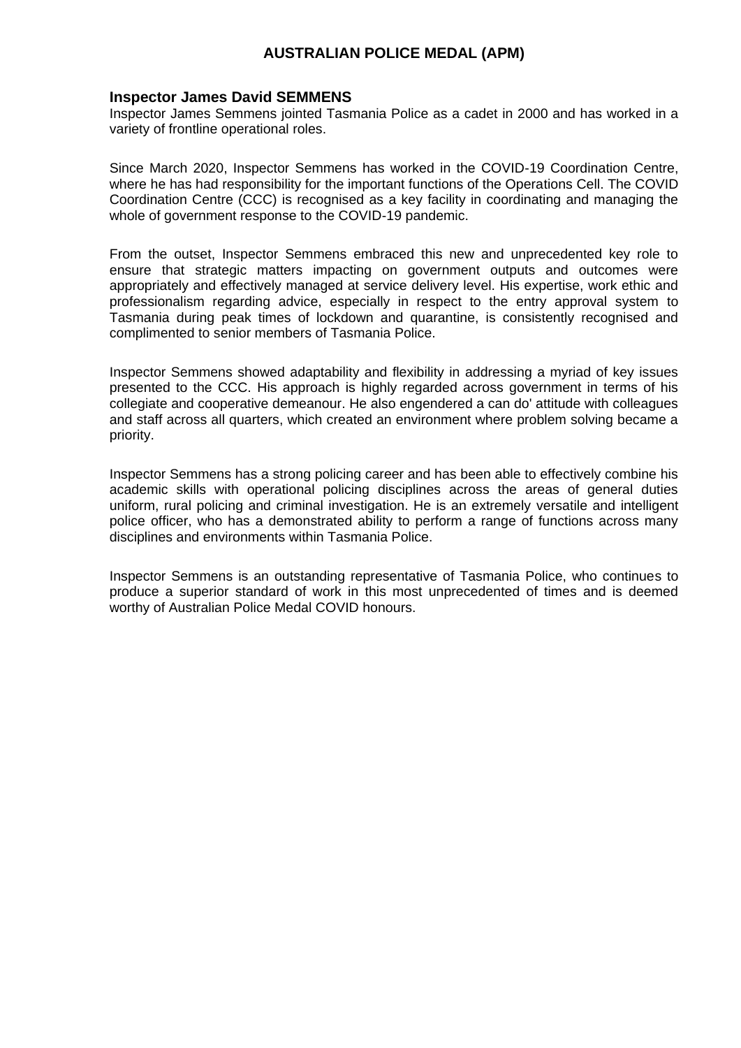## AUSTRALIAN POLICE MEDAL (APM)

**Inspector James David SEMMENS**

Inspector James Semmens jointed Tasmania Police as a cadet in 2000 and has worked in a variety of frontline operational roles.

Since March 2020, Inspector Semmens has worked in the COVID-19 Coordination Centre, where he has had responsibility for the important functions of the Operations Cell. The COVID Coordination Centre (CCC) is recognised as a key facility in coordinating and managing the whole of government response to the COVID-19 pandemic.

From the outset, Inspector Semmens embraced this new and unprecedented key role to ensure that strategic matters impacting on government outputs and outcomes were appropriately and effectively managed at service delivery level. His expertise, work ethic and professionalism regarding advice, especially in respect to the entry approval system to Tasmania during peak times of lockdown and quarantine, is consistently recognised and complimented to senior members of Tasmania Police.

Inspector Semmens showed adaptability and flexibility in addressing a myriad of key issues presented to the CCC. His approach is highly regarded across government in terms of his collegiate and cooperative demeanour. He also engendered a can do' attitude with colleagues and staff across all quarters, which created an environment where problem solving became a priority.

Inspector Semmens has a strong policing career and has been able to effectively combine his academic skills with operational policing disciplines across the areas of general duties uniform, rural policing and criminal investigation. He is an extremely versatile and intelligent police officer, who has a demonstrated ability to perform a range of functions across many disciplines and environments within Tasmania Police.

Inspector Semmens is an outstanding representative of Tasmania Police, who continues to produce a superior standard of work in this most unprecedented of times and is deemed worthy of Australian Police Medal COVID honours.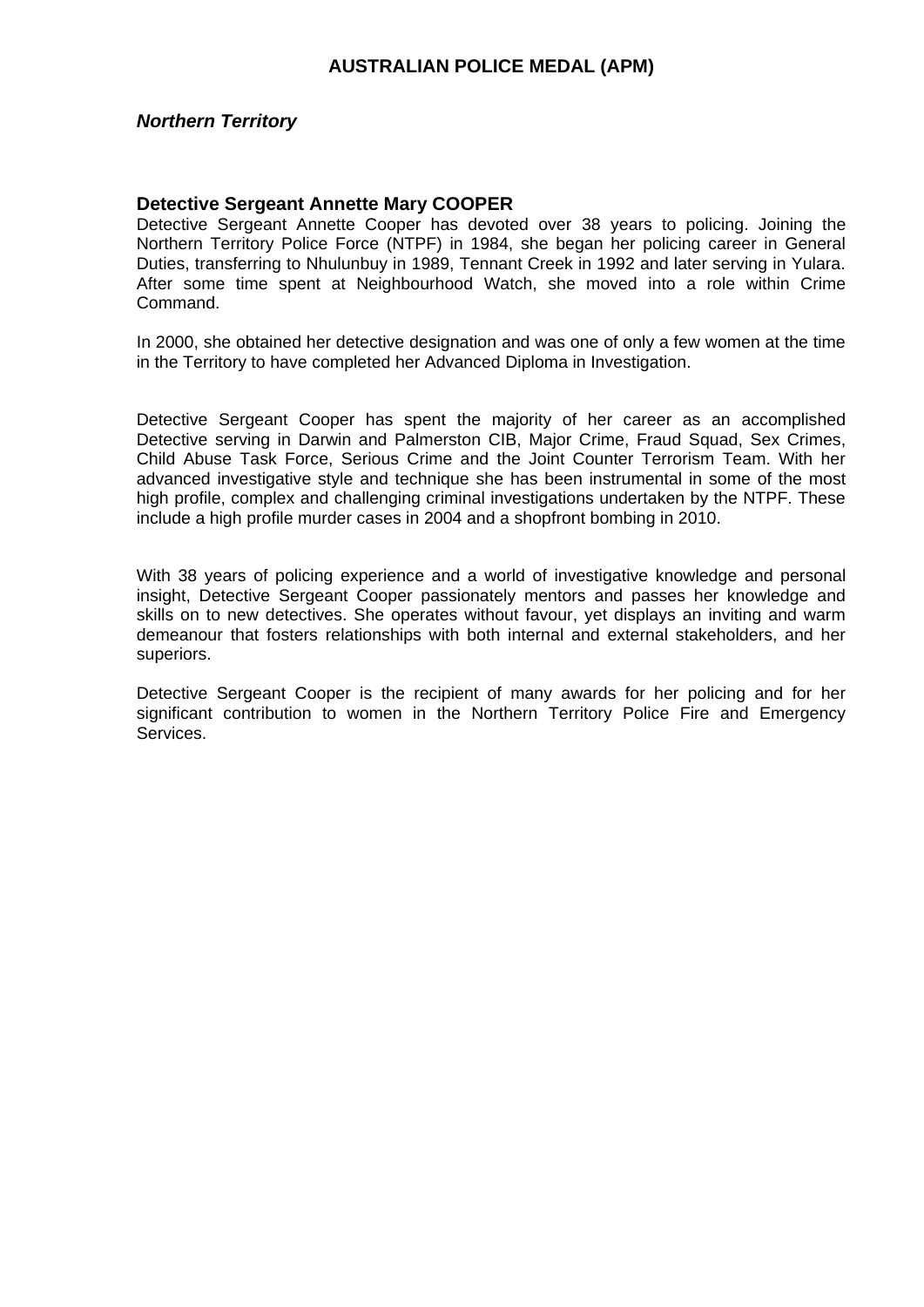## AUSTRALIAN POLICE MEDAL (APM)

***Northern Territory***

### Detective Sergeant Annette Mary COOPER

Detective Sergeant Annette Cooper has devoted over 38 years to policing. Joining the Northern Territory Police Force (NTPF) in 1984, she began her policing career in General Duties, transferring to Nhulunbuy in 1989, Tennant Creek in 1992 and later serving in Yulara. After some time spent at Neighbourhood Watch, she moved into a role within Crime Command.

In 2000, she obtained her detective designation and was one of only a few women at the time in the Territory to have completed her Advanced Diploma in Investigation.

Detective Sergeant Cooper has spent the majority of her career as an accomplished Detective serving in Darwin and Palmerston CIB, Major Crime, Fraud Squad, Sex Crimes, Child Abuse Task Force, Serious Crime and the Joint Counter Terrorism Team. With her advanced investigative style and technique she has been instrumental in some of the most high profile, complex and challenging criminal investigations undertaken by the NTPF. These include a high profile murder cases in 2004 and a shopfront bombing in 2010.

With 38 years of policing experience and a world of investigative knowledge and personal insight, Detective Sergeant Cooper passionately mentors and passes her knowledge and skills on to new detectives. She operates without favour, yet displays an inviting and warm demeanour that fosters relationships with both internal and external stakeholders, and her superiors.

Detective Sergeant Cooper is the recipient of many awards for her policing and for her significant contribution to women in the Northern Territory Police Fire and Emergency Services.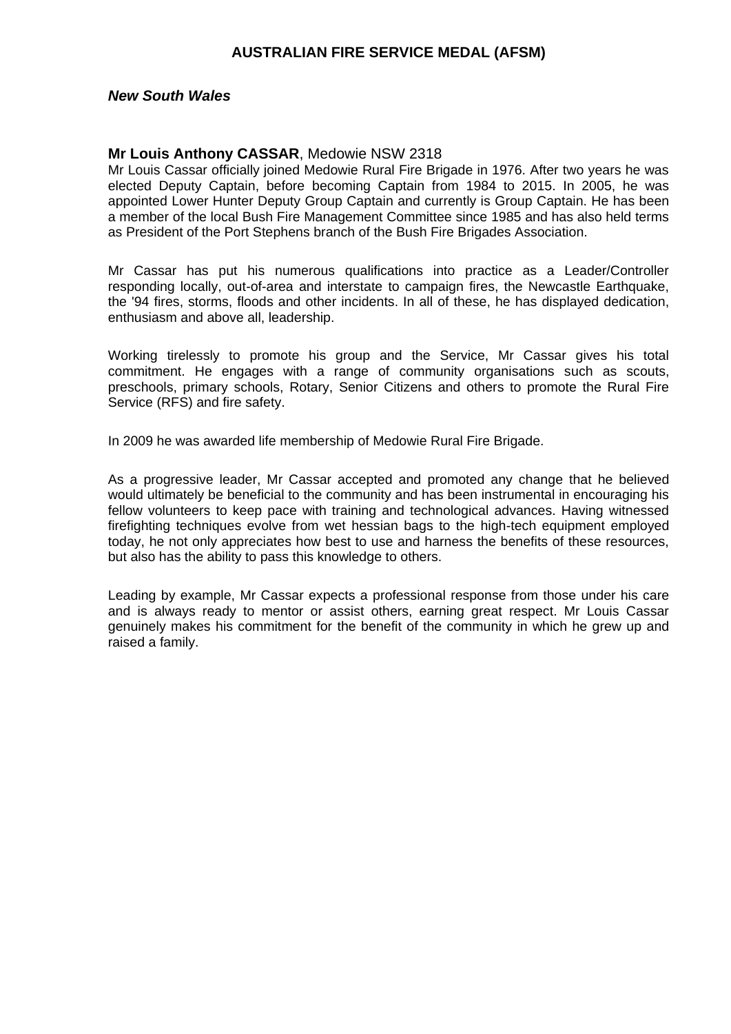# AUSTRALIAN FIRE SERVICE MEDAL (AFSM)

## *New South Wales*

**Mr Louis Anthony CASSAR**, Medowie NSW 2318

Mr Louis Cassar officially joined Medowie Rural Fire Brigade in 1976. After two years he was elected Deputy Captain, before becoming Captain from 1984 to 2015. In 2005, he was appointed Lower Hunter Deputy Group Captain and currently is Group Captain. He has been a member of the local Bush Fire Management Committee since 1985 and has also held terms as President of the Port Stephens branch of the Bush Fire Brigades Association.

Mr Cassar has put his numerous qualifications into practice as a Leader/Controller responding locally, out-of-area and interstate to campaign fires, the Newcastle Earthquake, the '94 fires, storms, floods and other incidents. In all of these, he has displayed dedication, enthusiasm and above all, leadership.

Working tirelessly to promote his group and the Service, Mr Cassar gives his total commitment. He engages with a range of community organisations such as scouts, preschools, primary schools, Rotary, Senior Citizens and others to promote the Rural Fire Service (RFS) and fire safety.

In 2009 he was awarded life membership of Medowie Rural Fire Brigade.

As a progressive leader, Mr Cassar accepted and promoted any change that he believed would ultimately be beneficial to the community and has been instrumental in encouraging his fellow volunteers to keep pace with training and technological advances. Having witnessed firefighting techniques evolve from wet hessian bags to the high-tech equipment employed today, he not only appreciates how best to use and harness the benefits of these resources, but also has the ability to pass this knowledge to others.

Leading by example, Mr Cassar expects a professional response from those under his care and is always ready to mentor or assist others, earning great respect. Mr Louis Cassar genuinely makes his commitment for the benefit of the community in which he grew up and raised a family.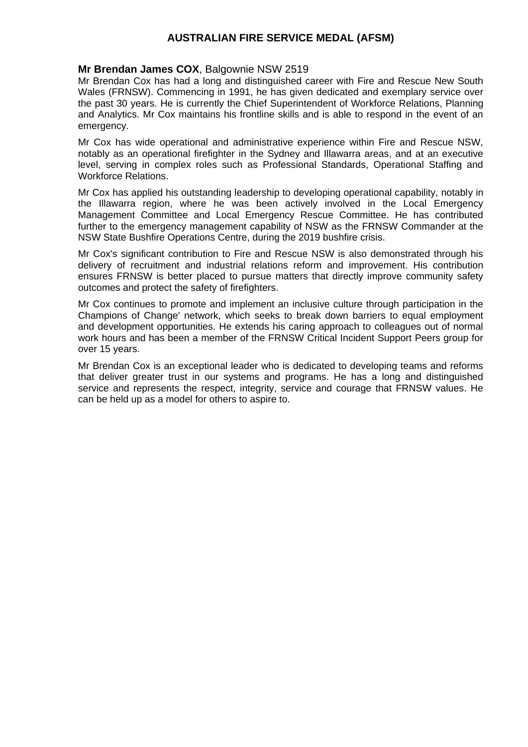## AUSTRALIAN FIRE SERVICE MEDAL (AFSM)

**Mr Brendan James COX**, Balgownie NSW 2519

Mr Brendan Cox has had a long and distinguished career with Fire and Rescue New South Wales (FRNSW). Commencing in 1991, he has given dedicated and exemplary service over the past 30 years. He is currently the Chief Superintendent of Workforce Relations, Planning and Analytics. Mr Cox maintains his frontline skills and is able to respond in the event of an emergency.

Mr Cox has wide operational and administrative experience within Fire and Rescue NSW, notably as an operational firefighter in the Sydney and Illawarra areas, and at an executive level, serving in complex roles such as Professional Standards, Operational Staffing and Workforce Relations.

Mr Cox has applied his outstanding leadership to developing operational capability, notably in the Illawarra region, where he was been actively involved in the Local Emergency Management Committee and Local Emergency Rescue Committee. He has contributed further to the emergency management capability of NSW as the FRNSW Commander at the NSW State Bushfire Operations Centre, during the 2019 bushfire crisis.

Mr Cox's significant contribution to Fire and Rescue NSW is also demonstrated through his delivery of recruitment and industrial relations reform and improvement. His contribution ensures FRNSW is better placed to pursue matters that directly improve community safety outcomes and protect the safety of firefighters.

Mr Cox continues to promote and implement an inclusive culture through participation in the Champions of Change' network, which seeks to break down barriers to equal employment and development opportunities. He extends his caring approach to colleagues out of normal work hours and has been a member of the FRNSW Critical Incident Support Peers group for over 15 years.

Mr Brendan Cox is an exceptional leader who is dedicated to developing teams and reforms that deliver greater trust in our systems and programs. He has a long and distinguished service and represents the respect, integrity, service and courage that FRNSW values. He can be held up as a model for others to aspire to.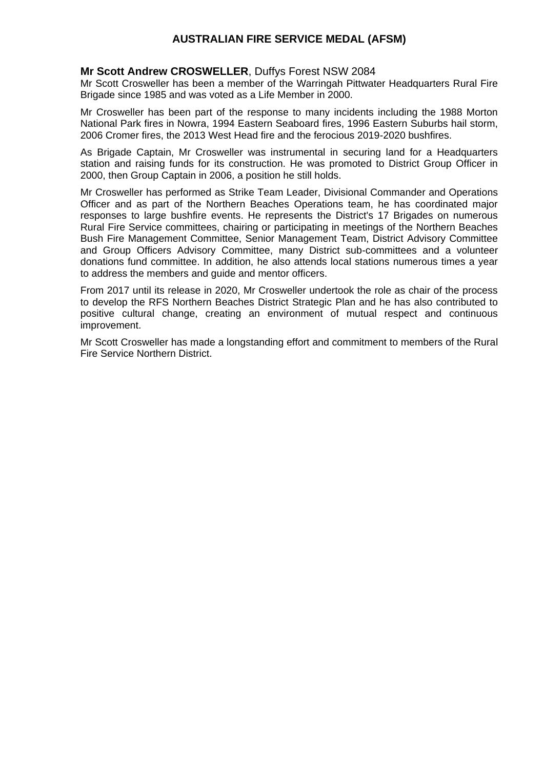# AUSTRALIAN FIRE SERVICE MEDAL (AFSM)

**Mr Scott Andrew CROSWELLER**, Duffys Forest NSW 2084

Mr Scott Crosweller has been a member of the Warringah Pittwater Headquarters Rural Fire Brigade since 1985 and was voted as a Life Member in 2000.

Mr Crosweller has been part of the response to many incidents including the 1988 Morton National Park fires in Nowra, 1994 Eastern Seaboard fires, 1996 Eastern Suburbs hail storm, 2006 Cromer fires, the 2013 West Head fire and the ferocious 2019-2020 bushfires.

As Brigade Captain, Mr Crosweller was instrumental in securing land for a Headquarters station and raising funds for its construction. He was promoted to District Group Officer in 2000, then Group Captain in 2006, a position he still holds.

Mr Crosweller has performed as Strike Team Leader, Divisional Commander and Operations Officer and as part of the Northern Beaches Operations team, he has coordinated major responses to large bushfire events. He represents the District's 17 Brigades on numerous Rural Fire Service committees, chairing or participating in meetings of the Northern Beaches Bush Fire Management Committee, Senior Management Team, District Advisory Committee and Group Officers Advisory Committee, many District sub-committees and a volunteer donations fund committee. In addition, he also attends local stations numerous times a year to address the members and guide and mentor officers.

From 2017 until its release in 2020, Mr Crosweller undertook the role as chair of the process to develop the RFS Northern Beaches District Strategic Plan and he has also contributed to positive cultural change, creating an environment of mutual respect and continuous improvement.

Mr Scott Crosweller has made a longstanding effort and commitment to members of the Rural Fire Service Northern District.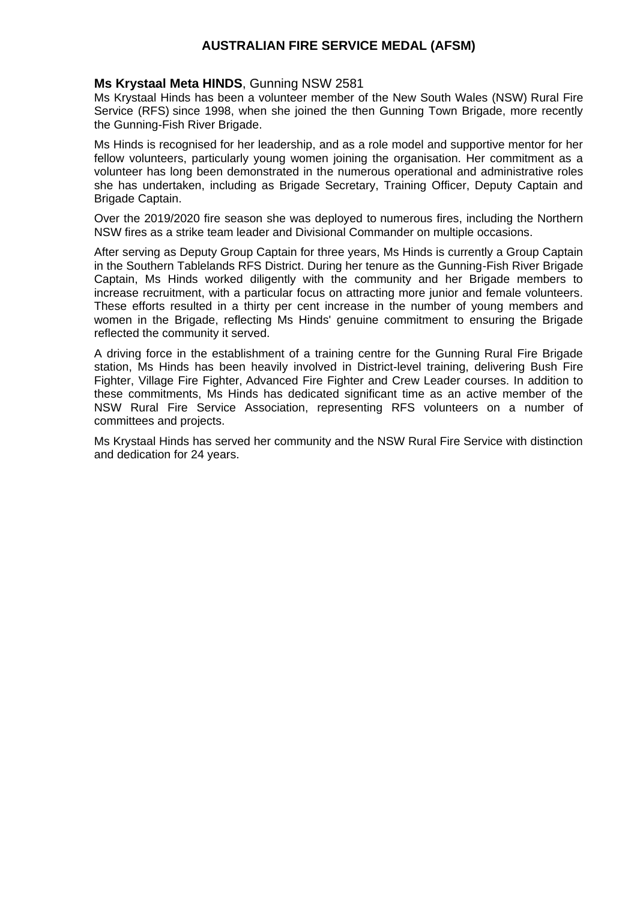## AUSTRALIAN FIRE SERVICE MEDAL (AFSM)

**Ms Krystaal Meta HINDS**, Gunning NSW 2581

Ms Krystaal Hinds has been a volunteer member of the New South Wales (NSW) Rural Fire Service (RFS) since 1998, when she joined the then Gunning Town Brigade, more recently the Gunning-Fish River Brigade.

Ms Hinds is recognised for her leadership, and as a role model and supportive mentor for her fellow volunteers, particularly young women joining the organisation. Her commitment as a volunteer has long been demonstrated in the numerous operational and administrative roles she has undertaken, including as Brigade Secretary, Training Officer, Deputy Captain and Brigade Captain.

Over the 2019/2020 fire season she was deployed to numerous fires, including the Northern NSW fires as a strike team leader and Divisional Commander on multiple occasions.

After serving as Deputy Group Captain for three years, Ms Hinds is currently a Group Captain in the Southern Tablelands RFS District. During her tenure as the Gunning-Fish River Brigade Captain, Ms Hinds worked diligently with the community and her Brigade members to increase recruitment, with a particular focus on attracting more junior and female volunteers. These efforts resulted in a thirty per cent increase in the number of young members and women in the Brigade, reflecting Ms Hinds' genuine commitment to ensuring the Brigade reflected the community it served.

A driving force in the establishment of a training centre for the Gunning Rural Fire Brigade station, Ms Hinds has been heavily involved in District-level training, delivering Bush Fire Fighter, Village Fire Fighter, Advanced Fire Fighter and Crew Leader courses. In addition to these commitments, Ms Hinds has dedicated significant time as an active member of the NSW Rural Fire Service Association, representing RFS volunteers on a number of committees and projects.

Ms Krystaal Hinds has served her community and the NSW Rural Fire Service with distinction and dedication for 24 years.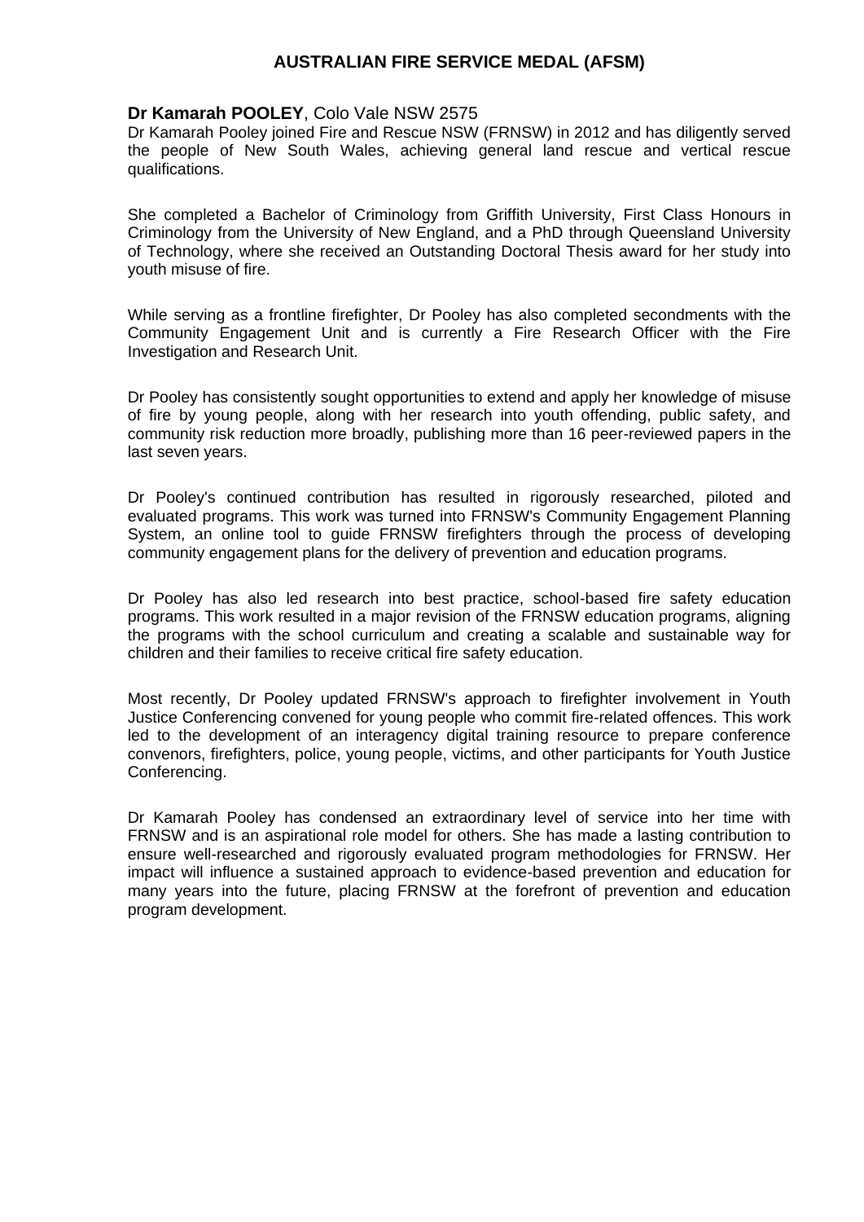## AUSTRALIAN FIRE SERVICE MEDAL (AFSM)

**Dr Kamarah POOLEY**, Colo Vale NSW 2575

Dr Kamarah Pooley joined Fire and Rescue NSW (FRNSW) in 2012 and has diligently served the people of New South Wales, achieving general land rescue and vertical rescue qualifications.

She completed a Bachelor of Criminology from Griffith University, First Class Honours in Criminology from the University of New England, and a PhD through Queensland University of Technology, where she received an Outstanding Doctoral Thesis award for her study into youth misuse of fire.

While serving as a frontline firefighter, Dr Pooley has also completed secondments with the Community Engagement Unit and is currently a Fire Research Officer with the Fire Investigation and Research Unit.

Dr Pooley has consistently sought opportunities to extend and apply her knowledge of misuse of fire by young people, along with her research into youth offending, public safety, and community risk reduction more broadly, publishing more than 16 peer-reviewed papers in the last seven years.

Dr Pooley's continued contribution has resulted in rigorously researched, piloted and evaluated programs. This work was turned into FRNSW's Community Engagement Planning System, an online tool to guide FRNSW firefighters through the process of developing community engagement plans for the delivery of prevention and education programs.

Dr Pooley has also led research into best practice, school-based fire safety education programs. This work resulted in a major revision of the FRNSW education programs, aligning the programs with the school curriculum and creating a scalable and sustainable way for children and their families to receive critical fire safety education.

Most recently, Dr Pooley updated FRNSW's approach to firefighter involvement in Youth Justice Conferencing convened for young people who commit fire-related offences. This work led to the development of an interagency digital training resource to prepare conference convenors, firefighters, police, young people, victims, and other participants for Youth Justice Conferencing.

Dr Kamarah Pooley has condensed an extraordinary level of service into her time with FRNSW and is an aspirational role model for others. She has made a lasting contribution to ensure well-researched and rigorously evaluated program methodologies for FRNSW. Her impact will influence a sustained approach to evidence-based prevention and education for many years into the future, placing FRNSW at the forefront of prevention and education program development.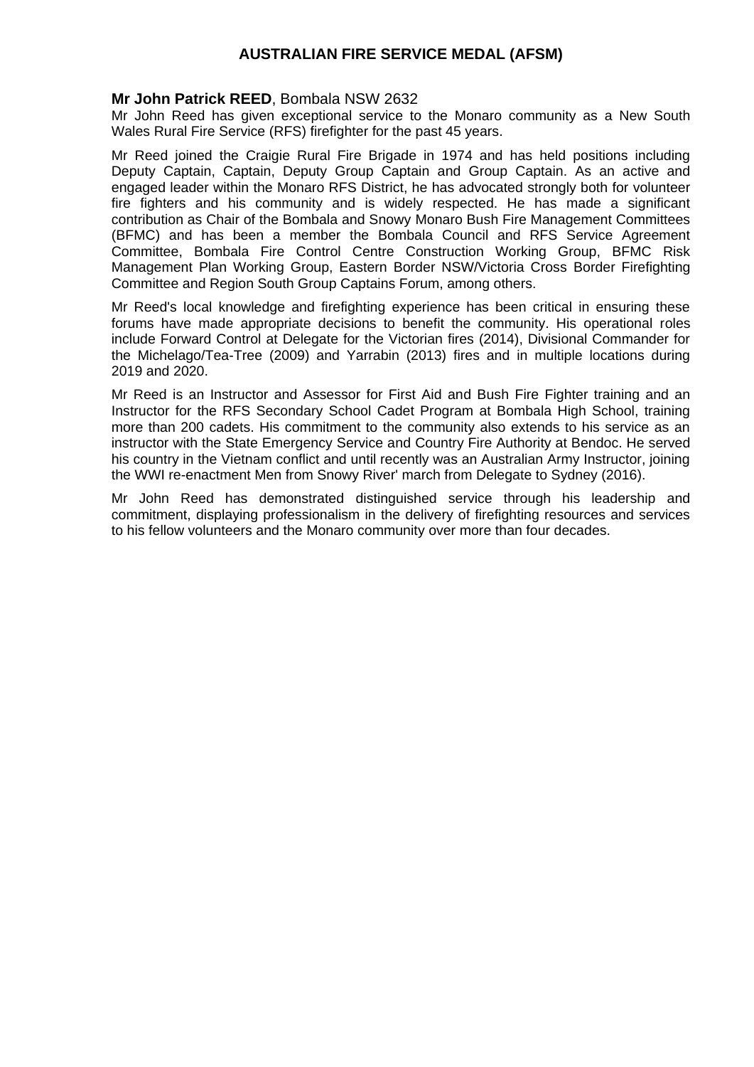## AUSTRALIAN FIRE SERVICE MEDAL (AFSM)

**Mr John Patrick REED**, Bombala NSW 2632

Mr John Reed has given exceptional service to the Monaro community as a New South Wales Rural Fire Service (RFS) firefighter for the past 45 years.

Mr Reed joined the Craigie Rural Fire Brigade in 1974 and has held positions including Deputy Captain, Captain, Deputy Group Captain and Group Captain. As an active and engaged leader within the Monaro RFS District, he has advocated strongly both for volunteer fire fighters and his community and is widely respected. He has made a significant contribution as Chair of the Bombala and Snowy Monaro Bush Fire Management Committees (BFMC) and has been a member the Bombala Council and RFS Service Agreement Committee, Bombala Fire Control Centre Construction Working Group, BFMC Risk Management Plan Working Group, Eastern Border NSW/Victoria Cross Border Firefighting Committee and Region South Group Captains Forum, among others.

Mr Reed's local knowledge and firefighting experience has been critical in ensuring these forums have made appropriate decisions to benefit the community. His operational roles include Forward Control at Delegate for the Victorian fires (2014), Divisional Commander for the Michelago/Tea-Tree (2009) and Yarrabin (2013) fires and in multiple locations during 2019 and 2020.

Mr Reed is an Instructor and Assessor for First Aid and Bush Fire Fighter training and an Instructor for the RFS Secondary School Cadet Program at Bombala High School, training more than 200 cadets. His commitment to the community also extends to his service as an instructor with the State Emergency Service and Country Fire Authority at Bendoc. He served his country in the Vietnam conflict and until recently was an Australian Army Instructor, joining the WWI re-enactment Men from Snowy River' march from Delegate to Sydney (2016).

Mr John Reed has demonstrated distinguished service through his leadership and commitment, displaying professionalism in the delivery of firefighting resources and services to his fellow volunteers and the Monaro community over more than four decades.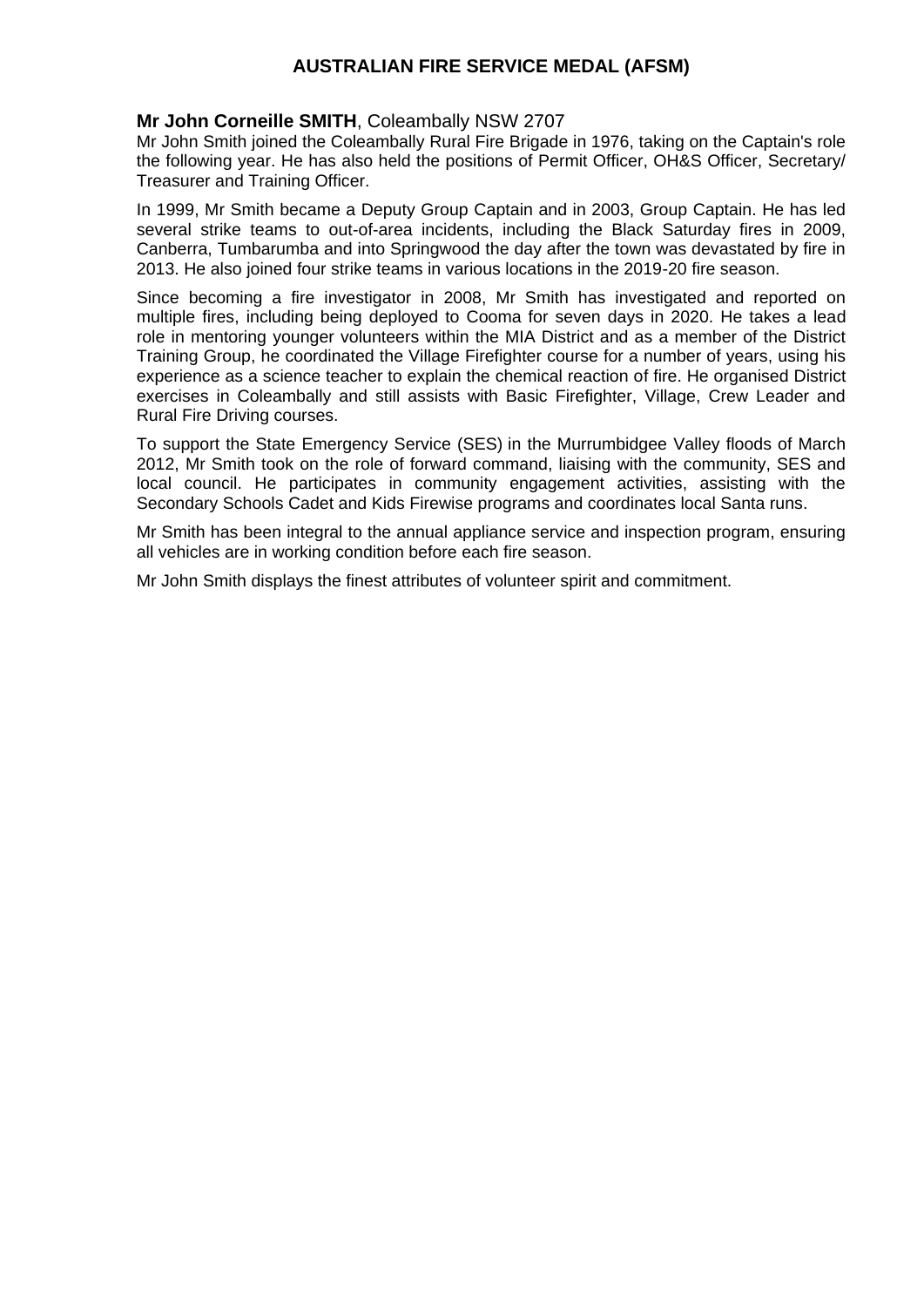## AUSTRALIAN FIRE SERVICE MEDAL (AFSM)

**Mr John Corneille SMITH**, Coleambally NSW 2707

Mr John Smith joined the Coleambally Rural Fire Brigade in 1976, taking on the Captain's role the following year. He has also held the positions of Permit Officer, OH&S Officer, Secretary/ Treasurer and Training Officer.

In 1999, Mr Smith became a Deputy Group Captain and in 2003, Group Captain. He has led several strike teams to out-of-area incidents, including the Black Saturday fires in 2009, Canberra, Tumbarumba and into Springwood the day after the town was devastated by fire in 2013. He also joined four strike teams in various locations in the 2019-20 fire season.

Since becoming a fire investigator in 2008, Mr Smith has investigated and reported on multiple fires, including being deployed to Cooma for seven days in 2020. He takes a lead role in mentoring younger volunteers within the MIA District and as a member of the District Training Group, he coordinated the Village Firefighter course for a number of years, using his experience as a science teacher to explain the chemical reaction of fire. He organised District exercises in Coleambally and still assists with Basic Firefighter, Village, Crew Leader and Rural Fire Driving courses.

To support the State Emergency Service (SES) in the Murrumbidgee Valley floods of March 2012, Mr Smith took on the role of forward command, liaising with the community, SES and local council. He participates in community engagement activities, assisting with the Secondary Schools Cadet and Kids Firewise programs and coordinates local Santa runs.

Mr Smith has been integral to the annual appliance service and inspection program, ensuring all vehicles are in working condition before each fire season.

Mr John Smith displays the finest attributes of volunteer spirit and commitment.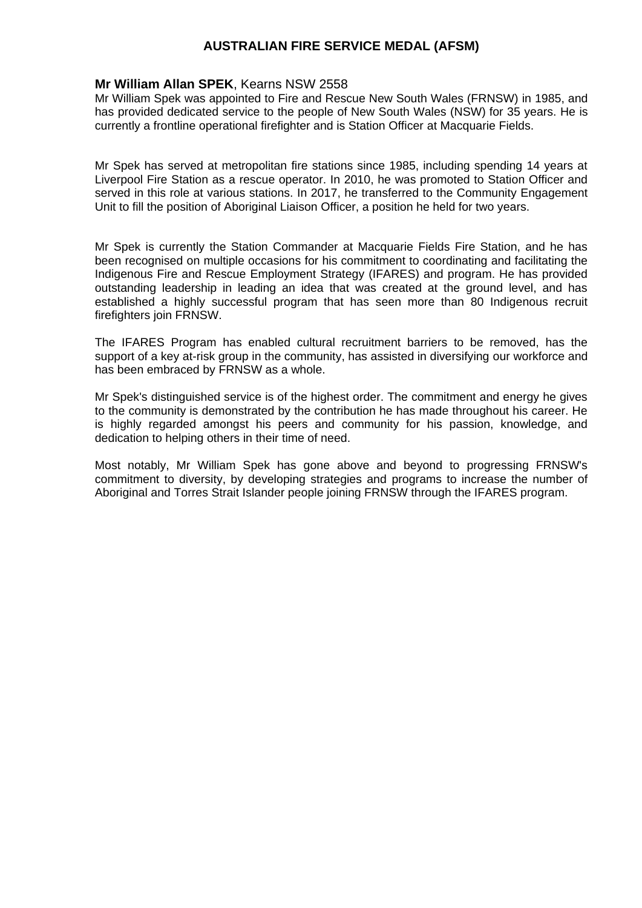## AUSTRALIAN FIRE SERVICE MEDAL (AFSM)

**Mr William Allan SPEK**, Kearns NSW 2558

Mr William Spek was appointed to Fire and Rescue New South Wales (FRNSW) in 1985, and has provided dedicated service to the people of New South Wales (NSW) for 35 years. He is currently a frontline operational firefighter and is Station Officer at Macquarie Fields.

Mr Spek has served at metropolitan fire stations since 1985, including spending 14 years at Liverpool Fire Station as a rescue operator. In 2010, he was promoted to Station Officer and served in this role at various stations. In 2017, he transferred to the Community Engagement Unit to fill the position of Aboriginal Liaison Officer, a position he held for two years.

Mr Spek is currently the Station Commander at Macquarie Fields Fire Station, and he has been recognised on multiple occasions for his commitment to coordinating and facilitating the Indigenous Fire and Rescue Employment Strategy (IFARES) and program. He has provided outstanding leadership in leading an idea that was created at the ground level, and has established a highly successful program that has seen more than 80 Indigenous recruit firefighters join FRNSW.

The IFARES Program has enabled cultural recruitment barriers to be removed, has the support of a key at-risk group in the community, has assisted in diversifying our workforce and has been embraced by FRNSW as a whole.

Mr Spek's distinguished service is of the highest order. The commitment and energy he gives to the community is demonstrated by the contribution he has made throughout his career. He is highly regarded amongst his peers and community for his passion, knowledge, and dedication to helping others in their time of need.

Most notably, Mr William Spek has gone above and beyond to progressing FRNSW's commitment to diversity, by developing strategies and programs to increase the number of Aboriginal and Torres Strait Islander people joining FRNSW through the IFARES program.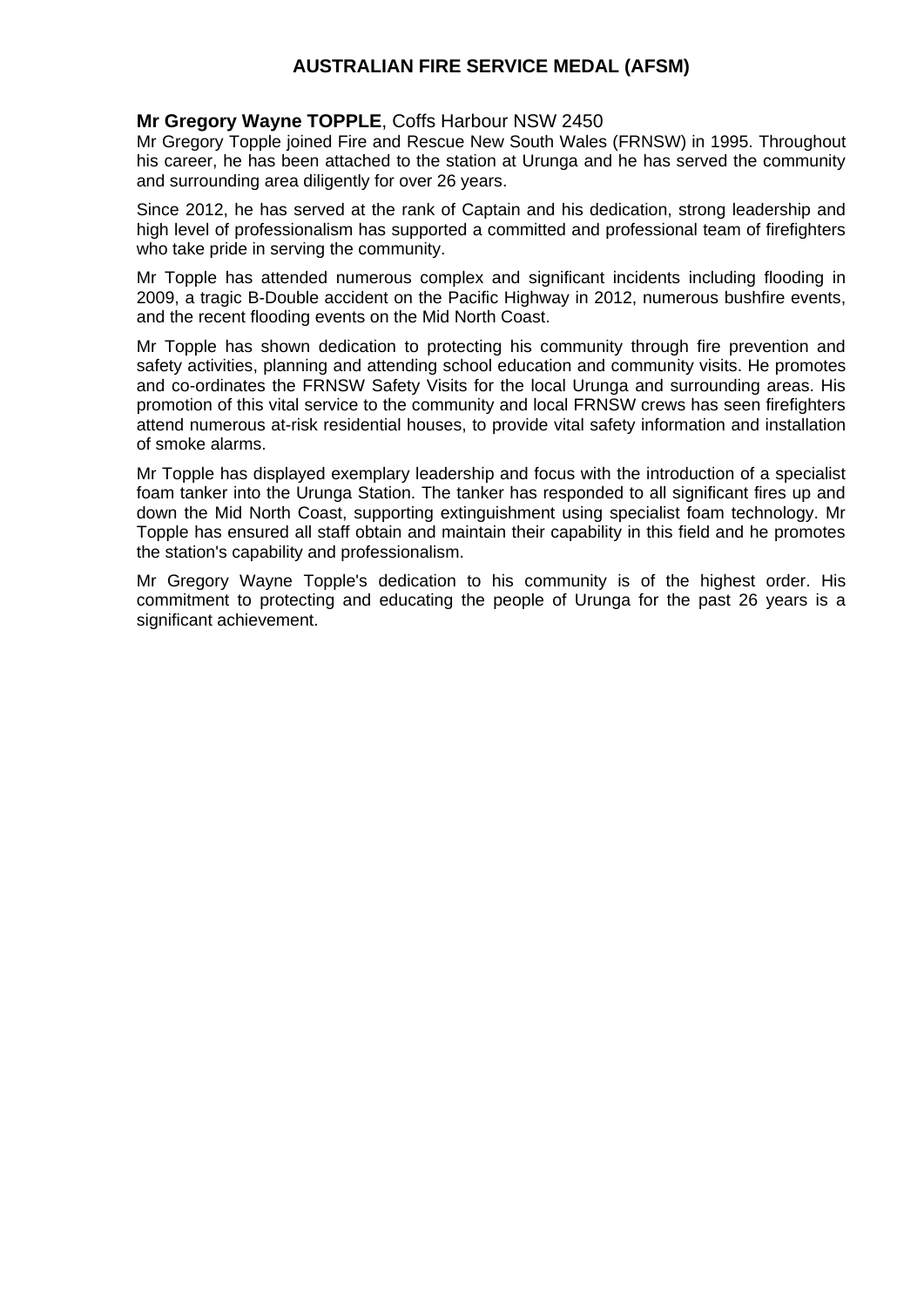## AUSTRALIAN FIRE SERVICE MEDAL (AFSM)

**Mr Gregory Wayne TOPPLE**, Coffs Harbour NSW 2450

Mr Gregory Topple joined Fire and Rescue New South Wales (FRNSW) in 1995. Throughout his career, he has been attached to the station at Urunga and he has served the community and surrounding area diligently for over 26 years.

Since 2012, he has served at the rank of Captain and his dedication, strong leadership and high level of professionalism has supported a committed and professional team of firefighters who take pride in serving the community.

Mr Topple has attended numerous complex and significant incidents including flooding in 2009, a tragic B-Double accident on the Pacific Highway in 2012, numerous bushfire events, and the recent flooding events on the Mid North Coast.

Mr Topple has shown dedication to protecting his community through fire prevention and safety activities, planning and attending school education and community visits. He promotes and co-ordinates the FRNSW Safety Visits for the local Urunga and surrounding areas. His promotion of this vital service to the community and local FRNSW crews has seen firefighters attend numerous at-risk residential houses, to provide vital safety information and installation of smoke alarms.

Mr Topple has displayed exemplary leadership and focus with the introduction of a specialist foam tanker into the Urunga Station. The tanker has responded to all significant fires up and down the Mid North Coast, supporting extinguishment using specialist foam technology. Mr Topple has ensured all staff obtain and maintain their capability in this field and he promotes the station's capability and professionalism.

Mr Gregory Wayne Topple's dedication to his community is of the highest order. His commitment to protecting and educating the people of Urunga for the past 26 years is a significant achievement.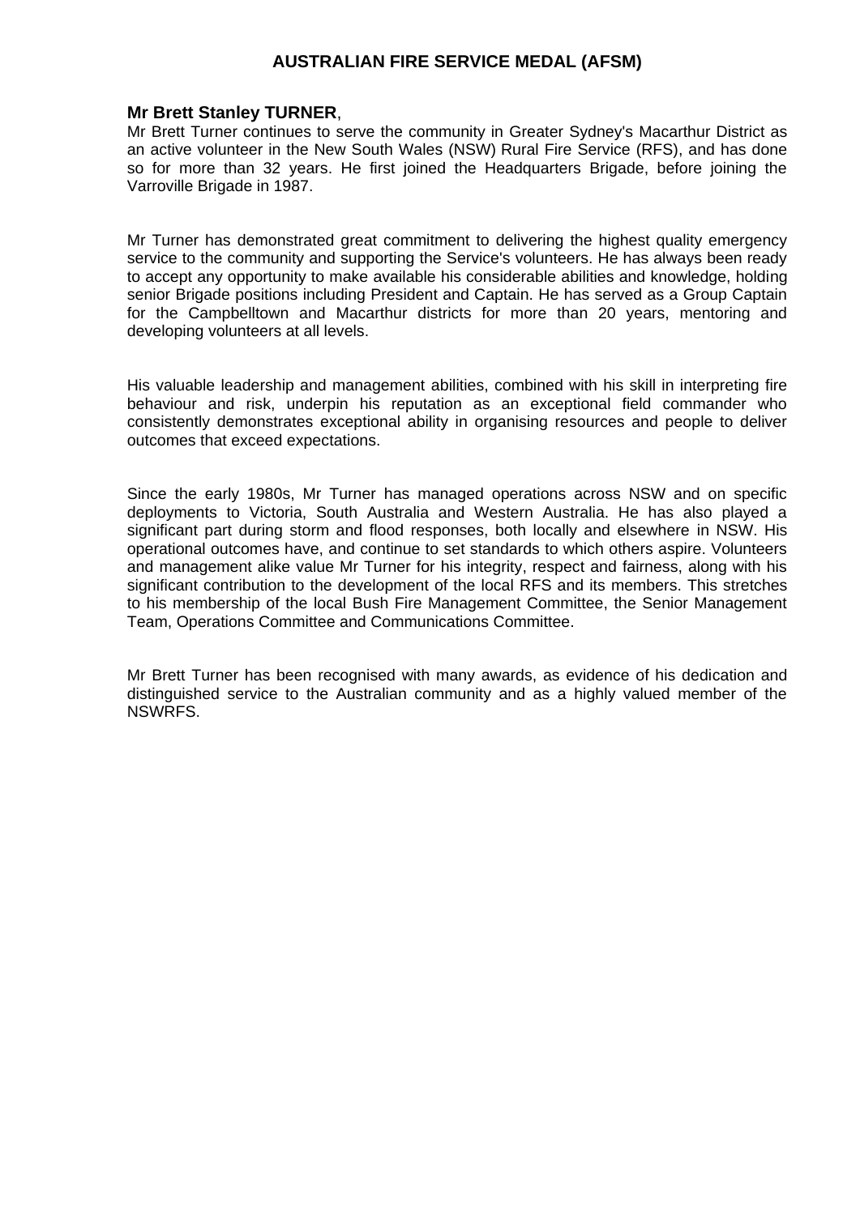# AUSTRALIAN FIRE SERVICE MEDAL (AFSM)

**Mr Brett Stanley TURNER**,
Mr Brett Turner continues to serve the community in Greater Sydney's Macarthur District as an active volunteer in the New South Wales (NSW) Rural Fire Service (RFS), and has done so for more than 32 years. He first joined the Headquarters Brigade, before joining the Varroville Brigade in 1987.

Mr Turner has demonstrated great commitment to delivering the highest quality emergency service to the community and supporting the Service's volunteers. He has always been ready to accept any opportunity to make available his considerable abilities and knowledge, holding senior Brigade positions including President and Captain. He has served as a Group Captain for the Campbelltown and Macarthur districts for more than 20 years, mentoring and developing volunteers at all levels.

His valuable leadership and management abilities, combined with his skill in interpreting fire behaviour and risk, underpin his reputation as an exceptional field commander who consistently demonstrates exceptional ability in organising resources and people to deliver outcomes that exceed expectations.

Since the early 1980s, Mr Turner has managed operations across NSW and on specific deployments to Victoria, South Australia and Western Australia. He has also played a significant part during storm and flood responses, both locally and elsewhere in NSW. His operational outcomes have, and continue to set standards to which others aspire. Volunteers and management alike value Mr Turner for his integrity, respect and fairness, along with his significant contribution to the development of the local RFS and its members. This stretches to his membership of the local Bush Fire Management Committee, the Senior Management Team, Operations Committee and Communications Committee.

Mr Brett Turner has been recognised with many awards, as evidence of his dedication and distinguished service to the Australian community and as a highly valued member of the NSWRFS.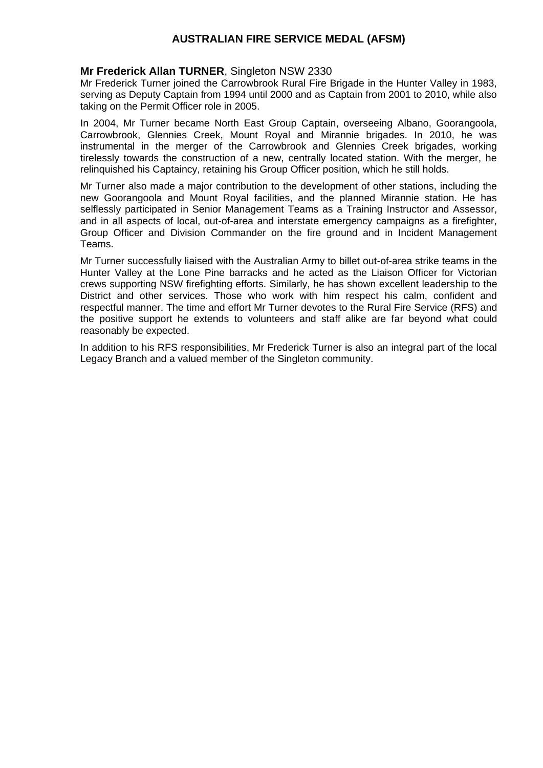## AUSTRALIAN FIRE SERVICE MEDAL (AFSM)

**Mr Frederick Allan TURNER**, Singleton NSW 2330

Mr Frederick Turner joined the Carrowbrook Rural Fire Brigade in the Hunter Valley in 1983, serving as Deputy Captain from 1994 until 2000 and as Captain from 2001 to 2010, while also taking on the Permit Officer role in 2005.

In 2004, Mr Turner became North East Group Captain, overseeing Albano, Goorangoola, Carrowbrook, Glennies Creek, Mount Royal and Mirannie brigades. In 2010, he was instrumental in the merger of the Carrowbrook and Glennies Creek brigades, working tirelessly towards the construction of a new, centrally located station. With the merger, he relinquished his Captaincy, retaining his Group Officer position, which he still holds.

Mr Turner also made a major contribution to the development of other stations, including the new Goorangoola and Mount Royal facilities, and the planned Mirannie station. He has selflessly participated in Senior Management Teams as a Training Instructor and Assessor, and in all aspects of local, out-of-area and interstate emergency campaigns as a firefighter, Group Officer and Division Commander on the fire ground and in Incident Management Teams.

Mr Turner successfully liaised with the Australian Army to billet out-of-area strike teams in the Hunter Valley at the Lone Pine barracks and he acted as the Liaison Officer for Victorian crews supporting NSW firefighting efforts. Similarly, he has shown excellent leadership to the District and other services. Those who work with him respect his calm, confident and respectful manner. The time and effort Mr Turner devotes to the Rural Fire Service (RFS) and the positive support he extends to volunteers and staff alike are far beyond what could reasonably be expected.

In addition to his RFS responsibilities, Mr Frederick Turner is also an integral part of the local Legacy Branch and a valued member of the Singleton community.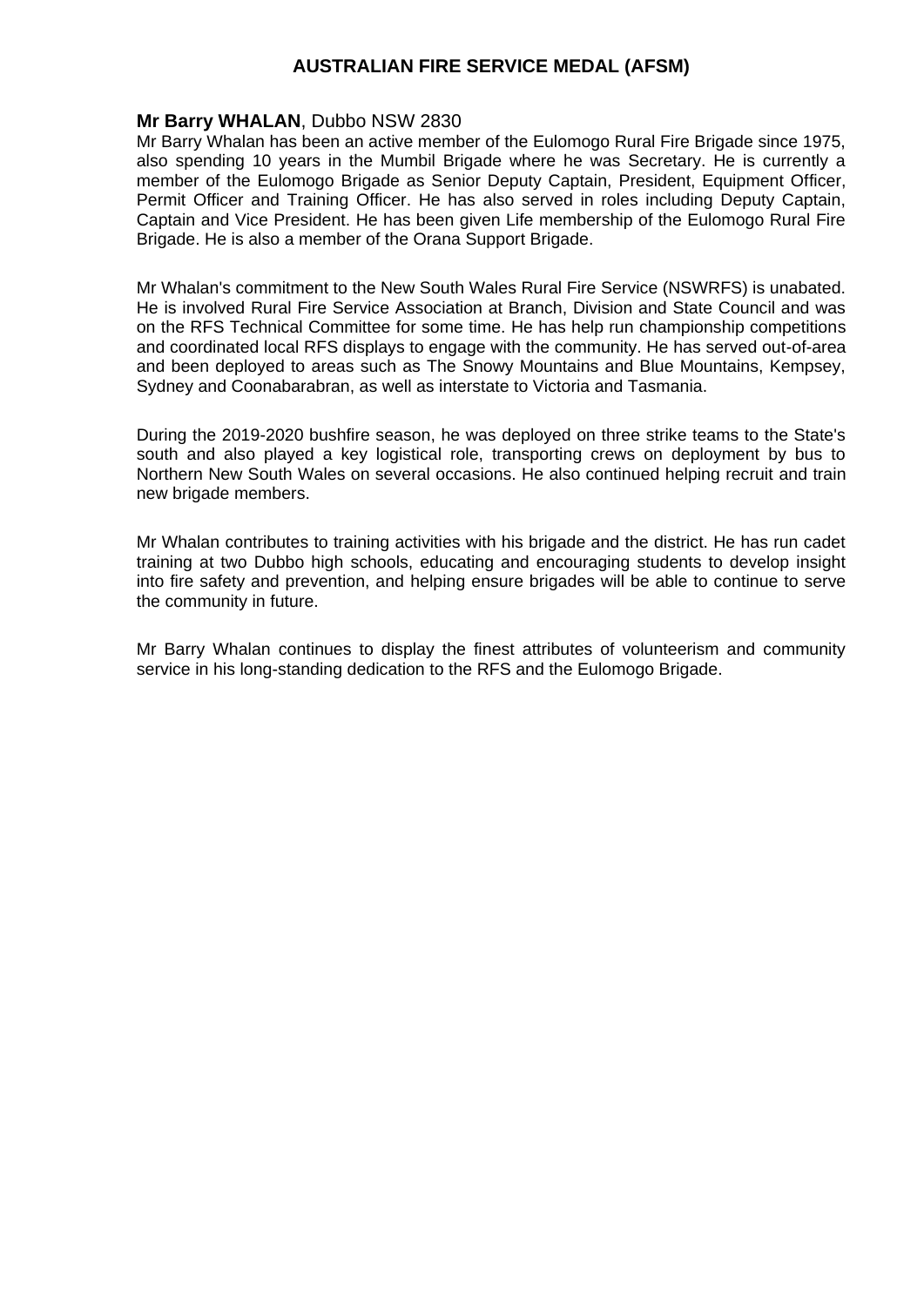# AUSTRALIAN FIRE SERVICE MEDAL (AFSM)

**Mr Barry WHALAN**, Dubbo NSW 2830

Mr Barry Whalan has been an active member of the Eulomogo Rural Fire Brigade since 1975, also spending 10 years in the Mumbil Brigade where he was Secretary. He is currently a member of the Eulomogo Brigade as Senior Deputy Captain, President, Equipment Officer, Permit Officer and Training Officer. He has also served in roles including Deputy Captain, Captain and Vice President. He has been given Life membership of the Eulomogo Rural Fire Brigade. He is also a member of the Orana Support Brigade.

Mr Whalan's commitment to the New South Wales Rural Fire Service (NSWRFS) is unabated. He is involved Rural Fire Service Association at Branch, Division and State Council and was on the RFS Technical Committee for some time. He has help run championship competitions and coordinated local RFS displays to engage with the community. He has served out-of-area and been deployed to areas such as The Snowy Mountains and Blue Mountains, Kempsey, Sydney and Coonabarabran, as well as interstate to Victoria and Tasmania.

During the 2019-2020 bushfire season, he was deployed on three strike teams to the State's south and also played a key logistical role, transporting crews on deployment by bus to Northern New South Wales on several occasions. He also continued helping recruit and train new brigade members.

Mr Whalan contributes to training activities with his brigade and the district. He has run cadet training at two Dubbo high schools, educating and encouraging students to develop insight into fire safety and prevention, and helping ensure brigades will be able to continue to serve the community in future.

Mr Barry Whalan continues to display the finest attributes of volunteerism and community service in his long-standing dedication to the RFS and the Eulomogo Brigade.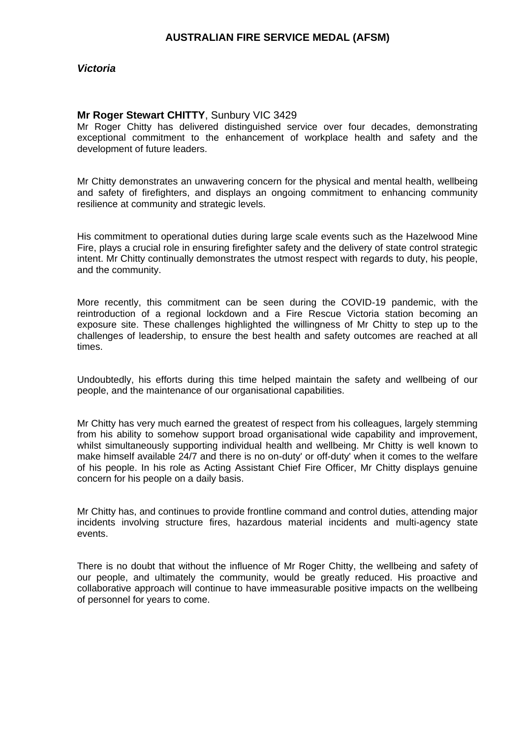# AUSTRALIAN FIRE SERVICE MEDAL (AFSM)

***Victoria***

**Mr Roger Stewart CHITTY**, Sunbury VIC 3429

Mr Roger Chitty has delivered distinguished service over four decades, demonstrating exceptional commitment to the enhancement of workplace health and safety and the development of future leaders.

Mr Chitty demonstrates an unwavering concern for the physical and mental health, wellbeing and safety of firefighters, and displays an ongoing commitment to enhancing community resilience at community and strategic levels.

His commitment to operational duties during large scale events such as the Hazelwood Mine Fire, plays a crucial role in ensuring firefighter safety and the delivery of state control strategic intent. Mr Chitty continually demonstrates the utmost respect with regards to duty, his people, and the community.

More recently, this commitment can be seen during the COVID-19 pandemic, with the reintroduction of a regional lockdown and a Fire Rescue Victoria station becoming an exposure site. These challenges highlighted the willingness of Mr Chitty to step up to the challenges of leadership, to ensure the best health and safety outcomes are reached at all times.

Undoubtedly, his efforts during this time helped maintain the safety and wellbeing of our people, and the maintenance of our organisational capabilities.

Mr Chitty has very much earned the greatest of respect from his colleagues, largely stemming from his ability to somehow support broad organisational wide capability and improvement, whilst simultaneously supporting individual health and wellbeing. Mr Chitty is well known to make himself available 24/7 and there is no on-duty' or off-duty' when it comes to the welfare of his people. In his role as Acting Assistant Chief Fire Officer, Mr Chitty displays genuine concern for his people on a daily basis.

Mr Chitty has, and continues to provide frontline command and control duties, attending major incidents involving structure fires, hazardous material incidents and multi-agency state events.

There is no doubt that without the influence of Mr Roger Chitty, the wellbeing and safety of our people, and ultimately the community, would be greatly reduced. His proactive and collaborative approach will continue to have immeasurable positive impacts on the wellbeing of personnel for years to come.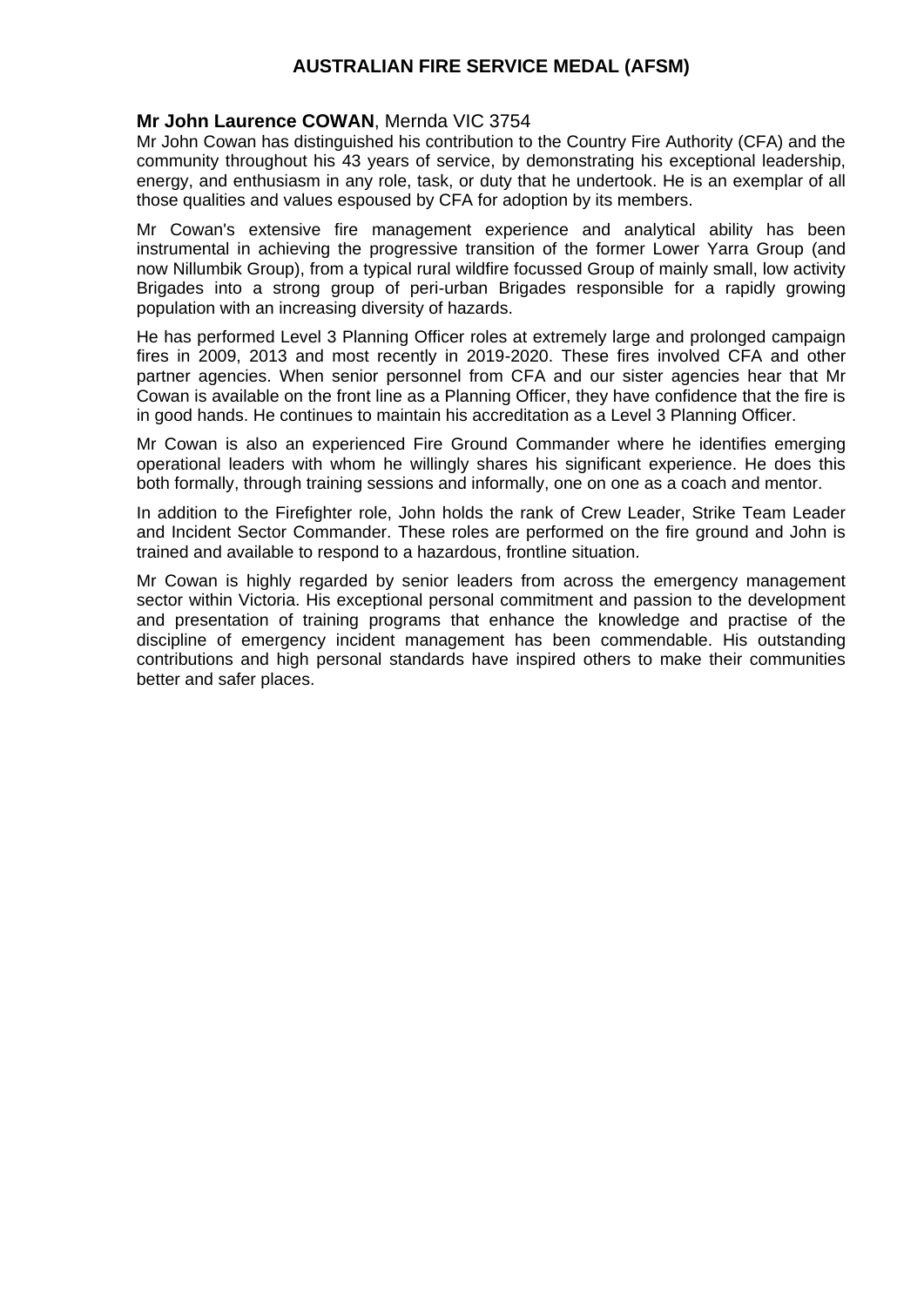## AUSTRALIAN FIRE SERVICE MEDAL (AFSM)

**Mr John Laurence COWAN**, Mernda VIC 3754

Mr John Cowan has distinguished his contribution to the Country Fire Authority (CFA) and the community throughout his 43 years of service, by demonstrating his exceptional leadership, energy, and enthusiasm in any role, task, or duty that he undertook. He is an exemplar of all those qualities and values espoused by CFA for adoption by its members.

Mr Cowan's extensive fire management experience and analytical ability has been instrumental in achieving the progressive transition of the former Lower Yarra Group (and now Nillumbik Group), from a typical rural wildfire focussed Group of mainly small, low activity Brigades into a strong group of peri-urban Brigades responsible for a rapidly growing population with an increasing diversity of hazards.

He has performed Level 3 Planning Officer roles at extremely large and prolonged campaign fires in 2009, 2013 and most recently in 2019-2020. These fires involved CFA and other partner agencies. When senior personnel from CFA and our sister agencies hear that Mr Cowan is available on the front line as a Planning Officer, they have confidence that the fire is in good hands. He continues to maintain his accreditation as a Level 3 Planning Officer.

Mr Cowan is also an experienced Fire Ground Commander where he identifies emerging operational leaders with whom he willingly shares his significant experience. He does this both formally, through training sessions and informally, one on one as a coach and mentor.

In addition to the Firefighter role, John holds the rank of Crew Leader, Strike Team Leader and Incident Sector Commander. These roles are performed on the fire ground and John is trained and available to respond to a hazardous, frontline situation.

Mr Cowan is highly regarded by senior leaders from across the emergency management sector within Victoria. His exceptional personal commitment and passion to the development and presentation of training programs that enhance the knowledge and practise of the discipline of emergency incident management has been commendable. His outstanding contributions and high personal standards have inspired others to make their communities better and safer places.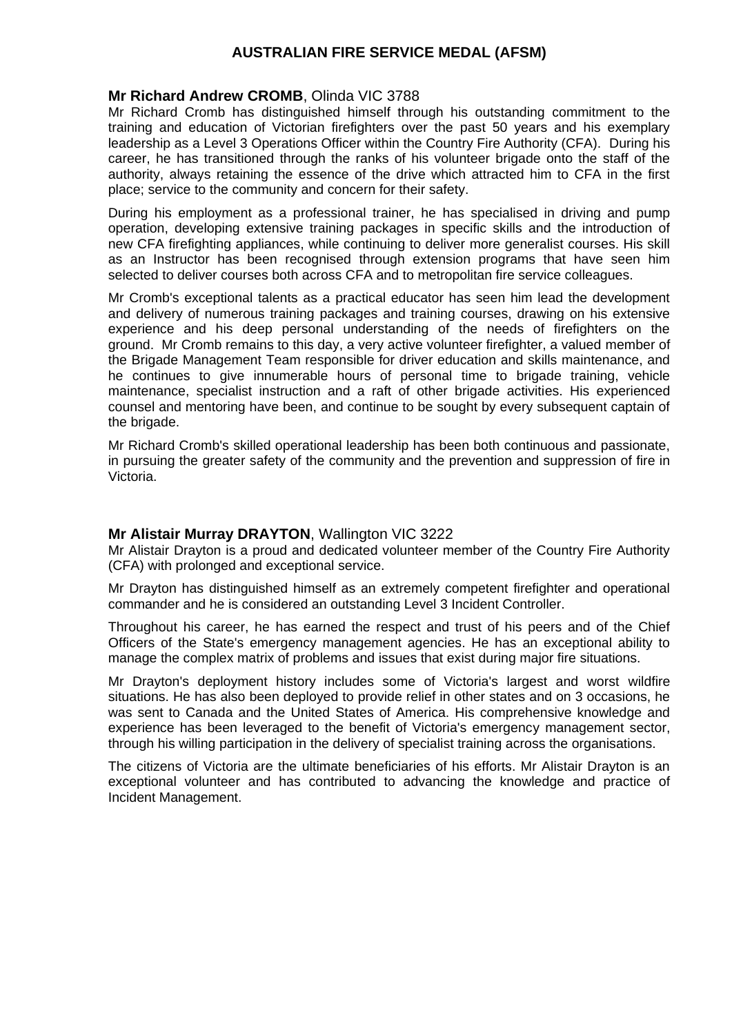## AUSTRALIAN FIRE SERVICE MEDAL (AFSM)

**Mr Richard Andrew CROMB**, Olinda VIC 3788

Mr Richard Cromb has distinguished himself through his outstanding commitment to the training and education of Victorian firefighters over the past 50 years and his exemplary leadership as a Level 3 Operations Officer within the Country Fire Authority (CFA). During his career, he has transitioned through the ranks of his volunteer brigade onto the staff of the authority, always retaining the essence of the drive which attracted him to CFA in the first place; service to the community and concern for their safety.

During his employment as a professional trainer, he has specialised in driving and pump operation, developing extensive training packages in specific skills and the introduction of new CFA firefighting appliances, while continuing to deliver more generalist courses. His skill as an Instructor has been recognised through extension programs that have seen him selected to deliver courses both across CFA and to metropolitan fire service colleagues.

Mr Cromb's exceptional talents as a practical educator has seen him lead the development and delivery of numerous training packages and training courses, drawing on his extensive experience and his deep personal understanding of the needs of firefighters on the ground. Mr Cromb remains to this day, a very active volunteer firefighter, a valued member of the Brigade Management Team responsible for driver education and skills maintenance, and he continues to give innumerable hours of personal time to brigade training, vehicle maintenance, specialist instruction and a raft of other brigade activities. His experienced counsel and mentoring have been, and continue to be sought by every subsequent captain of the brigade.

Mr Richard Cromb's skilled operational leadership has been both continuous and passionate, in pursuing the greater safety of the community and the prevention and suppression of fire in Victoria.

**Mr Alistair Murray DRAYTON**, Wallington VIC 3222

Mr Alistair Drayton is a proud and dedicated volunteer member of the Country Fire Authority (CFA) with prolonged and exceptional service.

Mr Drayton has distinguished himself as an extremely competent firefighter and operational commander and he is considered an outstanding Level 3 Incident Controller.

Throughout his career, he has earned the respect and trust of his peers and of the Chief Officers of the State's emergency management agencies. He has an exceptional ability to manage the complex matrix of problems and issues that exist during major fire situations.

Mr Drayton's deployment history includes some of Victoria's largest and worst wildfire situations. He has also been deployed to provide relief in other states and on 3 occasions, he was sent to Canada and the United States of America. His comprehensive knowledge and experience has been leveraged to the benefit of Victoria's emergency management sector, through his willing participation in the delivery of specialist training across the organisations.

The citizens of Victoria are the ultimate beneficiaries of his efforts. Mr Alistair Drayton is an exceptional volunteer and has contributed to advancing the knowledge and practice of Incident Management.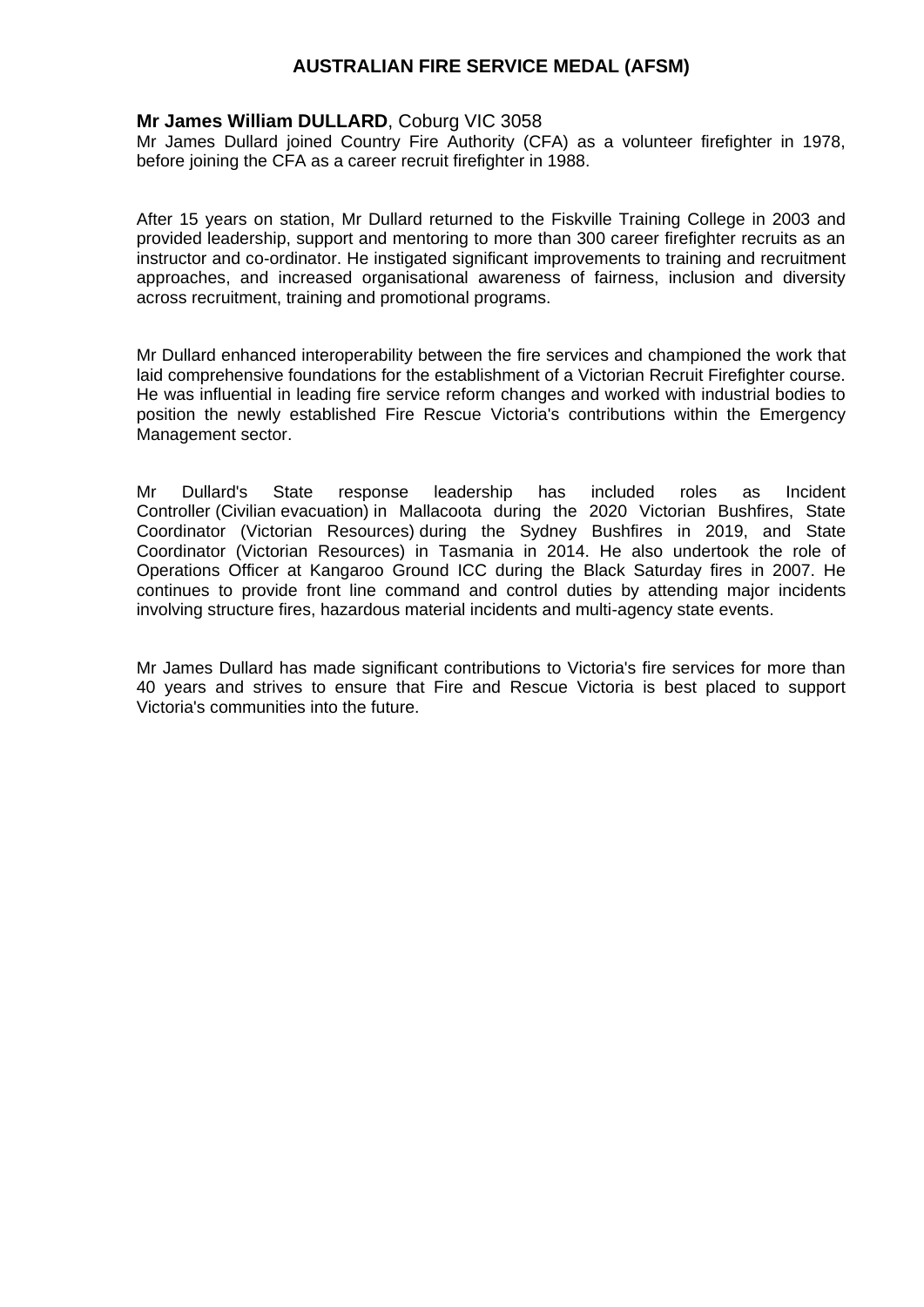## AUSTRALIAN FIRE SERVICE MEDAL (AFSM)

**Mr James William DULLARD**, Coburg VIC 3058

Mr James Dullard joined Country Fire Authority (CFA) as a volunteer firefighter in 1978, before joining the CFA as a career recruit firefighter in 1988.

After 15 years on station, Mr Dullard returned to the Fiskville Training College in 2003 and provided leadership, support and mentoring to more than 300 career firefighter recruits as an instructor and co-ordinator. He instigated significant improvements to training and recruitment approaches, and increased organisational awareness of fairness, inclusion and diversity across recruitment, training and promotional programs.

Mr Dullard enhanced interoperability between the fire services and championed the work that laid comprehensive foundations for the establishment of a Victorian Recruit Firefighter course. He was influential in leading fire service reform changes and worked with industrial bodies to position the newly established Fire Rescue Victoria's contributions within the Emergency Management sector.

Mr Dullard's State response leadership has included roles as Incident Controller (Civilian evacuation) in Mallacoota during the 2020 Victorian Bushfires, State Coordinator (Victorian Resources) during the Sydney Bushfires in 2019, and State Coordinator (Victorian Resources) in Tasmania in 2014. He also undertook the role of Operations Officer at Kangaroo Ground ICC during the Black Saturday fires in 2007. He continues to provide front line command and control duties by attending major incidents involving structure fires, hazardous material incidents and multi-agency state events.

Mr James Dullard has made significant contributions to Victoria's fire services for more than 40 years and strives to ensure that Fire and Rescue Victoria is best placed to support Victoria's communities into the future.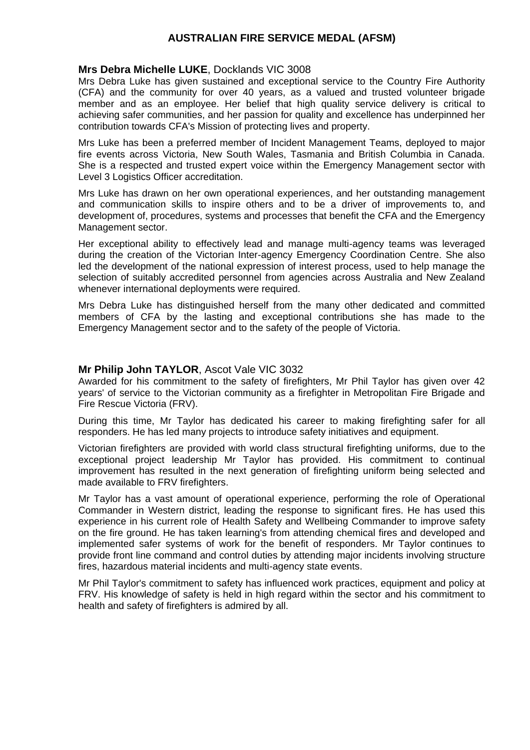## AUSTRALIAN FIRE SERVICE MEDAL (AFSM)

**Mrs Debra Michelle LUKE**, Docklands VIC 3008

Mrs Debra Luke has given sustained and exceptional service to the Country Fire Authority (CFA) and the community for over 40 years, as a valued and trusted volunteer brigade member and as an employee. Her belief that high quality service delivery is critical to achieving safer communities, and her passion for quality and excellence has underpinned her contribution towards CFA's Mission of protecting lives and property.

Mrs Luke has been a preferred member of Incident Management Teams, deployed to major fire events across Victoria, New South Wales, Tasmania and British Columbia in Canada. She is a respected and trusted expert voice within the Emergency Management sector with Level 3 Logistics Officer accreditation.

Mrs Luke has drawn on her own operational experiences, and her outstanding management and communication skills to inspire others and to be a driver of improvements to, and development of, procedures, systems and processes that benefit the CFA and the Emergency Management sector.

Her exceptional ability to effectively lead and manage multi-agency teams was leveraged during the creation of the Victorian Inter-agency Emergency Coordination Centre. She also led the development of the national expression of interest process, used to help manage the selection of suitably accredited personnel from agencies across Australia and New Zealand whenever international deployments were required.

Mrs Debra Luke has distinguished herself from the many other dedicated and committed members of CFA by the lasting and exceptional contributions she has made to the Emergency Management sector and to the safety of the people of Victoria.

**Mr Philip John TAYLOR**, Ascot Vale VIC 3032

Awarded for his commitment to the safety of firefighters, Mr Phil Taylor has given over 42 years' of service to the Victorian community as a firefighter in Metropolitan Fire Brigade and Fire Rescue Victoria (FRV).

During this time, Mr Taylor has dedicated his career to making firefighting safer for all responders. He has led many projects to introduce safety initiatives and equipment.

Victorian firefighters are provided with world class structural firefighting uniforms, due to the exceptional project leadership Mr Taylor has provided. His commitment to continual improvement has resulted in the next generation of firefighting uniform being selected and made available to FRV firefighters.

Mr Taylor has a vast amount of operational experience, performing the role of Operational Commander in Western district, leading the response to significant fires. He has used this experience in his current role of Health Safety and Wellbeing Commander to improve safety on the fire ground. He has taken learning's from attending chemical fires and developed and implemented safer systems of work for the benefit of responders. Mr Taylor continues to provide front line command and control duties by attending major incidents involving structure fires, hazardous material incidents and multi-agency state events.

Mr Phil Taylor's commitment to safety has influenced work practices, equipment and policy at FRV. His knowledge of safety is held in high regard within the sector and his commitment to health and safety of firefighters is admired by all.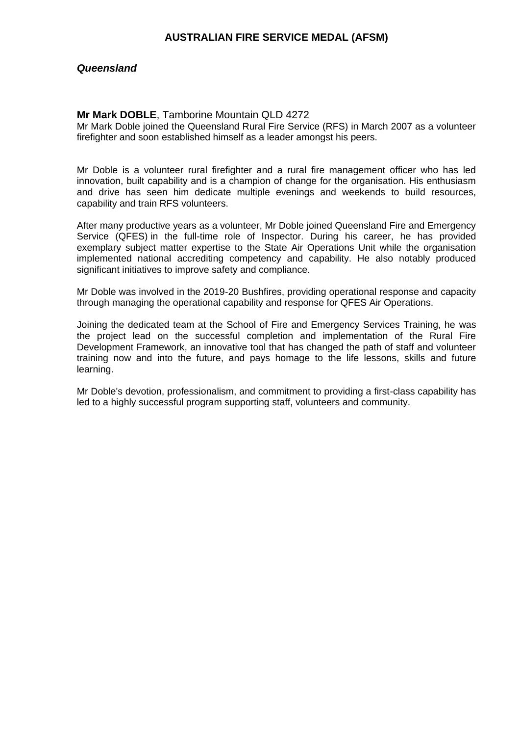# AUSTRALIAN FIRE SERVICE MEDAL (AFSM)

## *Queensland*

**Mr Mark DOBLE**, Tamborine Mountain QLD 4272

Mr Mark Doble joined the Queensland Rural Fire Service (RFS) in March 2007 as a volunteer firefighter and soon established himself as a leader amongst his peers.

Mr Doble is a volunteer rural firefighter and a rural fire management officer who has led innovation, built capability and is a champion of change for the organisation. His enthusiasm and drive has seen him dedicate multiple evenings and weekends to build resources, capability and train RFS volunteers.

After many productive years as a volunteer, Mr Doble joined Queensland Fire and Emergency Service (QFES) in the full-time role of Inspector. During his career, he has provided exemplary subject matter expertise to the State Air Operations Unit while the organisation implemented national accrediting competency and capability. He also notably produced significant initiatives to improve safety and compliance.

Mr Doble was involved in the 2019-20 Bushfires, providing operational response and capacity through managing the operational capability and response for QFES Air Operations.

Joining the dedicated team at the School of Fire and Emergency Services Training, he was the project lead on the successful completion and implementation of the Rural Fire Development Framework, an innovative tool that has changed the path of staff and volunteer training now and into the future, and pays homage to the life lessons, skills and future learning.

Mr Doble's devotion, professionalism, and commitment to providing a first-class capability has led to a highly successful program supporting staff, volunteers and community.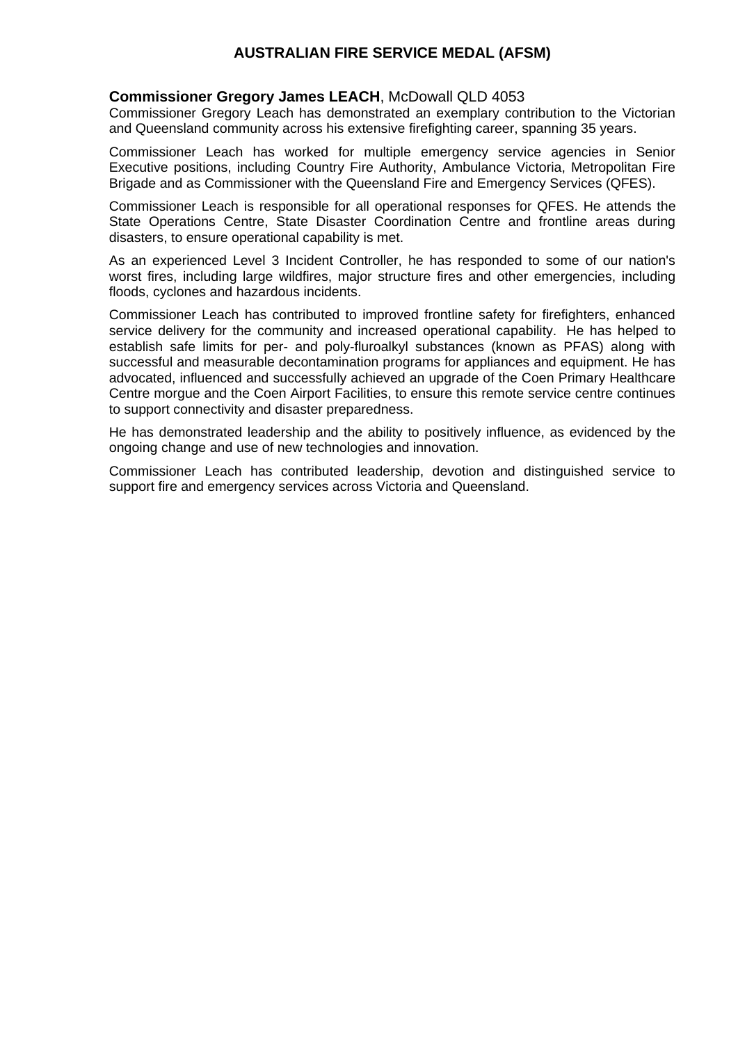## AUSTRALIAN FIRE SERVICE MEDAL (AFSM)

**Commissioner Gregory James LEACH**, McDowall QLD 4053

Commissioner Gregory Leach has demonstrated an exemplary contribution to the Victorian and Queensland community across his extensive firefighting career, spanning 35 years.

Commissioner Leach has worked for multiple emergency service agencies in Senior Executive positions, including Country Fire Authority, Ambulance Victoria, Metropolitan Fire Brigade and as Commissioner with the Queensland Fire and Emergency Services (QFES).

Commissioner Leach is responsible for all operational responses for QFES. He attends the State Operations Centre, State Disaster Coordination Centre and frontline areas during disasters, to ensure operational capability is met.

As an experienced Level 3 Incident Controller, he has responded to some of our nation's worst fires, including large wildfires, major structure fires and other emergencies, including floods, cyclones and hazardous incidents.

Commissioner Leach has contributed to improved frontline safety for firefighters, enhanced service delivery for the community and increased operational capability. He has helped to establish safe limits for per- and poly-fluroalkyl substances (known as PFAS) along with successful and measurable decontamination programs for appliances and equipment. He has advocated, influenced and successfully achieved an upgrade of the Coen Primary Healthcare Centre morgue and the Coen Airport Facilities, to ensure this remote service centre continues to support connectivity and disaster preparedness.

He has demonstrated leadership and the ability to positively influence, as evidenced by the ongoing change and use of new technologies and innovation.

Commissioner Leach has contributed leadership, devotion and distinguished service to support fire and emergency services across Victoria and Queensland.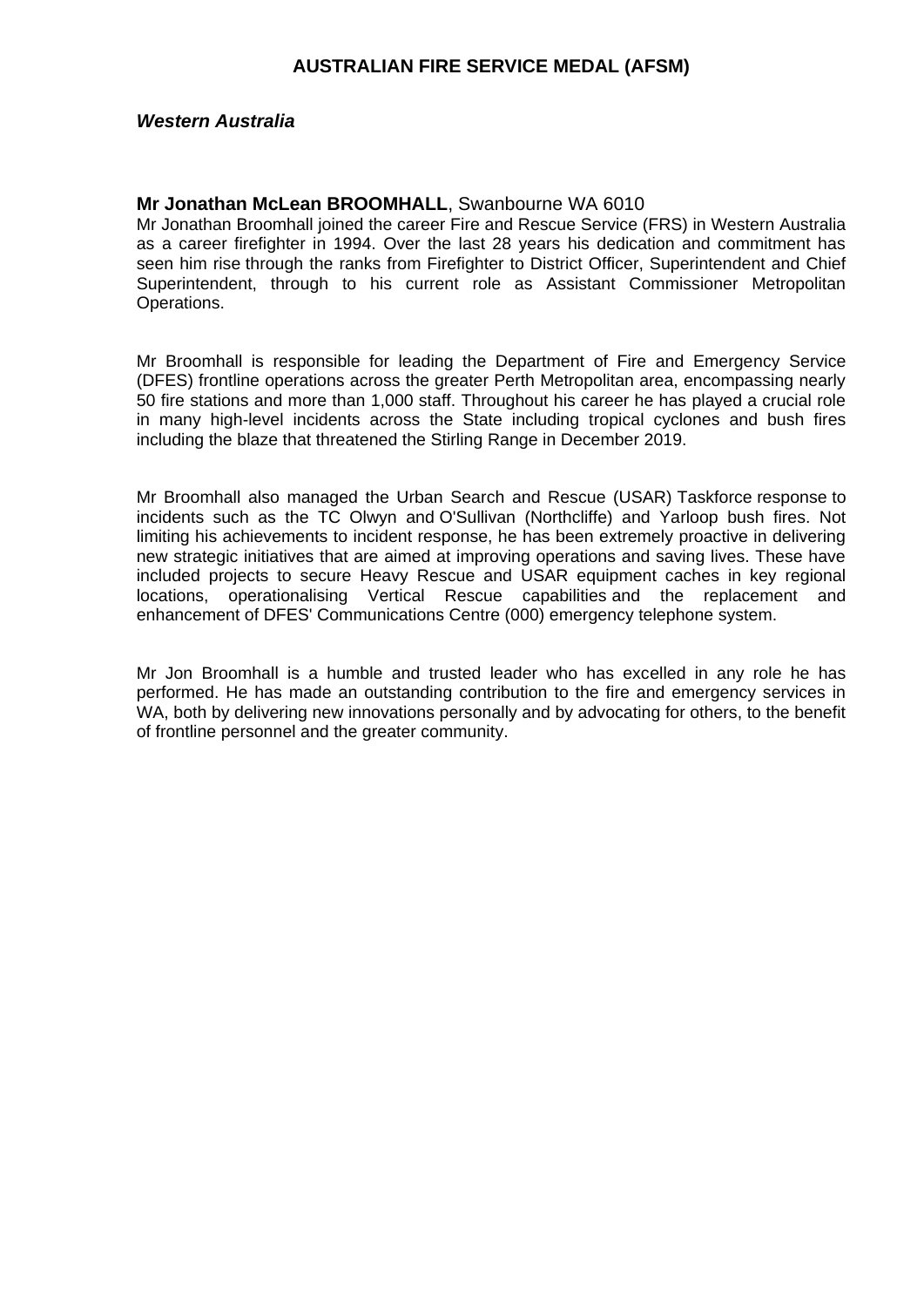## AUSTRALIAN FIRE SERVICE MEDAL (AFSM)

### *Western Australia*

**Mr Jonathan McLean BROOMHALL**, Swanbourne WA 6010

Mr Jonathan Broomhall joined the career Fire and Rescue Service (FRS) in Western Australia as a career firefighter in 1994. Over the last 28 years his dedication and commitment has seen him rise through the ranks from Firefighter to District Officer, Superintendent and Chief Superintendent, through to his current role as Assistant Commissioner Metropolitan Operations.

Mr Broomhall is responsible for leading the Department of Fire and Emergency Service (DFES) frontline operations across the greater Perth Metropolitan area, encompassing nearly 50 fire stations and more than 1,000 staff. Throughout his career he has played a crucial role in many high-level incidents across the State including tropical cyclones and bush fires including the blaze that threatened the Stirling Range in December 2019.

Mr Broomhall also managed the Urban Search and Rescue (USAR) Taskforce response to incidents such as the TC Olwyn and O'Sullivan (Northcliffe) and Yarloop bush fires. Not limiting his achievements to incident response, he has been extremely proactive in delivering new strategic initiatives that are aimed at improving operations and saving lives. These have included projects to secure Heavy Rescue and USAR equipment caches in key regional locations, operationalising Vertical Rescue capabilities and the replacement and enhancement of DFES' Communications Centre (000) emergency telephone system.

Mr Jon Broomhall is a humble and trusted leader who has excelled in any role he has performed. He has made an outstanding contribution to the fire and emergency services in WA, both by delivering new innovations personally and by advocating for others, to the benefit of frontline personnel and the greater community.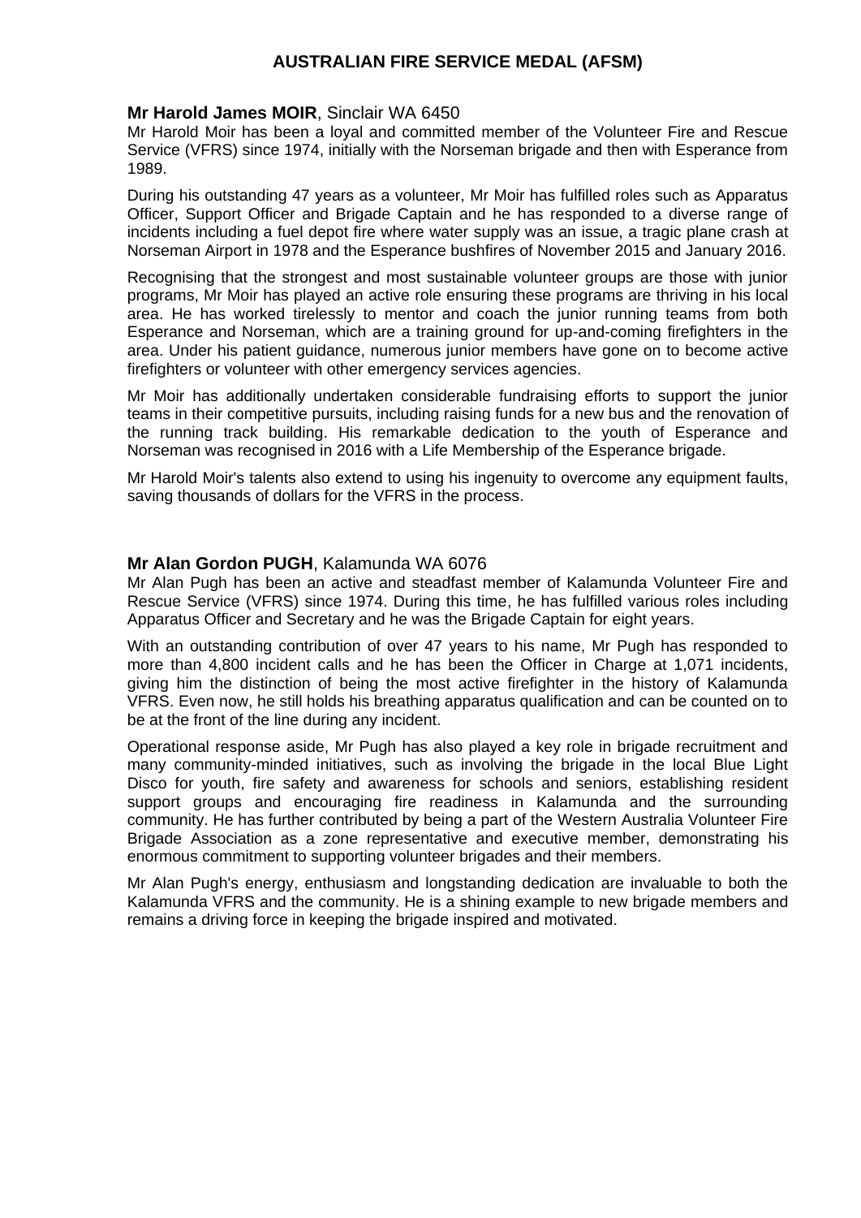# AUSTRALIAN FIRE SERVICE MEDAL (AFSM)

**Mr Harold James MOIR**, Sinclair WA 6450

Mr Harold Moir has been a loyal and committed member of the Volunteer Fire and Rescue Service (VFRS) since 1974, initially with the Norseman brigade and then with Esperance from 1989.

During his outstanding 47 years as a volunteer, Mr Moir has fulfilled roles such as Apparatus Officer, Support Officer and Brigade Captain and he has responded to a diverse range of incidents including a fuel depot fire where water supply was an issue, a tragic plane crash at Norseman Airport in 1978 and the Esperance bushfires of November 2015 and January 2016.

Recognising that the strongest and most sustainable volunteer groups are those with junior programs, Mr Moir has played an active role ensuring these programs are thriving in his local area. He has worked tirelessly to mentor and coach the junior running teams from both Esperance and Norseman, which are a training ground for up-and-coming firefighters in the area. Under his patient guidance, numerous junior members have gone on to become active firefighters or volunteer with other emergency services agencies.

Mr Moir has additionally undertaken considerable fundraising efforts to support the junior teams in their competitive pursuits, including raising funds for a new bus and the renovation of the running track building. His remarkable dedication to the youth of Esperance and Norseman was recognised in 2016 with a Life Membership of the Esperance brigade.

Mr Harold Moir's talents also extend to using his ingenuity to overcome any equipment faults, saving thousands of dollars for the VFRS in the process.

**Mr Alan Gordon PUGH**, Kalamunda WA 6076

Mr Alan Pugh has been an active and steadfast member of Kalamunda Volunteer Fire and Rescue Service (VFRS) since 1974. During this time, he has fulfilled various roles including Apparatus Officer and Secretary and he was the Brigade Captain for eight years.

With an outstanding contribution of over 47 years to his name, Mr Pugh has responded to more than 4,800 incident calls and he has been the Officer in Charge at 1,071 incidents, giving him the distinction of being the most active firefighter in the history of Kalamunda VFRS. Even now, he still holds his breathing apparatus qualification and can be counted on to be at the front of the line during any incident.

Operational response aside, Mr Pugh has also played a key role in brigade recruitment and many community-minded initiatives, such as involving the brigade in the local Blue Light Disco for youth, fire safety and awareness for schools and seniors, establishing resident support groups and encouraging fire readiness in Kalamunda and the surrounding community. He has further contributed by being a part of the Western Australia Volunteer Fire Brigade Association as a zone representative and executive member, demonstrating his enormous commitment to supporting volunteer brigades and their members.

Mr Alan Pugh's energy, enthusiasm and longstanding dedication are invaluable to both the Kalamunda VFRS and the community. He is a shining example to new brigade members and remains a driving force in keeping the brigade inspired and motivated.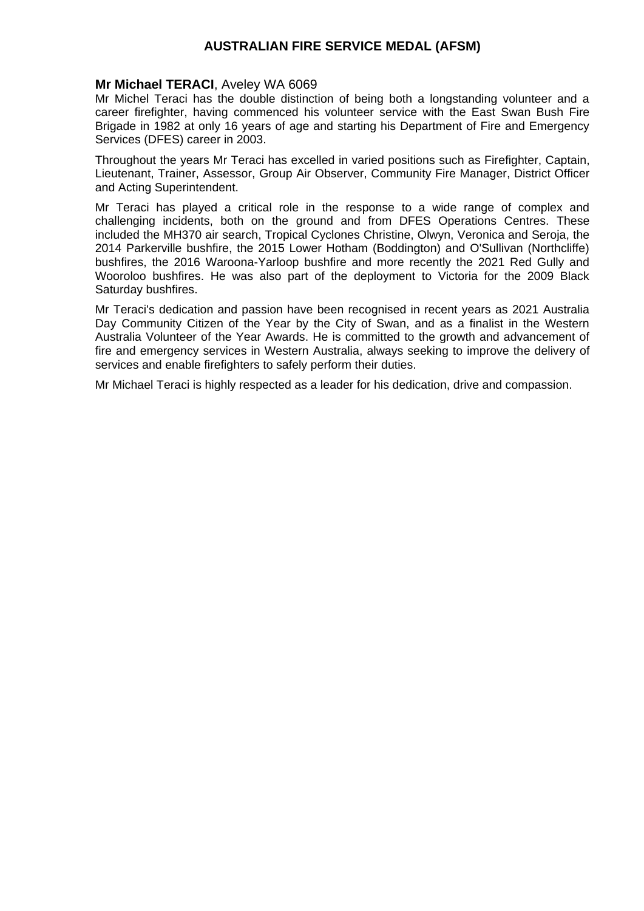# AUSTRALIAN FIRE SERVICE MEDAL (AFSM)

**Mr Michael TERACI**, Aveley WA 6069

Mr Michel Teraci has the double distinction of being both a longstanding volunteer and a career firefighter, having commenced his volunteer service with the East Swan Bush Fire Brigade in 1982 at only 16 years of age and starting his Department of Fire and Emergency Services (DFES) career in 2003.

Throughout the years Mr Teraci has excelled in varied positions such as Firefighter, Captain, Lieutenant, Trainer, Assessor, Group Air Observer, Community Fire Manager, District Officer and Acting Superintendent.

Mr Teraci has played a critical role in the response to a wide range of complex and challenging incidents, both on the ground and from DFES Operations Centres. These included the MH370 air search, Tropical Cyclones Christine, Olwyn, Veronica and Seroja, the 2014 Parkerville bushfire, the 2015 Lower Hotham (Boddington) and O'Sullivan (Northcliffe) bushfires, the 2016 Waroona-Yarloop bushfire and more recently the 2021 Red Gully and Wooroloo bushfires. He was also part of the deployment to Victoria for the 2009 Black Saturday bushfires.

Mr Teraci's dedication and passion have been recognised in recent years as 2021 Australia Day Community Citizen of the Year by the City of Swan, and as a finalist in the Western Australia Volunteer of the Year Awards. He is committed to the growth and advancement of fire and emergency services in Western Australia, always seeking to improve the delivery of services and enable firefighters to safely perform their duties.

Mr Michael Teraci is highly respected as a leader for his dedication, drive and compassion.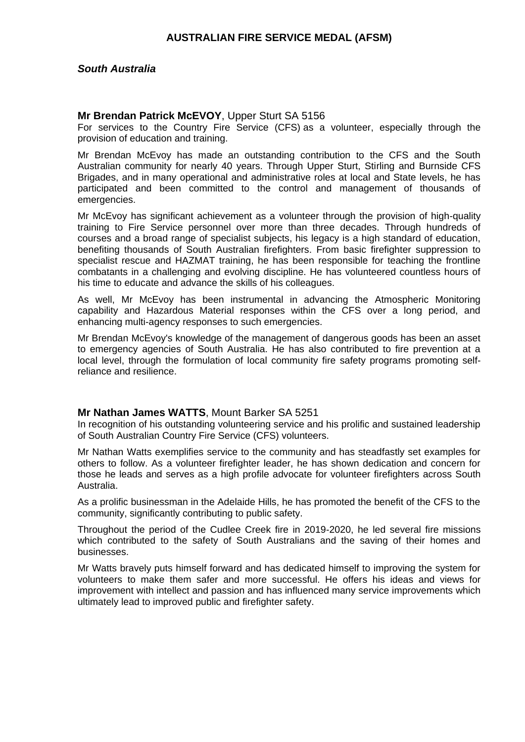# AUSTRALIAN FIRE SERVICE MEDAL (AFSM)

## *South Australia*

**Mr Brendan Patrick McEVOY**, Upper Sturt SA 5156

For services to the Country Fire Service (CFS) as a volunteer, especially through the provision of education and training.

Mr Brendan McEvoy has made an outstanding contribution to the CFS and the South Australian community for nearly 40 years. Through Upper Sturt, Stirling and Burnside CFS Brigades, and in many operational and administrative roles at local and State levels, he has participated and been committed to the control and management of thousands of emergencies.

Mr McEvoy has significant achievement as a volunteer through the provision of high-quality training to Fire Service personnel over more than three decades. Through hundreds of courses and a broad range of specialist subjects, his legacy is a high standard of education, benefiting thousands of South Australian firefighters. From basic firefighter suppression to specialist rescue and HAZMAT training, he has been responsible for teaching the frontline combatants in a challenging and evolving discipline. He has volunteered countless hours of his time to educate and advance the skills of his colleagues.

As well, Mr McEvoy has been instrumental in advancing the Atmospheric Monitoring capability and Hazardous Material responses within the CFS over a long period, and enhancing multi-agency responses to such emergencies.

Mr Brendan McEvoy's knowledge of the management of dangerous goods has been an asset to emergency agencies of South Australia. He has also contributed to fire prevention at a local level, through the formulation of local community fire safety programs promoting self-reliance and resilience.

**Mr Nathan James WATTS**, Mount Barker SA 5251

In recognition of his outstanding volunteering service and his prolific and sustained leadership of South Australian Country Fire Service (CFS) volunteers.

Mr Nathan Watts exemplifies service to the community and has steadfastly set examples for others to follow. As a volunteer firefighter leader, he has shown dedication and concern for those he leads and serves as a high profile advocate for volunteer firefighters across South Australia.

As a prolific businessman in the Adelaide Hills, he has promoted the benefit of the CFS to the community, significantly contributing to public safety.

Throughout the period of the Cudlee Creek fire in 2019-2020, he led several fire missions which contributed to the safety of South Australians and the saving of their homes and businesses.

Mr Watts bravely puts himself forward and has dedicated himself to improving the system for volunteers to make them safer and more successful. He offers his ideas and views for improvement with intellect and passion and has influenced many service improvements which ultimately lead to improved public and firefighter safety.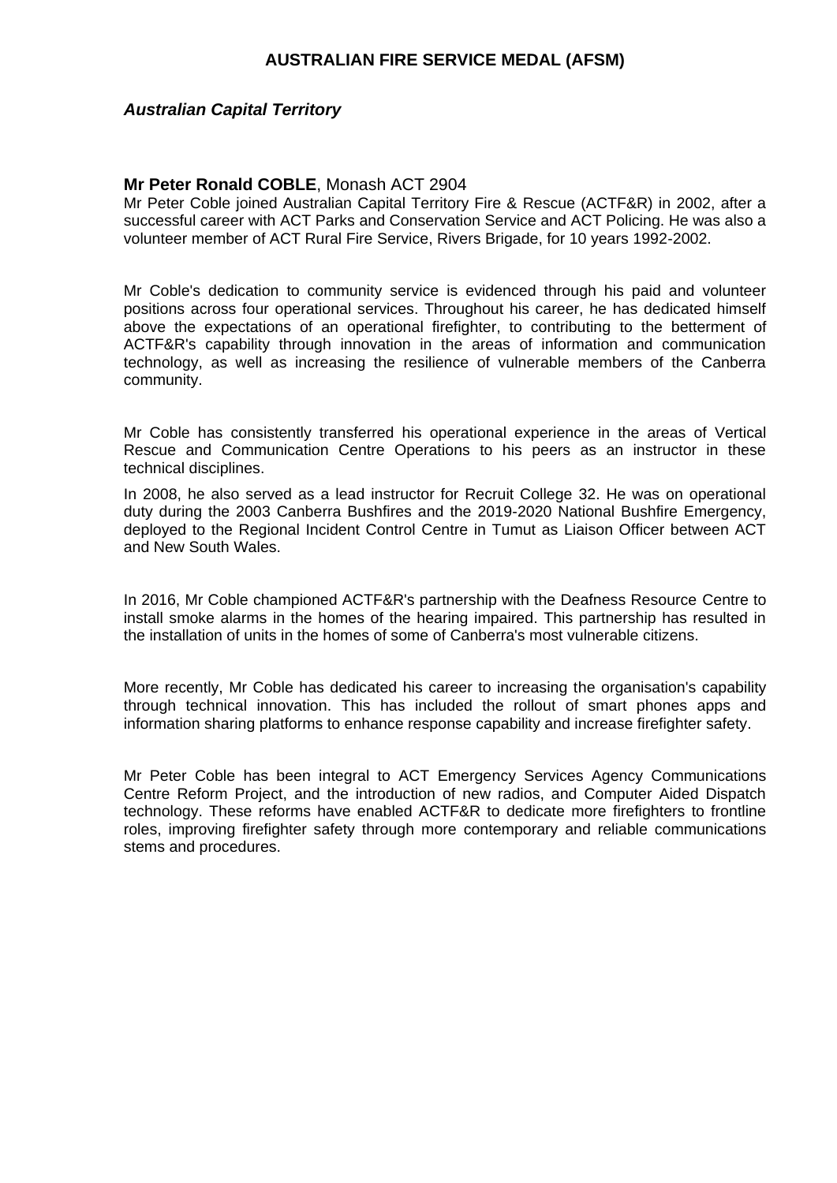# AUSTRALIAN FIRE SERVICE MEDAL (AFSM)

## *Australian Capital Territory*

**Mr Peter Ronald COBLE**, Monash ACT 2904

Mr Peter Coble joined Australian Capital Territory Fire & Rescue (ACTF&R) in 2002, after a successful career with ACT Parks and Conservation Service and ACT Policing. He was also a volunteer member of ACT Rural Fire Service, Rivers Brigade, for 10 years 1992-2002.

Mr Coble's dedication to community service is evidenced through his paid and volunteer positions across four operational services. Throughout his career, he has dedicated himself above the expectations of an operational firefighter, to contributing to the betterment of ACTF&R's capability through innovation in the areas of information and communication technology, as well as increasing the resilience of vulnerable members of the Canberra community.

Mr Coble has consistently transferred his operational experience in the areas of Vertical Rescue and Communication Centre Operations to his peers as an instructor in these technical disciplines.

In 2008, he also served as a lead instructor for Recruit College 32. He was on operational duty during the 2003 Canberra Bushfires and the 2019-2020 National Bushfire Emergency, deployed to the Regional Incident Control Centre in Tumut as Liaison Officer between ACT and New South Wales.

In 2016, Mr Coble championed ACTF&R's partnership with the Deafness Resource Centre to install smoke alarms in the homes of the hearing impaired. This partnership has resulted in the installation of units in the homes of some of Canberra's most vulnerable citizens.

More recently, Mr Coble has dedicated his career to increasing the organisation's capability through technical innovation. This has included the rollout of smart phones apps and information sharing platforms to enhance response capability and increase firefighter safety.

Mr Peter Coble has been integral to ACT Emergency Services Agency Communications Centre Reform Project, and the introduction of new radios, and Computer Aided Dispatch technology. These reforms have enabled ACTF&R to dedicate more firefighters to frontline roles, improving firefighter safety through more contemporary and reliable communications stems and procedures.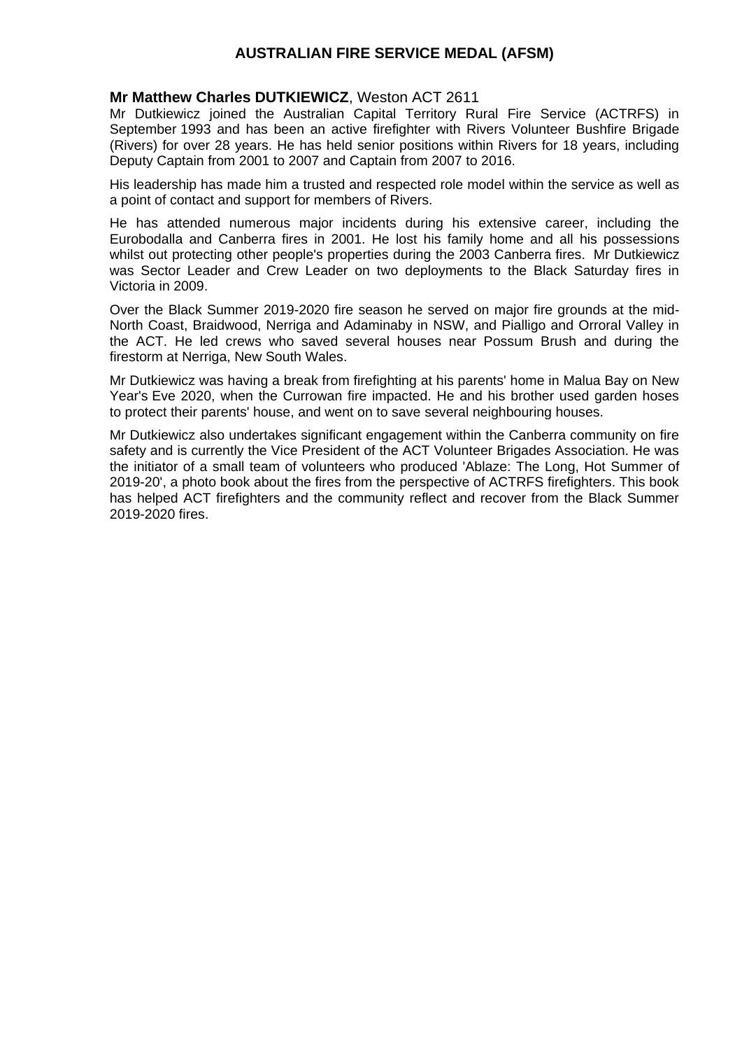## AUSTRALIAN FIRE SERVICE MEDAL (AFSM)

**Mr Matthew Charles DUTKIEWICZ**, Weston ACT 2611

Mr Dutkiewicz joined the Australian Capital Territory Rural Fire Service (ACTRFS) in September 1993 and has been an active firefighter with Rivers Volunteer Bushfire Brigade (Rivers) for over 28 years. He has held senior positions within Rivers for 18 years, including Deputy Captain from 2001 to 2007 and Captain from 2007 to 2016.

His leadership has made him a trusted and respected role model within the service as well as a point of contact and support for members of Rivers.

He has attended numerous major incidents during his extensive career, including the Eurobodalla and Canberra fires in 2001. He lost his family home and all his possessions whilst out protecting other people's properties during the 2003 Canberra fires. Mr Dutkiewicz was Sector Leader and Crew Leader on two deployments to the Black Saturday fires in Victoria in 2009.

Over the Black Summer 2019-2020 fire season he served on major fire grounds at the mid-North Coast, Braidwood, Nerriga and Adaminaby in NSW, and Pialligo and Orroral Valley in the ACT. He led crews who saved several houses near Possum Brush and during the firestorm at Nerriga, New South Wales.

Mr Dutkiewicz was having a break from firefighting at his parents' home in Malua Bay on New Year's Eve 2020, when the Currowan fire impacted. He and his brother used garden hoses to protect their parents' house, and went on to save several neighbouring houses.

Mr Dutkiewicz also undertakes significant engagement within the Canberra community on fire safety and is currently the Vice President of the ACT Volunteer Brigades Association. He was the initiator of a small team of volunteers who produced 'Ablaze: The Long, Hot Summer of 2019-20', a photo book about the fires from the perspective of ACTRFS firefighters. This book has helped ACT firefighters and the community reflect and recover from the Black Summer 2019-2020 fires.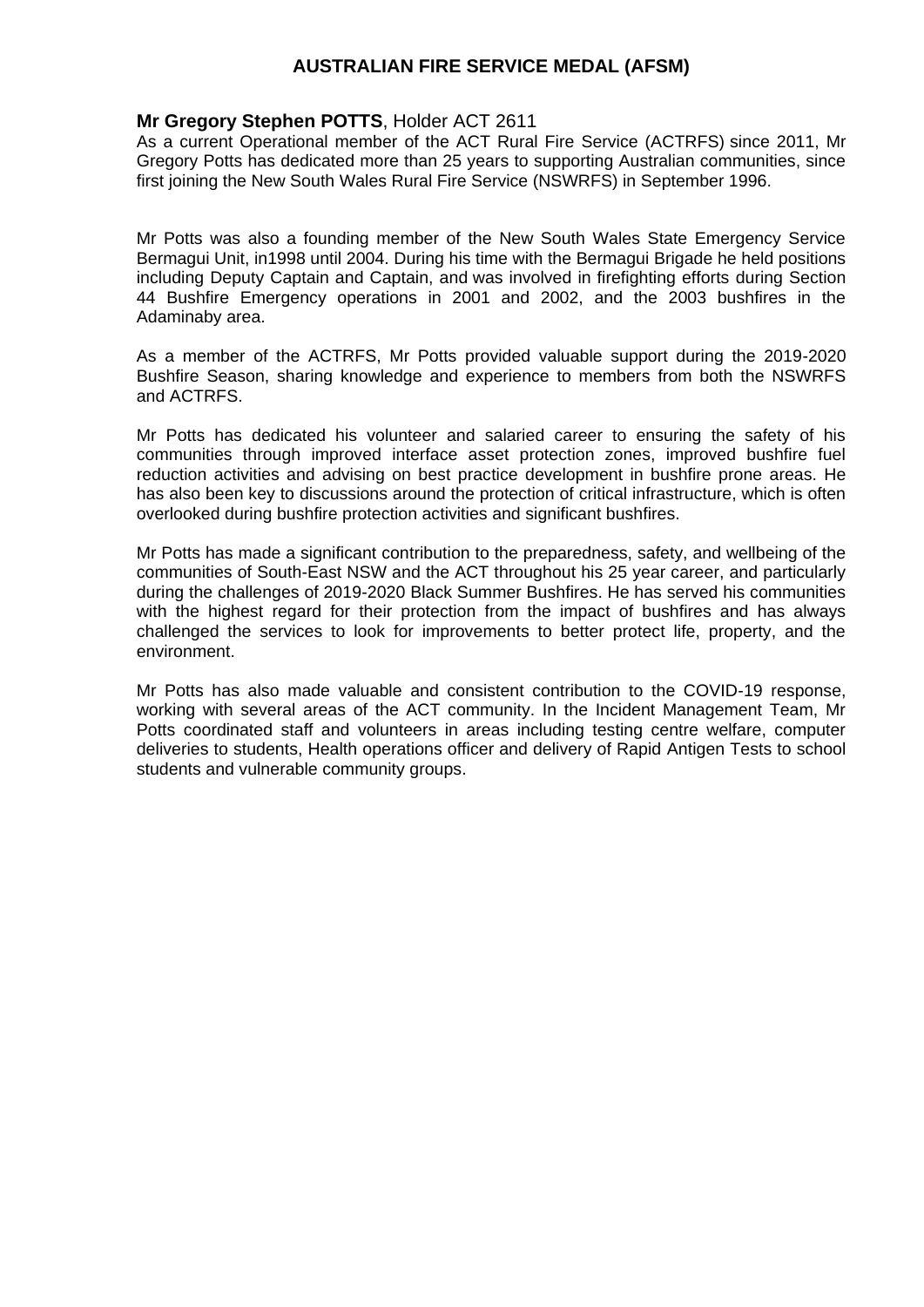# AUSTRALIAN FIRE SERVICE MEDAL (AFSM)

**Mr Gregory Stephen POTTS**, Holder ACT 2611

As a current Operational member of the ACT Rural Fire Service (ACTRFS) since 2011, Mr Gregory Potts has dedicated more than 25 years to supporting Australian communities, since first joining the New South Wales Rural Fire Service (NSWRFS) in September 1996.

Mr Potts was also a founding member of the New South Wales State Emergency Service Bermagui Unit, in1998 until 2004. During his time with the Bermagui Brigade he held positions including Deputy Captain and Captain, and was involved in firefighting efforts during Section 44 Bushfire Emergency operations in 2001 and 2002, and the 2003 bushfires in the Adaminaby area.

As a member of the ACTRFS, Mr Potts provided valuable support during the 2019-2020 Bushfire Season, sharing knowledge and experience to members from both the NSWRFS and ACTRFS.

Mr Potts has dedicated his volunteer and salaried career to ensuring the safety of his communities through improved interface asset protection zones, improved bushfire fuel reduction activities and advising on best practice development in bushfire prone areas. He has also been key to discussions around the protection of critical infrastructure, which is often overlooked during bushfire protection activities and significant bushfires.

Mr Potts has made a significant contribution to the preparedness, safety, and wellbeing of the communities of South-East NSW and the ACT throughout his 25 year career, and particularly during the challenges of 2019-2020 Black Summer Bushfires. He has served his communities with the highest regard for their protection from the impact of bushfires and has always challenged the services to look for improvements to better protect life, property, and the environment.

Mr Potts has also made valuable and consistent contribution to the COVID-19 response, working with several areas of the ACT community. In the Incident Management Team, Mr Potts coordinated staff and volunteers in areas including testing centre welfare, computer deliveries to students, Health operations officer and delivery of Rapid Antigen Tests to school students and vulnerable community groups.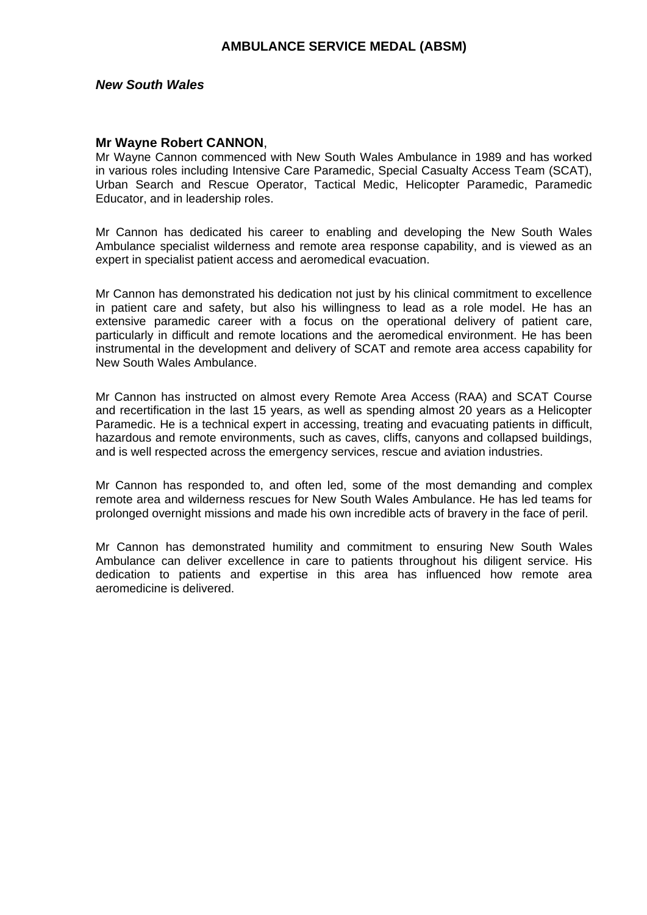## AMBULANCE SERVICE MEDAL (ABSM)

***New South Wales***

**Mr Wayne Robert CANNON**,
Mr Wayne Cannon commenced with New South Wales Ambulance in 1989 and has worked in various roles including Intensive Care Paramedic, Special Casualty Access Team (SCAT), Urban Search and Rescue Operator, Tactical Medic, Helicopter Paramedic, Paramedic Educator, and in leadership roles.

Mr Cannon has dedicated his career to enabling and developing the New South Wales Ambulance specialist wilderness and remote area response capability, and is viewed as an expert in specialist patient access and aeromedical evacuation.

Mr Cannon has demonstrated his dedication not just by his clinical commitment to excellence in patient care and safety, but also his willingness to lead as a role model. He has an extensive paramedic career with a focus on the operational delivery of patient care, particularly in difficult and remote locations and the aeromedical environment. He has been instrumental in the development and delivery of SCAT and remote area access capability for New South Wales Ambulance.

Mr Cannon has instructed on almost every Remote Area Access (RAA) and SCAT Course and recertification in the last 15 years, as well as spending almost 20 years as a Helicopter Paramedic. He is a technical expert in accessing, treating and evacuating patients in difficult, hazardous and remote environments, such as caves, cliffs, canyons and collapsed buildings, and is well respected across the emergency services, rescue and aviation industries.

Mr Cannon has responded to, and often led, some of the most demanding and complex remote area and wilderness rescues for New South Wales Ambulance. He has led teams for prolonged overnight missions and made his own incredible acts of bravery in the face of peril.

Mr Cannon has demonstrated humility and commitment to ensuring New South Wales Ambulance can deliver excellence in care to patients throughout his diligent service. His dedication to patients and expertise in this area has influenced how remote area aeromedicine is delivered.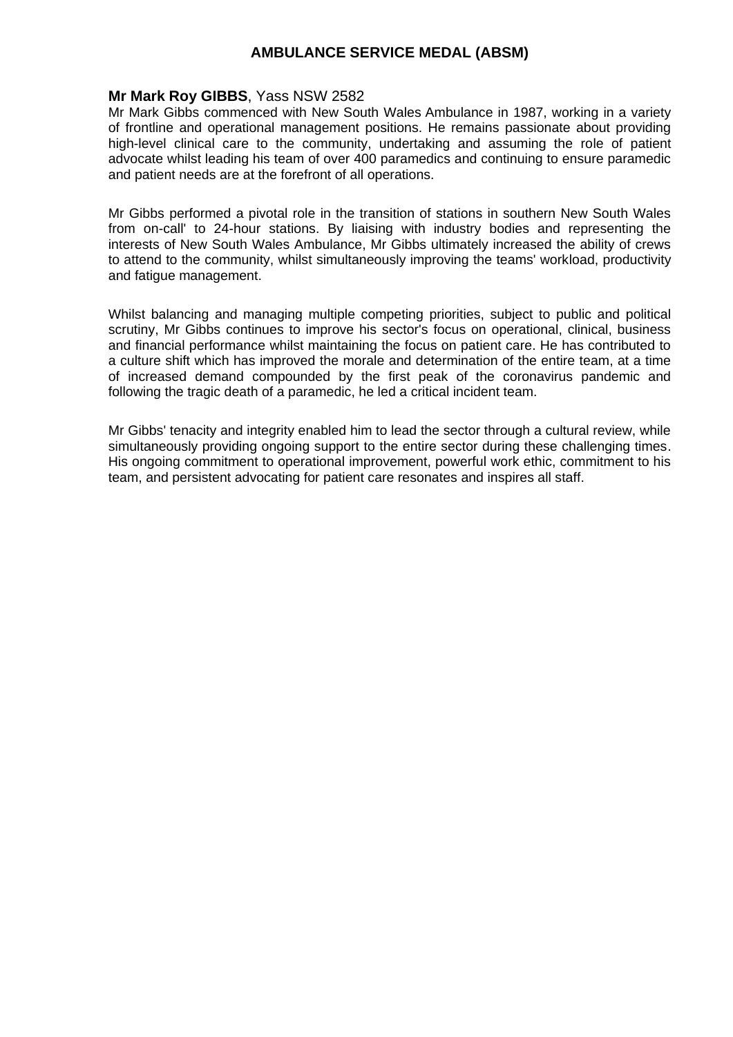## AMBULANCE SERVICE MEDAL (ABSM)

**Mr Mark Roy GIBBS**, Yass NSW 2582
Mr Mark Gibbs commenced with New South Wales Ambulance in 1987, working in a variety of frontline and operational management positions. He remains passionate about providing high-level clinical care to the community, undertaking and assuming the role of patient advocate whilst leading his team of over 400 paramedics and continuing to ensure paramedic and patient needs are at the forefront of all operations.

Mr Gibbs performed a pivotal role in the transition of stations in southern New South Wales from on-call' to 24-hour stations. By liaising with industry bodies and representing the interests of New South Wales Ambulance, Mr Gibbs ultimately increased the ability of crews to attend to the community, whilst simultaneously improving the teams' workload, productivity and fatigue management.

Whilst balancing and managing multiple competing priorities, subject to public and political scrutiny, Mr Gibbs continues to improve his sector's focus on operational, clinical, business and financial performance whilst maintaining the focus on patient care. He has contributed to a culture shift which has improved the morale and determination of the entire team, at a time of increased demand compounded by the first peak of the coronavirus pandemic and following the tragic death of a paramedic, he led a critical incident team.

Mr Gibbs' tenacity and integrity enabled him to lead the sector through a cultural review, while simultaneously providing ongoing support to the entire sector during these challenging times. His ongoing commitment to operational improvement, powerful work ethic, commitment to his team, and persistent advocating for patient care resonates and inspires all staff.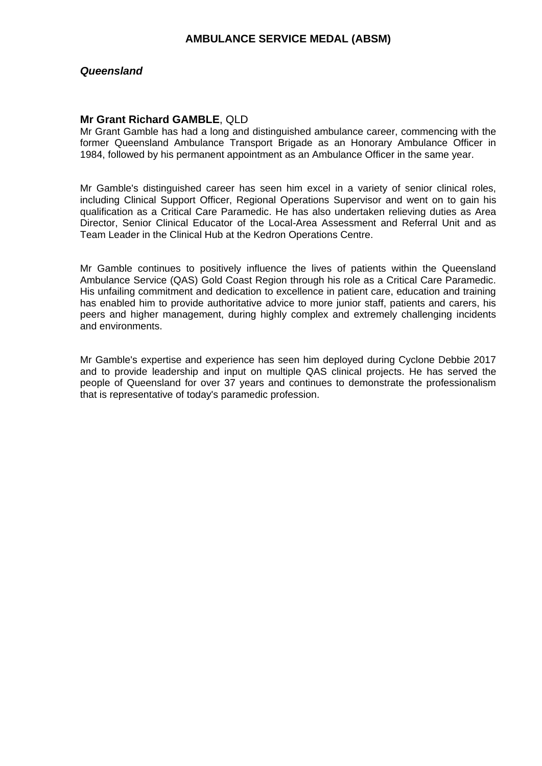## AMBULANCE SERVICE MEDAL (ABSM)

***Queensland***

**Mr Grant Richard GAMBLE**, QLD

Mr Grant Gamble has had a long and distinguished ambulance career, commencing with the former Queensland Ambulance Transport Brigade as an Honorary Ambulance Officer in 1984, followed by his permanent appointment as an Ambulance Officer in the same year.

Mr Gamble's distinguished career has seen him excel in a variety of senior clinical roles, including Clinical Support Officer, Regional Operations Supervisor and went on to gain his qualification as a Critical Care Paramedic. He has also undertaken relieving duties as Area Director, Senior Clinical Educator of the Local-Area Assessment and Referral Unit and as Team Leader in the Clinical Hub at the Kedron Operations Centre.

Mr Gamble continues to positively influence the lives of patients within the Queensland Ambulance Service (QAS) Gold Coast Region through his role as a Critical Care Paramedic. His unfailing commitment and dedication to excellence in patient care, education and training has enabled him to provide authoritative advice to more junior staff, patients and carers, his peers and higher management, during highly complex and extremely challenging incidents and environments.

Mr Gamble's expertise and experience has seen him deployed during Cyclone Debbie 2017 and to provide leadership and input on multiple QAS clinical projects. He has served the people of Queensland for over 37 years and continues to demonstrate the professionalism that is representative of today's paramedic profession.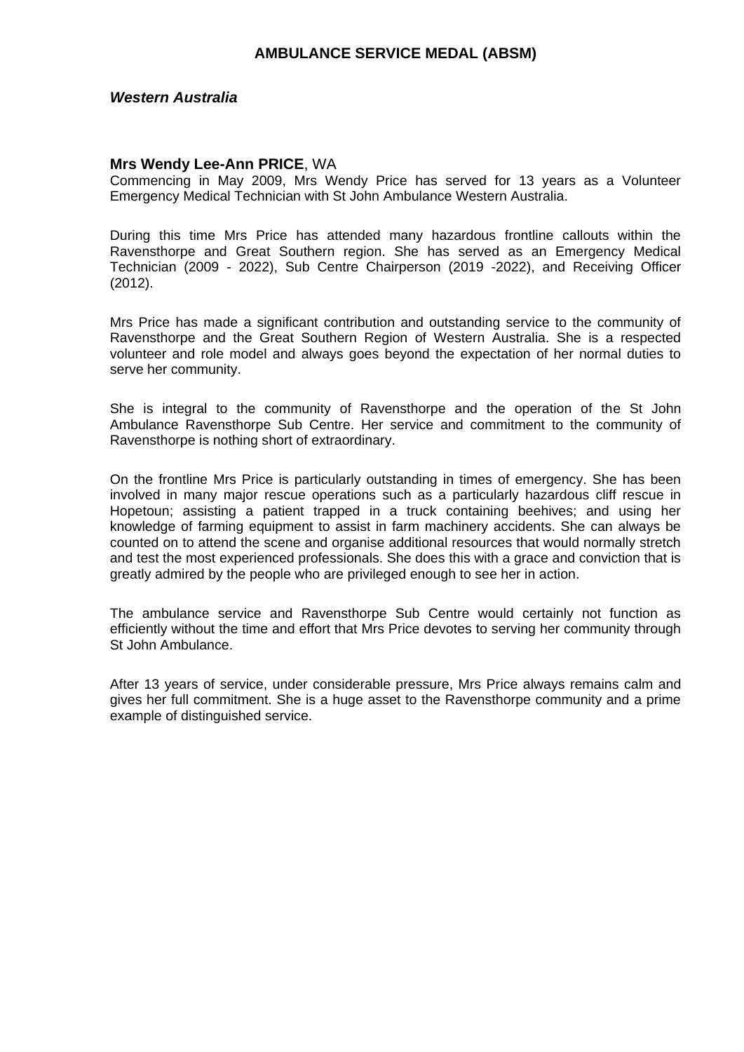## AMBULANCE SERVICE MEDAL (ABSM)

### *Western Australia*

**Mrs Wendy Lee-Ann PRICE**, WA

Commencing in May 2009, Mrs Wendy Price has served for 13 years as a Volunteer Emergency Medical Technician with St John Ambulance Western Australia.

During this time Mrs Price has attended many hazardous frontline callouts within the Ravensthorpe and Great Southern region. She has served as an Emergency Medical Technician (2009 - 2022), Sub Centre Chairperson (2019 -2022), and Receiving Officer (2012).

Mrs Price has made a significant contribution and outstanding service to the community of Ravensthorpe and the Great Southern Region of Western Australia. She is a respected volunteer and role model and always goes beyond the expectation of her normal duties to serve her community.

She is integral to the community of Ravensthorpe and the operation of the St John Ambulance Ravensthorpe Sub Centre. Her service and commitment to the community of Ravensthorpe is nothing short of extraordinary.

On the frontline Mrs Price is particularly outstanding in times of emergency. She has been involved in many major rescue operations such as a particularly hazardous cliff rescue in Hopetoun; assisting a patient trapped in a truck containing beehives; and using her knowledge of farming equipment to assist in farm machinery accidents. She can always be counted on to attend the scene and organise additional resources that would normally stretch and test the most experienced professionals. She does this with a grace and conviction that is greatly admired by the people who are privileged enough to see her in action.

The ambulance service and Ravensthorpe Sub Centre would certainly not function as efficiently without the time and effort that Mrs Price devotes to serving her community through St John Ambulance.

After 13 years of service, under considerable pressure, Mrs Price always remains calm and gives her full commitment. She is a huge asset to the Ravensthorpe community and a prime example of distinguished service.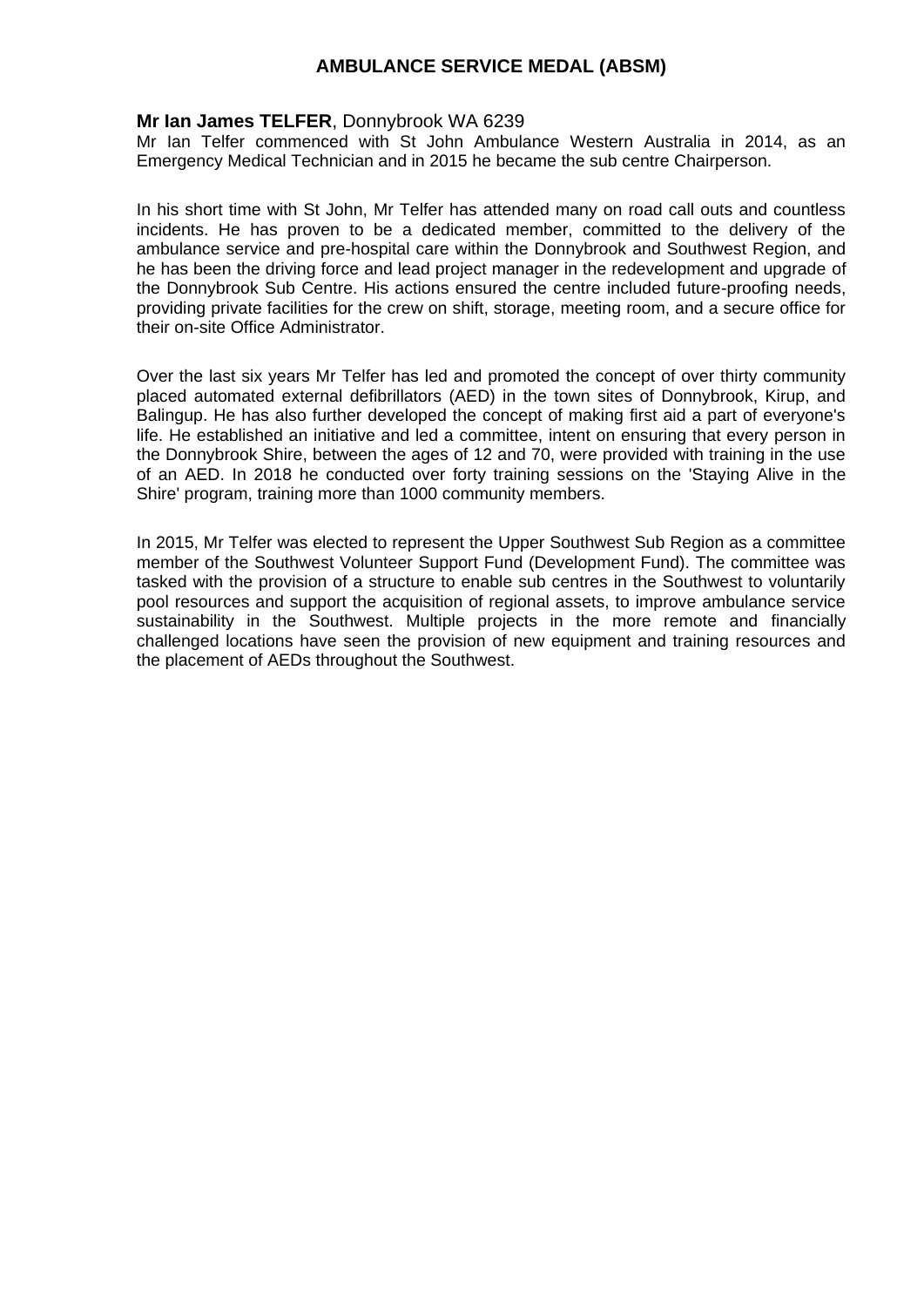## AMBULANCE SERVICE MEDAL (ABSM)

**Mr Ian James TELFER**, Donnybrook WA 6239

Mr Ian Telfer commenced with St John Ambulance Western Australia in 2014, as an Emergency Medical Technician and in 2015 he became the sub centre Chairperson.

In his short time with St John, Mr Telfer has attended many on road call outs and countless incidents. He has proven to be a dedicated member, committed to the delivery of the ambulance service and pre-hospital care within the Donnybrook and Southwest Region, and he has been the driving force and lead project manager in the redevelopment and upgrade of the Donnybrook Sub Centre. His actions ensured the centre included future-proofing needs, providing private facilities for the crew on shift, storage, meeting room, and a secure office for their on-site Office Administrator.

Over the last six years Mr Telfer has led and promoted the concept of over thirty community placed automated external defibrillators (AED) in the town sites of Donnybrook, Kirup, and Balingup. He has also further developed the concept of making first aid a part of everyone's life. He established an initiative and led a committee, intent on ensuring that every person in the Donnybrook Shire, between the ages of 12 and 70, were provided with training in the use of an AED. In 2018 he conducted over forty training sessions on the 'Staying Alive in the Shire' program, training more than 1000 community members.

In 2015, Mr Telfer was elected to represent the Upper Southwest Sub Region as a committee member of the Southwest Volunteer Support Fund (Development Fund). The committee was tasked with the provision of a structure to enable sub centres in the Southwest to voluntarily pool resources and support the acquisition of regional assets, to improve ambulance service sustainability in the Southwest. Multiple projects in the more remote and financially challenged locations have seen the provision of new equipment and training resources and the placement of AEDs throughout the Southwest.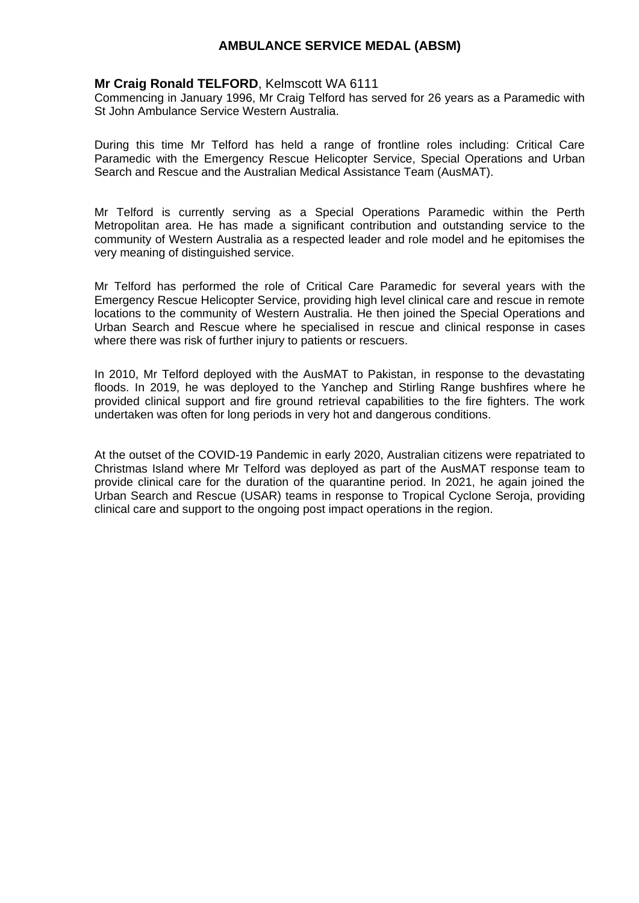# AMBULANCE SERVICE MEDAL (ABSM)

**Mr Craig Ronald TELFORD**, Kelmscott WA 6111
Commencing in January 1996, Mr Craig Telford has served for 26 years as a Paramedic with St John Ambulance Service Western Australia.

During this time Mr Telford has held a range of frontline roles including: Critical Care Paramedic with the Emergency Rescue Helicopter Service, Special Operations and Urban Search and Rescue and the Australian Medical Assistance Team (AusMAT).

Mr Telford is currently serving as a Special Operations Paramedic within the Perth Metropolitan area. He has made a significant contribution and outstanding service to the community of Western Australia as a respected leader and role model and he epitomises the very meaning of distinguished service.

Mr Telford has performed the role of Critical Care Paramedic for several years with the Emergency Rescue Helicopter Service, providing high level clinical care and rescue in remote locations to the community of Western Australia. He then joined the Special Operations and Urban Search and Rescue where he specialised in rescue and clinical response in cases where there was risk of further injury to patients or rescuers.

In 2010, Mr Telford deployed with the AusMAT to Pakistan, in response to the devastating floods. In 2019, he was deployed to the Yanchep and Stirling Range bushfires where he provided clinical support and fire ground retrieval capabilities to the fire fighters. The work undertaken was often for long periods in very hot and dangerous conditions.

At the outset of the COVID-19 Pandemic in early 2020, Australian citizens were repatriated to Christmas Island where Mr Telford was deployed as part of the AusMAT response team to provide clinical care for the duration of the quarantine period. In 2021, he again joined the Urban Search and Rescue (USAR) teams in response to Tropical Cyclone Seroja, providing clinical care and support to the ongoing post impact operations in the region.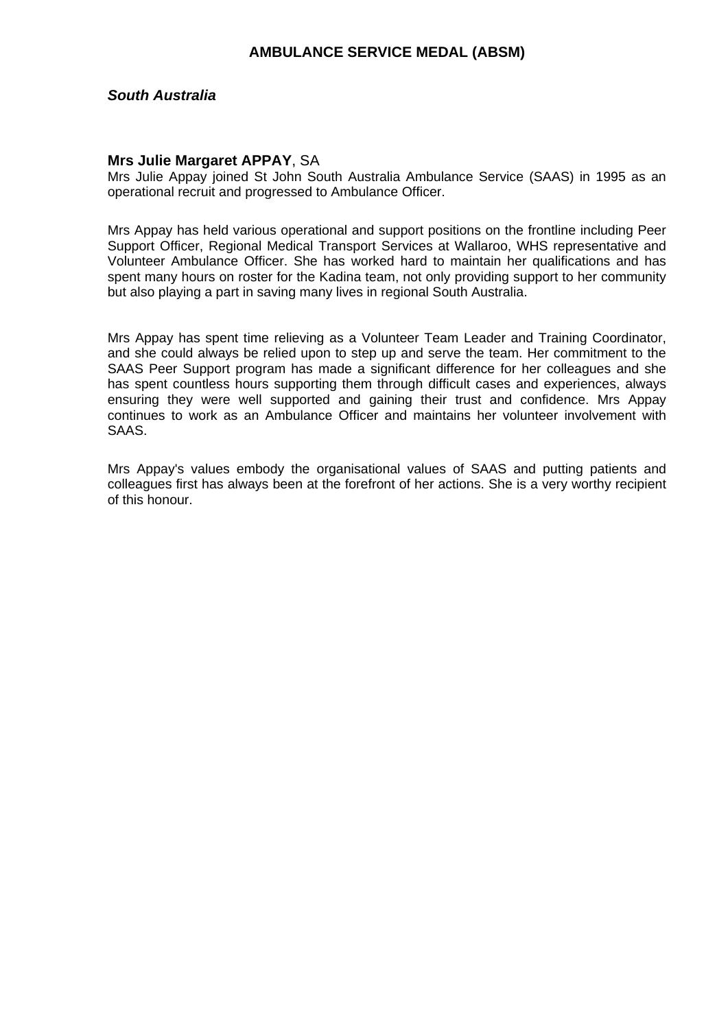## AMBULANCE SERVICE MEDAL (ABSM)

### *South Australia*

**Mrs Julie Margaret APPAY**, SA
Mrs Julie Appay joined St John South Australia Ambulance Service (SAAS) in 1995 as an operational recruit and progressed to Ambulance Officer.

Mrs Appay has held various operational and support positions on the frontline including Peer Support Officer, Regional Medical Transport Services at Wallaroo, WHS representative and Volunteer Ambulance Officer. She has worked hard to maintain her qualifications and has spent many hours on roster for the Kadina team, not only providing support to her community but also playing a part in saving many lives in regional South Australia.

Mrs Appay has spent time relieving as a Volunteer Team Leader and Training Coordinator, and she could always be relied upon to step up and serve the team. Her commitment to the SAAS Peer Support program has made a significant difference for her colleagues and she has spent countless hours supporting them through difficult cases and experiences, always ensuring they were well supported and gaining their trust and confidence. Mrs Appay continues to work as an Ambulance Officer and maintains her volunteer involvement with SAAS.

Mrs Appay's values embody the organisational values of SAAS and putting patients and colleagues first has always been at the forefront of her actions. She is a very worthy recipient of this honour.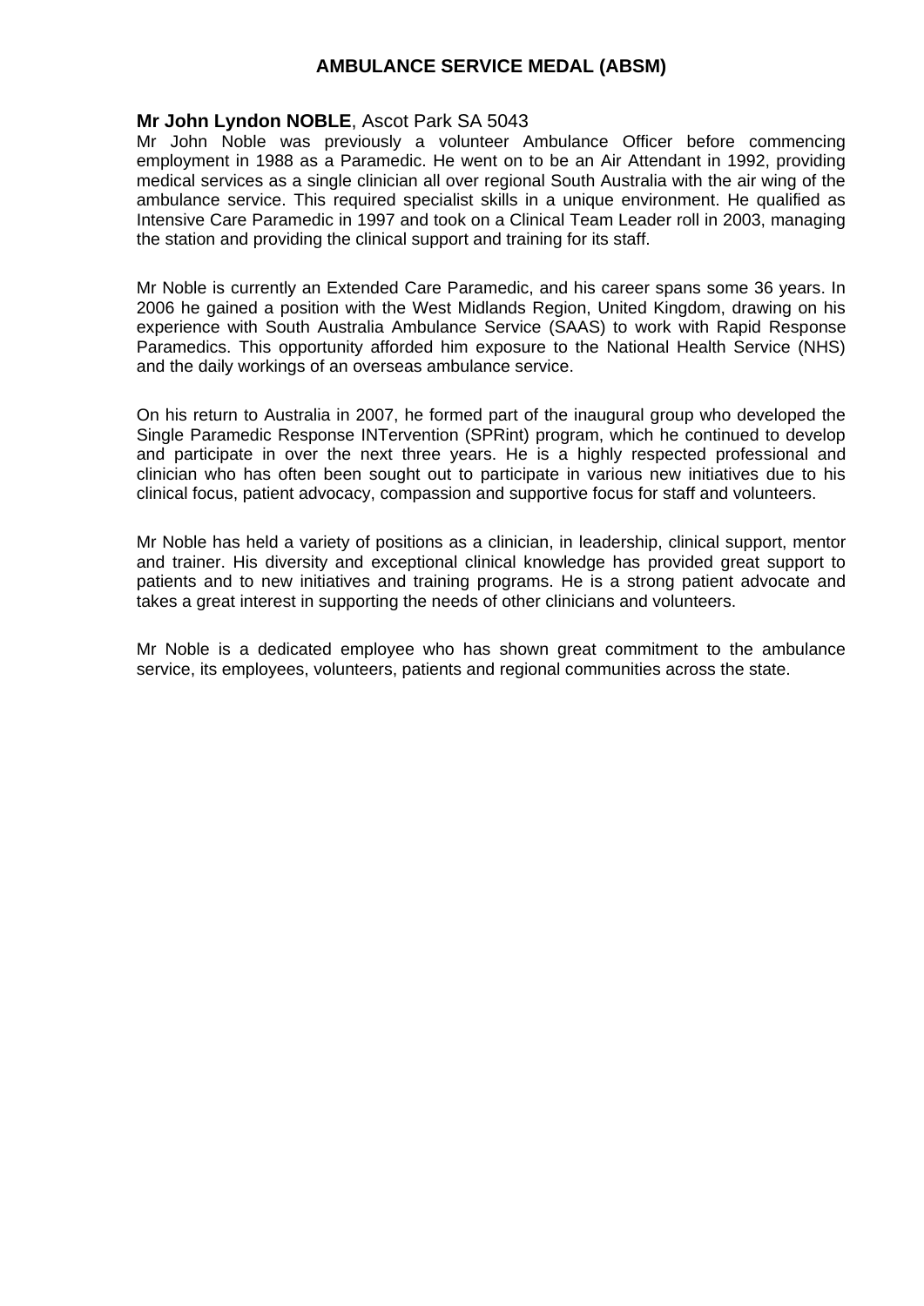## AMBULANCE SERVICE MEDAL (ABSM)

**Mr John Lyndon NOBLE**, Ascot Park SA 5043

Mr John Noble was previously a volunteer Ambulance Officer before commencing employment in 1988 as a Paramedic. He went on to be an Air Attendant in 1992, providing medical services as a single clinician all over regional South Australia with the air wing of the ambulance service. This required specialist skills in a unique environment. He qualified as Intensive Care Paramedic in 1997 and took on a Clinical Team Leader roll in 2003, managing the station and providing the clinical support and training for its staff.

Mr Noble is currently an Extended Care Paramedic, and his career spans some 36 years. In 2006 he gained a position with the West Midlands Region, United Kingdom, drawing on his experience with South Australia Ambulance Service (SAAS) to work with Rapid Response Paramedics. This opportunity afforded him exposure to the National Health Service (NHS) and the daily workings of an overseas ambulance service.

On his return to Australia in 2007, he formed part of the inaugural group who developed the Single Paramedic Response INTervention (SPRint) program, which he continued to develop and participate in over the next three years. He is a highly respected professional and clinician who has often been sought out to participate in various new initiatives due to his clinical focus, patient advocacy, compassion and supportive focus for staff and volunteers.

Mr Noble has held a variety of positions as a clinician, in leadership, clinical support, mentor and trainer. His diversity and exceptional clinical knowledge has provided great support to patients and to new initiatives and training programs. He is a strong patient advocate and takes a great interest in supporting the needs of other clinicians and volunteers.

Mr Noble is a dedicated employee who has shown great commitment to the ambulance service, its employees, volunteers, patients and regional communities across the state.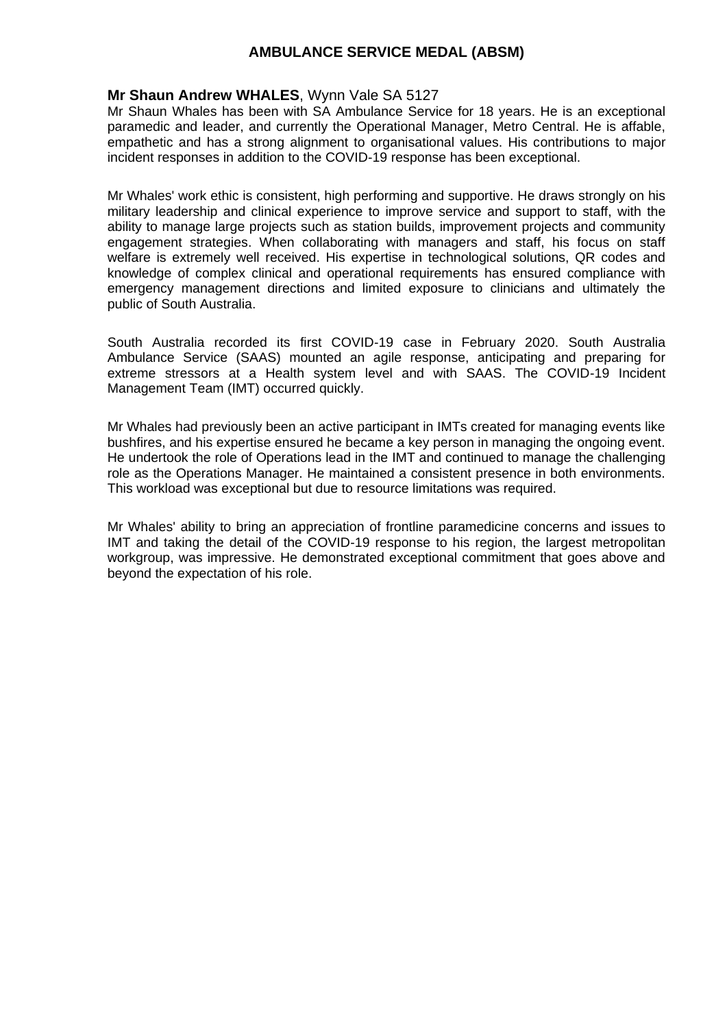## AMBULANCE SERVICE MEDAL (ABSM)

**Mr Shaun Andrew WHALES**, Wynn Vale SA 5127

Mr Shaun Whales has been with SA Ambulance Service for 18 years. He is an exceptional paramedic and leader, and currently the Operational Manager, Metro Central. He is affable, empathetic and has a strong alignment to organisational values. His contributions to major incident responses in addition to the COVID-19 response has been exceptional.

Mr Whales' work ethic is consistent, high performing and supportive. He draws strongly on his military leadership and clinical experience to improve service and support to staff, with the ability to manage large projects such as station builds, improvement projects and community engagement strategies. When collaborating with managers and staff, his focus on staff welfare is extremely well received. His expertise in technological solutions, QR codes and knowledge of complex clinical and operational requirements has ensured compliance with emergency management directions and limited exposure to clinicians and ultimately the public of South Australia.

South Australia recorded its first COVID-19 case in February 2020. South Australia Ambulance Service (SAAS) mounted an agile response, anticipating and preparing for extreme stressors at a Health system level and with SAAS. The COVID-19 Incident Management Team (IMT) occurred quickly.

Mr Whales had previously been an active participant in IMTs created for managing events like bushfires, and his expertise ensured he became a key person in managing the ongoing event. He undertook the role of Operations lead in the IMT and continued to manage the challenging role as the Operations Manager. He maintained a consistent presence in both environments. This workload was exceptional but due to resource limitations was required.

Mr Whales' ability to bring an appreciation of frontline paramedicine concerns and issues to IMT and taking the detail of the COVID-19 response to his region, the largest metropolitan workgroup, was impressive. He demonstrated exceptional commitment that goes above and beyond the expectation of his role.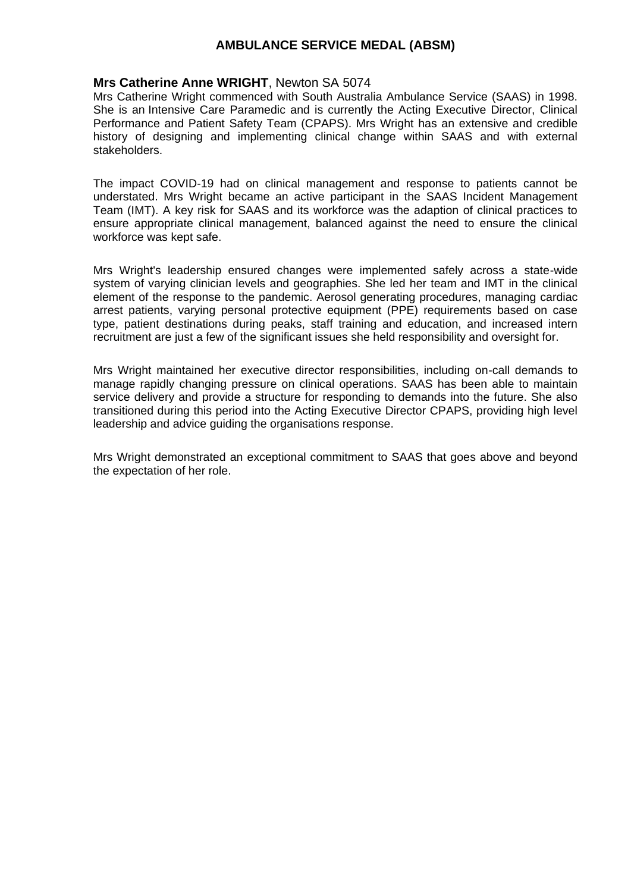# AMBULANCE SERVICE MEDAL (ABSM)

**Mrs Catherine Anne WRIGHT**, Newton SA 5074

Mrs Catherine Wright commenced with South Australia Ambulance Service (SAAS) in 1998. She is an Intensive Care Paramedic and is currently the Acting Executive Director, Clinical Performance and Patient Safety Team (CPAPS). Mrs Wright has an extensive and credible history of designing and implementing clinical change within SAAS and with external stakeholders.

The impact COVID-19 had on clinical management and response to patients cannot be understated. Mrs Wright became an active participant in the SAAS Incident Management Team (IMT). A key risk for SAAS and its workforce was the adaption of clinical practices to ensure appropriate clinical management, balanced against the need to ensure the clinical workforce was kept safe.

Mrs Wright's leadership ensured changes were implemented safely across a state-wide system of varying clinician levels and geographies. She led her team and IMT in the clinical element of the response to the pandemic. Aerosol generating procedures, managing cardiac arrest patients, varying personal protective equipment (PPE) requirements based on case type, patient destinations during peaks, staff training and education, and increased intern recruitment are just a few of the significant issues she held responsibility and oversight for.

Mrs Wright maintained her executive director responsibilities, including on-call demands to manage rapidly changing pressure on clinical operations. SAAS has been able to maintain service delivery and provide a structure for responding to demands into the future. She also transitioned during this period into the Acting Executive Director CPAPS, providing high level leadership and advice guiding the organisations response.

Mrs Wright demonstrated an exceptional commitment to SAAS that goes above and beyond the expectation of her role.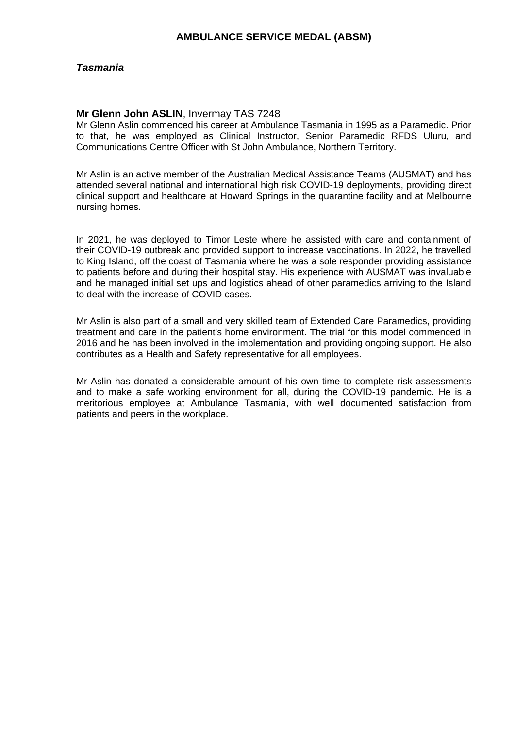## AMBULANCE SERVICE MEDAL (ABSM)

### *Tasmania*

**Mr Glenn John ASLIN**, Invermay TAS 7248

Mr Glenn Aslin commenced his career at Ambulance Tasmania in 1995 as a Paramedic. Prior to that, he was employed as Clinical Instructor, Senior Paramedic RFDS Uluru, and Communications Centre Officer with St John Ambulance, Northern Territory.

Mr Aslin is an active member of the Australian Medical Assistance Teams (AUSMAT) and has attended several national and international high risk COVID-19 deployments, providing direct clinical support and healthcare at Howard Springs in the quarantine facility and at Melbourne nursing homes.

In 2021, he was deployed to Timor Leste where he assisted with care and containment of their COVID-19 outbreak and provided support to increase vaccinations. In 2022, he travelled to King Island, off the coast of Tasmania where he was a sole responder providing assistance to patients before and during their hospital stay. His experience with AUSMAT was invaluable and he managed initial set ups and logistics ahead of other paramedics arriving to the Island to deal with the increase of COVID cases.

Mr Aslin is also part of a small and very skilled team of Extended Care Paramedics, providing treatment and care in the patient's home environment. The trial for this model commenced in 2016 and he has been involved in the implementation and providing ongoing support. He also contributes as a Health and Safety representative for all employees.

Mr Aslin has donated a considerable amount of his own time to complete risk assessments and to make a safe working environment for all, during the COVID-19 pandemic. He is a meritorious employee at Ambulance Tasmania, with well documented satisfaction from patients and peers in the workplace.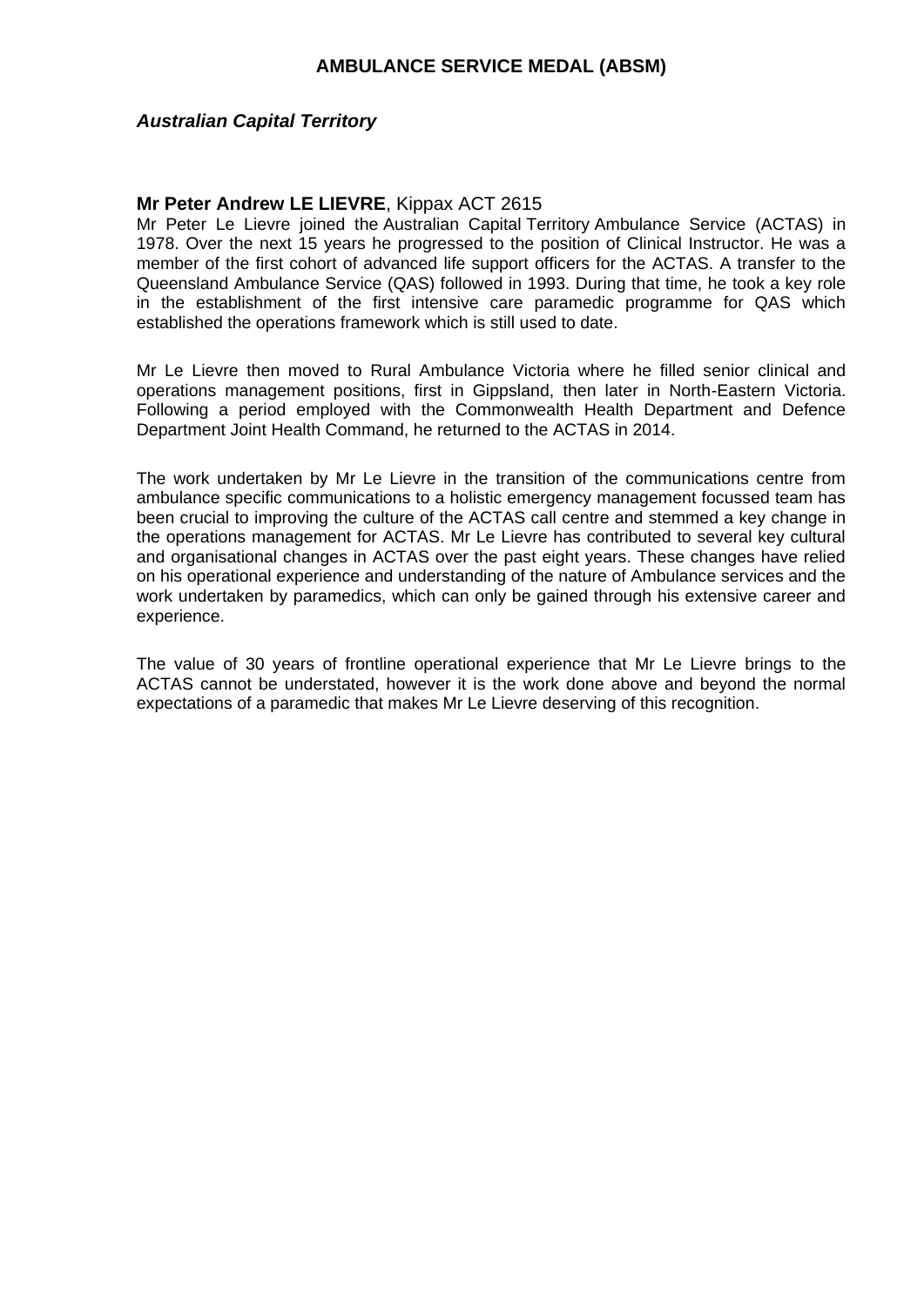## AMBULANCE SERVICE MEDAL (ABSM)

### *Australian Capital Territory*

**Mr Peter Andrew LE LIEVRE**, Kippax ACT 2615

Mr Peter Le Lievre joined the Australian Capital Territory Ambulance Service (ACTAS) in 1978. Over the next 15 years he progressed to the position of Clinical Instructor. He was a member of the first cohort of advanced life support officers for the ACTAS. A transfer to the Queensland Ambulance Service (QAS) followed in 1993. During that time, he took a key role in the establishment of the first intensive care paramedic programme for QAS which established the operations framework which is still used to date.

Mr Le Lievre then moved to Rural Ambulance Victoria where he filled senior clinical and operations management positions, first in Gippsland, then later in North-Eastern Victoria. Following a period employed with the Commonwealth Health Department and Defence Department Joint Health Command, he returned to the ACTAS in 2014.

The work undertaken by Mr Le Lievre in the transition of the communications centre from ambulance specific communications to a holistic emergency management focussed team has been crucial to improving the culture of the ACTAS call centre and stemmed a key change in the operations management for ACTAS. Mr Le Lievre has contributed to several key cultural and organisational changes in ACTAS over the past eight years. These changes have relied on his operational experience and understanding of the nature of Ambulance services and the work undertaken by paramedics, which can only be gained through his extensive career and experience.

The value of 30 years of frontline operational experience that Mr Le Lievre brings to the ACTAS cannot be understated, however it is the work done above and beyond the normal expectations of a paramedic that makes Mr Le Lievre deserving of this recognition.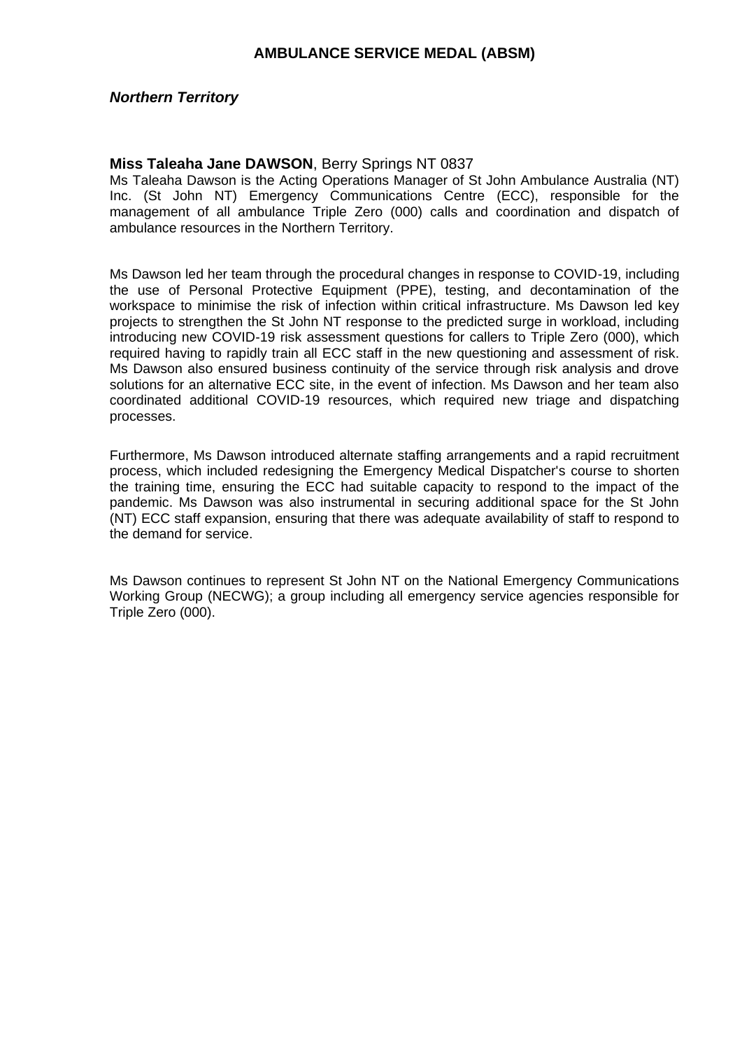## AMBULANCE SERVICE MEDAL (ABSM)

### *Northern Territory*

**Miss Taleaha Jane DAWSON**, Berry Springs NT 0837

Ms Taleaha Dawson is the Acting Operations Manager of St John Ambulance Australia (NT) Inc. (St John NT) Emergency Communications Centre (ECC), responsible for the management of all ambulance Triple Zero (000) calls and coordination and dispatch of ambulance resources in the Northern Territory.

Ms Dawson led her team through the procedural changes in response to COVID-19, including the use of Personal Protective Equipment (PPE), testing, and decontamination of the workspace to minimise the risk of infection within critical infrastructure. Ms Dawson led key projects to strengthen the St John NT response to the predicted surge in workload, including introducing new COVID-19 risk assessment questions for callers to Triple Zero (000), which required having to rapidly train all ECC staff in the new questioning and assessment of risk. Ms Dawson also ensured business continuity of the service through risk analysis and drove solutions for an alternative ECC site, in the event of infection. Ms Dawson and her team also coordinated additional COVID-19 resources, which required new triage and dispatching processes.

Furthermore, Ms Dawson introduced alternate staffing arrangements and a rapid recruitment process, which included redesigning the Emergency Medical Dispatcher's course to shorten the training time, ensuring the ECC had suitable capacity to respond to the impact of the pandemic. Ms Dawson was also instrumental in securing additional space for the St John (NT) ECC staff expansion, ensuring that there was adequate availability of staff to respond to the demand for service.

Ms Dawson continues to represent St John NT on the National Emergency Communications Working Group (NECWG); a group including all emergency service agencies responsible for Triple Zero (000).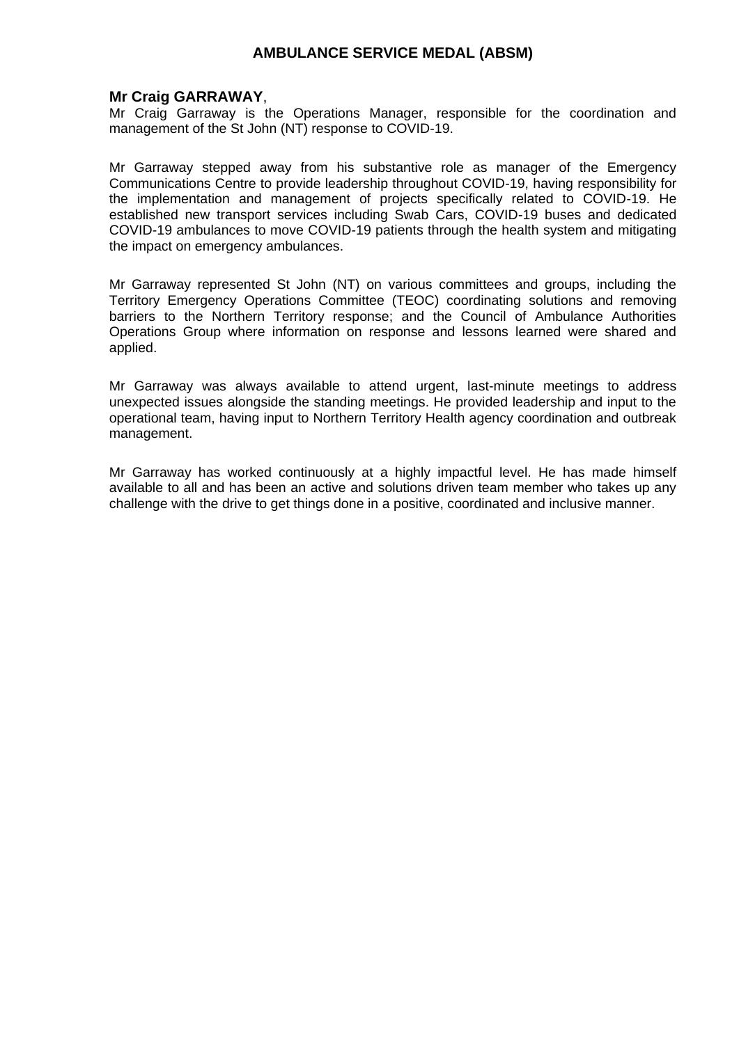# AMBULANCE SERVICE MEDAL (ABSM)

**Mr Craig GARRAWAY**,

Mr Craig Garraway is the Operations Manager, responsible for the coordination and management of the St John (NT) response to COVID-19.

Mr Garraway stepped away from his substantive role as manager of the Emergency Communications Centre to provide leadership throughout COVID-19, having responsibility for the implementation and management of projects specifically related to COVID-19. He established new transport services including Swab Cars, COVID-19 buses and dedicated COVID-19 ambulances to move COVID-19 patients through the health system and mitigating the impact on emergency ambulances.

Mr Garraway represented St John (NT) on various committees and groups, including the Territory Emergency Operations Committee (TEOC) coordinating solutions and removing barriers to the Northern Territory response; and the Council of Ambulance Authorities Operations Group where information on response and lessons learned were shared and applied.

Mr Garraway was always available to attend urgent, last-minute meetings to address unexpected issues alongside the standing meetings. He provided leadership and input to the operational team, having input to Northern Territory Health agency coordination and outbreak management.

Mr Garraway has worked continuously at a highly impactful level. He has made himself available to all and has been an active and solutions driven team member who takes up any challenge with the drive to get things done in a positive, coordinated and inclusive manner.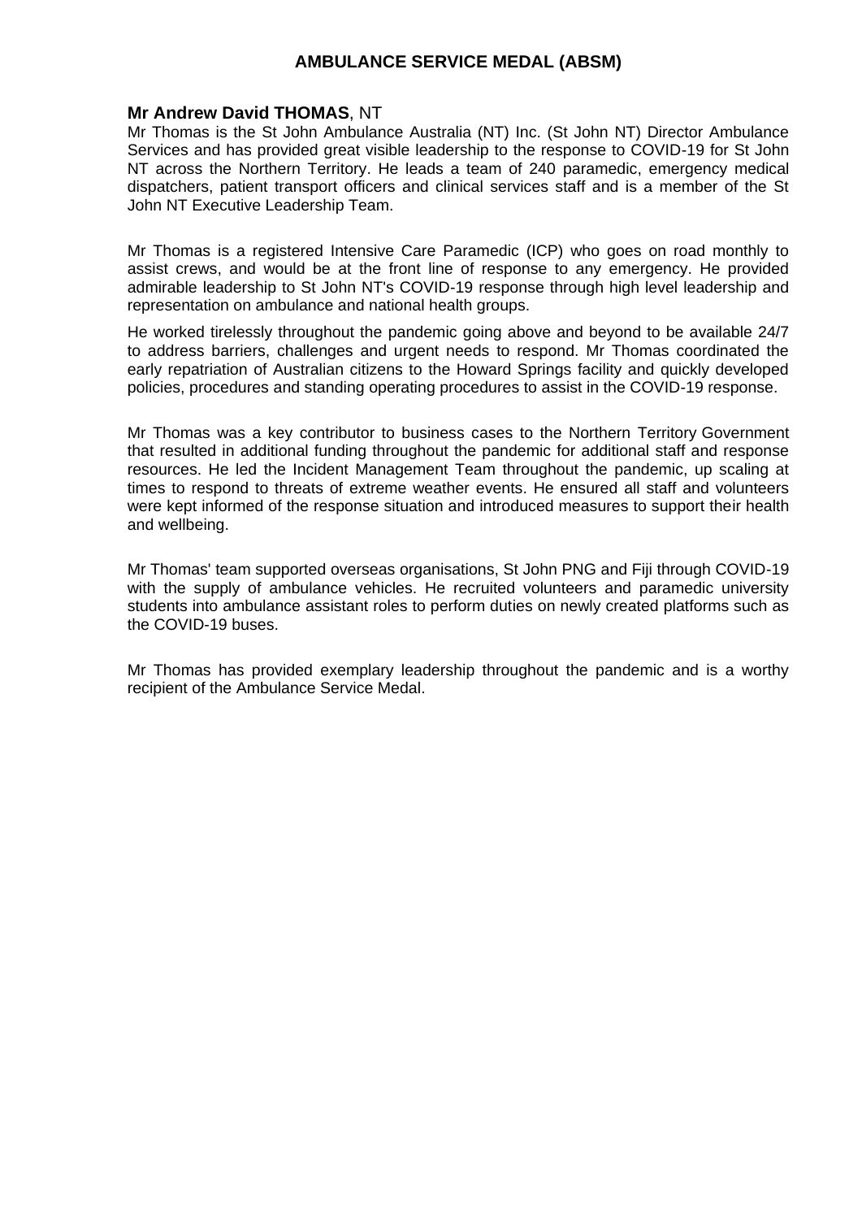## AMBULANCE SERVICE MEDAL (ABSM)

**Mr Andrew David THOMAS**, NT

Mr Thomas is the St John Ambulance Australia (NT) Inc. (St John NT) Director Ambulance Services and has provided great visible leadership to the response to COVID-19 for St John NT across the Northern Territory. He leads a team of 240 paramedic, emergency medical dispatchers, patient transport officers and clinical services staff and is a member of the St John NT Executive Leadership Team.

Mr Thomas is a registered Intensive Care Paramedic (ICP) who goes on road monthly to assist crews, and would be at the front line of response to any emergency. He provided admirable leadership to St John NT's COVID-19 response through high level leadership and representation on ambulance and national health groups.

He worked tirelessly throughout the pandemic going above and beyond to be available 24/7 to address barriers, challenges and urgent needs to respond. Mr Thomas coordinated the early repatriation of Australian citizens to the Howard Springs facility and quickly developed policies, procedures and standing operating procedures to assist in the COVID-19 response.

Mr Thomas was a key contributor to business cases to the Northern Territory Government that resulted in additional funding throughout the pandemic for additional staff and response resources. He led the Incident Management Team throughout the pandemic, up scaling at times to respond to threats of extreme weather events. He ensured all staff and volunteers were kept informed of the response situation and introduced measures to support their health and wellbeing.

Mr Thomas' team supported overseas organisations, St John PNG and Fiji through COVID-19 with the supply of ambulance vehicles. He recruited volunteers and paramedic university students into ambulance assistant roles to perform duties on newly created platforms such as the COVID-19 buses.

Mr Thomas has provided exemplary leadership throughout the pandemic and is a worthy recipient of the Ambulance Service Medal.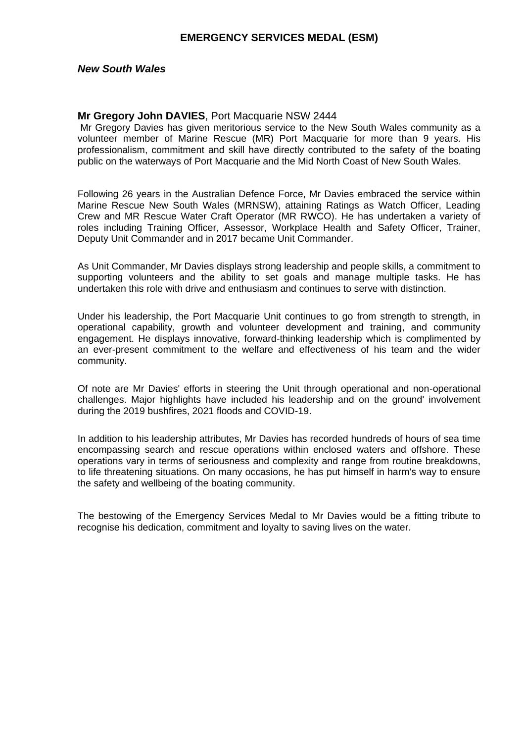# EMERGENCY SERVICES MEDAL (ESM)

***New South Wales***

**Mr Gregory John DAVIES**, Port Macquarie NSW 2444

Mr Gregory Davies has given meritorious service to the New South Wales community as a volunteer member of Marine Rescue (MR) Port Macquarie for more than 9 years. His professionalism, commitment and skill have directly contributed to the safety of the boating public on the waterways of Port Macquarie and the Mid North Coast of New South Wales.

Following 26 years in the Australian Defence Force, Mr Davies embraced the service within Marine Rescue New South Wales (MRNSW), attaining Ratings as Watch Officer, Leading Crew and MR Rescue Water Craft Operator (MR RWCO). He has undertaken a variety of roles including Training Officer, Assessor, Workplace Health and Safety Officer, Trainer, Deputy Unit Commander and in 2017 became Unit Commander.

As Unit Commander, Mr Davies displays strong leadership and people skills, a commitment to supporting volunteers and the ability to set goals and manage multiple tasks. He has undertaken this role with drive and enthusiasm and continues to serve with distinction.

Under his leadership, the Port Macquarie Unit continues to go from strength to strength, in operational capability, growth and volunteer development and training, and community engagement. He displays innovative, forward-thinking leadership which is complimented by an ever-present commitment to the welfare and effectiveness of his team and the wider community.

Of note are Mr Davies' efforts in steering the Unit through operational and non-operational challenges. Major highlights have included his leadership and on the ground' involvement during the 2019 bushfires, 2021 floods and COVID-19.

In addition to his leadership attributes, Mr Davies has recorded hundreds of hours of sea time encompassing search and rescue operations within enclosed waters and offshore. These operations vary in terms of seriousness and complexity and range from routine breakdowns, to life threatening situations. On many occasions, he has put himself in harm's way to ensure the safety and wellbeing of the boating community.

The bestowing of the Emergency Services Medal to Mr Davies would be a fitting tribute to recognise his dedication, commitment and loyalty to saving lives on the water.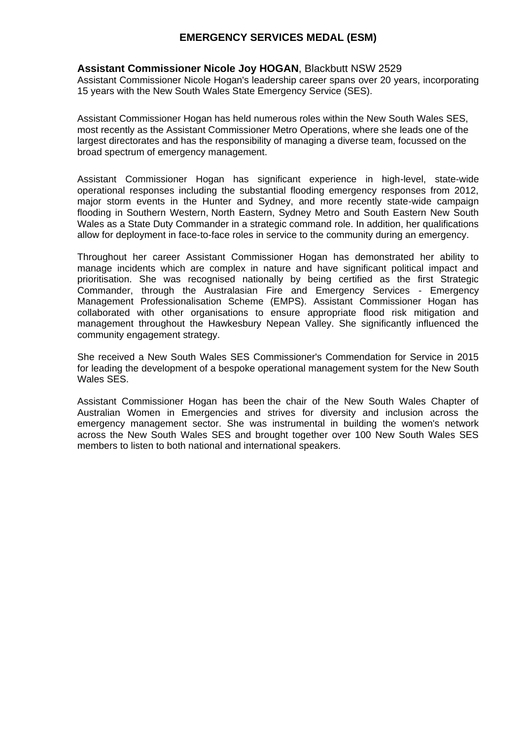## EMERGENCY SERVICES MEDAL (ESM)

**Assistant Commissioner Nicole Joy HOGAN**, Blackbutt NSW 2529
Assistant Commissioner Nicole Hogan's leadership career spans over 20 years, incorporating 15 years with the New South Wales State Emergency Service (SES).

Assistant Commissioner Hogan has held numerous roles within the New South Wales SES, most recently as the Assistant Commissioner Metro Operations, where she leads one of the largest directorates and has the responsibility of managing a diverse team, focussed on the broad spectrum of emergency management.

Assistant Commissioner Hogan has significant experience in high-level, state-wide operational responses including the substantial flooding emergency responses from 2012, major storm events in the Hunter and Sydney, and more recently state-wide campaign flooding in Southern Western, North Eastern, Sydney Metro and South Eastern New South Wales as a State Duty Commander in a strategic command role. In addition, her qualifications allow for deployment in face-to-face roles in service to the community during an emergency.

Throughout her career Assistant Commissioner Hogan has demonstrated her ability to manage incidents which are complex in nature and have significant political impact and prioritisation. She was recognised nationally by being certified as the first Strategic Commander, through the Australasian Fire and Emergency Services - Emergency Management Professionalisation Scheme (EMPS). Assistant Commissioner Hogan has collaborated with other organisations to ensure appropriate flood risk mitigation and management throughout the Hawkesbury Nepean Valley. She significantly influenced the community engagement strategy.

She received a New South Wales SES Commissioner's Commendation for Service in 2015 for leading the development of a bespoke operational management system for the New South Wales SES.

Assistant Commissioner Hogan has been the chair of the New South Wales Chapter of Australian Women in Emergencies and strives for diversity and inclusion across the emergency management sector. She was instrumental in building the women's network across the New South Wales SES and brought together over 100 New South Wales SES members to listen to both national and international speakers.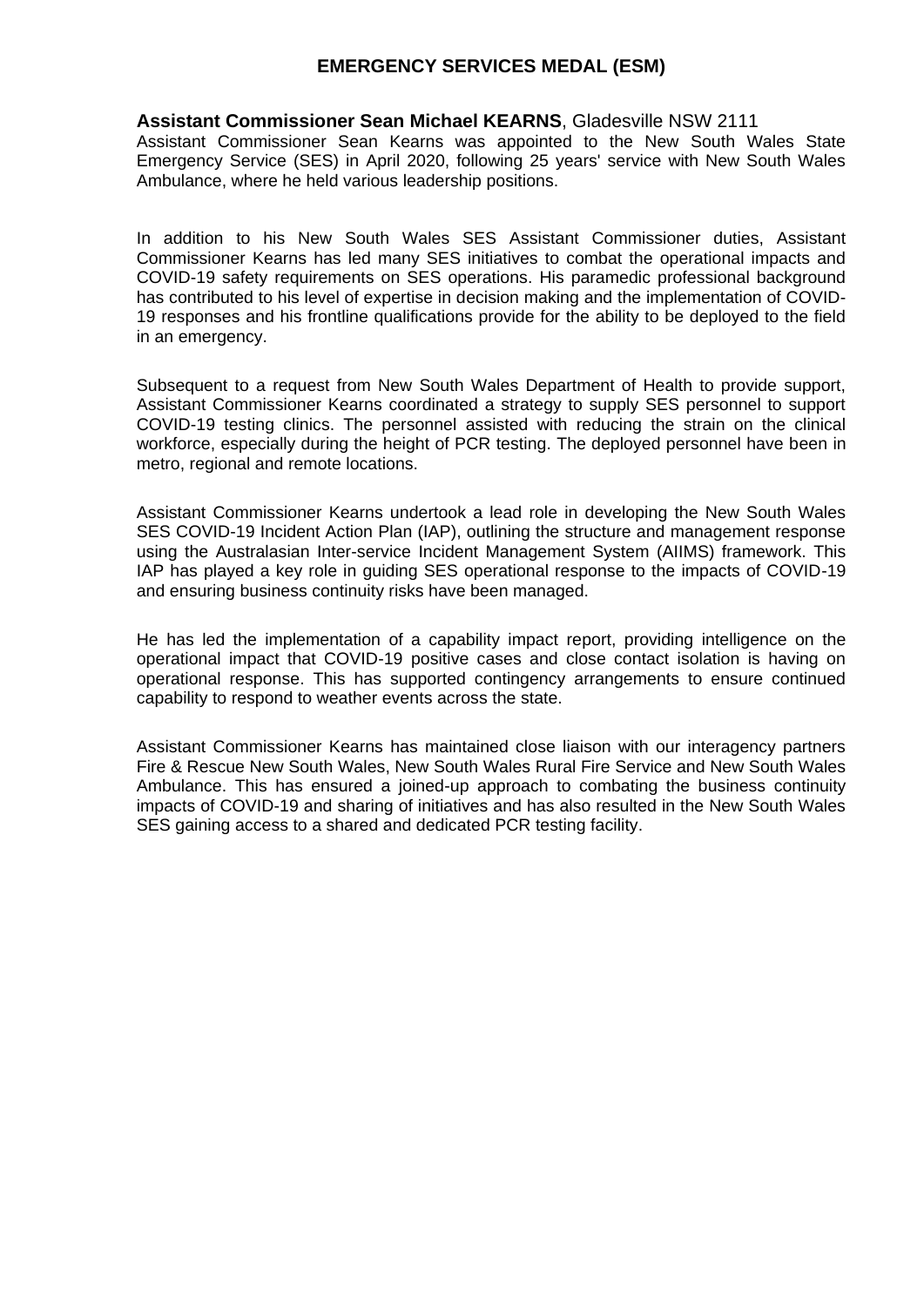# EMERGENCY SERVICES MEDAL (ESM)

**Assistant Commissioner Sean Michael KEARNS**, Gladesville NSW 2111

Assistant Commissioner Sean Kearns was appointed to the New South Wales State Emergency Service (SES) in April 2020, following 25 years' service with New South Wales Ambulance, where he held various leadership positions.

In addition to his New South Wales SES Assistant Commissioner duties, Assistant Commissioner Kearns has led many SES initiatives to combat the operational impacts and COVID-19 safety requirements on SES operations. His paramedic professional background has contributed to his level of expertise in decision making and the implementation of COVID-19 responses and his frontline qualifications provide for the ability to be deployed to the field in an emergency.

Subsequent to a request from New South Wales Department of Health to provide support, Assistant Commissioner Kearns coordinated a strategy to supply SES personnel to support COVID-19 testing clinics. The personnel assisted with reducing the strain on the clinical workforce, especially during the height of PCR testing. The deployed personnel have been in metro, regional and remote locations.

Assistant Commissioner Kearns undertook a lead role in developing the New South Wales SES COVID-19 Incident Action Plan (IAP), outlining the structure and management response using the Australasian Inter-service Incident Management System (AIIMS) framework. This IAP has played a key role in guiding SES operational response to the impacts of COVID-19 and ensuring business continuity risks have been managed.

He has led the implementation of a capability impact report, providing intelligence on the operational impact that COVID-19 positive cases and close contact isolation is having on operational response. This has supported contingency arrangements to ensure continued capability to respond to weather events across the state.

Assistant Commissioner Kearns has maintained close liaison with our interagency partners Fire & Rescue New South Wales, New South Wales Rural Fire Service and New South Wales Ambulance. This has ensured a joined-up approach to combating the business continuity impacts of COVID-19 and sharing of initiatives and has also resulted in the New South Wales SES gaining access to a shared and dedicated PCR testing facility.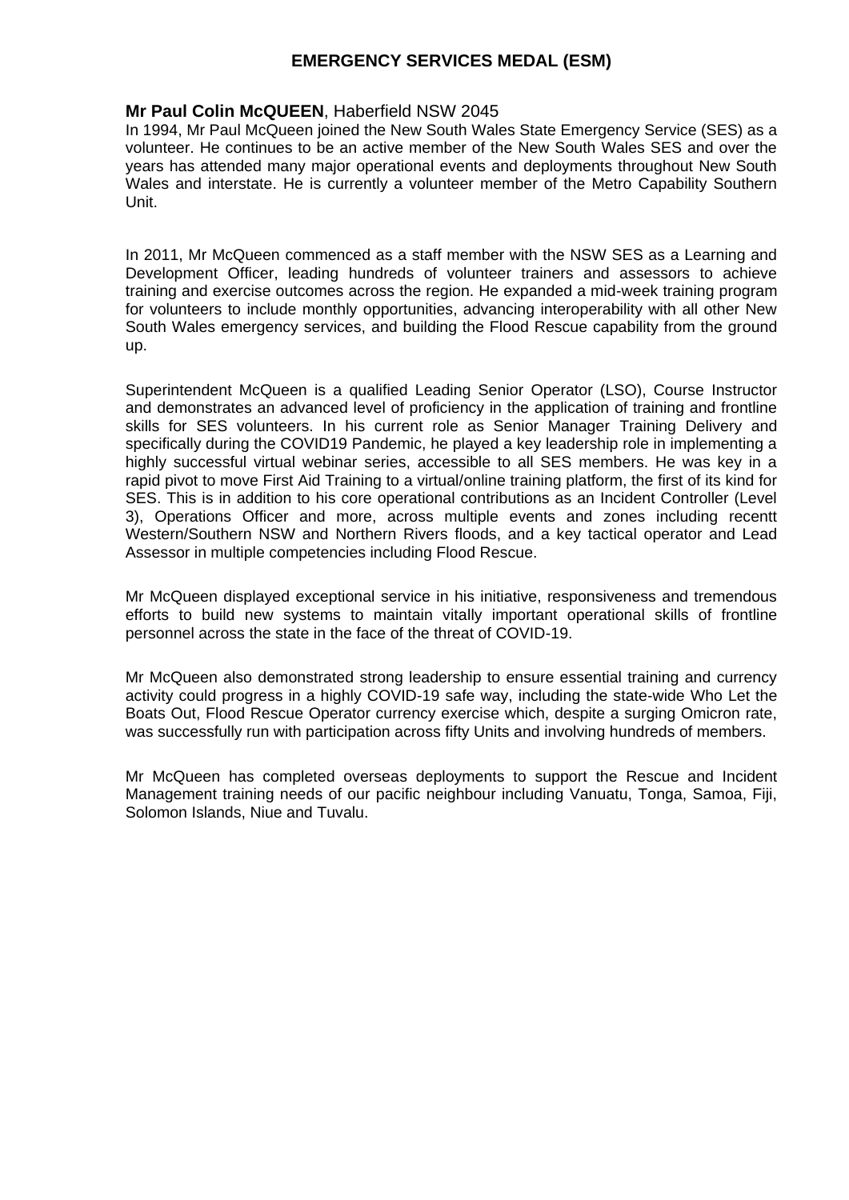# EMERGENCY SERVICES MEDAL (ESM)

**Mr Paul Colin McQUEEN**, Haberfield NSW 2045

In 1994, Mr Paul McQueen joined the New South Wales State Emergency Service (SES) as a volunteer. He continues to be an active member of the New South Wales SES and over the years has attended many major operational events and deployments throughout New South Wales and interstate. He is currently a volunteer member of the Metro Capability Southern Unit.

In 2011, Mr McQueen commenced as a staff member with the NSW SES as a Learning and Development Officer, leading hundreds of volunteer trainers and assessors to achieve training and exercise outcomes across the region. He expanded a mid-week training program for volunteers to include monthly opportunities, advancing interoperability with all other New South Wales emergency services, and building the Flood Rescue capability from the ground up.

Superintendent McQueen is a qualified Leading Senior Operator (LSO), Course Instructor and demonstrates an advanced level of proficiency in the application of training and frontline skills for SES volunteers. In his current role as Senior Manager Training Delivery and specifically during the COVID19 Pandemic, he played a key leadership role in implementing a highly successful virtual webinar series, accessible to all SES members. He was key in a rapid pivot to move First Aid Training to a virtual/online training platform, the first of its kind for SES. This is in addition to his core operational contributions as an Incident Controller (Level 3), Operations Officer and more, across multiple events and zones including recentt Western/Southern NSW and Northern Rivers floods, and a key tactical operator and Lead Assessor in multiple competencies including Flood Rescue.

Mr McQueen displayed exceptional service in his initiative, responsiveness and tremendous efforts to build new systems to maintain vitally important operational skills of frontline personnel across the state in the face of the threat of COVID-19.

Mr McQueen also demonstrated strong leadership to ensure essential training and currency activity could progress in a highly COVID-19 safe way, including the state-wide Who Let the Boats Out, Flood Rescue Operator currency exercise which, despite a surging Omicron rate, was successfully run with participation across fifty Units and involving hundreds of members.

Mr McQueen has completed overseas deployments to support the Rescue and Incident Management training needs of our pacific neighbour including Vanuatu, Tonga, Samoa, Fiji, Solomon Islands, Niue and Tuvalu.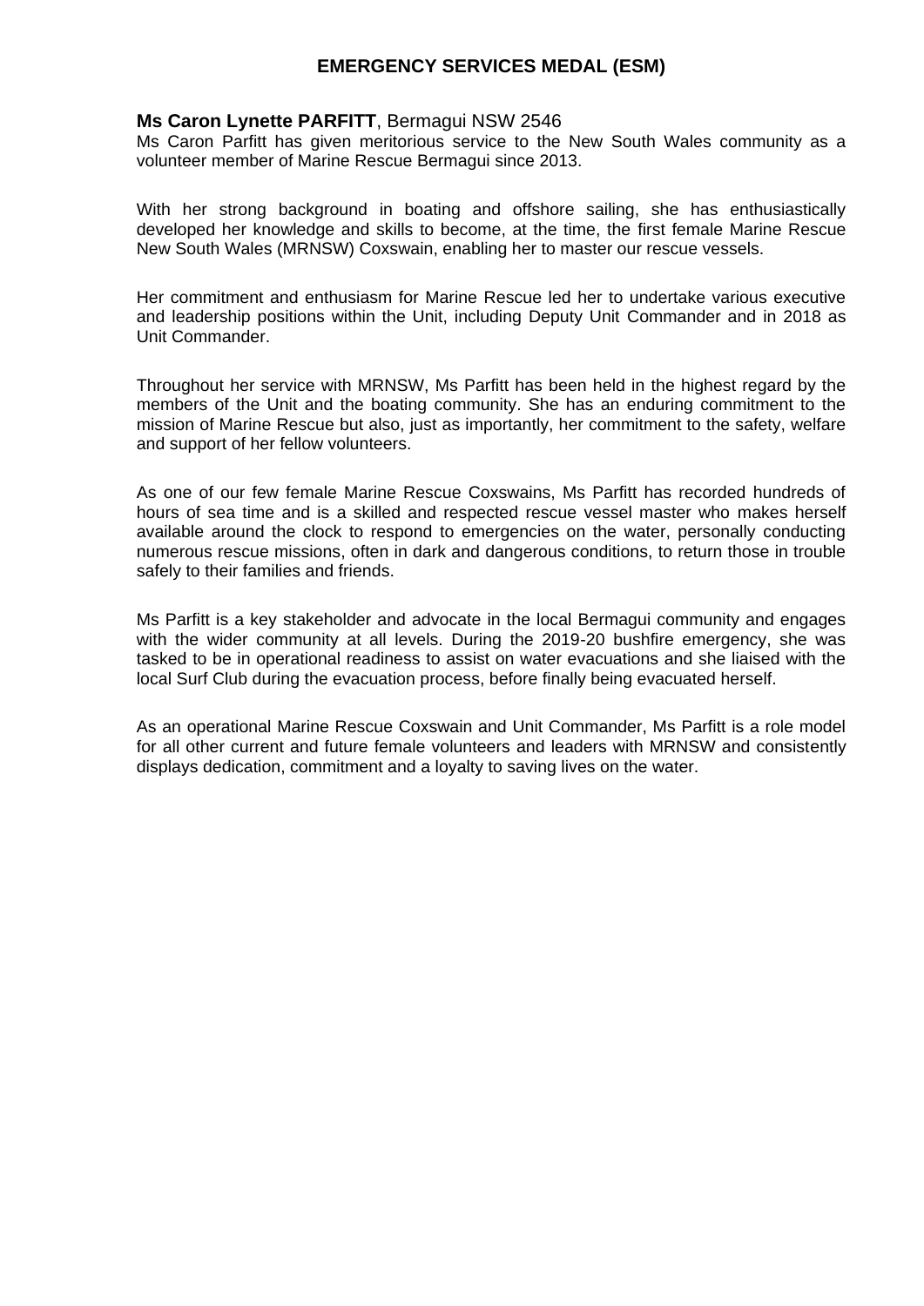## EMERGENCY SERVICES MEDAL (ESM)

**Ms Caron Lynette PARFITT**, Bermagui NSW 2546

Ms Caron Parfitt has given meritorious service to the New South Wales community as a volunteer member of Marine Rescue Bermagui since 2013.

With her strong background in boating and offshore sailing, she has enthusiastically developed her knowledge and skills to become, at the time, the first female Marine Rescue New South Wales (MRNSW) Coxswain, enabling her to master our rescue vessels.

Her commitment and enthusiasm for Marine Rescue led her to undertake various executive and leadership positions within the Unit, including Deputy Unit Commander and in 2018 as Unit Commander.

Throughout her service with MRNSW, Ms Parfitt has been held in the highest regard by the members of the Unit and the boating community. She has an enduring commitment to the mission of Marine Rescue but also, just as importantly, her commitment to the safety, welfare and support of her fellow volunteers.

As one of our few female Marine Rescue Coxswains, Ms Parfitt has recorded hundreds of hours of sea time and is a skilled and respected rescue vessel master who makes herself available around the clock to respond to emergencies on the water, personally conducting numerous rescue missions, often in dark and dangerous conditions, to return those in trouble safely to their families and friends.

Ms Parfitt is a key stakeholder and advocate in the local Bermagui community and engages with the wider community at all levels. During the 2019-20 bushfire emergency, she was tasked to be in operational readiness to assist on water evacuations and she liaised with the local Surf Club during the evacuation process, before finally being evacuated herself.

As an operational Marine Rescue Coxswain and Unit Commander, Ms Parfitt is a role model for all other current and future female volunteers and leaders with MRNSW and consistently displays dedication, commitment and a loyalty to saving lives on the water.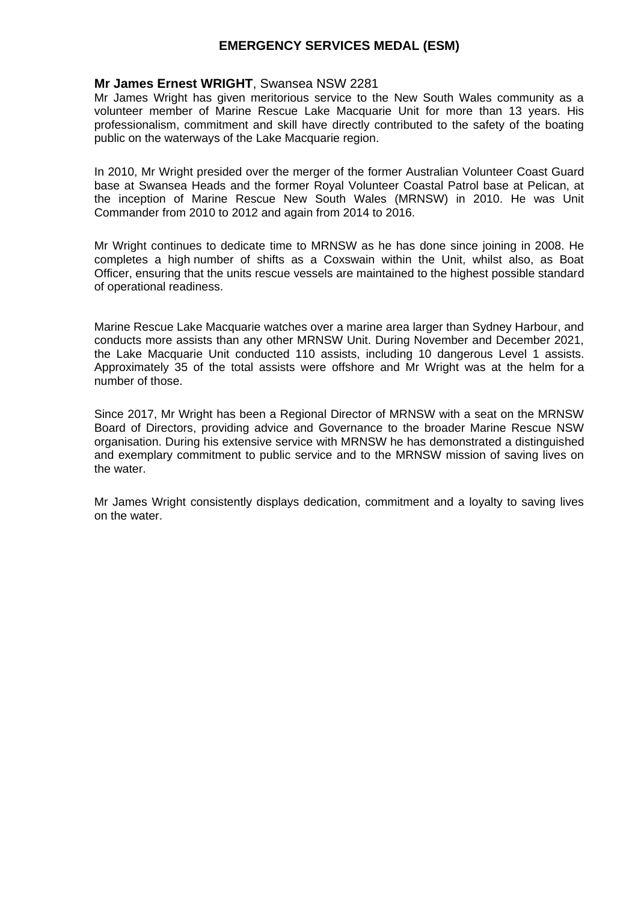# EMERGENCY SERVICES MEDAL (ESM)

**Mr James Ernest WRIGHT**, Swansea NSW 2281

Mr James Wright has given meritorious service to the New South Wales community as a volunteer member of Marine Rescue Lake Macquarie Unit for more than 13 years. His professionalism, commitment and skill have directly contributed to the safety of the boating public on the waterways of the Lake Macquarie region.

In 2010, Mr Wright presided over the merger of the former Australian Volunteer Coast Guard base at Swansea Heads and the former Royal Volunteer Coastal Patrol base at Pelican, at the inception of Marine Rescue New South Wales (MRNSW) in 2010. He was Unit Commander from 2010 to 2012 and again from 2014 to 2016.

Mr Wright continues to dedicate time to MRNSW as he has done since joining in 2008. He completes a high number of shifts as a Coxswain within the Unit, whilst also, as Boat Officer, ensuring that the units rescue vessels are maintained to the highest possible standard of operational readiness.

Marine Rescue Lake Macquarie watches over a marine area larger than Sydney Harbour, and conducts more assists than any other MRNSW Unit. During November and December 2021, the Lake Macquarie Unit conducted 110 assists, including 10 dangerous Level 1 assists. Approximately 35 of the total assists were offshore and Mr Wright was at the helm for a number of those.

Since 2017, Mr Wright has been a Regional Director of MRNSW with a seat on the MRNSW Board of Directors, providing advice and Governance to the broader Marine Rescue NSW organisation. During his extensive service with MRNSW he has demonstrated a distinguished and exemplary commitment to public service and to the MRNSW mission of saving lives on the water.

Mr James Wright consistently displays dedication, commitment and a loyalty to saving lives on the water.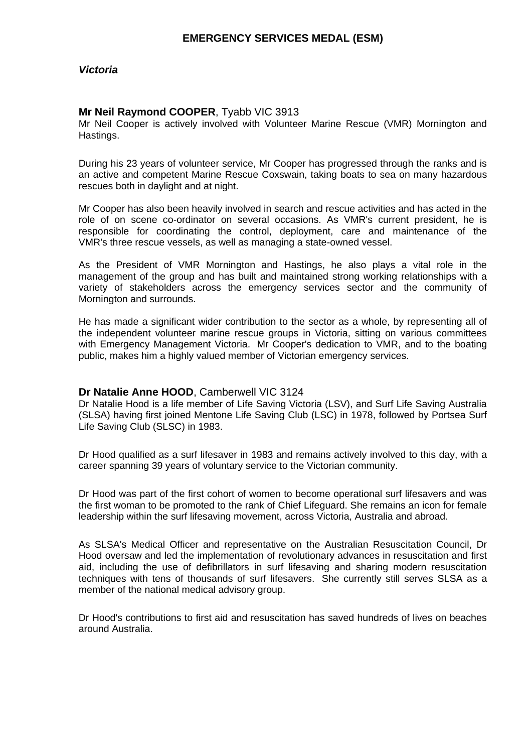## EMERGENCY SERVICES MEDAL (ESM)

### *Victoria*

**Mr Neil Raymond COOPER**, Tyabb VIC 3913
Mr Neil Cooper is actively involved with Volunteer Marine Rescue (VMR) Mornington and Hastings.

During his 23 years of volunteer service, Mr Cooper has progressed through the ranks and is an active and competent Marine Rescue Coxswain, taking boats to sea on many hazardous rescues both in daylight and at night.

Mr Cooper has also been heavily involved in search and rescue activities and has acted in the role of on scene co-ordinator on several occasions. As VMR's current president, he is responsible for coordinating the control, deployment, care and maintenance of the VMR's three rescue vessels, as well as managing a state-owned vessel.

As the President of VMR Mornington and Hastings, he also plays a vital role in the management of the group and has built and maintained strong working relationships with a variety of stakeholders across the emergency services sector and the community of Mornington and surrounds.

He has made a significant wider contribution to the sector as a whole, by representing all of the independent volunteer marine rescue groups in Victoria, sitting on various committees with Emergency Management Victoria. Mr Cooper's dedication to VMR, and to the boating public, makes him a highly valued member of Victorian emergency services.

**Dr Natalie Anne HOOD**, Camberwell VIC 3124
Dr Natalie Hood is a life member of Life Saving Victoria (LSV), and Surf Life Saving Australia (SLSA) having first joined Mentone Life Saving Club (LSC) in 1978, followed by Portsea Surf Life Saving Club (SLSC) in 1983.

Dr Hood qualified as a surf lifesaver in 1983 and remains actively involved to this day, with a career spanning 39 years of voluntary service to the Victorian community.

Dr Hood was part of the first cohort of women to become operational surf lifesavers and was the first woman to be promoted to the rank of Chief Lifeguard. She remains an icon for female leadership within the surf lifesaving movement, across Victoria, Australia and abroad.

As SLSA's Medical Officer and representative on the Australian Resuscitation Council, Dr Hood oversaw and led the implementation of revolutionary advances in resuscitation and first aid, including the use of defibrillators in surf lifesaving and sharing modern resuscitation techniques with tens of thousands of surf lifesavers. She currently still serves SLSA as a member of the national medical advisory group.

Dr Hood's contributions to first aid and resuscitation has saved hundreds of lives on beaches around Australia.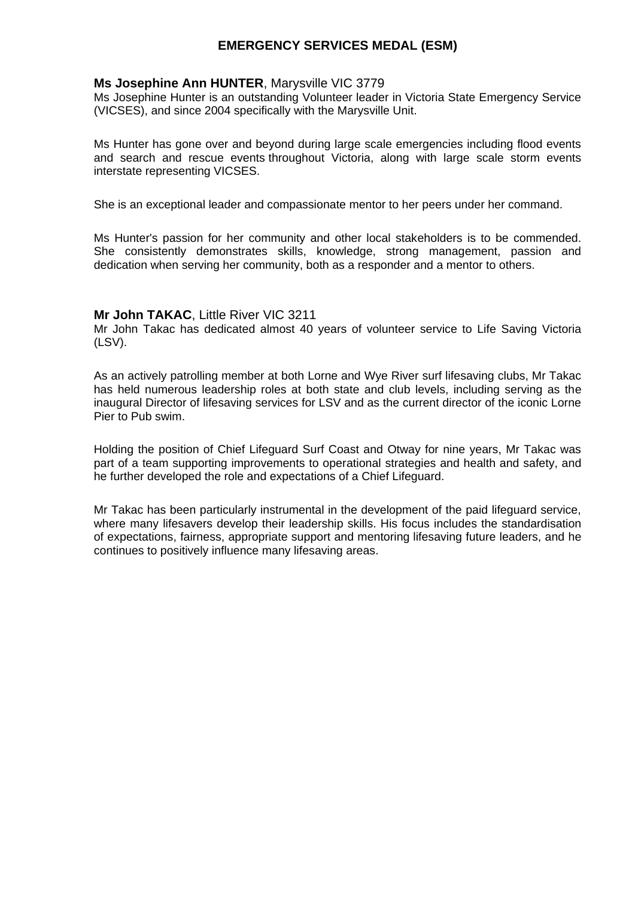## EMERGENCY SERVICES MEDAL (ESM)

**Ms Josephine Ann HUNTER**, Marysville VIC 3779

Ms Josephine Hunter is an outstanding Volunteer leader in Victoria State Emergency Service (VICSES), and since 2004 specifically with the Marysville Unit.

Ms Hunter has gone over and beyond during large scale emergencies including flood events and search and rescue events throughout Victoria, along with large scale storm events interstate representing VICSES.

She is an exceptional leader and compassionate mentor to her peers under her command.

Ms Hunter's passion for her community and other local stakeholders is to be commended. She consistently demonstrates skills, knowledge, strong management, passion and dedication when serving her community, both as a responder and a mentor to others.

**Mr John TAKAC**, Little River VIC 3211

Mr John Takac has dedicated almost 40 years of volunteer service to Life Saving Victoria (LSV).

As an actively patrolling member at both Lorne and Wye River surf lifesaving clubs, Mr Takac has held numerous leadership roles at both state and club levels, including serving as the inaugural Director of lifesaving services for LSV and as the current director of the iconic Lorne Pier to Pub swim.

Holding the position of Chief Lifeguard Surf Coast and Otway for nine years, Mr Takac was part of a team supporting improvements to operational strategies and health and safety, and he further developed the role and expectations of a Chief Lifeguard.

Mr Takac has been particularly instrumental in the development of the paid lifeguard service, where many lifesavers develop their leadership skills. His focus includes the standardisation of expectations, fairness, appropriate support and mentoring lifesaving future leaders, and he continues to positively influence many lifesaving areas.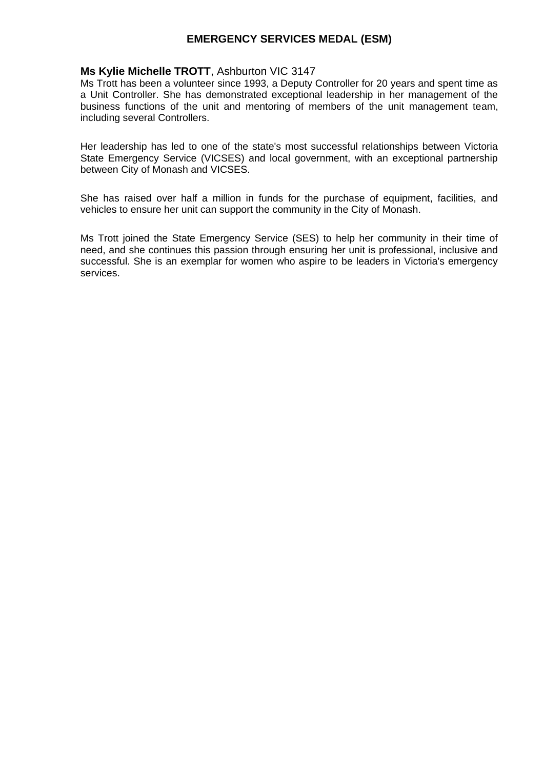## EMERGENCY SERVICES MEDAL (ESM)

**Ms Kylie Michelle TROTT**, Ashburton VIC 3147
Ms Trott has been a volunteer since 1993, a Deputy Controller for 20 years and spent time as a Unit Controller. She has demonstrated exceptional leadership in her management of the business functions of the unit and mentoring of members of the unit management team, including several Controllers.

Her leadership has led to one of the state's most successful relationships between Victoria State Emergency Service (VICSES) and local government, with an exceptional partnership between City of Monash and VICSES.

She has raised over half a million in funds for the purchase of equipment, facilities, and vehicles to ensure her unit can support the community in the City of Monash.

Ms Trott joined the State Emergency Service (SES) to help her community in their time of need, and she continues this passion through ensuring her unit is professional, inclusive and successful. She is an exemplar for women who aspire to be leaders in Victoria's emergency services.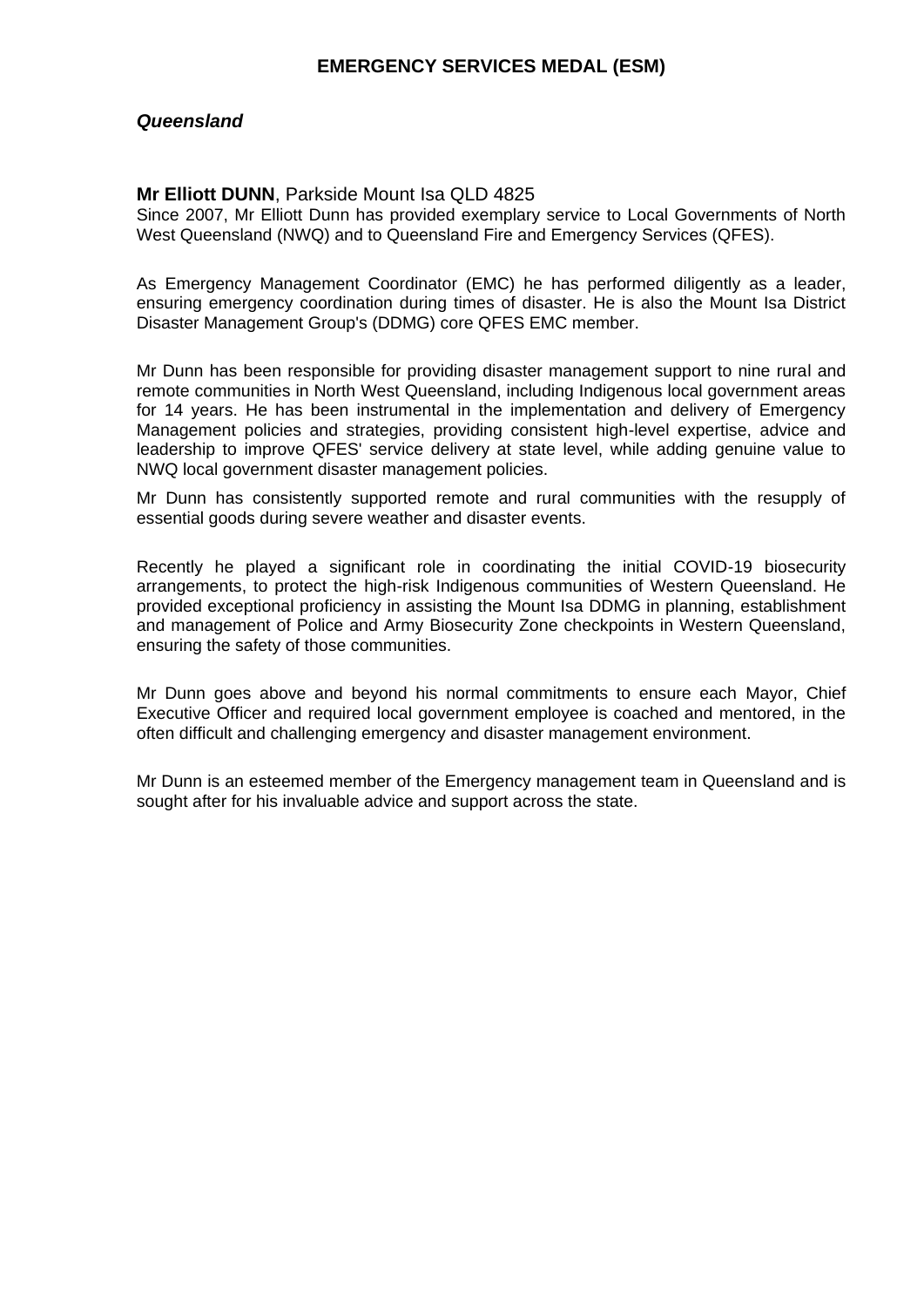## EMERGENCY SERVICES MEDAL (ESM)

### *Queensland*

**Mr Elliott DUNN**, Parkside Mount Isa QLD 4825

Since 2007, Mr Elliott Dunn has provided exemplary service to Local Governments of North West Queensland (NWQ) and to Queensland Fire and Emergency Services (QFES).

As Emergency Management Coordinator (EMC) he has performed diligently as a leader, ensuring emergency coordination during times of disaster. He is also the Mount Isa District Disaster Management Group's (DDMG) core QFES EMC member.

Mr Dunn has been responsible for providing disaster management support to nine rural and remote communities in North West Queensland, including Indigenous local government areas for 14 years. He has been instrumental in the implementation and delivery of Emergency Management policies and strategies, providing consistent high-level expertise, advice and leadership to improve QFES' service delivery at state level, while adding genuine value to NWQ local government disaster management policies.

Mr Dunn has consistently supported remote and rural communities with the resupply of essential goods during severe weather and disaster events.

Recently he played a significant role in coordinating the initial COVID-19 biosecurity arrangements, to protect the high-risk Indigenous communities of Western Queensland. He provided exceptional proficiency in assisting the Mount Isa DDMG in planning, establishment and management of Police and Army Biosecurity Zone checkpoints in Western Queensland, ensuring the safety of those communities.

Mr Dunn goes above and beyond his normal commitments to ensure each Mayor, Chief Executive Officer and required local government employee is coached and mentored, in the often difficult and challenging emergency and disaster management environment.

Mr Dunn is an esteemed member of the Emergency management team in Queensland and is sought after for his invaluable advice and support across the state.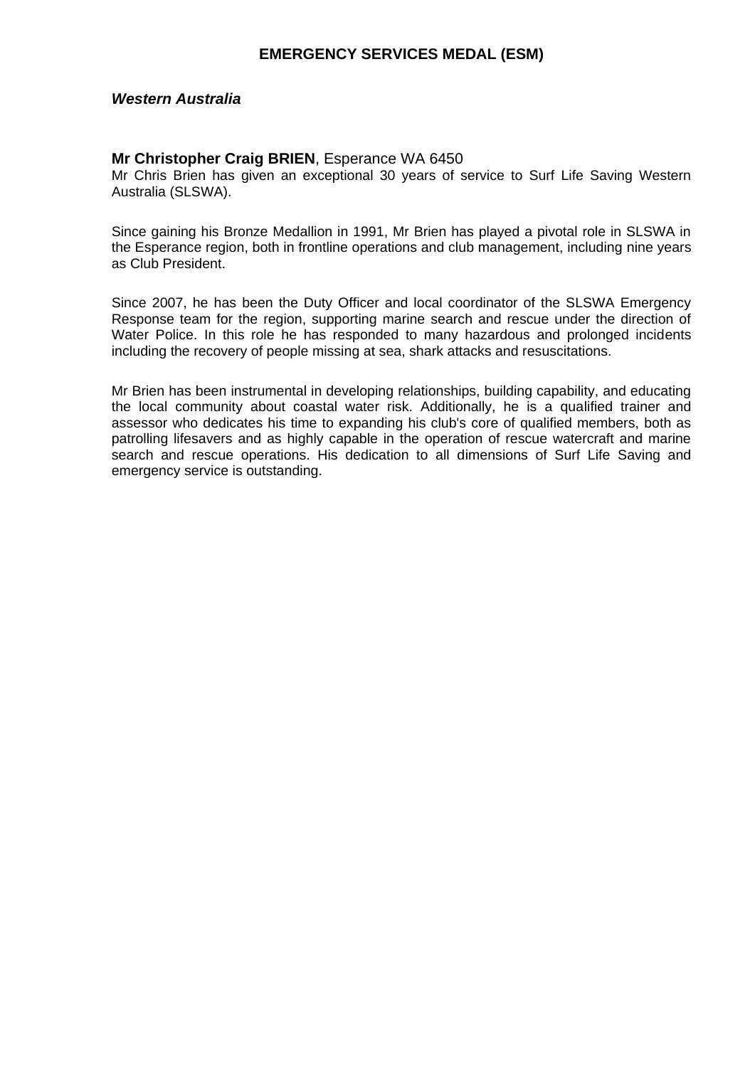## EMERGENCY SERVICES MEDAL (ESM)

### *Western Australia*

**Mr Christopher Craig BRIEN**, Esperance WA 6450

Mr Chris Brien has given an exceptional 30 years of service to Surf Life Saving Western Australia (SLSWA).

Since gaining his Bronze Medallion in 1991, Mr Brien has played a pivotal role in SLSWA in the Esperance region, both in frontline operations and club management, including nine years as Club President.

Since 2007, he has been the Duty Officer and local coordinator of the SLSWA Emergency Response team for the region, supporting marine search and rescue under the direction of Water Police. In this role he has responded to many hazardous and prolonged incidents including the recovery of people missing at sea, shark attacks and resuscitations.

Mr Brien has been instrumental in developing relationships, building capability, and educating the local community about coastal water risk. Additionally, he is a qualified trainer and assessor who dedicates his time to expanding his club's core of qualified members, both as patrolling lifesavers and as highly capable in the operation of rescue watercraft and marine search and rescue operations. His dedication to all dimensions of Surf Life Saving and emergency service is outstanding.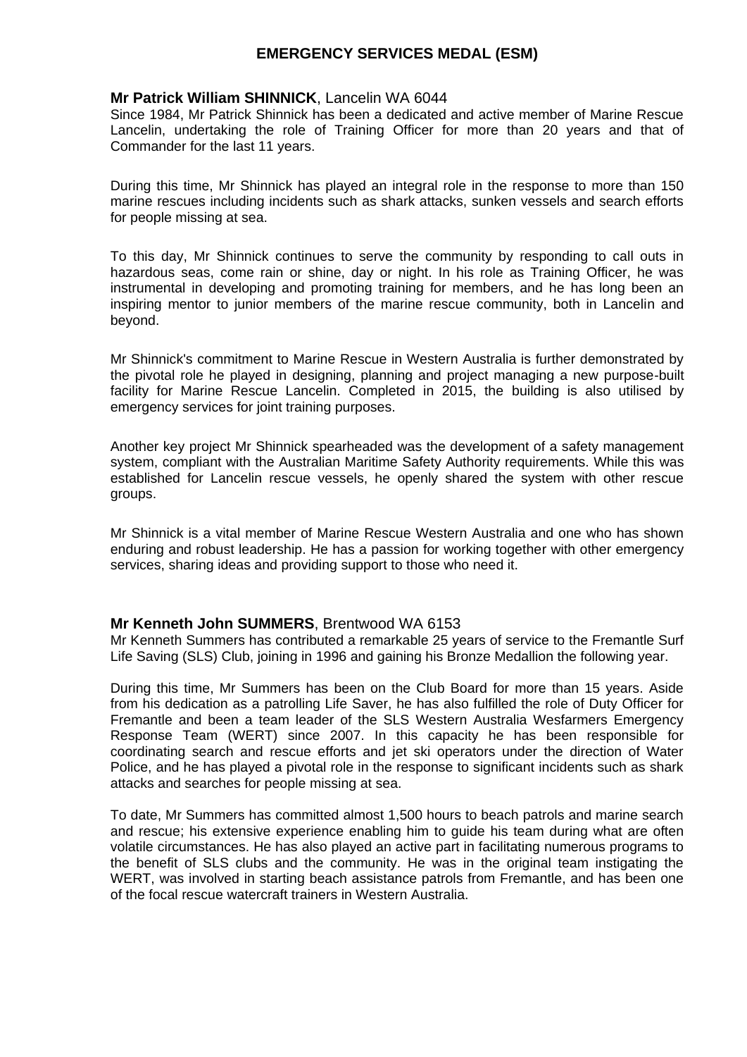# EMERGENCY SERVICES MEDAL (ESM)

**Mr Patrick William SHINNICK**, Lancelin WA 6044

Since 1984, Mr Patrick Shinnick has been a dedicated and active member of Marine Rescue Lancelin, undertaking the role of Training Officer for more than 20 years and that of Commander for the last 11 years.

During this time, Mr Shinnick has played an integral role in the response to more than 150 marine rescues including incidents such as shark attacks, sunken vessels and search efforts for people missing at sea.

To this day, Mr Shinnick continues to serve the community by responding to call outs in hazardous seas, come rain or shine, day or night. In his role as Training Officer, he was instrumental in developing and promoting training for members, and he has long been an inspiring mentor to junior members of the marine rescue community, both in Lancelin and beyond.

Mr Shinnick's commitment to Marine Rescue in Western Australia is further demonstrated by the pivotal role he played in designing, planning and project managing a new purpose-built facility for Marine Rescue Lancelin. Completed in 2015, the building is also utilised by emergency services for joint training purposes.

Another key project Mr Shinnick spearheaded was the development of a safety management system, compliant with the Australian Maritime Safety Authority requirements. While this was established for Lancelin rescue vessels, he openly shared the system with other rescue groups.

Mr Shinnick is a vital member of Marine Rescue Western Australia and one who has shown enduring and robust leadership. He has a passion for working together with other emergency services, sharing ideas and providing support to those who need it.

**Mr Kenneth John SUMMERS**, Brentwood WA 6153

Mr Kenneth Summers has contributed a remarkable 25 years of service to the Fremantle Surf Life Saving (SLS) Club, joining in 1996 and gaining his Bronze Medallion the following year.

During this time, Mr Summers has been on the Club Board for more than 15 years. Aside from his dedication as a patrolling Life Saver, he has also fulfilled the role of Duty Officer for Fremantle and been a team leader of the SLS Western Australia Wesfarmers Emergency Response Team (WERT) since 2007. In this capacity he has been responsible for coordinating search and rescue efforts and jet ski operators under the direction of Water Police, and he has played a pivotal role in the response to significant incidents such as shark attacks and searches for people missing at sea.

To date, Mr Summers has committed almost 1,500 hours to beach patrols and marine search and rescue; his extensive experience enabling him to guide his team during what are often volatile circumstances. He has also played an active part in facilitating numerous programs to the benefit of SLS clubs and the community. He was in the original team instigating the WERT, was involved in starting beach assistance patrols from Fremantle, and has been one of the focal rescue watercraft trainers in Western Australia.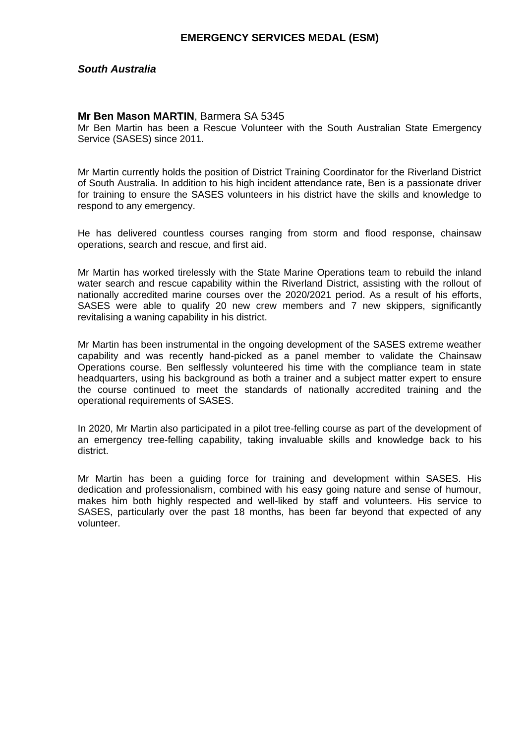# EMERGENCY SERVICES MEDAL (ESM)

## *South Australia*

**Mr Ben Mason MARTIN**, Barmera SA 5345

Mr Ben Martin has been a Rescue Volunteer with the South Australian State Emergency Service (SASES) since 2011.

Mr Martin currently holds the position of District Training Coordinator for the Riverland District of South Australia. In addition to his high incident attendance rate, Ben is a passionate driver for training to ensure the SASES volunteers in his district have the skills and knowledge to respond to any emergency.

He has delivered countless courses ranging from storm and flood response, chainsaw operations, search and rescue, and first aid.

Mr Martin has worked tirelessly with the State Marine Operations team to rebuild the inland water search and rescue capability within the Riverland District, assisting with the rollout of nationally accredited marine courses over the 2020/2021 period. As a result of his efforts, SASES were able to qualify 20 new crew members and 7 new skippers, significantly revitalising a waning capability in his district.

Mr Martin has been instrumental in the ongoing development of the SASES extreme weather capability and was recently hand-picked as a panel member to validate the Chainsaw Operations course. Ben selflessly volunteered his time with the compliance team in state headquarters, using his background as both a trainer and a subject matter expert to ensure the course continued to meet the standards of nationally accredited training and the operational requirements of SASES.

In 2020, Mr Martin also participated in a pilot tree-felling course as part of the development of an emergency tree-felling capability, taking invaluable skills and knowledge back to his district.

Mr Martin has been a guiding force for training and development within SASES. His dedication and professionalism, combined with his easy going nature and sense of humour, makes him both highly respected and well-liked by staff and volunteers. His service to SASES, particularly over the past 18 months, has been far beyond that expected of any volunteer.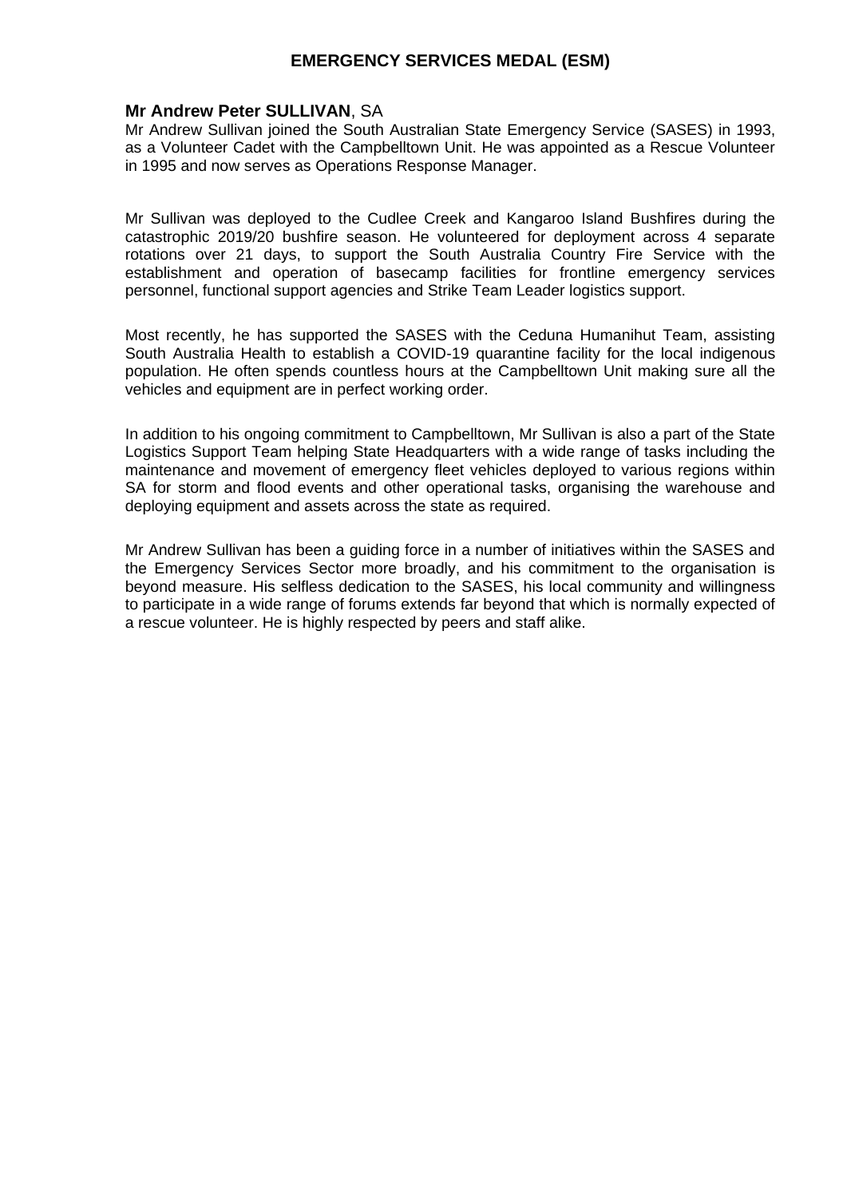# EMERGENCY SERVICES MEDAL (ESM)

**Mr Andrew Peter SULLIVAN**, SA

Mr Andrew Sullivan joined the South Australian State Emergency Service (SASES) in 1993, as a Volunteer Cadet with the Campbelltown Unit. He was appointed as a Rescue Volunteer in 1995 and now serves as Operations Response Manager.

Mr Sullivan was deployed to the Cudlee Creek and Kangaroo Island Bushfires during the catastrophic 2019/20 bushfire season. He volunteered for deployment across 4 separate rotations over 21 days, to support the South Australia Country Fire Service with the establishment and operation of basecamp facilities for frontline emergency services personnel, functional support agencies and Strike Team Leader logistics support.

Most recently, he has supported the SASES with the Ceduna Humanihut Team, assisting South Australia Health to establish a COVID-19 quarantine facility for the local indigenous population. He often spends countless hours at the Campbelltown Unit making sure all the vehicles and equipment are in perfect working order.

In addition to his ongoing commitment to Campbelltown, Mr Sullivan is also a part of the State Logistics Support Team helping State Headquarters with a wide range of tasks including the maintenance and movement of emergency fleet vehicles deployed to various regions within SA for storm and flood events and other operational tasks, organising the warehouse and deploying equipment and assets across the state as required.

Mr Andrew Sullivan has been a guiding force in a number of initiatives within the SASES and the Emergency Services Sector more broadly, and his commitment to the organisation is beyond measure. His selfless dedication to the SASES, his local community and willingness to participate in a wide range of forums extends far beyond that which is normally expected of a rescue volunteer. He is highly respected by peers and staff alike.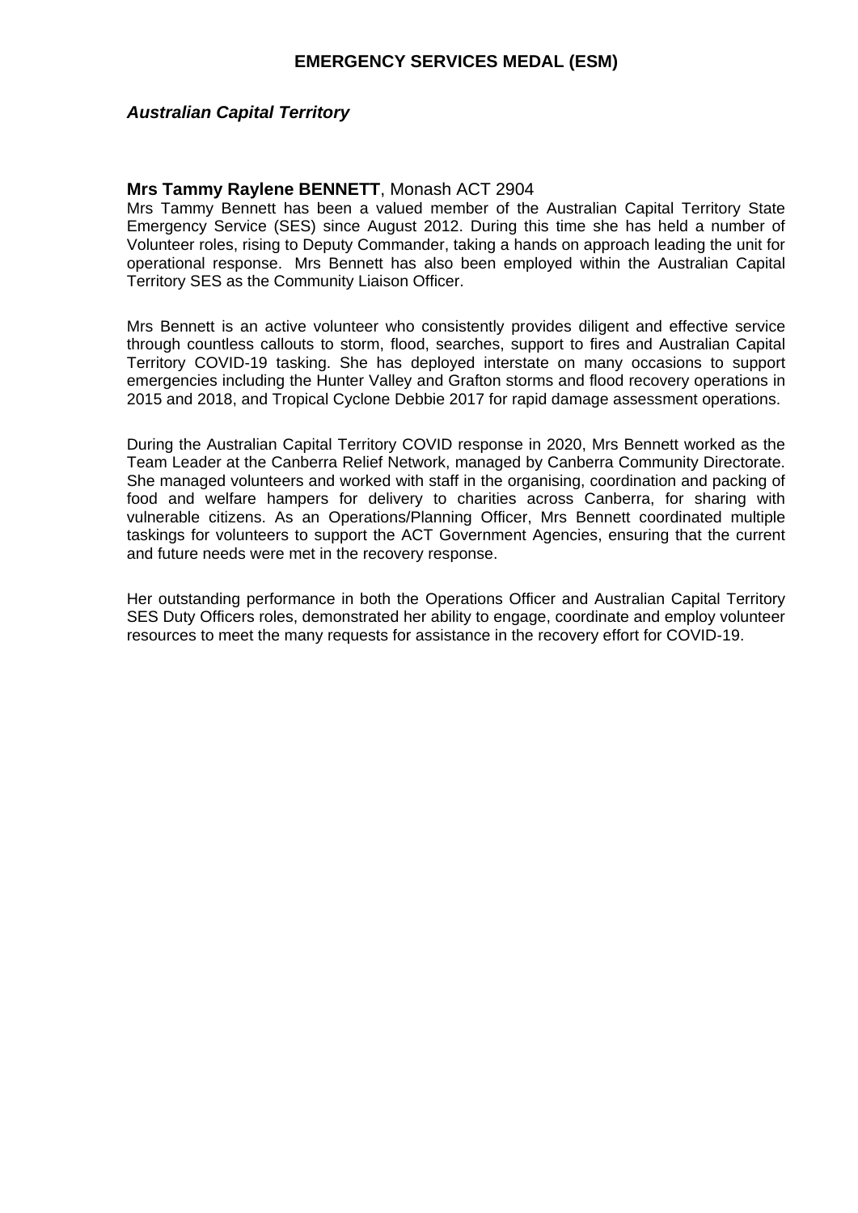## EMERGENCY SERVICES MEDAL (ESM)

### *Australian Capital Territory*

**Mrs Tammy Raylene BENNETT**, Monash ACT 2904

Mrs Tammy Bennett has been a valued member of the Australian Capital Territory State Emergency Service (SES) since August 2012. During this time she has held a number of Volunteer roles, rising to Deputy Commander, taking a hands on approach leading the unit for operational response. Mrs Bennett has also been employed within the Australian Capital Territory SES as the Community Liaison Officer.

Mrs Bennett is an active volunteer who consistently provides diligent and effective service through countless callouts to storm, flood, searches, support to fires and Australian Capital Territory COVID-19 tasking. She has deployed interstate on many occasions to support emergencies including the Hunter Valley and Grafton storms and flood recovery operations in 2015 and 2018, and Tropical Cyclone Debbie 2017 for rapid damage assessment operations.

During the Australian Capital Territory COVID response in 2020, Mrs Bennett worked as the Team Leader at the Canberra Relief Network, managed by Canberra Community Directorate. She managed volunteers and worked with staff in the organising, coordination and packing of food and welfare hampers for delivery to charities across Canberra, for sharing with vulnerable citizens. As an Operations/Planning Officer, Mrs Bennett coordinated multiple taskings for volunteers to support the ACT Government Agencies, ensuring that the current and future needs were met in the recovery response.

Her outstanding performance in both the Operations Officer and Australian Capital Territory SES Duty Officers roles, demonstrated her ability to engage, coordinate and employ volunteer resources to meet the many requests for assistance in the recovery effort for COVID-19.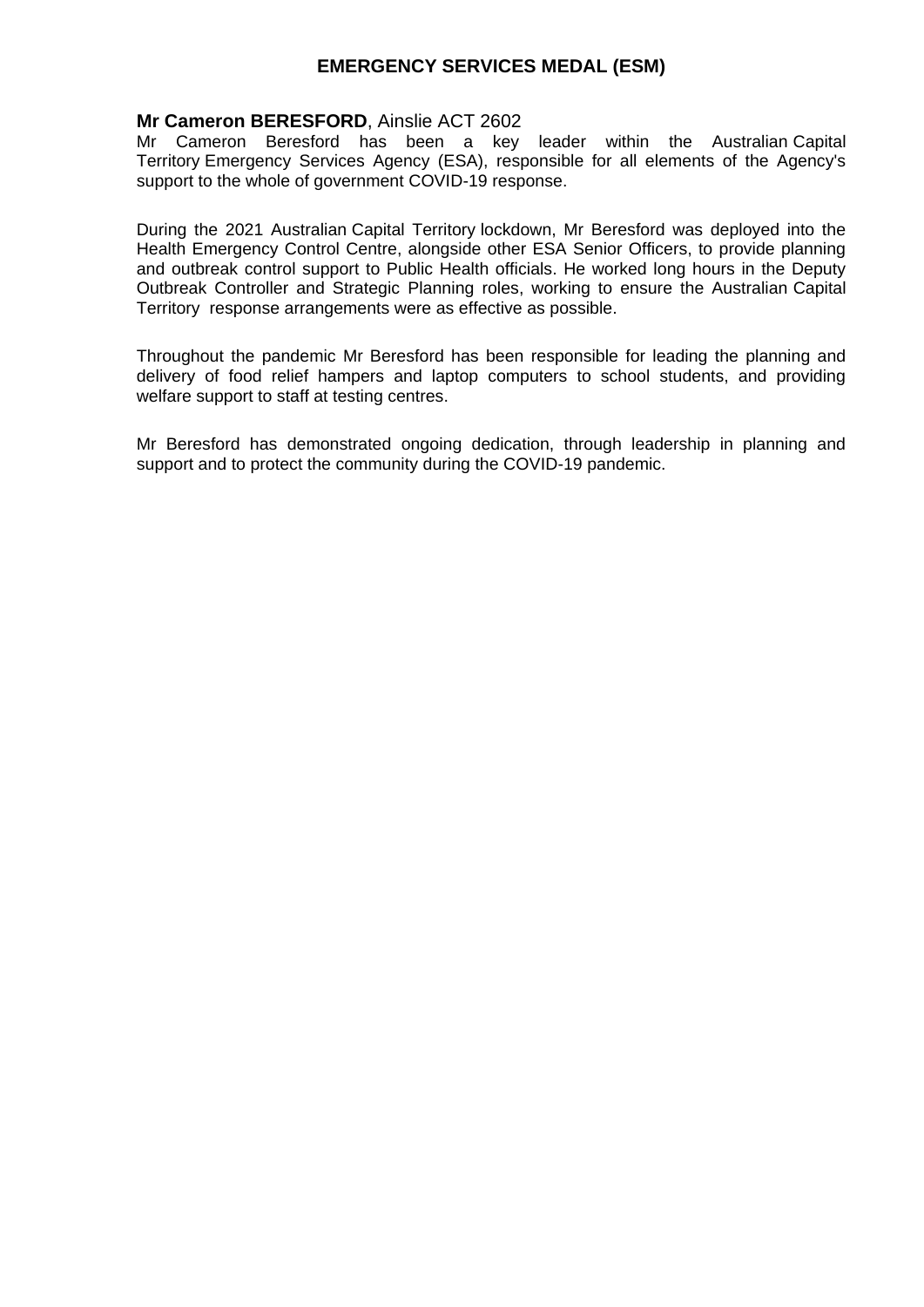## EMERGENCY SERVICES MEDAL (ESM)

**Mr Cameron BERESFORD**, Ainslie ACT 2602
Mr Cameron Beresford has been a key leader within the Australian Capital Territory Emergency Services Agency (ESA), responsible for all elements of the Agency's support to the whole of government COVID-19 response.

During the 2021 Australian Capital Territory lockdown, Mr Beresford was deployed into the Health Emergency Control Centre, alongside other ESA Senior Officers, to provide planning and outbreak control support to Public Health officials. He worked long hours in the Deputy Outbreak Controller and Strategic Planning roles, working to ensure the Australian Capital Territory response arrangements were as effective as possible.

Throughout the pandemic Mr Beresford has been responsible for leading the planning and delivery of food relief hampers and laptop computers to school students, and providing welfare support to staff at testing centres.

Mr Beresford has demonstrated ongoing dedication, through leadership in planning and support and to protect the community during the COVID-19 pandemic.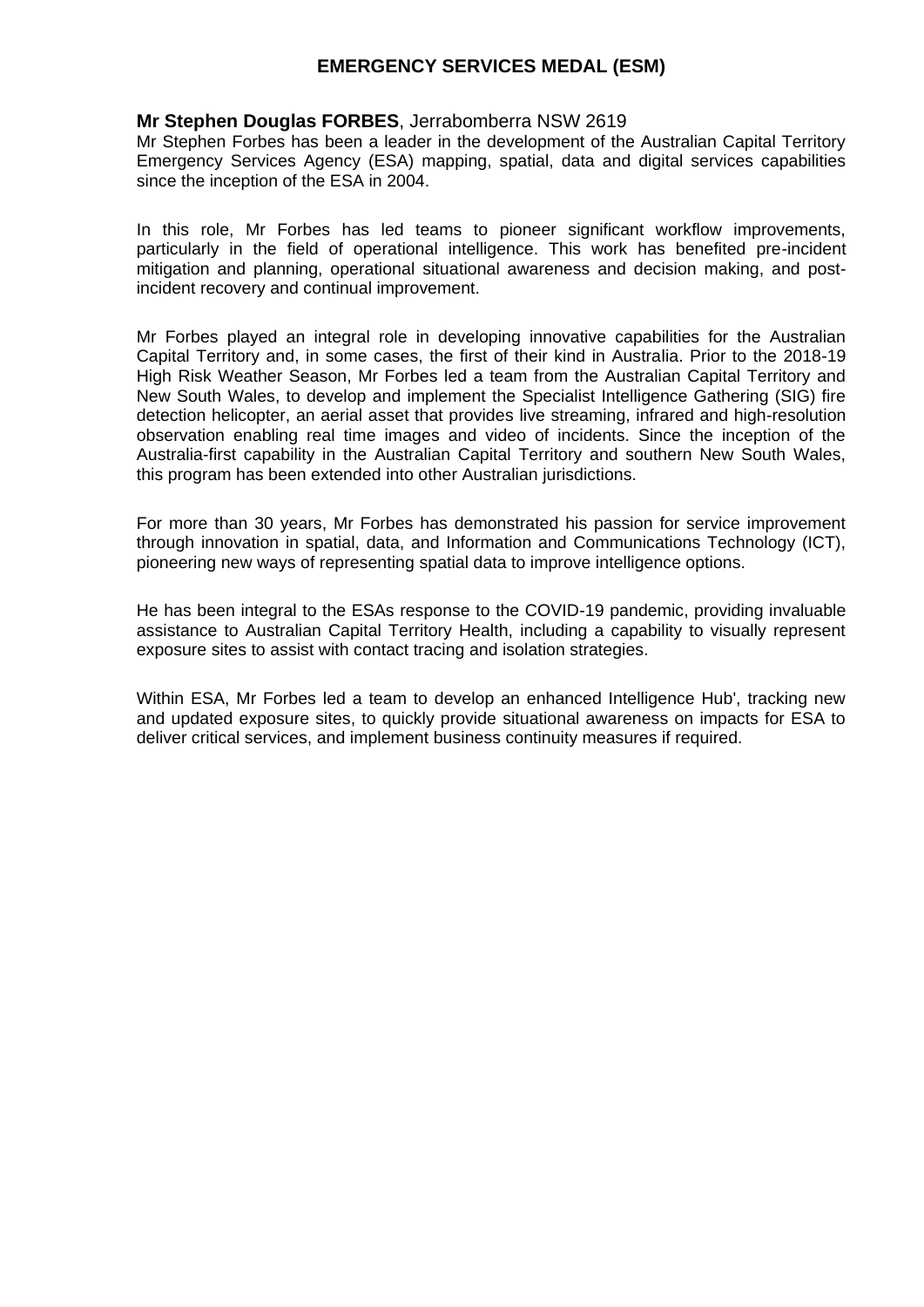# EMERGENCY SERVICES MEDAL (ESM)

**Mr Stephen Douglas FORBES**, Jerrabomberra NSW 2619

Mr Stephen Forbes has been a leader in the development of the Australian Capital Territory Emergency Services Agency (ESA) mapping, spatial, data and digital services capabilities since the inception of the ESA in 2004.

In this role, Mr Forbes has led teams to pioneer significant workflow improvements, particularly in the field of operational intelligence. This work has benefited pre-incident mitigation and planning, operational situational awareness and decision making, and post-incident recovery and continual improvement.

Mr Forbes played an integral role in developing innovative capabilities for the Australian Capital Territory and, in some cases, the first of their kind in Australia. Prior to the 2018-19 High Risk Weather Season, Mr Forbes led a team from the Australian Capital Territory and New South Wales, to develop and implement the Specialist Intelligence Gathering (SIG) fire detection helicopter, an aerial asset that provides live streaming, infrared and high-resolution observation enabling real time images and video of incidents. Since the inception of the Australia-first capability in the Australian Capital Territory and southern New South Wales, this program has been extended into other Australian jurisdictions.

For more than 30 years, Mr Forbes has demonstrated his passion for service improvement through innovation in spatial, data, and Information and Communications Technology (ICT), pioneering new ways of representing spatial data to improve intelligence options.

He has been integral to the ESAs response to the COVID-19 pandemic, providing invaluable assistance to Australian Capital Territory Health, including a capability to visually represent exposure sites to assist with contact tracing and isolation strategies.

Within ESA, Mr Forbes led a team to develop an enhanced Intelligence Hub', tracking new and updated exposure sites, to quickly provide situational awareness on impacts for ESA to deliver critical services, and implement business continuity measures if required.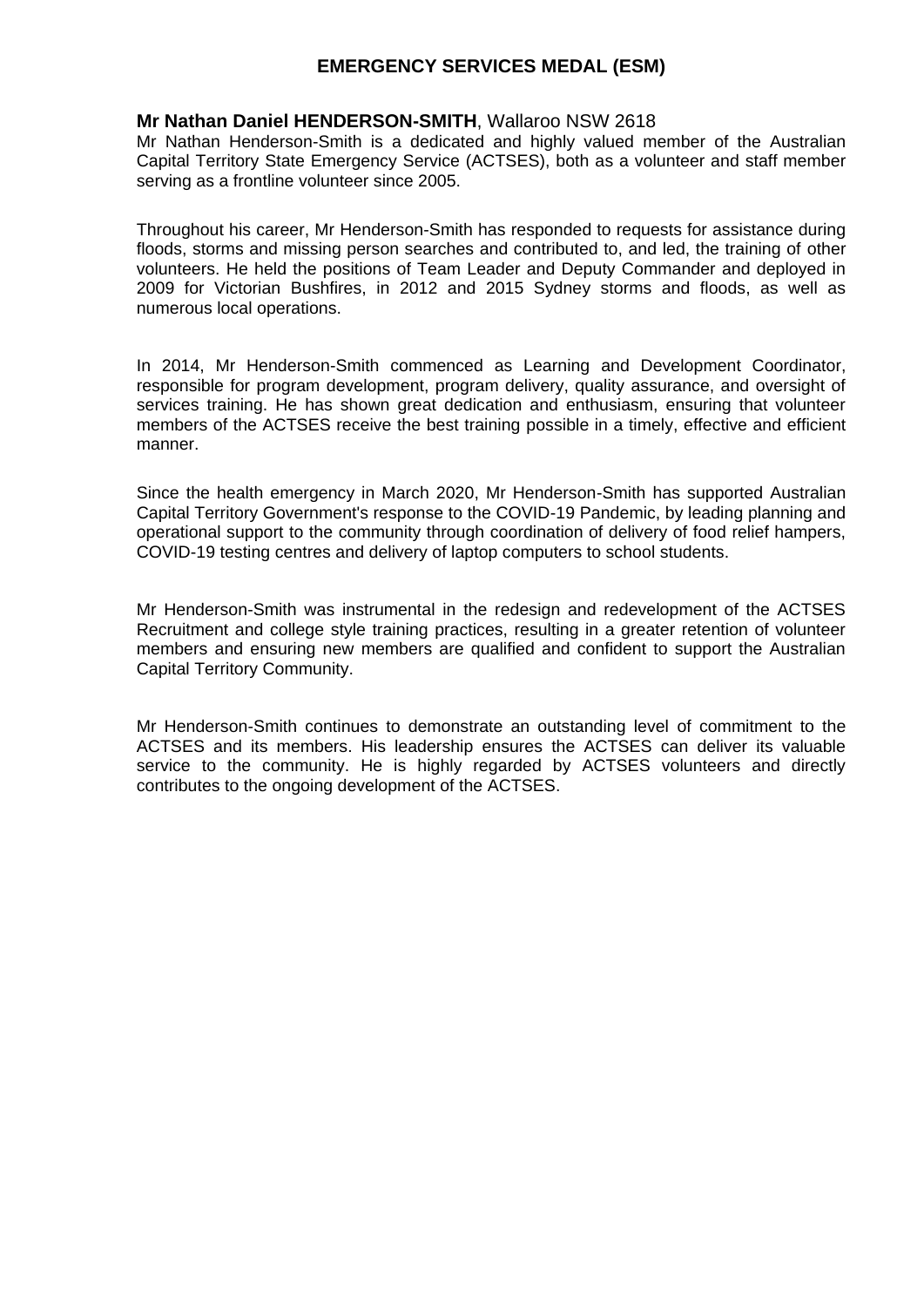## EMERGENCY SERVICES MEDAL (ESM)

**Mr Nathan Daniel HENDERSON-SMITH**, Wallaroo NSW 2618

Mr Nathan Henderson-Smith is a dedicated and highly valued member of the Australian Capital Territory State Emergency Service (ACTSES), both as a volunteer and staff member serving as a frontline volunteer since 2005.

Throughout his career, Mr Henderson-Smith has responded to requests for assistance during floods, storms and missing person searches and contributed to, and led, the training of other volunteers. He held the positions of Team Leader and Deputy Commander and deployed in 2009 for Victorian Bushfires, in 2012 and 2015 Sydney storms and floods, as well as numerous local operations.

In 2014, Mr Henderson-Smith commenced as Learning and Development Coordinator, responsible for program development, program delivery, quality assurance, and oversight of services training. He has shown great dedication and enthusiasm, ensuring that volunteer members of the ACTSES receive the best training possible in a timely, effective and efficient manner.

Since the health emergency in March 2020, Mr Henderson-Smith has supported Australian Capital Territory Government's response to the COVID-19 Pandemic, by leading planning and operational support to the community through coordination of delivery of food relief hampers, COVID-19 testing centres and delivery of laptop computers to school students.

Mr Henderson-Smith was instrumental in the redesign and redevelopment of the ACTSES Recruitment and college style training practices, resulting in a greater retention of volunteer members and ensuring new members are qualified and confident to support the Australian Capital Territory Community.

Mr Henderson-Smith continues to demonstrate an outstanding level of commitment to the ACTSES and its members. His leadership ensures the ACTSES can deliver its valuable service to the community. He is highly regarded by ACTSES volunteers and directly contributes to the ongoing development of the ACTSES.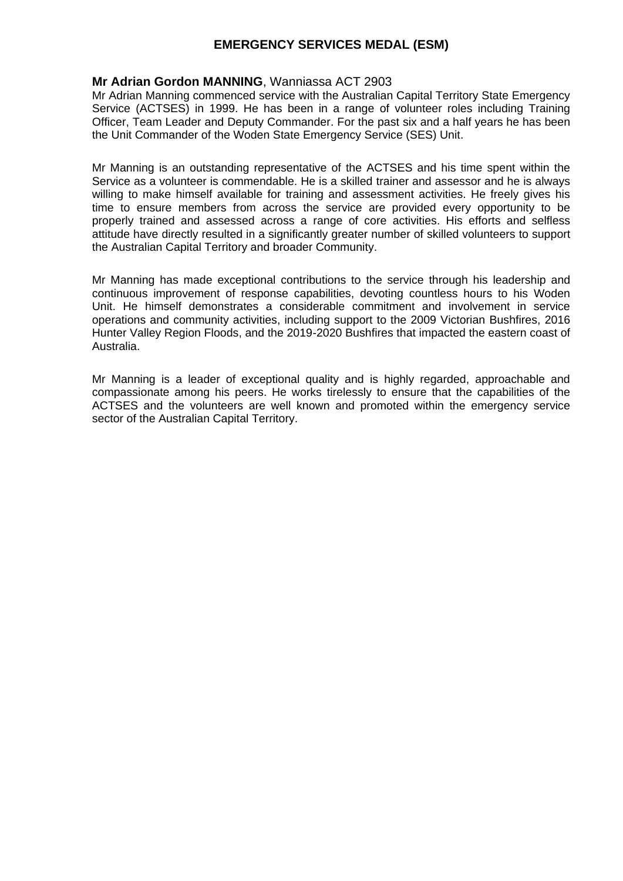## EMERGENCY SERVICES MEDAL (ESM)

**Mr Adrian Gordon MANNING**, Wanniassa ACT 2903

Mr Adrian Manning commenced service with the Australian Capital Territory State Emergency Service (ACTSES) in 1999. He has been in a range of volunteer roles including Training Officer, Team Leader and Deputy Commander. For the past six and a half years he has been the Unit Commander of the Woden State Emergency Service (SES) Unit.

Mr Manning is an outstanding representative of the ACTSES and his time spent within the Service as a volunteer is commendable. He is a skilled trainer and assessor and he is always willing to make himself available for training and assessment activities. He freely gives his time to ensure members from across the service are provided every opportunity to be properly trained and assessed across a range of core activities. His efforts and selfless attitude have directly resulted in a significantly greater number of skilled volunteers to support the Australian Capital Territory and broader Community.

Mr Manning has made exceptional contributions to the service through his leadership and continuous improvement of response capabilities, devoting countless hours to his Woden Unit. He himself demonstrates a considerable commitment and involvement in service operations and community activities, including support to the 2009 Victorian Bushfires, 2016 Hunter Valley Region Floods, and the 2019-2020 Bushfires that impacted the eastern coast of Australia.

Mr Manning is a leader of exceptional quality and is highly regarded, approachable and compassionate among his peers. He works tirelessly to ensure that the capabilities of the ACTSES and the volunteers are well known and promoted within the emergency service sector of the Australian Capital Territory.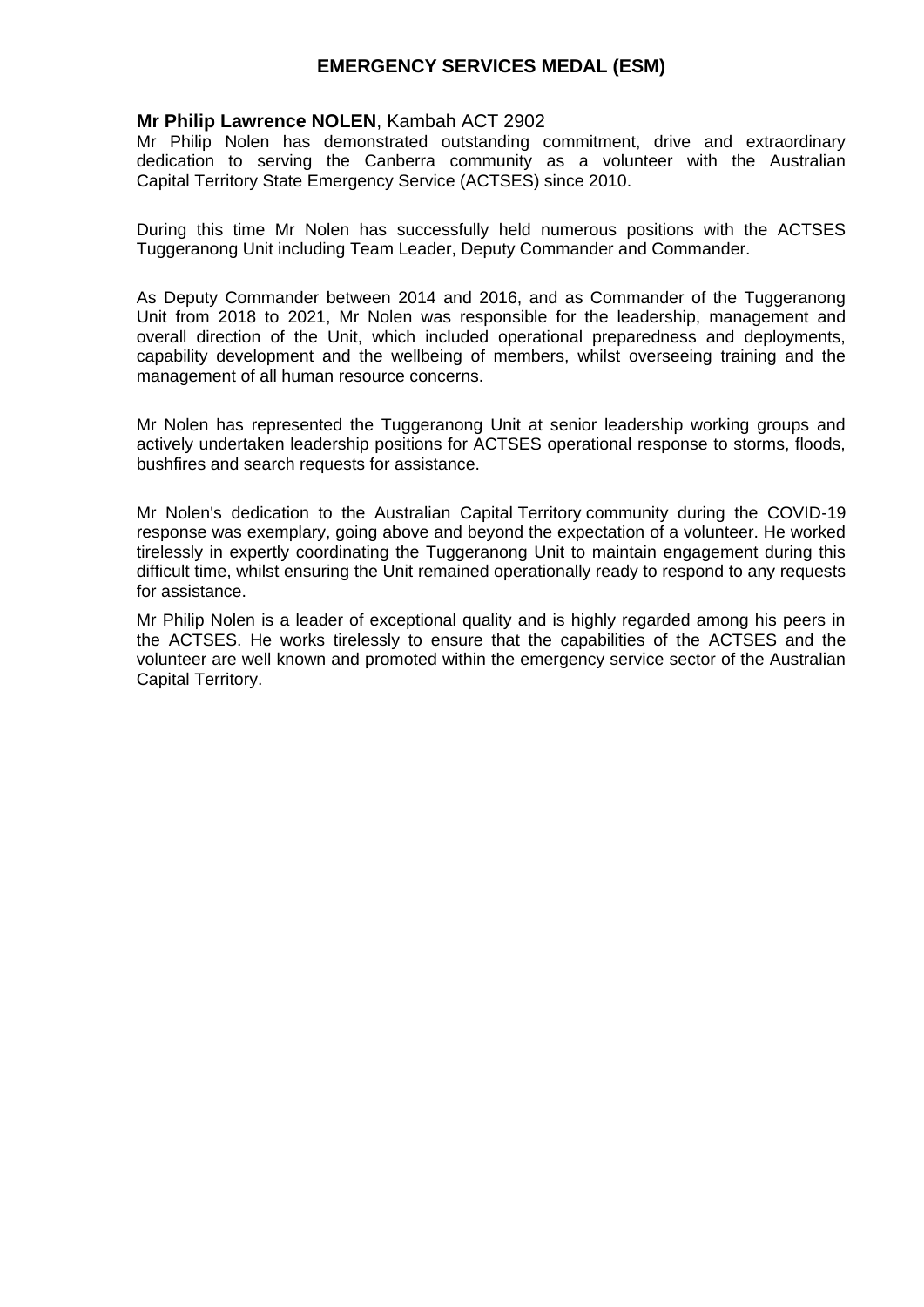## EMERGENCY SERVICES MEDAL (ESM)

**Mr Philip Lawrence NOLEN**, Kambah ACT 2902

Mr Philip Nolen has demonstrated outstanding commitment, drive and extraordinary dedication to serving the Canberra community as a volunteer with the Australian Capital Territory State Emergency Service (ACTSES) since 2010.

During this time Mr Nolen has successfully held numerous positions with the ACTSES Tuggeranong Unit including Team Leader, Deputy Commander and Commander.

As Deputy Commander between 2014 and 2016, and as Commander of the Tuggeranong Unit from 2018 to 2021, Mr Nolen was responsible for the leadership, management and overall direction of the Unit, which included operational preparedness and deployments, capability development and the wellbeing of members, whilst overseeing training and the management of all human resource concerns.

Mr Nolen has represented the Tuggeranong Unit at senior leadership working groups and actively undertaken leadership positions for ACTSES operational response to storms, floods, bushfires and search requests for assistance.

Mr Nolen's dedication to the Australian Capital Territory community during the COVID-19 response was exemplary, going above and beyond the expectation of a volunteer. He worked tirelessly in expertly coordinating the Tuggeranong Unit to maintain engagement during this difficult time, whilst ensuring the Unit remained operationally ready to respond to any requests for assistance.

Mr Philip Nolen is a leader of exceptional quality and is highly regarded among his peers in the ACTSES. He works tirelessly to ensure that the capabilities of the ACTSES and the volunteer are well known and promoted within the emergency service sector of the Australian Capital Territory.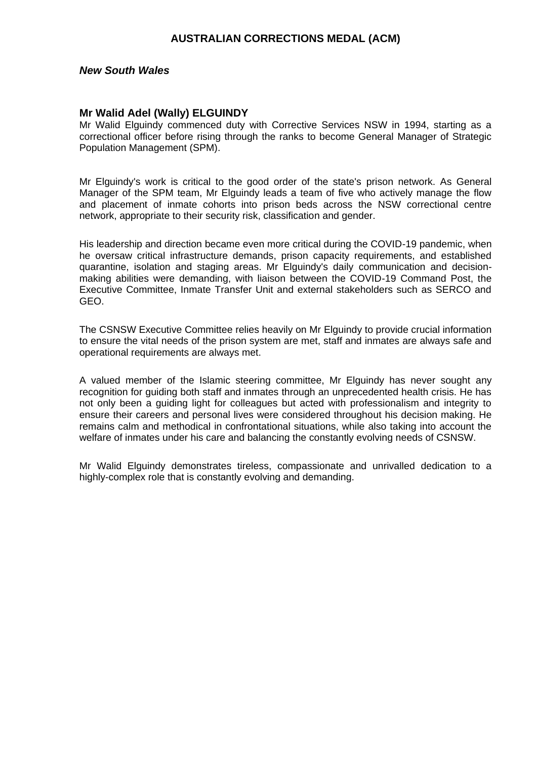# AUSTRALIAN CORRECTIONS MEDAL (ACM)

***New South Wales***

**Mr Walid Adel (Wally) ELGUINDY**

Mr Walid Elguindy commenced duty with Corrective Services NSW in 1994, starting as a correctional officer before rising through the ranks to become General Manager of Strategic Population Management (SPM).

Mr Elguindy's work is critical to the good order of the state's prison network. As General Manager of the SPM team, Mr Elguindy leads a team of five who actively manage the flow and placement of inmate cohorts into prison beds across the NSW correctional centre network, appropriate to their security risk, classification and gender.

His leadership and direction became even more critical during the COVID-19 pandemic, when he oversaw critical infrastructure demands, prison capacity requirements, and established quarantine, isolation and staging areas. Mr Elguindy's daily communication and decision-making abilities were demanding, with liaison between the COVID-19 Command Post, the Executive Committee, Inmate Transfer Unit and external stakeholders such as SERCO and GEO.

The CSNSW Executive Committee relies heavily on Mr Elguindy to provide crucial information to ensure the vital needs of the prison system are met, staff and inmates are always safe and operational requirements are always met.

A valued member of the Islamic steering committee, Mr Elguindy has never sought any recognition for guiding both staff and inmates through an unprecedented health crisis. He has not only been a guiding light for colleagues but acted with professionalism and integrity to ensure their careers and personal lives were considered throughout his decision making. He remains calm and methodical in confrontational situations, while also taking into account the welfare of inmates under his care and balancing the constantly evolving needs of CSNSW.

Mr Walid Elguindy demonstrates tireless, compassionate and unrivalled dedication to a highly-complex role that is constantly evolving and demanding.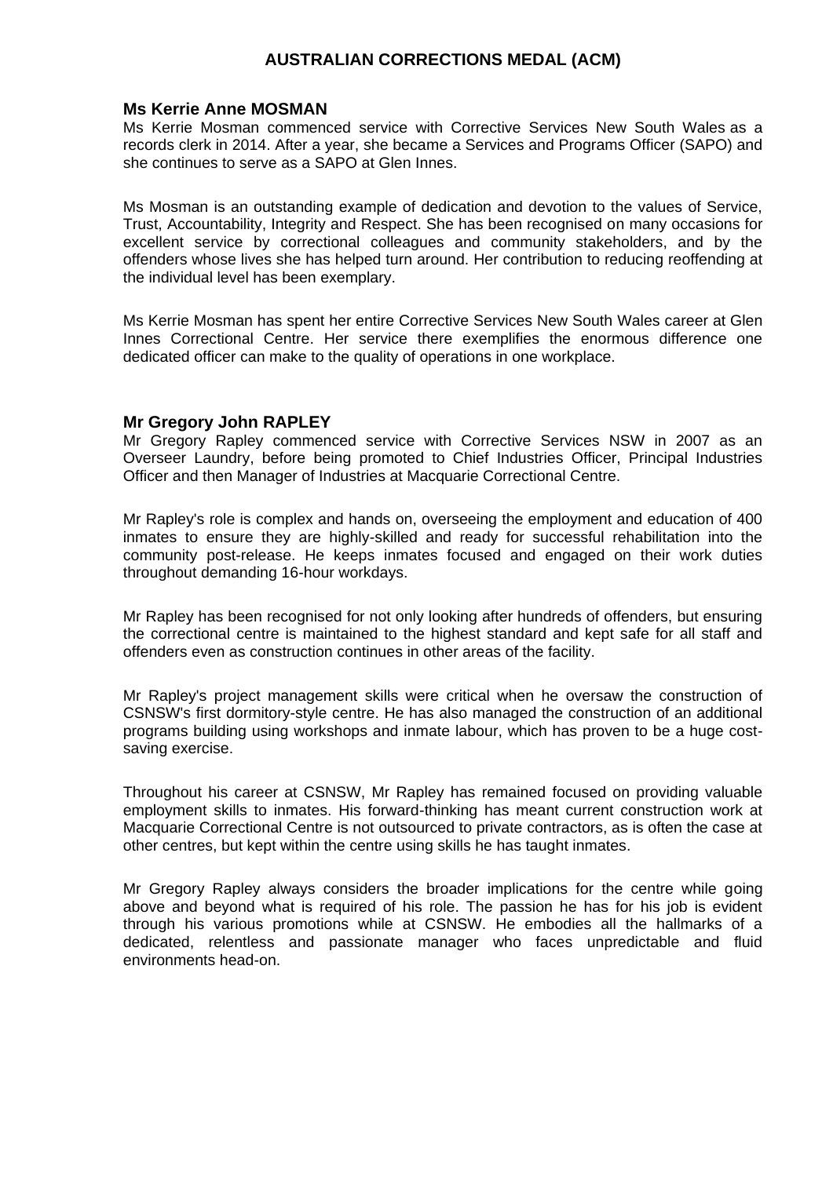# AUSTRALIAN CORRECTIONS MEDAL (ACM)

## Ms Kerrie Anne MOSMAN

Ms Kerrie Mosman commenced service with Corrective Services New South Wales as a records clerk in 2014. After a year, she became a Services and Programs Officer (SAPO) and she continues to serve as a SAPO at Glen Innes.

Ms Mosman is an outstanding example of dedication and devotion to the values of Service, Trust, Accountability, Integrity and Respect. She has been recognised on many occasions for excellent service by correctional colleagues and community stakeholders, and by the offenders whose lives she has helped turn around. Her contribution to reducing reoffending at the individual level has been exemplary.

Ms Kerrie Mosman has spent her entire Corrective Services New South Wales career at Glen Innes Correctional Centre. Her service there exemplifies the enormous difference one dedicated officer can make to the quality of operations in one workplace.

## Mr Gregory John RAPLEY

Mr Gregory Rapley commenced service with Corrective Services NSW in 2007 as an Overseer Laundry, before being promoted to Chief Industries Officer, Principal Industries Officer and then Manager of Industries at Macquarie Correctional Centre.

Mr Rapley's role is complex and hands on, overseeing the employment and education of 400 inmates to ensure they are highly-skilled and ready for successful rehabilitation into the community post-release. He keeps inmates focused and engaged on their work duties throughout demanding 16-hour workdays.

Mr Rapley has been recognised for not only looking after hundreds of offenders, but ensuring the correctional centre is maintained to the highest standard and kept safe for all staff and offenders even as construction continues in other areas of the facility.

Mr Rapley's project management skills were critical when he oversaw the construction of CSNSW's first dormitory-style centre. He has also managed the construction of an additional programs building using workshops and inmate labour, which has proven to be a huge cost-saving exercise.

Throughout his career at CSNSW, Mr Rapley has remained focused on providing valuable employment skills to inmates. His forward-thinking has meant current construction work at Macquarie Correctional Centre is not outsourced to private contractors, as is often the case at other centres, but kept within the centre using skills he has taught inmates.

Mr Gregory Rapley always considers the broader implications for the centre while going above and beyond what is required of his role. The passion he has for his job is evident through his various promotions while at CSNSW. He embodies all the hallmarks of a dedicated, relentless and passionate manager who faces unpredictable and fluid environments head-on.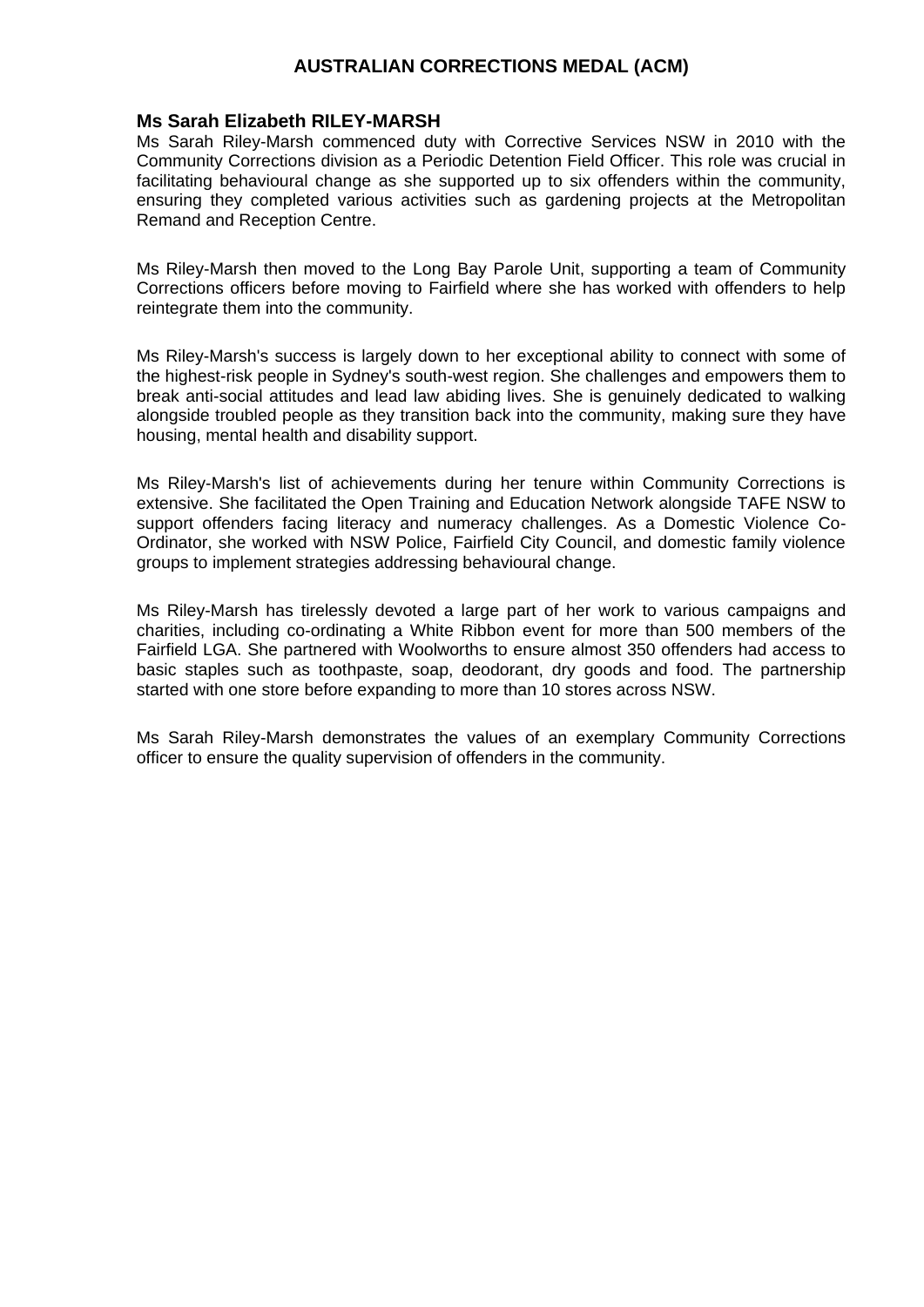# AUSTRALIAN CORRECTIONS MEDAL (ACM)

### Ms Sarah Elizabeth RILEY-MARSH

Ms Sarah Riley-Marsh commenced duty with Corrective Services NSW in 2010 with the Community Corrections division as a Periodic Detention Field Officer. This role was crucial in facilitating behavioural change as she supported up to six offenders within the community, ensuring they completed various activities such as gardening projects at the Metropolitan Remand and Reception Centre.

Ms Riley-Marsh then moved to the Long Bay Parole Unit, supporting a team of Community Corrections officers before moving to Fairfield where she has worked with offenders to help reintegrate them into the community.

Ms Riley-Marsh's success is largely down to her exceptional ability to connect with some of the highest-risk people in Sydney's south-west region. She challenges and empowers them to break anti-social attitudes and lead law abiding lives. She is genuinely dedicated to walking alongside troubled people as they transition back into the community, making sure they have housing, mental health and disability support.

Ms Riley-Marsh's list of achievements during her tenure within Community Corrections is extensive. She facilitated the Open Training and Education Network alongside TAFE NSW to support offenders facing literacy and numeracy challenges. As a Domestic Violence Co-Ordinator, she worked with NSW Police, Fairfield City Council, and domestic family violence groups to implement strategies addressing behavioural change.

Ms Riley-Marsh has tirelessly devoted a large part of her work to various campaigns and charities, including co-ordinating a White Ribbon event for more than 500 members of the Fairfield LGA. She partnered with Woolworths to ensure almost 350 offenders had access to basic staples such as toothpaste, soap, deodorant, dry goods and food. The partnership started with one store before expanding to more than 10 stores across NSW.

Ms Sarah Riley-Marsh demonstrates the values of an exemplary Community Corrections officer to ensure the quality supervision of offenders in the community.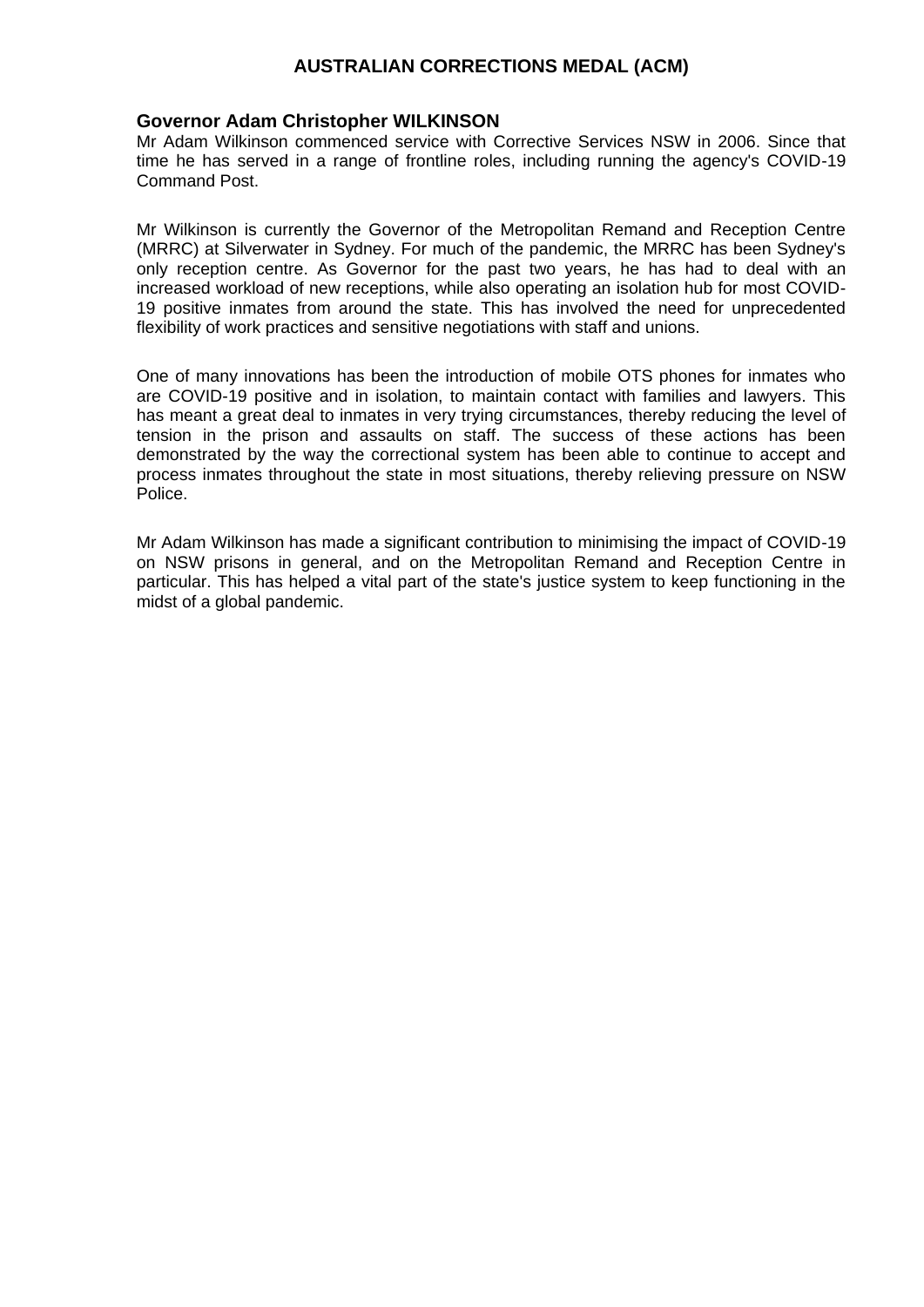## AUSTRALIAN CORRECTIONS MEDAL (ACM)

### Governor Adam Christopher WILKINSON

Mr Adam Wilkinson commenced service with Corrective Services NSW in 2006. Since that time he has served in a range of frontline roles, including running the agency's COVID-19 Command Post.

Mr Wilkinson is currently the Governor of the Metropolitan Remand and Reception Centre (MRRC) at Silverwater in Sydney. For much of the pandemic, the MRRC has been Sydney's only reception centre. As Governor for the past two years, he has had to deal with an increased workload of new receptions, while also operating an isolation hub for most COVID-19 positive inmates from around the state. This has involved the need for unprecedented flexibility of work practices and sensitive negotiations with staff and unions.

One of many innovations has been the introduction of mobile OTS phones for inmates who are COVID-19 positive and in isolation, to maintain contact with families and lawyers. This has meant a great deal to inmates in very trying circumstances, thereby reducing the level of tension in the prison and assaults on staff. The success of these actions has been demonstrated by the way the correctional system has been able to continue to accept and process inmates throughout the state in most situations, thereby relieving pressure on NSW Police.

Mr Adam Wilkinson has made a significant contribution to minimising the impact of COVID-19 on NSW prisons in general, and on the Metropolitan Remand and Reception Centre in particular. This has helped a vital part of the state's justice system to keep functioning in the midst of a global pandemic.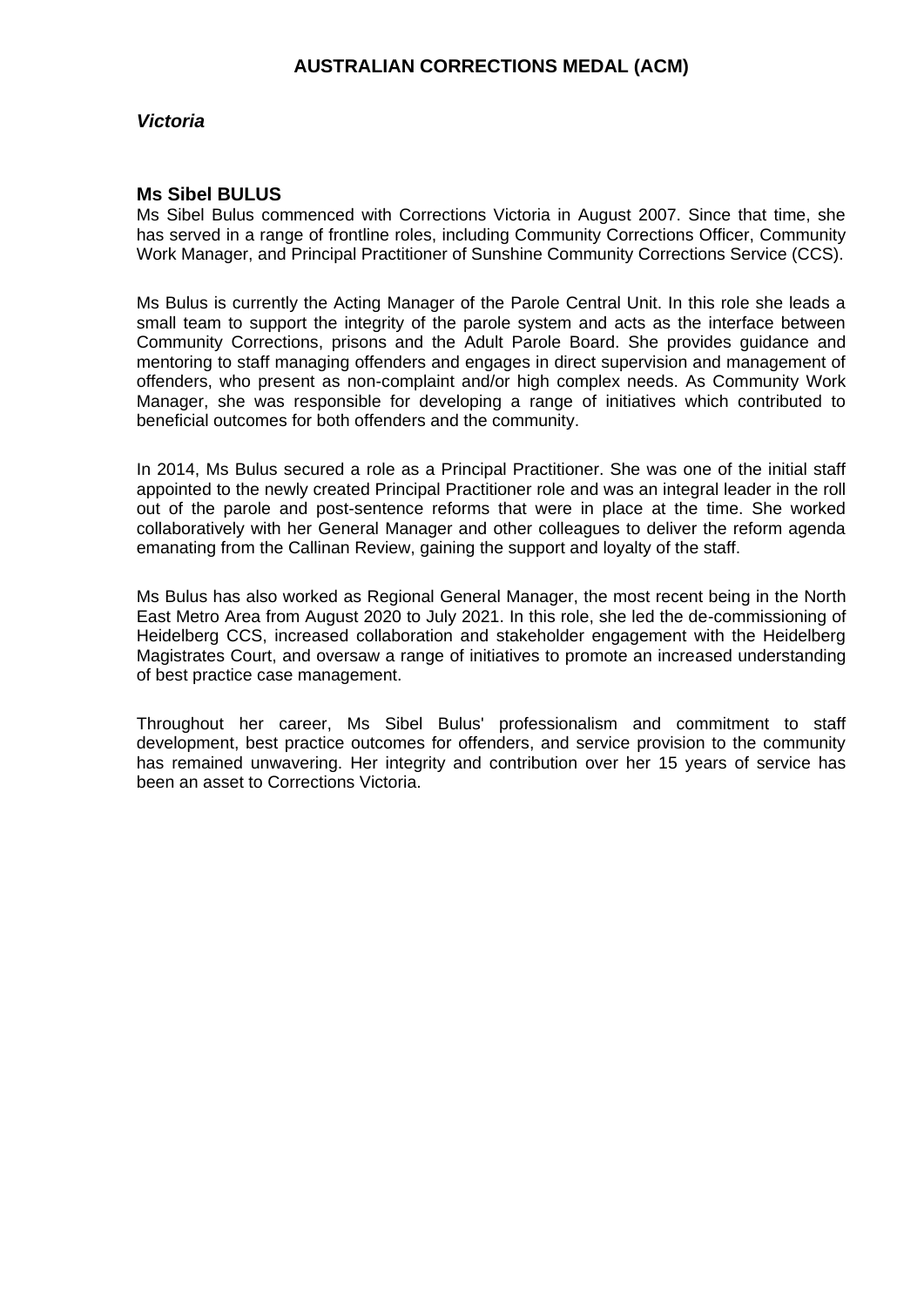# AUSTRALIAN CORRECTIONS MEDAL (ACM)

## *Victoria*

### Ms Sibel BULUS

Ms Sibel Bulus commenced with Corrections Victoria in August 2007. Since that time, she has served in a range of frontline roles, including Community Corrections Officer, Community Work Manager, and Principal Practitioner of Sunshine Community Corrections Service (CCS).

Ms Bulus is currently the Acting Manager of the Parole Central Unit. In this role she leads a small team to support the integrity of the parole system and acts as the interface between Community Corrections, prisons and the Adult Parole Board. She provides guidance and mentoring to staff managing offenders and engages in direct supervision and management of offenders, who present as non-complaint and/or high complex needs. As Community Work Manager, she was responsible for developing a range of initiatives which contributed to beneficial outcomes for both offenders and the community.

In 2014, Ms Bulus secured a role as a Principal Practitioner. She was one of the initial staff appointed to the newly created Principal Practitioner role and was an integral leader in the roll out of the parole and post-sentence reforms that were in place at the time. She worked collaboratively with her General Manager and other colleagues to deliver the reform agenda emanating from the Callinan Review, gaining the support and loyalty of the staff.

Ms Bulus has also worked as Regional General Manager, the most recent being in the North East Metro Area from August 2020 to July 2021. In this role, she led the de-commissioning of Heidelberg CCS, increased collaboration and stakeholder engagement with the Heidelberg Magistrates Court, and oversaw a range of initiatives to promote an increased understanding of best practice case management.

Throughout her career, Ms Sibel Bulus' professionalism and commitment to staff development, best practice outcomes for offenders, and service provision to the community has remained unwavering. Her integrity and contribution over her 15 years of service has been an asset to Corrections Victoria.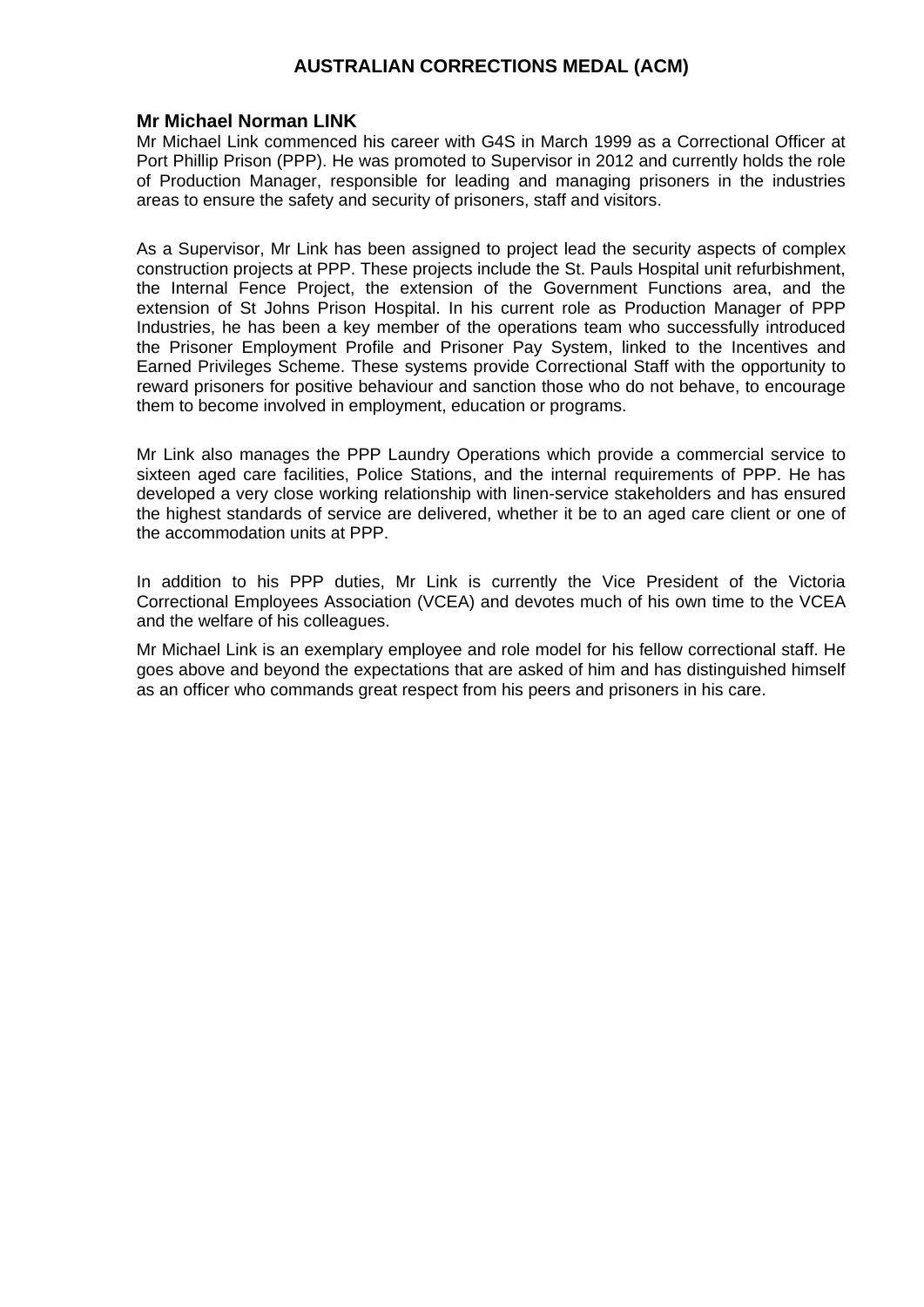# AUSTRALIAN CORRECTIONS MEDAL (ACM)

**Mr Michael Norman LINK**

Mr Michael Link commenced his career with G4S in March 1999 as a Correctional Officer at Port Phillip Prison (PPP). He was promoted to Supervisor in 2012 and currently holds the role of Production Manager, responsible for leading and managing prisoners in the industries areas to ensure the safety and security of prisoners, staff and visitors.

As a Supervisor, Mr Link has been assigned to project lead the security aspects of complex construction projects at PPP. These projects include the St. Pauls Hospital unit refurbishment, the Internal Fence Project, the extension of the Government Functions area, and the extension of St Johns Prison Hospital. In his current role as Production Manager of PPP Industries, he has been a key member of the operations team who successfully introduced the Prisoner Employment Profile and Prisoner Pay System, linked to the Incentives and Earned Privileges Scheme. These systems provide Correctional Staff with the opportunity to reward prisoners for positive behaviour and sanction those who do not behave, to encourage them to become involved in employment, education or programs.

Mr Link also manages the PPP Laundry Operations which provide a commercial service to sixteen aged care facilities, Police Stations, and the internal requirements of PPP. He has developed a very close working relationship with linen-service stakeholders and has ensured the highest standards of service are delivered, whether it be to an aged care client or one of the accommodation units at PPP.

In addition to his PPP duties, Mr Link is currently the Vice President of the Victoria Correctional Employees Association (VCEA) and devotes much of his own time to the VCEA and the welfare of his colleagues.

Mr Michael Link is an exemplary employee and role model for his fellow correctional staff. He goes above and beyond the expectations that are asked of him and has distinguished himself as an officer who commands great respect from his peers and prisoners in his care.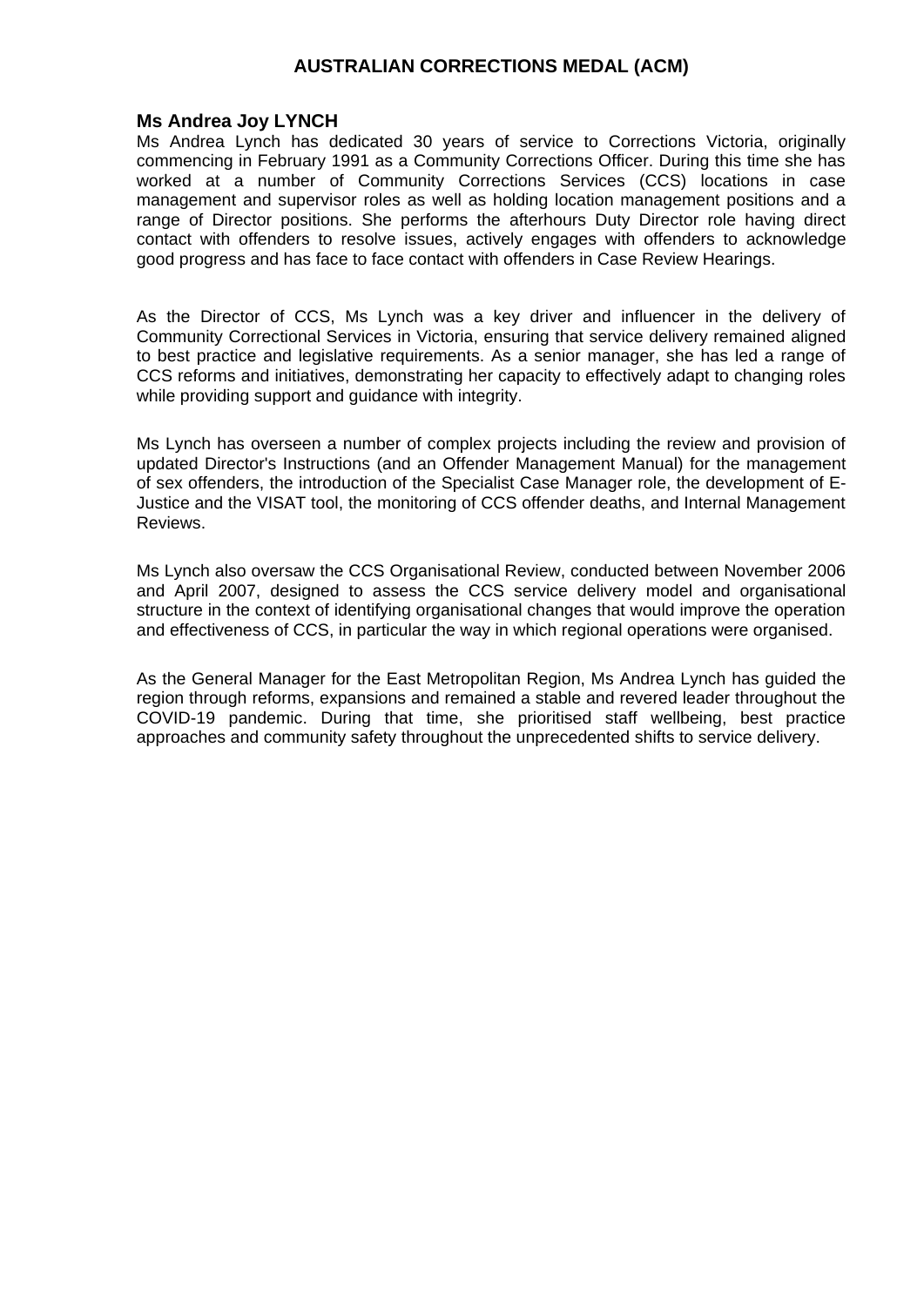# AUSTRALIAN CORRECTIONS MEDAL (ACM)

### Ms Andrea Joy LYNCH

Ms Andrea Lynch has dedicated 30 years of service to Corrections Victoria, originally commencing in February 1991 as a Community Corrections Officer. During this time she has worked at a number of Community Corrections Services (CCS) locations in case management and supervisor roles as well as holding location management positions and a range of Director positions. She performs the afterhours Duty Director role having direct contact with offenders to resolve issues, actively engages with offenders to acknowledge good progress and has face to face contact with offenders in Case Review Hearings.

As the Director of CCS, Ms Lynch was a key driver and influencer in the delivery of Community Correctional Services in Victoria, ensuring that service delivery remained aligned to best practice and legislative requirements. As a senior manager, she has led a range of CCS reforms and initiatives, demonstrating her capacity to effectively adapt to changing roles while providing support and guidance with integrity.

Ms Lynch has overseen a number of complex projects including the review and provision of updated Director's Instructions (and an Offender Management Manual) for the management of sex offenders, the introduction of the Specialist Case Manager role, the development of E-Justice and the VISAT tool, the monitoring of CCS offender deaths, and Internal Management Reviews.

Ms Lynch also oversaw the CCS Organisational Review, conducted between November 2006 and April 2007, designed to assess the CCS service delivery model and organisational structure in the context of identifying organisational changes that would improve the operation and effectiveness of CCS, in particular the way in which regional operations were organised.

As the General Manager for the East Metropolitan Region, Ms Andrea Lynch has guided the region through reforms, expansions and remained a stable and revered leader throughout the COVID-19 pandemic. During that time, she prioritised staff wellbeing, best practice approaches and community safety throughout the unprecedented shifts to service delivery.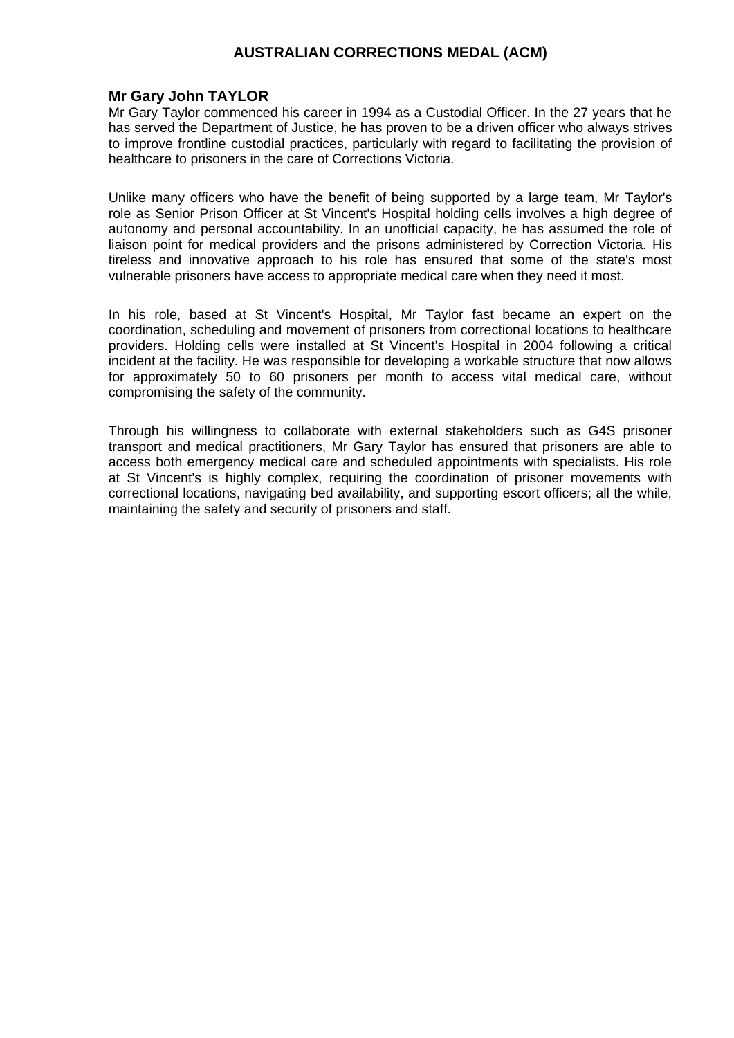# AUSTRALIAN CORRECTIONS MEDAL (ACM)

## Mr Gary John TAYLOR

Mr Gary Taylor commenced his career in 1994 as a Custodial Officer. In the 27 years that he has served the Department of Justice, he has proven to be a driven officer who always strives to improve frontline custodial practices, particularly with regard to facilitating the provision of healthcare to prisoners in the care of Corrections Victoria.

Unlike many officers who have the benefit of being supported by a large team, Mr Taylor's role as Senior Prison Officer at St Vincent's Hospital holding cells involves a high degree of autonomy and personal accountability. In an unofficial capacity, he has assumed the role of liaison point for medical providers and the prisons administered by Correction Victoria. His tireless and innovative approach to his role has ensured that some of the state's most vulnerable prisoners have access to appropriate medical care when they need it most.

In his role, based at St Vincent's Hospital, Mr Taylor fast became an expert on the coordination, scheduling and movement of prisoners from correctional locations to healthcare providers. Holding cells were installed at St Vincent's Hospital in 2004 following a critical incident at the facility. He was responsible for developing a workable structure that now allows for approximately 50 to 60 prisoners per month to access vital medical care, without compromising the safety of the community.

Through his willingness to collaborate with external stakeholders such as G4S prisoner transport and medical practitioners, Mr Gary Taylor has ensured that prisoners are able to access both emergency medical care and scheduled appointments with specialists. His role at St Vincent's is highly complex, requiring the coordination of prisoner movements with correctional locations, navigating bed availability, and supporting escort officers; all the while, maintaining the safety and security of prisoners and staff.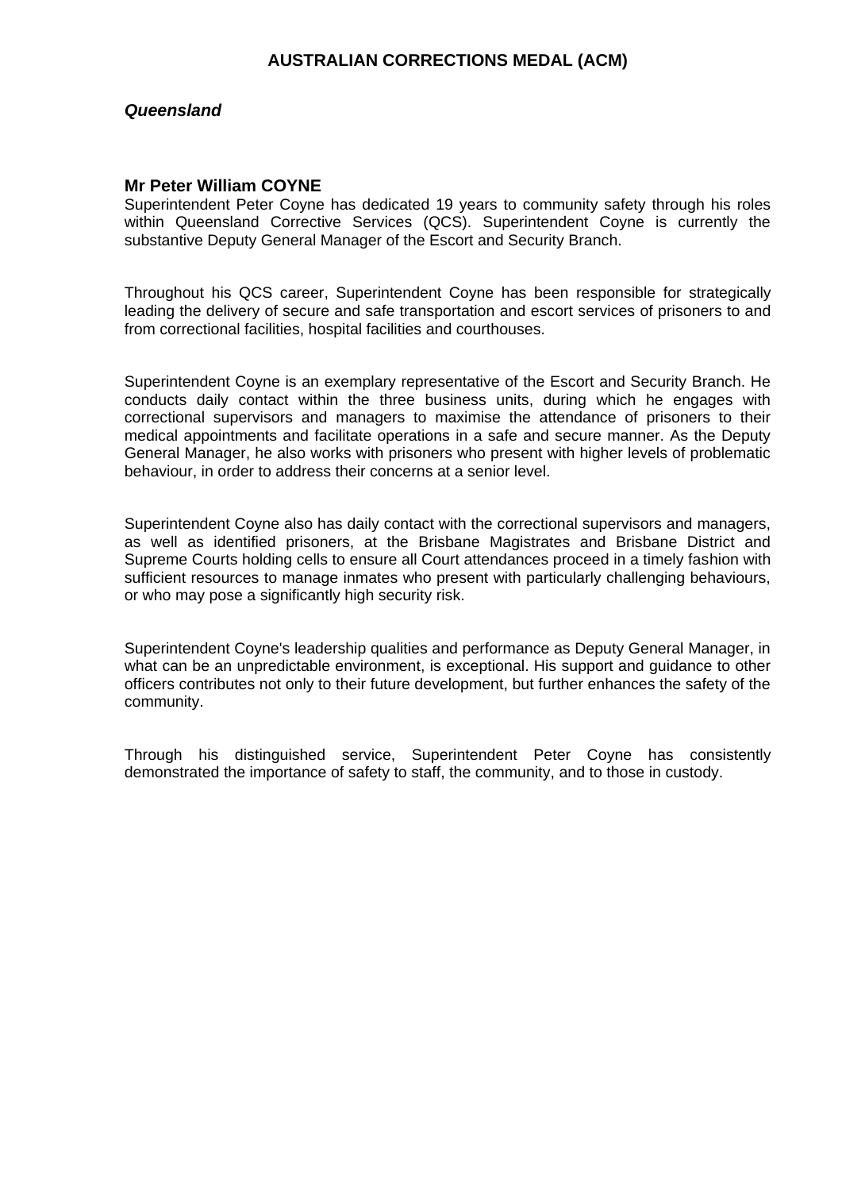# AUSTRALIAN CORRECTIONS MEDAL (ACM)

***Queensland***

### Mr Peter William COYNE

Superintendent Peter Coyne has dedicated 19 years to community safety through his roles within Queensland Corrective Services (QCS). Superintendent Coyne is currently the substantive Deputy General Manager of the Escort and Security Branch.

Throughout his QCS career, Superintendent Coyne has been responsible for strategically leading the delivery of secure and safe transportation and escort services of prisoners to and from correctional facilities, hospital facilities and courthouses.

Superintendent Coyne is an exemplary representative of the Escort and Security Branch. He conducts daily contact within the three business units, during which he engages with correctional supervisors and managers to maximise the attendance of prisoners to their medical appointments and facilitate operations in a safe and secure manner. As the Deputy General Manager, he also works with prisoners who present with higher levels of problematic behaviour, in order to address their concerns at a senior level.

Superintendent Coyne also has daily contact with the correctional supervisors and managers, as well as identified prisoners, at the Brisbane Magistrates and Brisbane District and Supreme Courts holding cells to ensure all Court attendances proceed in a timely fashion with sufficient resources to manage inmates who present with particularly challenging behaviours, or who may pose a significantly high security risk.

Superintendent Coyne's leadership qualities and performance as Deputy General Manager, in what can be an unpredictable environment, is exceptional. His support and guidance to other officers contributes not only to their future development, but further enhances the safety of the community.

Through his distinguished service, Superintendent Peter Coyne has consistently demonstrated the importance of safety to staff, the community, and to those in custody.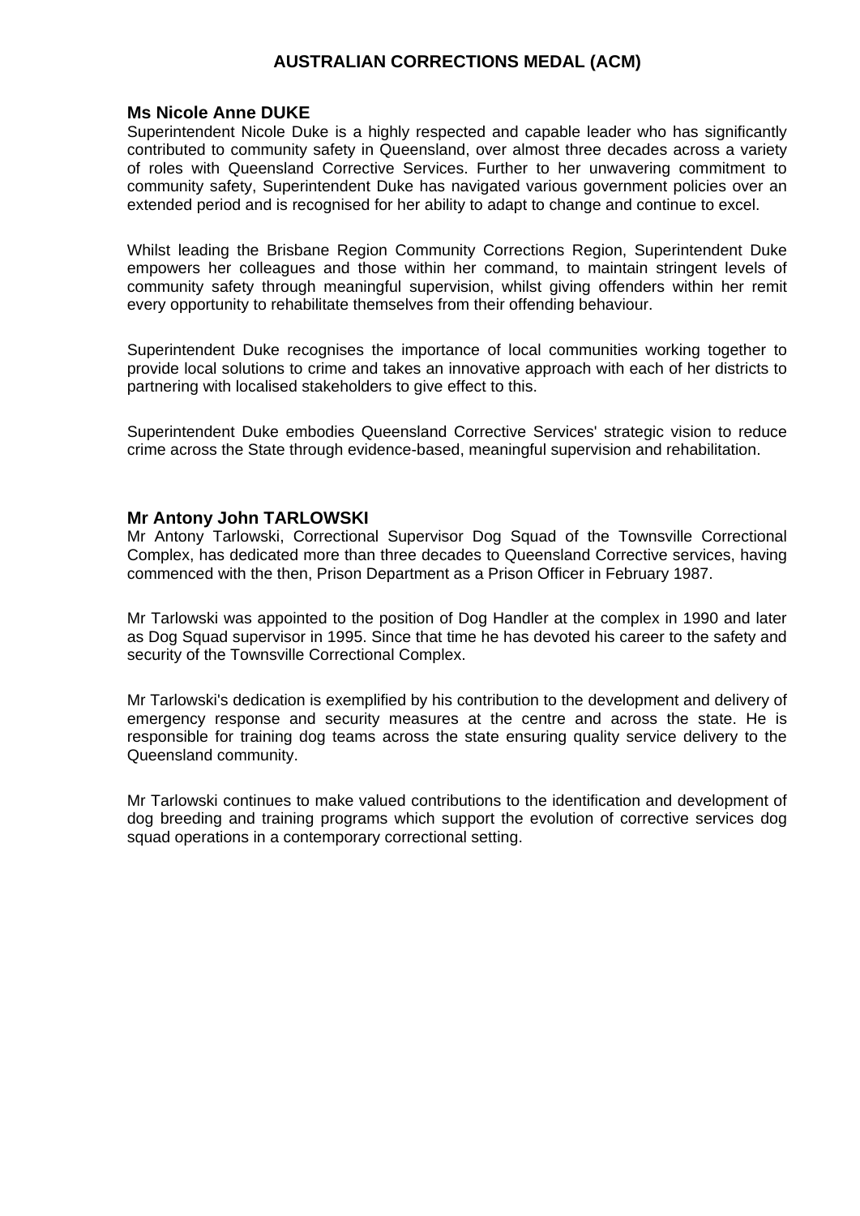# AUSTRALIAN CORRECTIONS MEDAL (ACM)

## Ms Nicole Anne DUKE

Superintendent Nicole Duke is a highly respected and capable leader who has significantly contributed to community safety in Queensland, over almost three decades across a variety of roles with Queensland Corrective Services. Further to her unwavering commitment to community safety, Superintendent Duke has navigated various government policies over an extended period and is recognised for her ability to adapt to change and continue to excel.

Whilst leading the Brisbane Region Community Corrections Region, Superintendent Duke empowers her colleagues and those within her command, to maintain stringent levels of community safety through meaningful supervision, whilst giving offenders within her remit every opportunity to rehabilitate themselves from their offending behaviour.

Superintendent Duke recognises the importance of local communities working together to provide local solutions to crime and takes an innovative approach with each of her districts to partnering with localised stakeholders to give effect to this.

Superintendent Duke embodies Queensland Corrective Services' strategic vision to reduce crime across the State through evidence-based, meaningful supervision and rehabilitation.

## Mr Antony John TARLOWSKI

Mr Antony Tarlowski, Correctional Supervisor Dog Squad of the Townsville Correctional Complex, has dedicated more than three decades to Queensland Corrective services, having commenced with the then, Prison Department as a Prison Officer in February 1987.

Mr Tarlowski was appointed to the position of Dog Handler at the complex in 1990 and later as Dog Squad supervisor in 1995. Since that time he has devoted his career to the safety and security of the Townsville Correctional Complex.

Mr Tarlowski's dedication is exemplified by his contribution to the development and delivery of emergency response and security measures at the centre and across the state. He is responsible for training dog teams across the state ensuring quality service delivery to the Queensland community.

Mr Tarlowski continues to make valued contributions to the identification and development of dog breeding and training programs which support the evolution of corrective services dog squad operations in a contemporary correctional setting.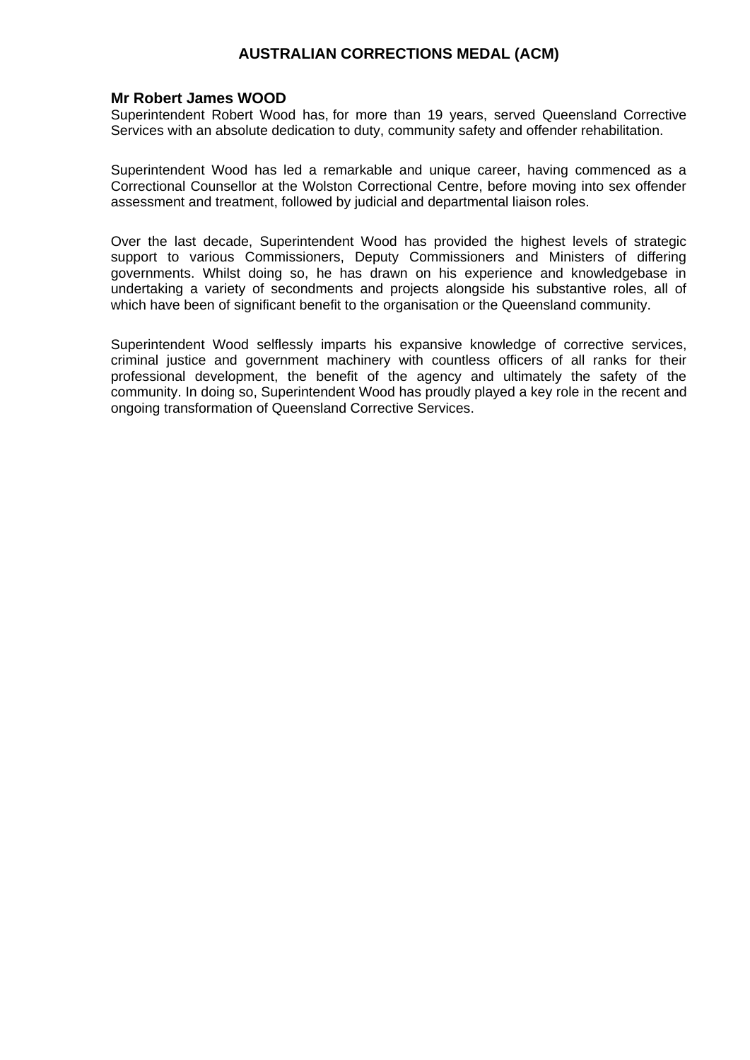# AUSTRALIAN CORRECTIONS MEDAL (ACM)

**Mr Robert James WOOD**

Superintendent Robert Wood has, for more than 19 years, served Queensland Corrective Services with an absolute dedication to duty, community safety and offender rehabilitation.

Superintendent Wood has led a remarkable and unique career, having commenced as a Correctional Counsellor at the Wolston Correctional Centre, before moving into sex offender assessment and treatment, followed by judicial and departmental liaison roles.

Over the last decade, Superintendent Wood has provided the highest levels of strategic support to various Commissioners, Deputy Commissioners and Ministers of differing governments. Whilst doing so, he has drawn on his experience and knowledgebase in undertaking a variety of secondments and projects alongside his substantive roles, all of which have been of significant benefit to the organisation or the Queensland community.

Superintendent Wood selflessly imparts his expansive knowledge of corrective services, criminal justice and government machinery with countless officers of all ranks for their professional development, the benefit of the agency and ultimately the safety of the community. In doing so, Superintendent Wood has proudly played a key role in the recent and ongoing transformation of Queensland Corrective Services.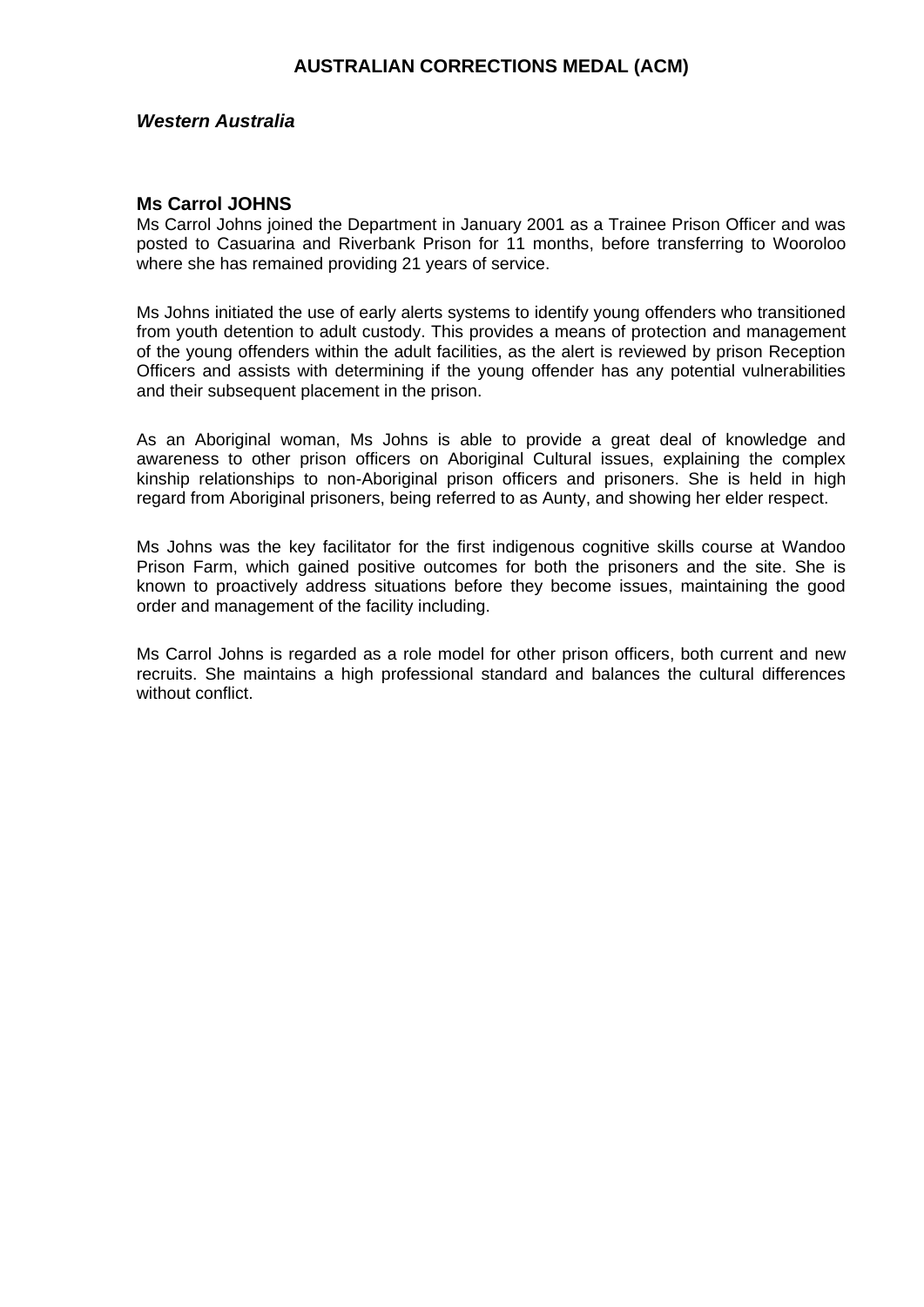# AUSTRALIAN CORRECTIONS MEDAL (ACM)

## *Western Australia*

### Ms Carrol JOHNS

Ms Carrol Johns joined the Department in January 2001 as a Trainee Prison Officer and was posted to Casuarina and Riverbank Prison for 11 months, before transferring to Wooroloo where she has remained providing 21 years of service.

Ms Johns initiated the use of early alerts systems to identify young offenders who transitioned from youth detention to adult custody. This provides a means of protection and management of the young offenders within the adult facilities, as the alert is reviewed by prison Reception Officers and assists with determining if the young offender has any potential vulnerabilities and their subsequent placement in the prison.

As an Aboriginal woman, Ms Johns is able to provide a great deal of knowledge and awareness to other prison officers on Aboriginal Cultural issues, explaining the complex kinship relationships to non-Aboriginal prison officers and prisoners. She is held in high regard from Aboriginal prisoners, being referred to as Aunty, and showing her elder respect.

Ms Johns was the key facilitator for the first indigenous cognitive skills course at Wandoo Prison Farm, which gained positive outcomes for both the prisoners and the site. She is known to proactively address situations before they become issues, maintaining the good order and management of the facility including.

Ms Carrol Johns is regarded as a role model for other prison officers, both current and new recruits. She maintains a high professional standard and balances the cultural differences without conflict.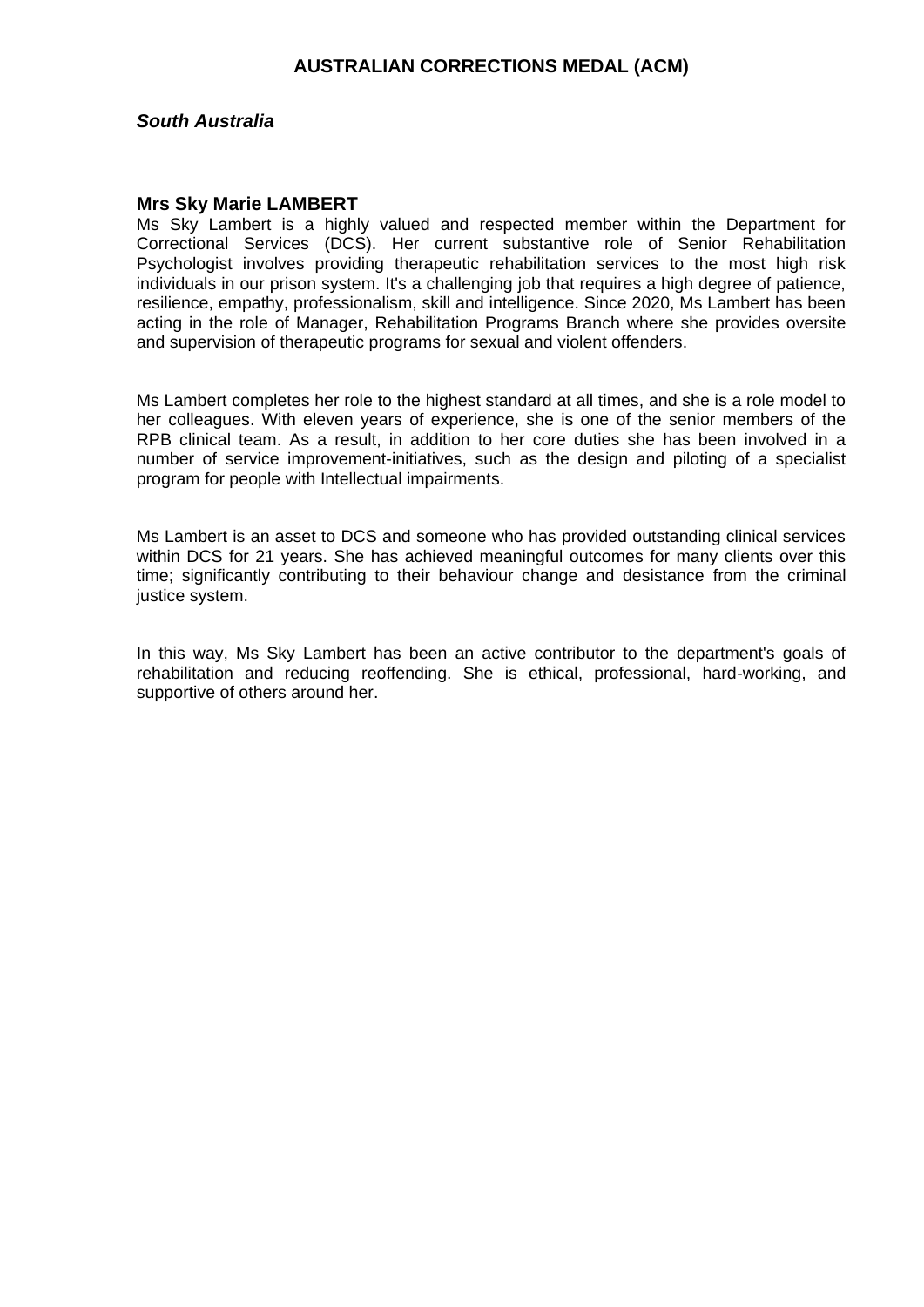## AUSTRALIAN CORRECTIONS MEDAL (ACM)

***South Australia***

**Mrs Sky Marie LAMBERT**

Ms Sky Lambert is a highly valued and respected member within the Department for Correctional Services (DCS). Her current substantive role of Senior Rehabilitation Psychologist involves providing therapeutic rehabilitation services to the most high risk individuals in our prison system. It's a challenging job that requires a high degree of patience, resilience, empathy, professionalism, skill and intelligence. Since 2020, Ms Lambert has been acting in the role of Manager, Rehabilitation Programs Branch where she provides oversite and supervision of therapeutic programs for sexual and violent offenders.

Ms Lambert completes her role to the highest standard at all times, and she is a role model to her colleagues. With eleven years of experience, she is one of the senior members of the RPB clinical team. As a result, in addition to her core duties she has been involved in a number of service improvement-initiatives, such as the design and piloting of a specialist program for people with Intellectual impairments.

Ms Lambert is an asset to DCS and someone who has provided outstanding clinical services within DCS for 21 years. She has achieved meaningful outcomes for many clients over this time; significantly contributing to their behaviour change and desistance from the criminal justice system.

In this way, Ms Sky Lambert has been an active contributor to the department's goals of rehabilitation and reducing reoffending. She is ethical, professional, hard-working, and supportive of others around her.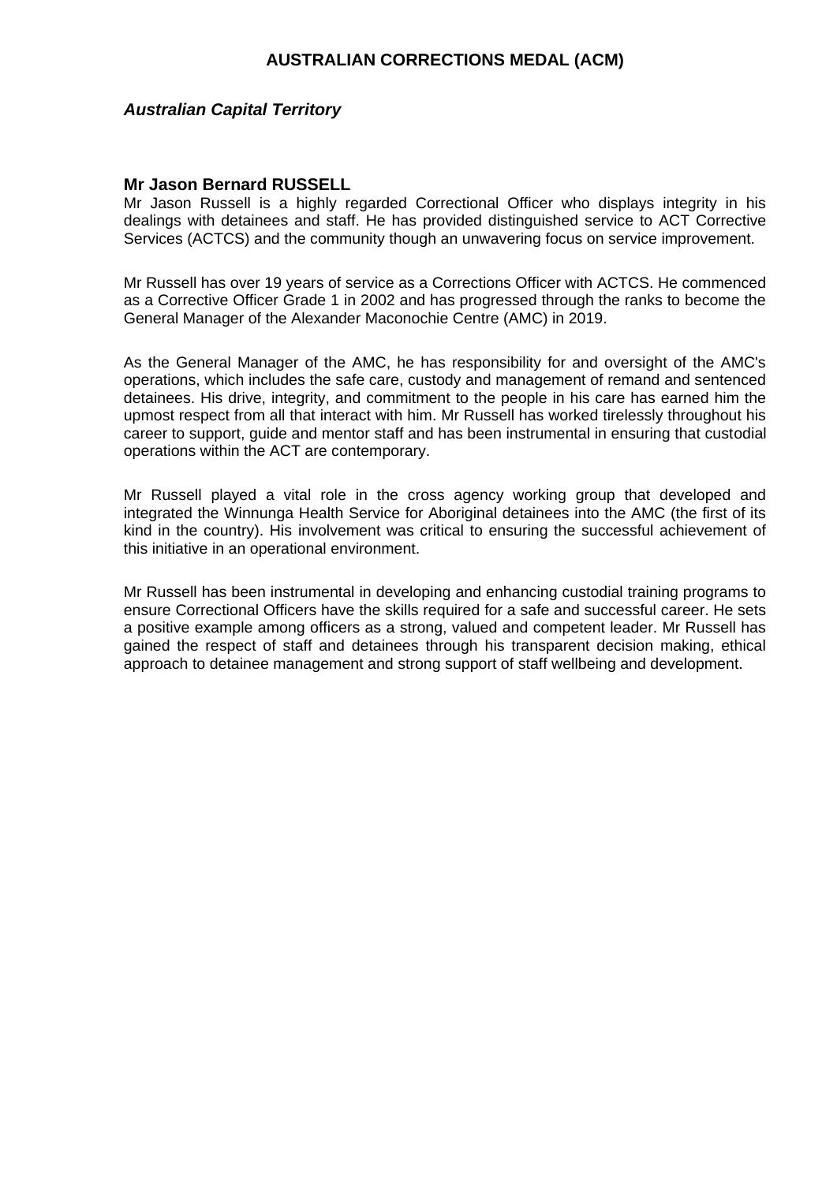# AUSTRALIAN CORRECTIONS MEDAL (ACM)

***Australian Capital Territory***

### Mr Jason Bernard RUSSELL

Mr Jason Russell is a highly regarded Correctional Officer who displays integrity in his dealings with detainees and staff. He has provided distinguished service to ACT Corrective Services (ACTCS) and the community though an unwavering focus on service improvement.

Mr Russell has over 19 years of service as a Corrections Officer with ACTCS. He commenced as a Corrective Officer Grade 1 in 2002 and has progressed through the ranks to become the General Manager of the Alexander Maconochie Centre (AMC) in 2019.

As the General Manager of the AMC, he has responsibility for and oversight of the AMC's operations, which includes the safe care, custody and management of remand and sentenced detainees. His drive, integrity, and commitment to the people in his care has earned him the upmost respect from all that interact with him. Mr Russell has worked tirelessly throughout his career to support, guide and mentor staff and has been instrumental in ensuring that custodial operations within the ACT are contemporary.

Mr Russell played a vital role in the cross agency working group that developed and integrated the Winnunga Health Service for Aboriginal detainees into the AMC (the first of its kind in the country). His involvement was critical to ensuring the successful achievement of this initiative in an operational environment.

Mr Russell has been instrumental in developing and enhancing custodial training programs to ensure Correctional Officers have the skills required for a safe and successful career. He sets a positive example among officers as a strong, valued and competent leader. Mr Russell has gained the respect of staff and detainees through his transparent decision making, ethical approach to detainee management and strong support of staff wellbeing and development.